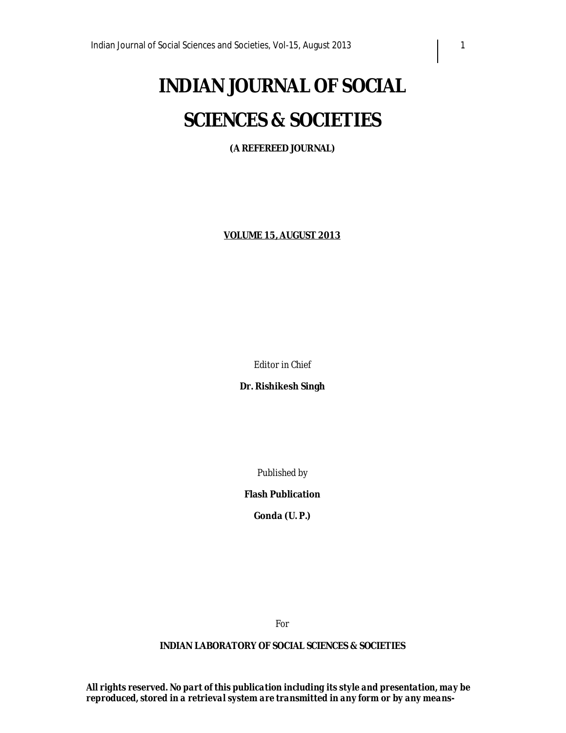# INDIAN JOURNAL OF SOCIAL SCIENCES & SOCIETIES

**(A REFEREED JOURNAL)**

**VOLUME 15, AUGUST 2013**

*Editor in Chief*

**Dr. Rishikesh Singh**

*Published by*

**Flash Publication**

**Gonda (U. P.)**

*For*

**INDIAN LABORATORY OF SOCIAL SCIENCES & SOCIETIES**

***All rights reserved. No part of this publication including its style and presentation, may be reproduced, stored in a retrieval system are transmitted in any form or by any means-***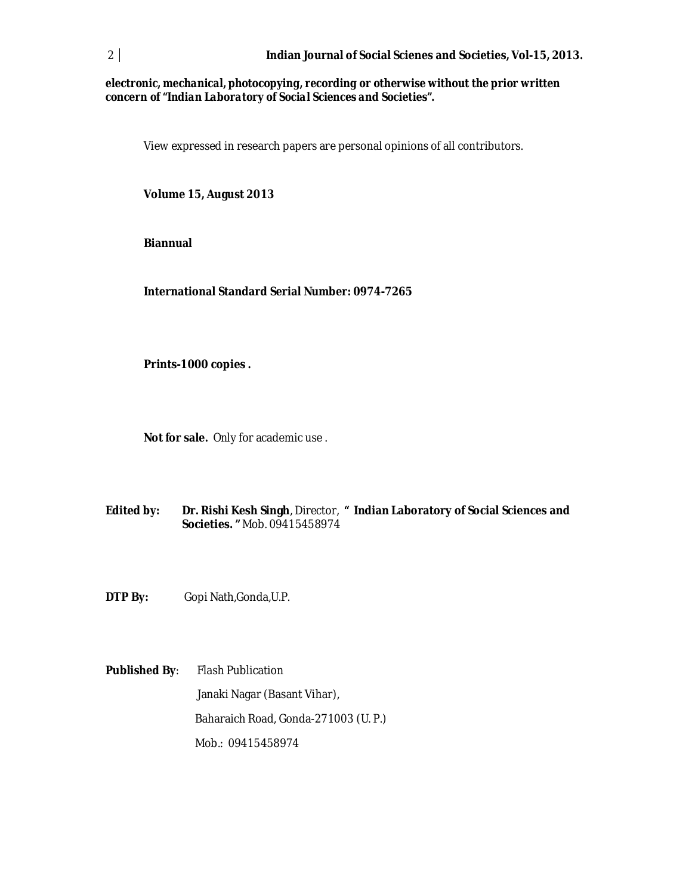**electronic, mechanical, photocopying, recording or otherwise without the prior written concern of "*Indian Laboratory of Social Sciences and Societies*".**

View expressed in research papers are personal opinions of all contributors.

**Volume 15, August 2013**

**Biannual**

**International Standard Serial Number: 0974-7265**

**Prints-1000 copies .**

**Not for sale.** Only for academic use .

**Edited by:** **Dr. Rishi Kesh Singh**, Director, **" Indian Laboratory of Social Sciences and Societies. "** Mob. 09415458974

**DTP By:** Gopi Nath,Gonda,U.P.

**Published By**: Flash Publication
Janaki Nagar (Basant Vihar),
Baharaich Road, Gonda-271003 (U. P.)
Mob.: 09415458974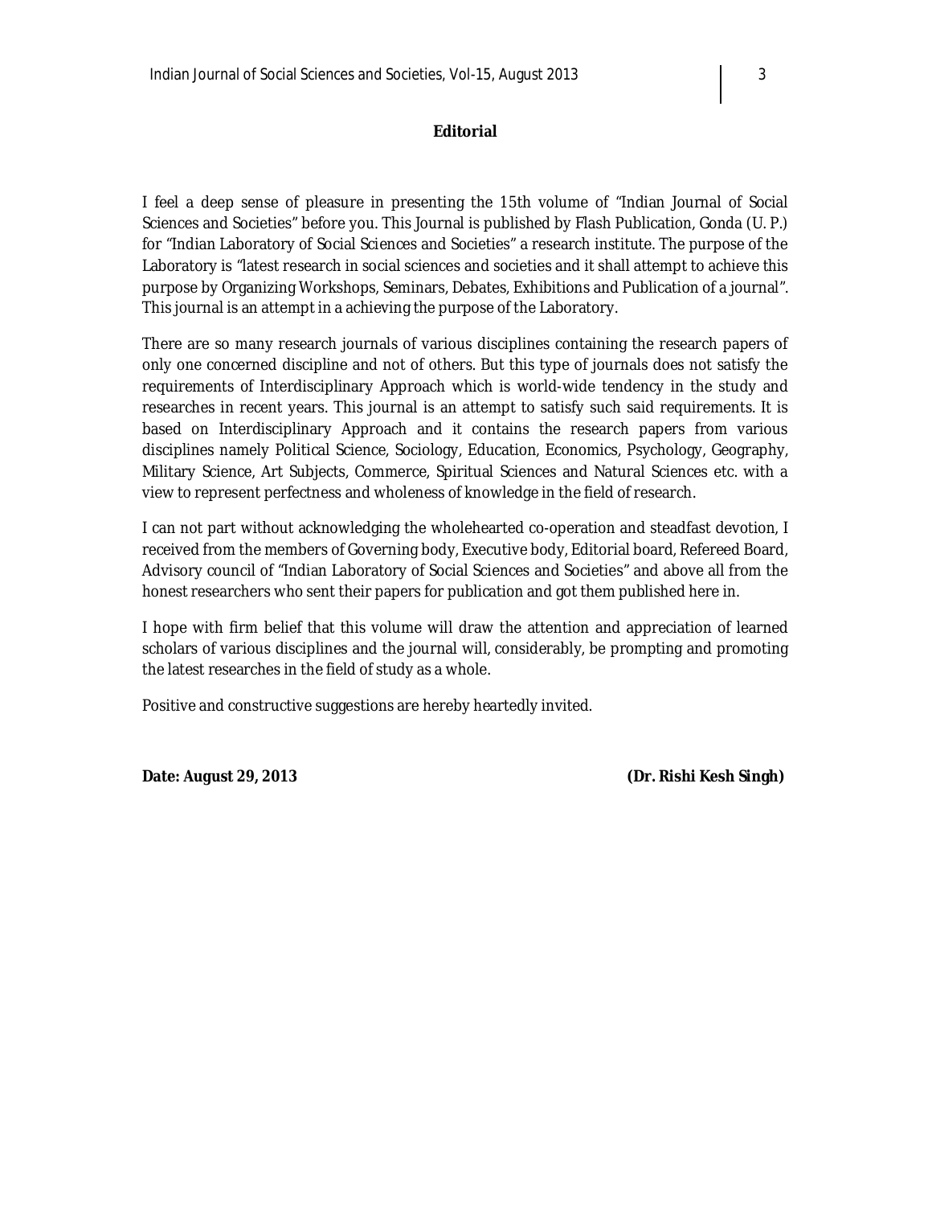## Editorial

I feel a deep sense of pleasure in presenting the 15th volume of "Indian Journal of Social Sciences and Societies" before you. This Journal is published by Flash Publication, Gonda (U. P.) for "Indian Laboratory of Social Sciences and Societies" a research institute. The purpose of the Laboratory is "latest research in social sciences and societies and it shall attempt to achieve this purpose by Organizing Workshops, Seminars, Debates, Exhibitions and Publication of a journal". This journal is an attempt in a achieving the purpose of the Laboratory.

There are so many research journals of various disciplines containing the research papers of only one concerned discipline and not of others. But this type of journals does not satisfy the requirements of Interdisciplinary Approach which is world-wide tendency in the study and researches in recent years. This journal is an attempt to satisfy such said requirements. It is based on Interdisciplinary Approach and it contains the research papers from various disciplines namely Political Science, Sociology, Education, Economics, Psychology, Geography, Military Science, Art Subjects, Commerce, Spiritual Sciences and Natural Sciences etc. with a view to represent perfectness and wholeness of knowledge in the field of research.

I can not part without acknowledging the wholehearted co-operation and steadfast devotion, I received from the members of Governing body, Executive body, Editorial board, Refereed Board, Advisory council of "Indian Laboratory of Social Sciences and Societies" and above all from the honest researchers who sent their papers for publication and got them published here in.

I hope with firm belief that this volume will draw the attention and appreciation of learned scholars of various disciplines and the journal will, considerably, be prompting and promoting the latest researches in the field of study as a whole.

Positive and constructive suggestions are hereby heartedly invited.

**Date: August 29, 2013** **(Dr. Rishi Kesh Singh)**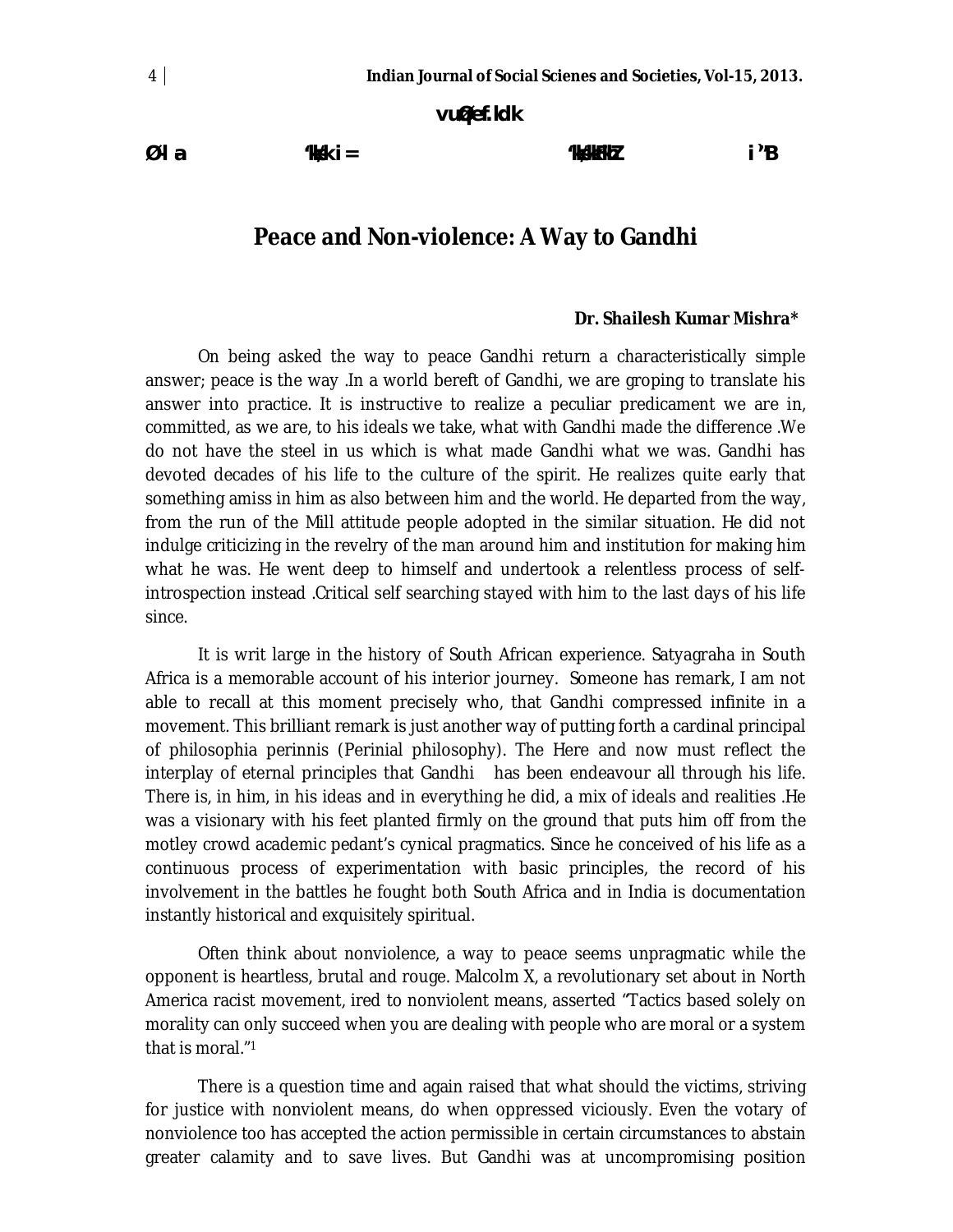vuØef.kdk

| Øl a | 'kh"kd i = | 'kks/kkFkhZ | i`"B |
|---|---|---|---|

# Peace and Non-violence: A Way to Gandhi

**Dr. Shailesh Kumar Mishra***

On being asked the way to peace Gandhi return a characteristically simple answer; peace is the way .In a world bereft of Gandhi, we are groping to translate his answer into practice. It is instructive to realize a peculiar predicament we are in, committed, as we are, to his ideals we take, what with Gandhi made the difference .We do not have the steel in us which is what made Gandhi what we was. Gandhi has devoted decades of his life to the culture of the spirit. He realizes quite early that something amiss in him as also between him and the world. He departed from the way, from the run of the Mill attitude people adopted in the similar situation. He did not indulge criticizing in the revelry of the man around him and institution for making him what he was. He went deep to himself and undertook a relentless process of self-introspection instead .Critical self searching stayed with him to the last days of his life since.

It is writ large in the history of South African experience. Satyagraha in South Africa is a memorable account of his interior journey. Someone has remark, I am not able to recall at this moment precisely who, that Gandhi compressed infinite in a movement. This brilliant remark is just another way of putting forth a cardinal principal of philosophia perinnis (Perinial philosophy). The Here and now must reflect the interplay of eternal principles that Gandhi has been endeavour all through his life. There is, in him, in his ideas and in everything he did, a mix of ideals and realities .He was a visionary with his feet planted firmly on the ground that puts him off from the motley crowd academic pedant's cynical pragmatics. Since he conceived of his life as a continuous process of experimentation with basic principles, the record of his involvement in the battles he fought both South Africa and in India is documentation instantly historical and exquisitely spiritual.

Often think about nonviolence, a way to peace seems unpragmatic while the opponent is heartless, brutal and rouge. Malcolm X, a revolutionary set about in North America racist movement, ired to nonviolent means, asserted "Tactics based solely on morality can only succeed when you are dealing with people who are moral or a system that is moral."[1]

There is a question time and again raised that what should the victims, striving for justice with nonviolent means, do when oppressed viciously. Even the votary of nonviolence too has accepted the action permissible in certain circumstances to abstain greater calamity and to save lives. But Gandhi was at uncompromising position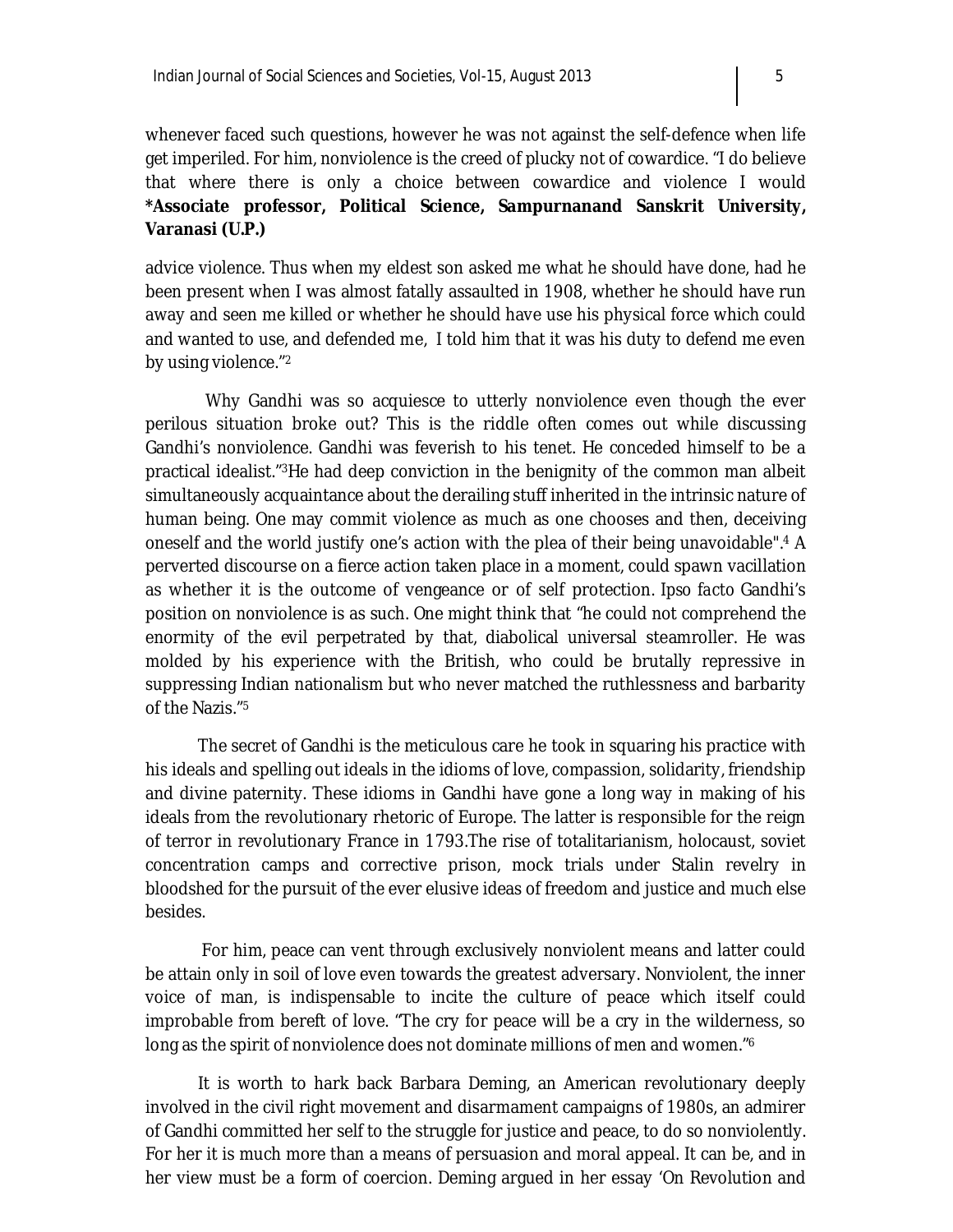whenever faced such questions, however he was not against the self-defence when life get imperiled. For him, nonviolence is the creed of plucky not of cowardice. "I do believe that where there is only a choice between cowardice and violence I would

**\*Associate professor, Political Science, Sampurnanand Sanskrit University, Varanasi (U.P.)**

advice violence. Thus when my eldest son asked me what he should have done, had he been present when I was almost fatally assaulted in 1908, whether he should have run away and seen me killed or whether he should have use his physical force which could and wanted to use, and defended me, I told him that it was his duty to defend me even by using violence."[2]

Why Gandhi was so acquiesce to utterly nonviolence even though the ever perilous situation broke out? This is the riddle often comes out while discussing Gandhi's nonviolence. Gandhi was feverish to his tenet. He conceded himself to be a practical idealist."[3]He had deep conviction in the benignity of the common man albeit simultaneously acquaintance about the derailing stuff inherited in the intrinsic nature of human being. One may commit violence as much as one chooses and then, deceiving oneself and the world justify one's action with the plea of their being unavoidable".[4] A perverted discourse on a fierce action taken place in a moment, could spawn vacillation as whether it is the outcome of vengeance or of self protection. *Ipso facto* Gandhi's position on nonviolence is as such. One might think that "he could not comprehend the enormity of the evil perpetrated by that, diabolical universal steamroller. He was molded by his experience with the British, who could be brutally repressive in suppressing Indian nationalism but who never matched the ruthlessness and barbarity of the Nazis."[5]

The secret of Gandhi is the meticulous care he took in squaring his practice with his ideals and spelling out ideals in the idioms of love, compassion, solidarity, friendship and divine paternity. These idioms in Gandhi have gone a long way in making of his ideals from the revolutionary rhetoric of Europe. The latter is responsible for the reign of terror in revolutionary France in 1793.The rise of totalitarianism, holocaust, soviet concentration camps and corrective prison, mock trials under Stalin revelry in bloodshed for the pursuit of the ever elusive ideas of freedom and justice and much else besides.

For him, peace can vent through exclusively nonviolent means and latter could be attain only in soil of love even towards the greatest adversary. Nonviolent, the inner voice of man, is indispensable to incite the culture of peace which itself could improbable from bereft of love. "The cry for peace will be a cry in the wilderness, so long as the spirit of nonviolence does not dominate millions of men and women."[6]

It is worth to hark back Barbara Deming, an American revolutionary deeply involved in the civil right movement and disarmament campaigns of 1980s, an admirer of Gandhi committed her self to the struggle for justice and peace, to do so nonviolently. For her it is much more than a means of persuasion and moral appeal. It can be, and in her view must be a form of coercion. Deming argued in her essay 'On Revolution and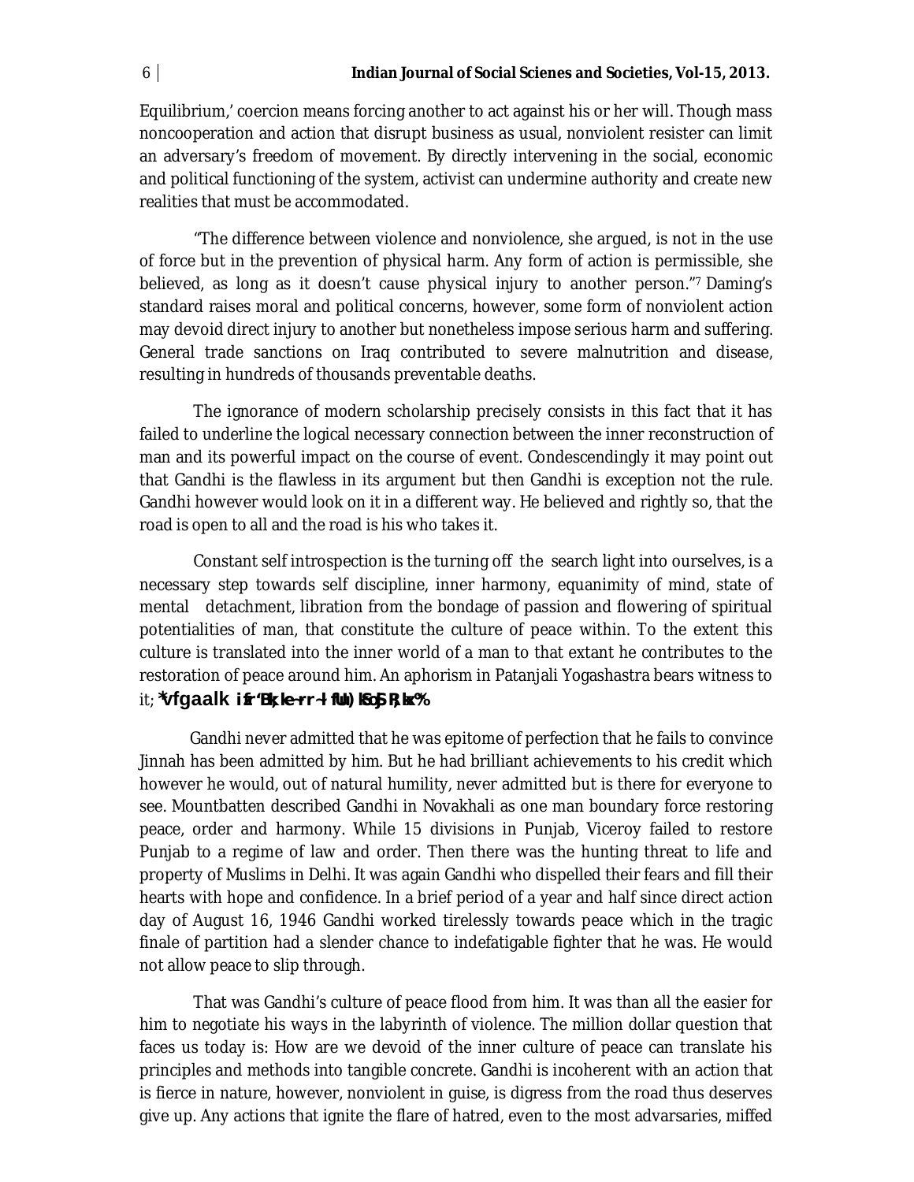Equilibrium,' coercion means forcing another to act against his or her will. Though mass noncooperation and action that disrupt business as usual, nonviolent resister can limit an adversary's freedom of movement. By directly intervening in the social, economic and political functioning of the system, activist can undermine authority and create new realities that must be accommodated.

"The difference between violence and nonviolence, she argued, is not in the use of force but in the prevention of physical harm. Any form of action is permissible, she believed, as long as it doesn't cause physical injury to another person."[7] Daming's standard raises moral and political concerns, however, some form of nonviolent action may devoid direct injury to another but nonetheless impose serious harm and suffering. General trade sanctions on Iraq contributed to severe malnutrition and disease, resulting in hundreds of thousands preventable deaths.

The ignorance of modern scholarship precisely consists in this fact that it has failed to underline the logical necessary connection between the inner reconstruction of man and its powerful impact on the course of event. Condescendingly it may point out that Gandhi is the flawless in its argument but then Gandhi is exception not the rule. Gandhi however would look on it in a different way. He believed and rightly so, that the road is open to all and the road is his who takes it.

Constant self introspection is the turning off the search light into ourselves, is a necessary step towards self discipline, inner harmony, equanimity of mind, state of mental detachment, libration from the bondage of passion and flowering of spiritual potentialities of man, that constitute the culture of peace within. To the extent this culture is translated into the inner world of a man to that extant he contributes to the restoration of peace around him. An aphorism in Patanjali Yogashastra bears witness to it; **'vfgaalk izfr"Bk;ka rRlfUu)kS oSj R;kx%**

Gandhi never admitted that he was epitome of perfection that he fails to convince Jinnah has been admitted by him. But he had brilliant achievements to his credit which however he would, out of natural humility, never admitted but is there for everyone to see. Mountbatten described Gandhi in Novakhali as one man boundary force restoring peace, order and harmony. While 15 divisions in Punjab, Viceroy failed to restore Punjab to a regime of law and order. Then there was the hunting threat to life and property of Muslims in Delhi. It was again Gandhi who dispelled their fears and fill their hearts with hope and confidence. In a brief period of a year and half since direct action day of August 16, 1946 Gandhi worked tirelessly towards peace which in the tragic finale of partition had a slender chance to indefatigable fighter that he was. He would not allow peace to slip through.

That was Gandhi's culture of peace flood from him. It was than all the easier for him to negotiate his ways in the labyrinth of violence. The million dollar question that faces us today is: How are we devoid of the inner culture of peace can translate his principles and methods into tangible concrete. Gandhi is incoherent with an action that is fierce in nature, however, nonviolent in guise, is digress from the road thus deserves give up. Any actions that ignite the flare of hatred, even to the most advarsaries, miffed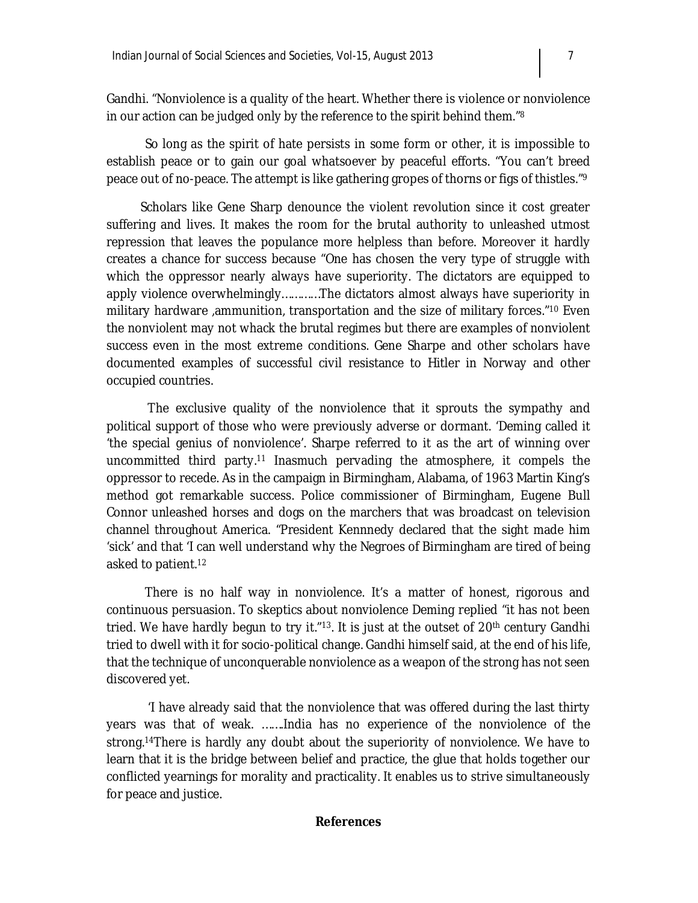Gandhi. "Nonviolence is a quality of the heart. Whether there is violence or nonviolence in our action can be judged only by the reference to the spirit behind them."[8]

So long as the spirit of hate persists in some form or other, it is impossible to establish peace or to gain our goal whatsoever by peaceful efforts. "You can't breed peace out of no-peace. The attempt is like gathering gropes of thorns or figs of thistles."[9]

Scholars like Gene Sharp denounce the violent revolution since it cost greater suffering and lives. It makes the room for the brutal authority to unleashed utmost repression that leaves the populance more helpless than before. Moreover it hardly creates a chance for success because "One has chosen the very type of struggle with which the oppressor nearly always have superiority. The dictators are equipped to apply violence overwhelmingly…………The dictators almost always have superiority in military hardware ,ammunition, transportation and the size of military forces."[10] Even the nonviolent may not whack the brutal regimes but there are examples of nonviolent success even in the most extreme conditions. Gene Sharpe and other scholars have documented examples of successful civil resistance to Hitler in Norway and other occupied countries.

The exclusive quality of the nonviolence that it sprouts the sympathy and political support of those who were previously adverse or dormant. 'Deming called it 'the special genius of nonviolence'. Sharpe referred to it as the art of winning over uncommitted third party.[11] Inasmuch pervading the atmosphere, it compels the oppressor to recede. As in the campaign in Birmingham, Alabama, of 1963 Martin King's method got remarkable success. Police commissioner of Birmingham, Eugene Bull Connor unleashed horses and dogs on the marchers that was broadcast on television channel throughout America. "President Kennnedy declared that the sight made him 'sick' and that 'I can well understand why the Negroes of Birmingham are tired of being asked to patient.[12]

There is no half way in nonviolence. It's a matter of honest, rigorous and continuous persuasion. To skeptics about nonviolence Deming replied "it has not been tried. We have hardly begun to try it."[13]. It is just at the outset of 20th century Gandhi tried to dwell with it for socio-political change. Gandhi himself said, at the end of his life, that the technique of unconquerable nonviolence as a weapon of the strong has not seen discovered yet.

'I have already said that the nonviolence that was offered during the last thirty years was that of weak. …….India has no experience of the nonviolence of the strong.[14]There is hardly any doubt about the superiority of nonviolence. We have to learn that it is the bridge between belief and practice, the glue that holds together our conflicted yearnings for morality and practicality. It enables us to strive simultaneously for peace and justice.

**References**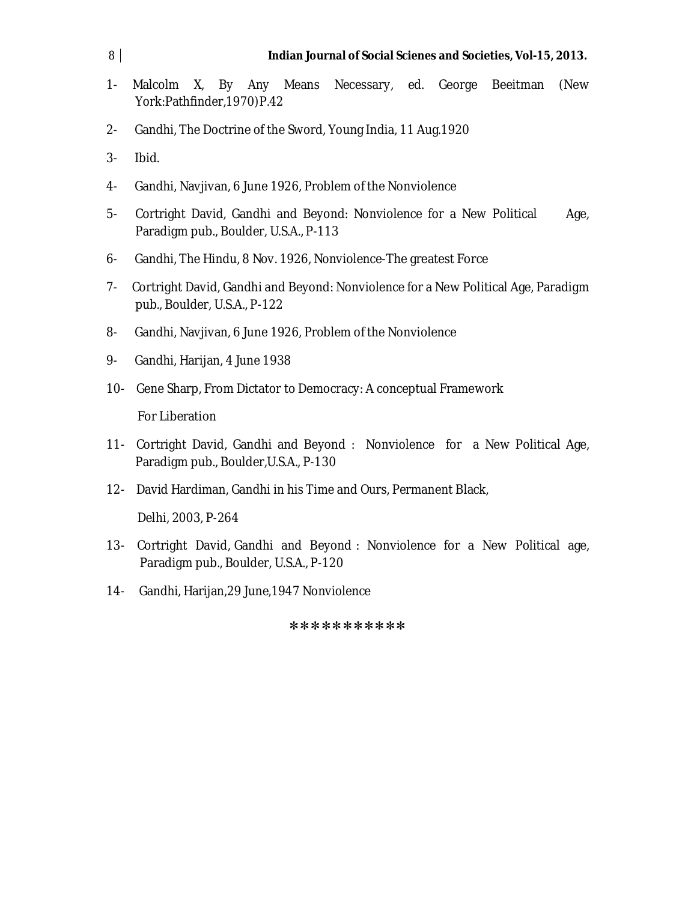1- Malcolm X, By Any Means Necessary, ed. George Beeitman (New York:Pathfinder,1970)P.42

2- Gandhi, The Doctrine of the Sword, Young India, 11 Aug.1920

3- Ibid.

4- Gandhi, Navjivan, 6 June 1926, Problem of the Nonviolence

5- Cortright David, Gandhi and Beyond: Nonviolence for a New Political Age, Paradigm pub., Boulder, U.S.A., P-113

6- Gandhi, The Hindu, 8 Nov. 1926, Nonviolence-The greatest Force

7- Cortright David, Gandhi and Beyond: Nonviolence for a New Political Age, Paradigm pub., Boulder, U.S.A., P-122

8- Gandhi, Navjivan, 6 June 1926, Problem of the Nonviolence

9- Gandhi, Harijan, 4 June 1938

10- Gene Sharp, From Dictator to Democracy: A conceptual Framework For Liberation

11- Cortright David, Gandhi and Beyond : Nonviolence for a New Political Age, Paradigm pub., Boulder,U.S.A., P-130

12- David Hardiman, Gandhi in his Time and Ours, Permanent Black, Delhi, 2003, P-264

13- Cortright David, Gandhi and Beyond : Nonviolence for a New Political age, Paradigm pub., Boulder, U.S.A., P-120

14- Gandhi, Harijan,29 June,1947 Nonviolence

***********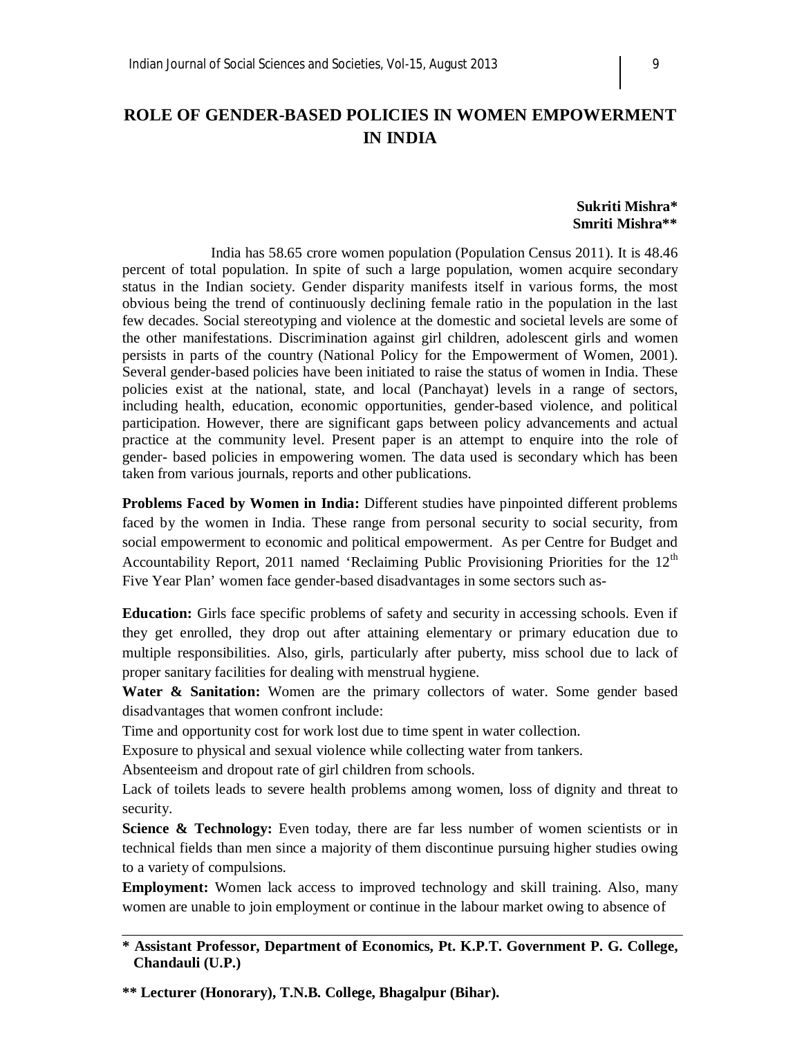# ROLE OF GENDER-BASED POLICIES IN WOMEN EMPOWERMENT IN INDIA

**Sukriti Mishra***
**Smriti Mishra****

India has 58.65 crore women population (Population Census 2011). It is 48.46 percent of total population. In spite of such a large population, women acquire secondary status in the Indian society. Gender disparity manifests itself in various forms, the most obvious being the trend of continuously declining female ratio in the population in the last few decades. Social stereotyping and violence at the domestic and societal levels are some of the other manifestations. Discrimination against girl children, adolescent girls and women persists in parts of the country (National Policy for the Empowerment of Women, 2001). Several gender-based policies have been initiated to raise the status of women in India. These policies exist at the national, state, and local (Panchayat) levels in a range of sectors, including health, education, economic opportunities, gender-based violence, and political participation. However, there are significant gaps between policy advancements and actual practice at the community level. Present paper is an attempt to enquire into the role of gender- based policies in empowering women. The data used is secondary which has been taken from various journals, reports and other publications.

**Problems Faced by Women in India:** Different studies have pinpointed different problems faced by the women in India. These range from personal security to social security, from social empowerment to economic and political empowerment. As per Centre for Budget and Accountability Report, 2011 named 'Reclaiming Public Provisioning Priorities for the 12th Five Year Plan' women face gender-based disadvantages in some sectors such as-

**Education:** Girls face specific problems of safety and security in accessing schools. Even if they get enrolled, they drop out after attaining elementary or primary education due to multiple responsibilities. Also, girls, particularly after puberty, miss school due to lack of proper sanitary facilities for dealing with menstrual hygiene.

**Water & Sanitation:** Women are the primary collectors of water. Some gender based disadvantages that women confront include:

Time and opportunity cost for work lost due to time spent in water collection.

Exposure to physical and sexual violence while collecting water from tankers.

Absenteeism and dropout rate of girl children from schools.

Lack of toilets leads to severe health problems among women, loss of dignity and threat to security.

**Science & Technology:** Even today, there are far less number of women scientists or in technical fields than men since a majority of them discontinue pursuing higher studies owing to a variety of compulsions.

**Employment:** Women lack access to improved technology and skill training. Also, many women are unable to join employment or continue in the labour market owing to absence of

---

**\* Assistant Professor, Department of Economics, Pt. K.P.T. Government P. G. College, Chandauli (U.P.)**

**\*\* Lecturer (Honorary), T.N.B. College, Bhagalpur (Bihar).**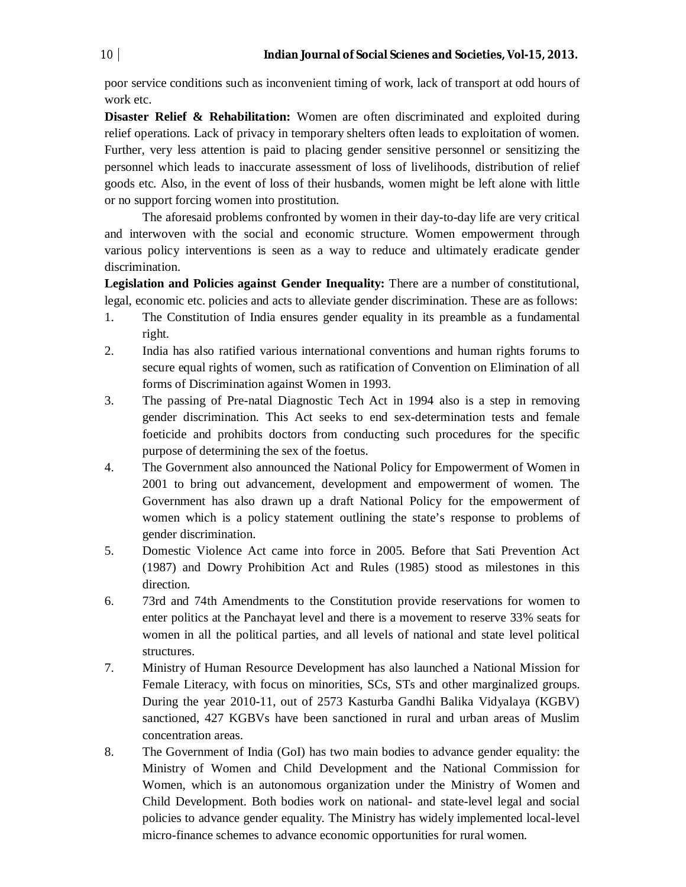poor service conditions such as inconvenient timing of work, lack of transport at odd hours of work etc.

**Disaster Relief & Rehabilitation:** Women are often discriminated and exploited during relief operations. Lack of privacy in temporary shelters often leads to exploitation of women. Further, very less attention is paid to placing gender sensitive personnel or sensitizing the personnel which leads to inaccurate assessment of loss of livelihoods, distribution of relief goods etc. Also, in the event of loss of their husbands, women might be left alone with little or no support forcing women into prostitution.

The aforesaid problems confronted by women in their day-to-day life are very critical and interwoven with the social and economic structure. Women empowerment through various policy interventions is seen as a way to reduce and ultimately eradicate gender discrimination.

**Legislation and Policies against Gender Inequality:** There are a number of constitutional, legal, economic etc. policies and acts to alleviate gender discrimination. These are as follows:

1. The Constitution of India ensures gender equality in its preamble as a fundamental right.
2. India has also ratified various international conventions and human rights forums to secure equal rights of women, such as ratification of Convention on Elimination of all forms of Discrimination against Women in 1993.
3. The passing of Pre-natal Diagnostic Tech Act in 1994 also is a step in removing gender discrimination. This Act seeks to end sex-determination tests and female foeticide and prohibits doctors from conducting such procedures for the specific purpose of determining the sex of the foetus.
4. The Government also announced the National Policy for Empowerment of Women in 2001 to bring out advancement, development and empowerment of women. The Government has also drawn up a draft National Policy for the empowerment of women which is a policy statement outlining the state's response to problems of gender discrimination.
5. Domestic Violence Act came into force in 2005. Before that Sati Prevention Act (1987) and Dowry Prohibition Act and Rules (1985) stood as milestones in this direction.
6. 73rd and 74th Amendments to the Constitution provide reservations for women to enter politics at the Panchayat level and there is a movement to reserve 33% seats for women in all the political parties, and all levels of national and state level political structures.
7. Ministry of Human Resource Development has also launched a National Mission for Female Literacy, with focus on minorities, SCs, STs and other marginalized groups. During the year 2010-11, out of 2573 Kasturba Gandhi Balika Vidyalaya (KGBV) sanctioned, 427 KGBVs have been sanctioned in rural and urban areas of Muslim concentration areas.
8. The Government of India (GoI) has two main bodies to advance gender equality: the Ministry of Women and Child Development and the National Commission for Women, which is an autonomous organization under the Ministry of Women and Child Development. Both bodies work on national- and state-level legal and social policies to advance gender equality. The Ministry has widely implemented local-level micro-finance schemes to advance economic opportunities for rural women.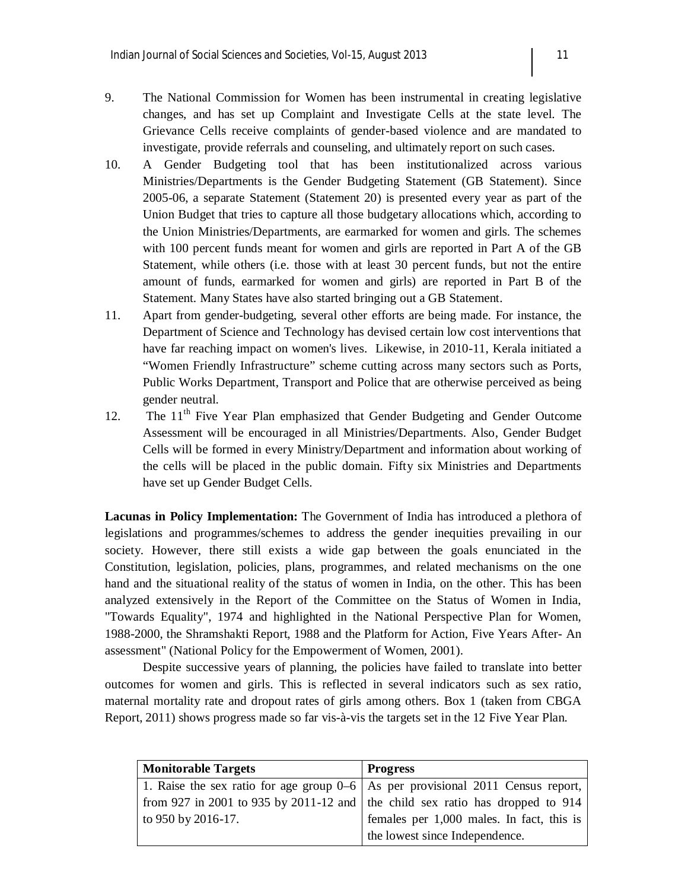9. The National Commission for Women has been instrumental in creating legislative changes, and has set up Complaint and Investigate Cells at the state level. The Grievance Cells receive complaints of gender-based violence and are mandated to investigate, provide referrals and counseling, and ultimately report on such cases.
10. A Gender Budgeting tool that has been institutionalized across various Ministries/Departments is the Gender Budgeting Statement (GB Statement). Since 2005-06, a separate Statement (Statement 20) is presented every year as part of the Union Budget that tries to capture all those budgetary allocations which, according to the Union Ministries/Departments, are earmarked for women and girls. The schemes with 100 percent funds meant for women and girls are reported in Part A of the GB Statement, while others (i.e. those with at least 30 percent funds, but not the entire amount of funds, earmarked for women and girls) are reported in Part B of the Statement. Many States have also started bringing out a GB Statement.
11. Apart from gender-budgeting, several other efforts are being made. For instance, the Department of Science and Technology has devised certain low cost interventions that have far reaching impact on women's lives. Likewise, in 2010-11, Kerala initiated a "Women Friendly Infrastructure" scheme cutting across many sectors such as Ports, Public Works Department, Transport and Police that are otherwise perceived as being gender neutral.
12. The 11th Five Year Plan emphasized that Gender Budgeting and Gender Outcome Assessment will be encouraged in all Ministries/Departments. Also, Gender Budget Cells will be formed in every Ministry/Department and information about working of the cells will be placed in the public domain. Fifty six Ministries and Departments have set up Gender Budget Cells.

**Lacunas in Policy Implementation:** The Government of India has introduced a plethora of legislations and programmes/schemes to address the gender inequities prevailing in our society. However, there still exists a wide gap between the goals enunciated in the Constitution, legislation, policies, plans, programmes, and related mechanisms on the one hand and the situational reality of the status of women in India, on the other. This has been analyzed extensively in the Report of the Committee on the Status of Women in India, "Towards Equality", 1974 and highlighted in the National Perspective Plan for Women, 1988-2000, the Shramshakti Report, 1988 and the Platform for Action, Five Years After- An assessment" (National Policy for the Empowerment of Women, 2001).

Despite successive years of planning, the policies have failed to translate into better outcomes for women and girls. This is reflected in several indicators such as sex ratio, maternal mortality rate and dropout rates of girls among others. Box 1 (taken from CBGA Report, 2011) shows progress made so far vis-à-vis the targets set in the 12 Five Year Plan.

| **Monitorable Targets** | **Progress** |
|---|---|
| 1. Raise the sex ratio for age group 0–6 from 927 in 2001 to 935 by 2011-12 and to 950 by 2016-17. | As per provisional 2011 Census report, the child sex ratio has dropped to 914 females per 1,000 males. In fact, this is the lowest since Independence. |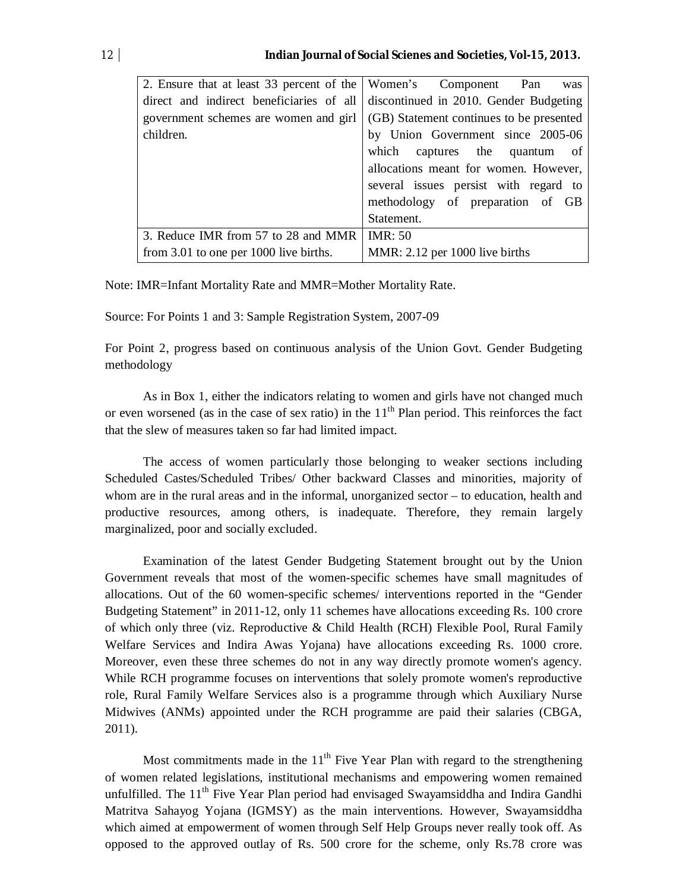| | |
|---|---|
| 2. Ensure that at least 33 percent of the direct and indirect beneficiaries of all government schemes are women and girl children. | Women's Component Pan was discontinued in 2010. Gender Budgeting (GB) Statement continues to be presented by Union Government since 2005-06 which captures the quantum of allocations meant for women. However, several issues persist with regard to methodology of preparation of GB Statement. |
| 3. Reduce IMR from 57 to 28 and MMR from 3.01 to one per 1000 live births. | IMR: 50<br>MMR: 2.12 per 1000 live births |

Note: IMR=Infant Mortality Rate and MMR=Mother Mortality Rate.

Source: For Points 1 and 3: Sample Registration System, 2007-09

For Point 2, progress based on continuous analysis of the Union Govt. Gender Budgeting methodology

As in Box 1, either the indicators relating to women and girls have not changed much or even worsened (as in the case of sex ratio) in the 11th Plan period. This reinforces the fact that the slew of measures taken so far had limited impact.

The access of women particularly those belonging to weaker sections including Scheduled Castes/Scheduled Tribes/ Other backward Classes and minorities, majority of whom are in the rural areas and in the informal, unorganized sector – to education, health and productive resources, among others, is inadequate. Therefore, they remain largely marginalized, poor and socially excluded.

Examination of the latest Gender Budgeting Statement brought out by the Union Government reveals that most of the women-specific schemes have small magnitudes of allocations. Out of the 60 women-specific schemes/ interventions reported in the "Gender Budgeting Statement" in 2011-12, only 11 schemes have allocations exceeding Rs. 100 crore of which only three (viz. Reproductive & Child Health (RCH) Flexible Pool, Rural Family Welfare Services and Indira Awas Yojana) have allocations exceeding Rs. 1000 crore. Moreover, even these three schemes do not in any way directly promote women's agency. While RCH programme focuses on interventions that solely promote women's reproductive role, Rural Family Welfare Services also is a programme through which Auxiliary Nurse Midwives (ANMs) appointed under the RCH programme are paid their salaries (CBGA, 2011).

Most commitments made in the 11th Five Year Plan with regard to the strengthening of women related legislations, institutional mechanisms and empowering women remained unfulfilled. The 11th Five Year Plan period had envisaged Swayamsiddha and Indira Gandhi Matritva Sahayog Yojana (IGMSY) as the main interventions. However, Swayamsiddha which aimed at empowerment of women through Self Help Groups never really took off. As opposed to the approved outlay of Rs. 500 crore for the scheme, only Rs.78 crore was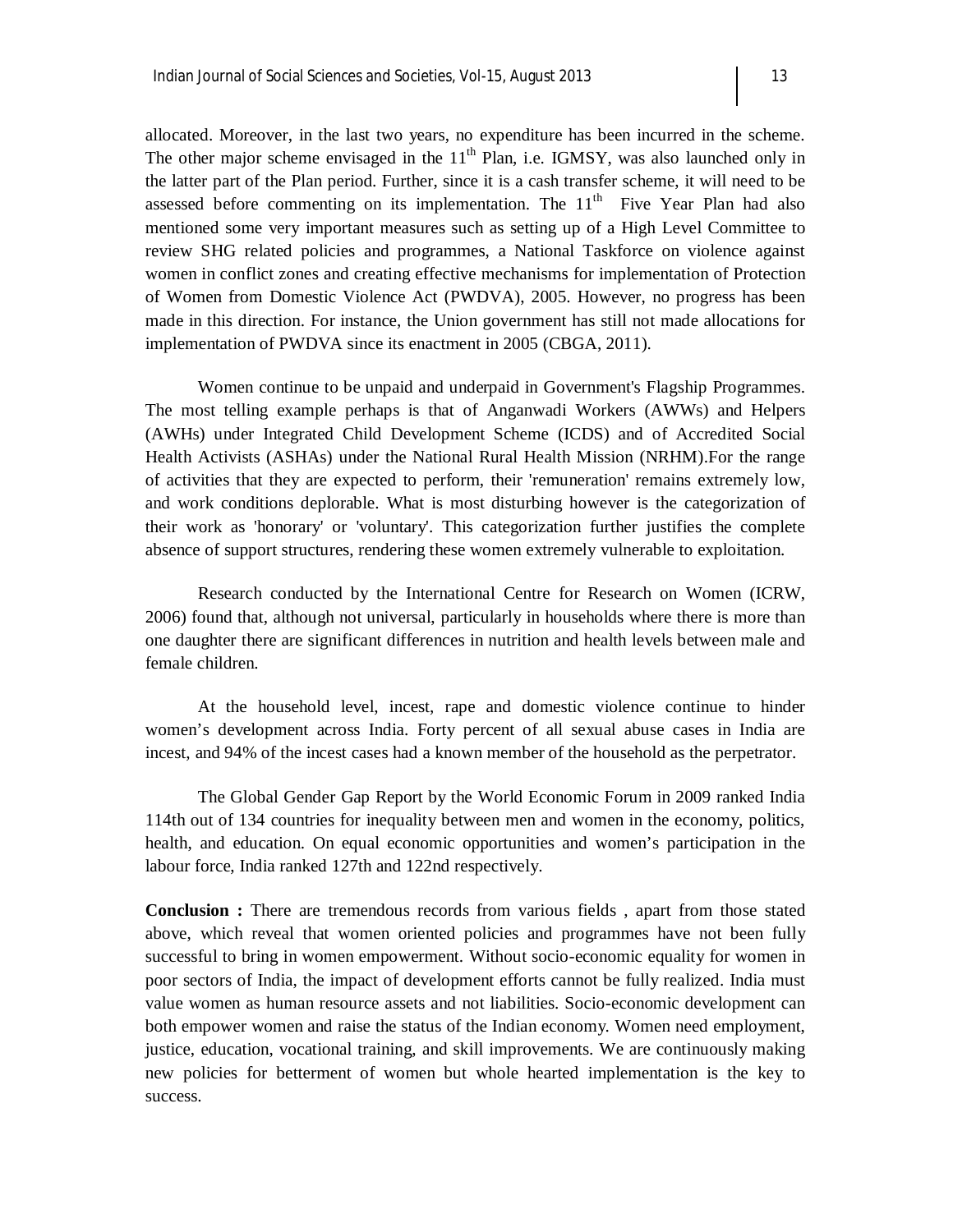allocated. Moreover, in the last two years, no expenditure has been incurred in the scheme. The other major scheme envisaged in the 11th Plan, i.e. IGMSY, was also launched only in the latter part of the Plan period. Further, since it is a cash transfer scheme, it will need to be assessed before commenting on its implementation. The 11th Five Year Plan had also mentioned some very important measures such as setting up of a High Level Committee to review SHG related policies and programmes, a National Taskforce on violence against women in conflict zones and creating effective mechanisms for implementation of Protection of Women from Domestic Violence Act (PWDVA), 2005. However, no progress has been made in this direction. For instance, the Union government has still not made allocations for implementation of PWDVA since its enactment in 2005 (CBGA, 2011).

Women continue to be unpaid and underpaid in Government's Flagship Programmes. The most telling example perhaps is that of Anganwadi Workers (AWWs) and Helpers (AWHs) under Integrated Child Development Scheme (ICDS) and of Accredited Social Health Activists (ASHAs) under the National Rural Health Mission (NRHM).For the range of activities that they are expected to perform, their 'remuneration' remains extremely low, and work conditions deplorable. What is most disturbing however is the categorization of their work as 'honorary' or 'voluntary'. This categorization further justifies the complete absence of support structures, rendering these women extremely vulnerable to exploitation.

Research conducted by the International Centre for Research on Women (ICRW, 2006) found that, although not universal, particularly in households where there is more than one daughter there are significant differences in nutrition and health levels between male and female children.

At the household level, incest, rape and domestic violence continue to hinder women's development across India. Forty percent of all sexual abuse cases in India are incest, and 94% of the incest cases had a known member of the household as the perpetrator.

The Global Gender Gap Report by the World Economic Forum in 2009 ranked India 114th out of 134 countries for inequality between men and women in the economy, politics, health, and education. On equal economic opportunities and women's participation in the labour force, India ranked 127th and 122nd respectively.

**Conclusion :** There are tremendous records from various fields , apart from those stated above, which reveal that women oriented policies and programmes have not been fully successful to bring in women empowerment. Without socio-economic equality for women in poor sectors of India, the impact of development efforts cannot be fully realized. India must value women as human resource assets and not liabilities. Socio-economic development can both empower women and raise the status of the Indian economy. Women need employment, justice, education, vocational training, and skill improvements. We are continuously making new policies for betterment of women but whole hearted implementation is the key to success.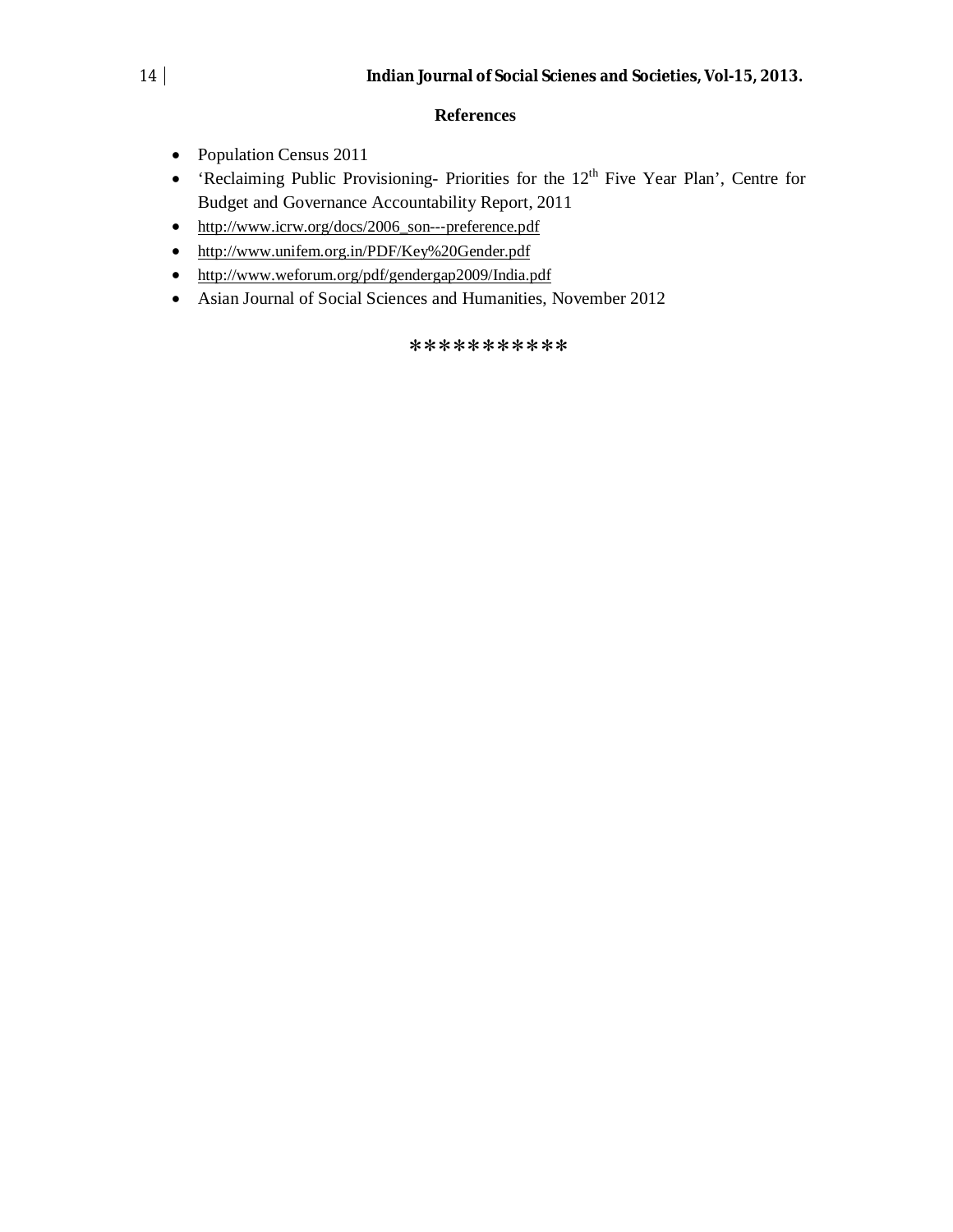## References

- Population Census 2011
- 'Reclaiming Public Provisioning- Priorities for the 12th Five Year Plan', Centre for Budget and Governance Accountability Report, 2011
- http://www.icrw.org/docs/2006_son---preference.pdf
- http://www.unifem.org.in/PDF/Key%20Gender.pdf
- http://www.weforum.org/pdf/gendergap2009/India.pdf
- Asian Journal of Social Sciences and Humanities, November 2012

***********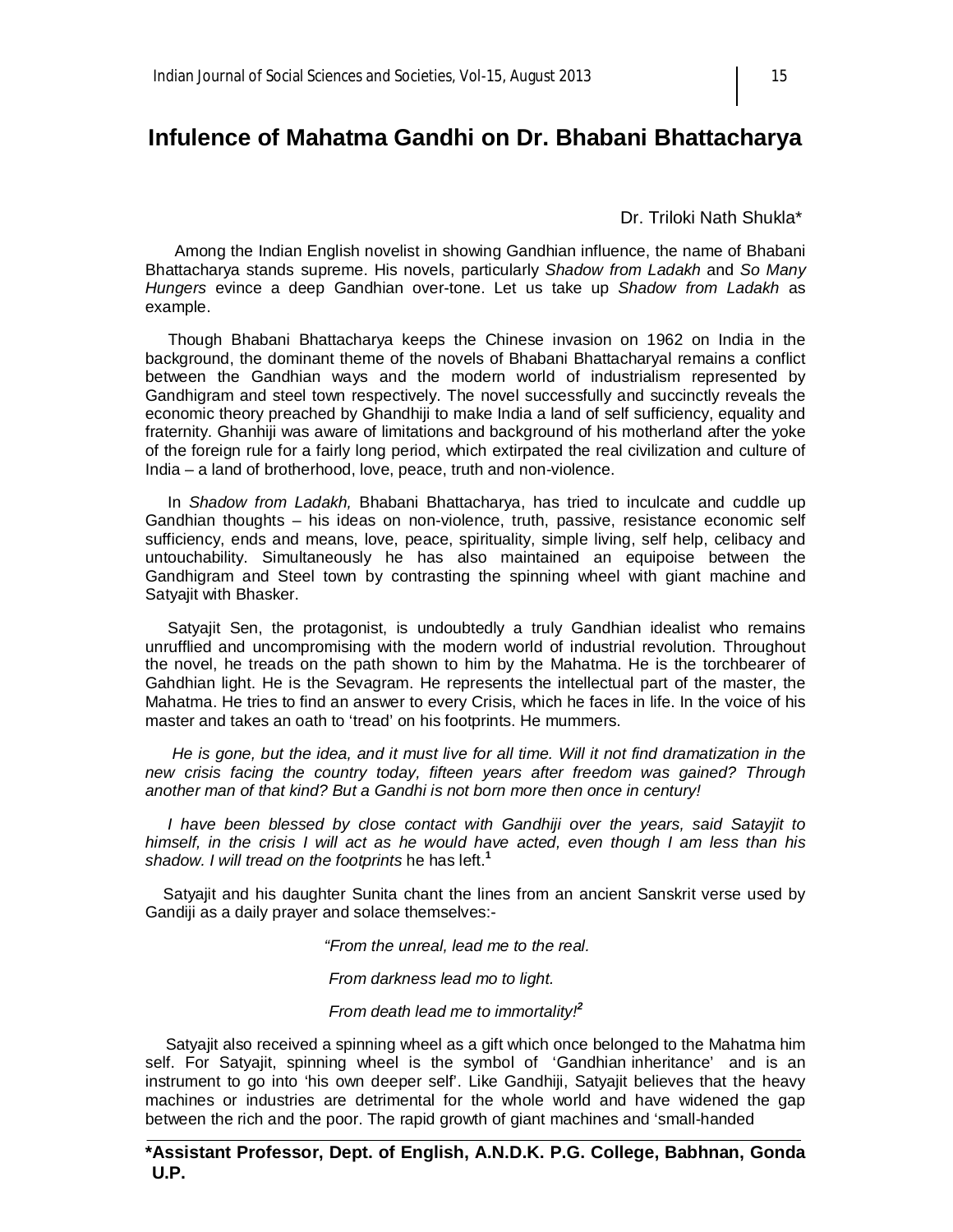# Infulence of Mahatma Gandhi on Dr. Bhabani Bhattacharya

Dr. Triloki Nath Shukla*

Among the Indian English novelist in showing Gandhian influence, the name of Bhabani Bhattacharya stands supreme. His novels, particularly *Shadow from Ladakh* and *So Many Hungers* evince a deep Gandhian over-tone. Let us take up *Shadow from Ladakh* as example.

Though Bhabani Bhattacharya keeps the Chinese invasion on 1962 on India in the background, the dominant theme of the novels of Bhabani Bhattacharyal remains a conflict between the Gandhian ways and the modern world of industrialism represented by Gandhigram and steel town respectively. The novel successfully and succinctly reveals the economic theory preached by Ghandhiji to make India a land of self sufficiency, equality and fraternity. Ghanhiji was aware of limitations and background of his motherland after the yoke of the foreign rule for a fairly long period, which extirpated the real civilization and culture of India – a land of brotherhood, love, peace, truth and non-violence.

In *Shadow from Ladakh,* Bhabani Bhattacharya, has tried to inculcate and cuddle up Gandhian thoughts – his ideas on non-violence, truth, passive, resistance economic self sufficiency, ends and means, love, peace, spirituality, simple living, self help, celibacy and untouchability. Simultaneously he has also maintained an equipoise between the Gandhigram and Steel town by contrasting the spinning wheel with giant machine and Satyajit with Bhasker.

Satyajit Sen, the protagonist, is undoubtedly a truly Gandhian idealist who remains unrufflied and uncompromising with the modern world of industrial revolution. Throughout the novel, he treads on the path shown to him by the Mahatma. He is the torchbearer of Gahdhian light. He is the Sevagram. He represents the intellectual part of the master, the Mahatma. He tries to find an answer to every Crisis, which he faces in life. In the voice of his master and takes an oath to 'tread' on his footprints. He mummers.

*He is gone, but the idea, and it must live for all time. Will it not find dramatization in the new crisis facing the country today, fifteen years after freedom was gained? Through another man of that kind? But a Gandhi is not born more then once in century!*

*I have been blessed by close contact with Gandhiji over the years, said Satayjit to himself, in the crisis I will act as he would have acted, even though I am less than his shadow. I will tread on the footprints* he has left.[1]

Satyajit and his daughter Sunita chant the lines from an ancient Sanskrit verse used by Gandiji as a daily prayer and solace themselves:-

*"From the unreal, lead me to the real.*

*From darkness lead mo to light.*

*From death lead me to immortality!*[2]

Satyajit also received a spinning wheel as a gift which once belonged to the Mahatma him self. For Satyajit, spinning wheel is the symbol of 'Gandhian inheritance' and is an instrument to go into 'his own deeper self'. Like Gandhiji, Satyajit believes that the heavy machines or industries are detrimental for the whole world and have widened the gap between the rich and the poor. The rapid growth of giant machines and 'small-handed

**\*Assistant Professor, Dept. of English, A.N.D.K. P.G. College, Babhnan, Gonda U.P.**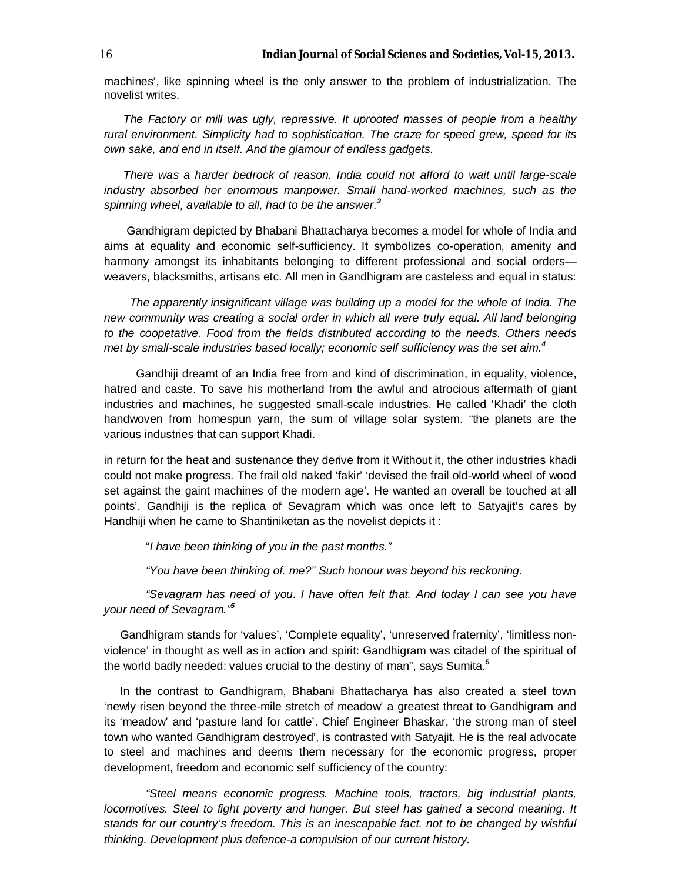machines', like spinning wheel is the only answer to the problem of industrialization. The novelist writes.

*The Factory or mill was ugly, repressive. It uprooted masses of people from a healthy rural environment. Simplicity had to sophistication. The craze for speed grew, speed for its own sake, and end in itself. And the glamour of endless gadgets.*

*There was a harder bedrock of reason. India could not afford to wait until large-scale industry absorbed her enormous manpower. Small hand-worked machines, such as the spinning wheel, available to all, had to be the answer.*[3]

Gandhigram depicted by Bhabani Bhattacharya becomes a model for whole of India and aims at equality and economic self-sufficiency. It symbolizes co-operation, amenity and harmony amongst its inhabitants belonging to different professional and social orders—weavers, blacksmiths, artisans etc. All men in Gandhigram are casteless and equal in status:

*The apparently insignificant village was building up a model for the whole of India. The new community was creating a social order in which all were truly equal. All land belonging to the coopetative. Food from the fields distributed according to the needs. Others needs met by small-scale industries based locally; economic self sufficiency was the set aim.*[4]

Gandhiji dreamt of an India free from and kind of discrimination, in equality, violence, hatred and caste. To save his motherland from the awful and atrocious aftermath of giant industries and machines, he suggested small-scale industries. He called 'Khadi' the cloth handwoven from homespun yarn, the sum of village solar system. "the planets are the various industries that can support Khadi.

in return for the heat and sustenance they derive from it Without it, the other industries khadi could not make progress. The frail old naked 'fakir' 'devised the frail old-world wheel of wood set against the gaint machines of the modern age'. He wanted an overall be touched at all points'. Gandhiji is the replica of Sevagram which was once left to Satyajit's cares by Handhiji when he came to Shantiniketan as the novelist depicts it :

"*I have been thinking of you in the past months."*

*"You have been thinking of. me?" Such honour was beyond his reckoning.*

*"Sevagram has need of you. I have often felt that. And today I can see you have your need of Sevagram."*[5]

Gandhigram stands for 'values', 'Complete equality', 'unreserved fraternity', 'limitless non-violence' in thought as well as in action and spirit: Gandhigram was citadel of the spiritual of the world badly needed: values crucial to the destiny of man", says Sumita.[5]

In the contrast to Gandhigram, Bhabani Bhattacharya has also created a steel town 'newly risen beyond the three-mile stretch of meadow' a greatest threat to Gandhigram and its 'meadow' and 'pasture land for cattle'. Chief Engineer Bhaskar, 'the strong man of steel town who wanted Gandhigram destroyed', is contrasted with Satyajit. He is the real advocate to steel and machines and deems them necessary for the economic progress, proper development, freedom and economic self sufficiency of the country:

*"Steel means economic progress. Machine tools, tractors, big industrial plants, locomotives. Steel to fight poverty and hunger. But steel has gained a second meaning. It stands for our country's freedom. This is an inescapable fact. not to be changed by wishful thinking. Development plus defence-a compulsion of our current history.*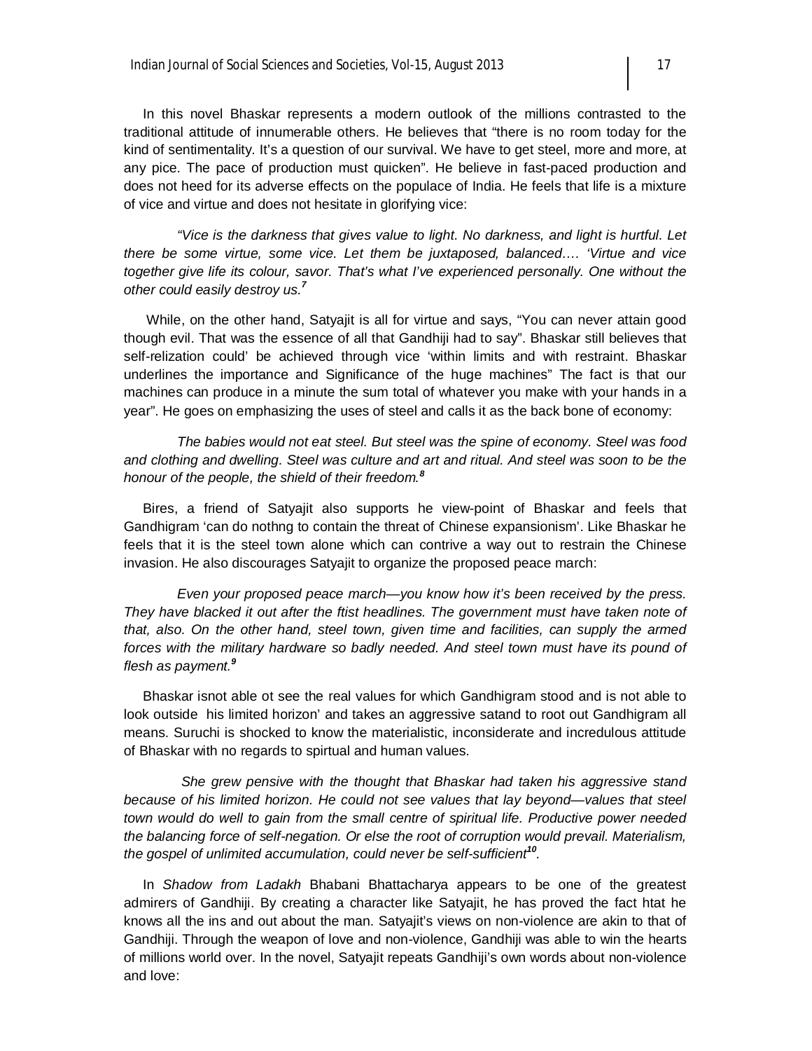In this novel Bhaskar represents a modern outlook of the millions contrasted to the traditional attitude of innumerable others. He believes that "there is no room today for the kind of sentimentality. It's a question of our survival. We have to get steel, more and more, at any pice. The pace of production must quicken". He believe in fast-paced production and does not heed for its adverse effects on the populace of India. He feels that life is a mixture of vice and virtue and does not hesitate in glorifying vice:

*"Vice is the darkness that gives value to light. No darkness, and light is hurtful. Let there be some virtue, some vice. Let them be juxtaposed, balanced…. 'Virtue and vice together give life its colour, savor. That's what I've experienced personally. One without the other could easily destroy us.*[7]

While, on the other hand, Satyajit is all for virtue and says, "You can never attain good though evil. That was the essence of all that Gandhiji had to say". Bhaskar still believes that self-relization could' be achieved through vice 'within limits and with restraint. Bhaskar underlines the importance and Significance of the huge machines" The fact is that our machines can produce in a minute the sum total of whatever you make with your hands in a year". He goes on emphasizing the uses of steel and calls it as the back bone of economy:

*The babies would not eat steel. But steel was the spine of economy. Steel was food and clothing and dwelling. Steel was culture and art and ritual. And steel was soon to be the honour of the people, the shield of their freedom.*[8]

Bires, a friend of Satyajit also supports he view-point of Bhaskar and feels that Gandhigram 'can do nothng to contain the threat of Chinese expansionism'. Like Bhaskar he feels that it is the steel town alone which can contrive a way out to restrain the Chinese invasion. He also discourages Satyajit to organize the proposed peace march:

*Even your proposed peace march—you know how it's been received by the press. They have blacked it out after the ftist headlines. The government must have taken note of that, also. On the other hand, steel town, given time and facilities, can supply the armed forces with the military hardware so badly needed. And steel town must have its pound of flesh as payment.*[9]

Bhaskar isnot able ot see the real values for which Gandhigram stood and is not able to look outside his limited horizon' and takes an aggressive satand to root out Gandhigram all means. Suruchi is shocked to know the materialistic, inconsiderate and incredulous attitude of Bhaskar with no regards to spirtual and human values.

*She grew pensive with the thought that Bhaskar had taken his aggressive stand because of his limited horizon. He could not see values that lay beyond—values that steel town would do well to gain from the small centre of spiritual life. Productive power needed the balancing force of self-negation. Or else the root of corruption would prevail. Materialism, the gospel of unlimited accumulation, could never be self-sufficient*[10].

In *Shadow from Ladakh* Bhabani Bhattacharya appears to be one of the greatest admirers of Gandhiji. By creating a character like Satyajit, he has proved the fact htat he knows all the ins and out about the man. Satyajit's views on non-violence are akin to that of Gandhiji. Through the weapon of love and non-violence, Gandhiji was able to win the hearts of millions world over. In the novel, Satyajit repeats Gandhiji's own words about non-violence and love: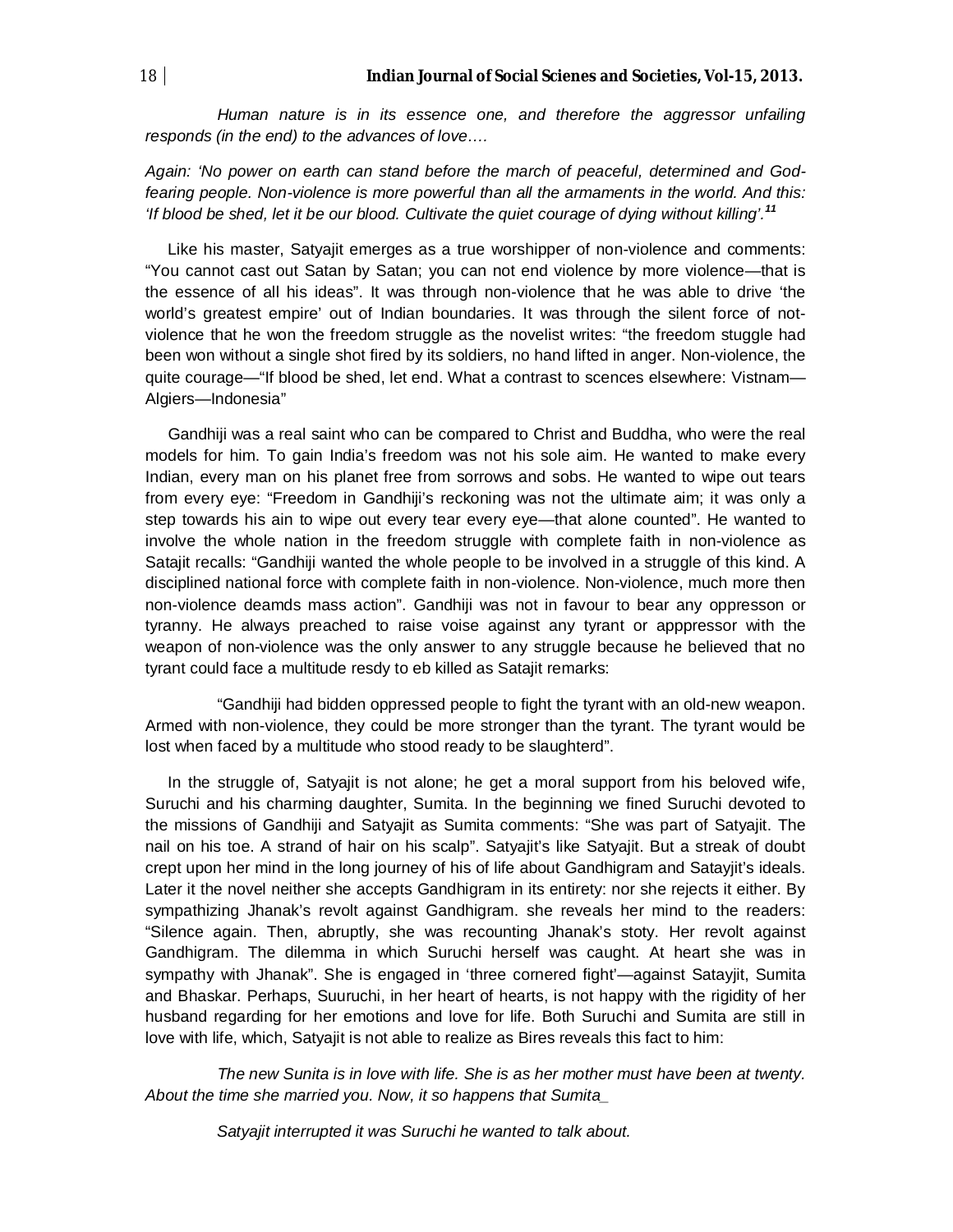*Human nature is in its essence one, and therefore the aggressor unfailing responds (in the end) to the advances of love….*

*Again: 'No power on earth can stand before the march of peaceful, determined and God-fearing people. Non-violence is more powerful than all the armaments in the world. And this: 'If blood be shed, let it be our blood. Cultivate the quiet courage of dying without killing'.*[11]

Like his master, Satyajit emerges as a true worshipper of non-violence and comments: "You cannot cast out Satan by Satan; you can not end violence by more violence—that is the essence of all his ideas". It was through non-violence that he was able to drive 'the world's greatest empire' out of Indian boundaries. It was through the silent force of not-violence that he won the freedom struggle as the novelist writes: "the freedom stuggle had been won without a single shot fired by its soldiers, no hand lifted in anger. Non-violence, the quite courage—"If blood be shed, let end. What a contrast to scences elsewhere: Vistnam—Algiers—Indonesia"

Gandhiji was a real saint who can be compared to Christ and Buddha, who were the real models for him. To gain India's freedom was not his sole aim. He wanted to make every Indian, every man on his planet free from sorrows and sobs. He wanted to wipe out tears from every eye: "Freedom in Gandhiji's reckoning was not the ultimate aim; it was only a step towards his ain to wipe out every tear every eye—that alone counted". He wanted to involve the whole nation in the freedom struggle with complete faith in non-violence as Satajit recalls: "Gandhiji wanted the whole people to be involved in a struggle of this kind. A disciplined national force with complete faith in non-violence. Non-violence, much more then non-violence deamds mass action". Gandhiji was not in favour to bear any oppresson or tyranny. He always preached to raise voise against any tyrant or apppressor with the weapon of non-violence was the only answer to any struggle because he believed that no tyrant could face a multitude resdy to eb killed as Satajit remarks:

"Gandhiji had bidden oppressed people to fight the tyrant with an old-new weapon. Armed with non-violence, they could be more stronger than the tyrant. The tyrant would be lost when faced by a multitude who stood ready to be slaughterd".

In the struggle of, Satyajit is not alone; he get a moral support from his beloved wife, Suruchi and his charming daughter, Sumita. In the beginning we fined Suruchi devoted to the missions of Gandhiji and Satyajit as Sumita comments: "She was part of Satyajit. The nail on his toe. A strand of hair on his scalp". Satyajit's like Satyajit. But a streak of doubt crept upon her mind in the long journey of his of life about Gandhigram and Satayjit's ideals. Later it the novel neither she accepts Gandhigram in its entirety: nor she rejects it either. By sympathizing Jhanak's revolt against Gandhigram. she reveals her mind to the readers: "Silence again. Then, abruptly, she was recounting Jhanak's stoty. Her revolt against Gandhigram. The dilemma in which Suruchi herself was caught. At heart she was in sympathy with Jhanak". She is engaged in 'three cornered fight'—against Satayjit, Sumita and Bhaskar. Perhaps, Suuruchi, in her heart of hearts, is not happy with the rigidity of her husband regarding for her emotions and love for life. Both Suruchi and Sumita are still in love with life, which, Satyajit is not able to realize as Bires reveals this fact to him:

*The new Sunita is in love with life. She is as her mother must have been at twenty. About the time she married you. Now, it so happens that Sumita_*

*Satyajit interrupted it was Suruchi he wanted to talk about.*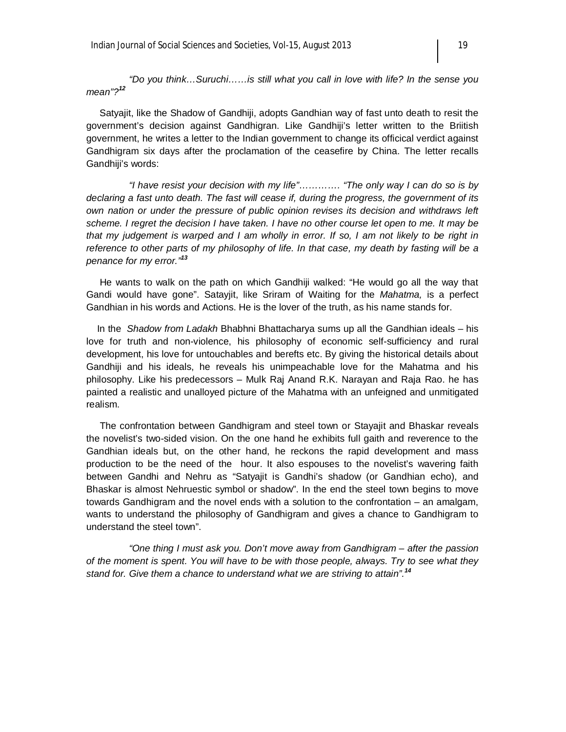*"Do you think…Suruchi……is still what you call in love with life? In the sense you mean"?*[12]

Satyajit, like the Shadow of Gandhiji, adopts Gandhian way of fast unto death to resit the government's decision against Gandhigran. Like Gandhiji's letter written to the Briitish government, he writes a letter to the Indian government to change its officical verdict against Gandhigram six days after the proclamation of the ceasefire by China. The letter recalls Gandhiji's words:

*"I have resist your decision with my life"………… "The only way I can do so is by declaring a fast unto death. The fast will cease if, during the progress, the government of its own nation or under the pressure of public opinion revises its decision and withdraws left scheme. I regret the decision I have taken. I have no other course let open to me. It may be that my judgement is warped and I am wholly in error. If so, I am not likely to be right in reference to other parts of my philosophy of life. In that case, my death by fasting will be a penance for my error."*[13]

He wants to walk on the path on which Gandhiji walked: "He would go all the way that Gandi would have gone". Satayjit, like Sriram of Waiting for the *Mahatma,* is a perfect Gandhian in his words and Actions. He is the lover of the truth, as his name stands for.

In the *Shadow from Ladakh* Bhabhni Bhattacharya sums up all the Gandhian ideals – his love for truth and non-violence, his philosophy of economic self-sufficiency and rural development, his love for untouchables and berefts etc. By giving the historical details about Gandhiji and his ideals, he reveals his unimpeachable love for the Mahatma and his philosophy. Like his predecessors – Mulk Raj Anand R.K. Narayan and Raja Rao. he has painted a realistic and unalloyed picture of the Mahatma with an unfeigned and unmitigated realism.

The confrontation between Gandhigram and steel town or Stayajit and Bhaskar reveals the novelist's two-sided vision. On the one hand he exhibits full gaith and reverence to the Gandhian ideals but, on the other hand, he reckons the rapid development and mass production to be the need of the hour. It also espouses to the novelist's wavering faith between Gandhi and Nehru as "Satyajit is Gandhi's shadow (or Gandhian echo), and Bhaskar is almost Nehruestic symbol or shadow". In the end the steel town begins to move towards Gandhigram and the novel ends with a solution to the confrontation – an amalgam, wants to understand the philosophy of Gandhigram and gives a chance to Gandhigram to understand the steel town".

*"One thing I must ask you. Don't move away from Gandhigram – after the passion of the moment is spent. You will have to be with those people, always. Try to see what they stand for. Give them a chance to understand what we are striving to attain".*[14]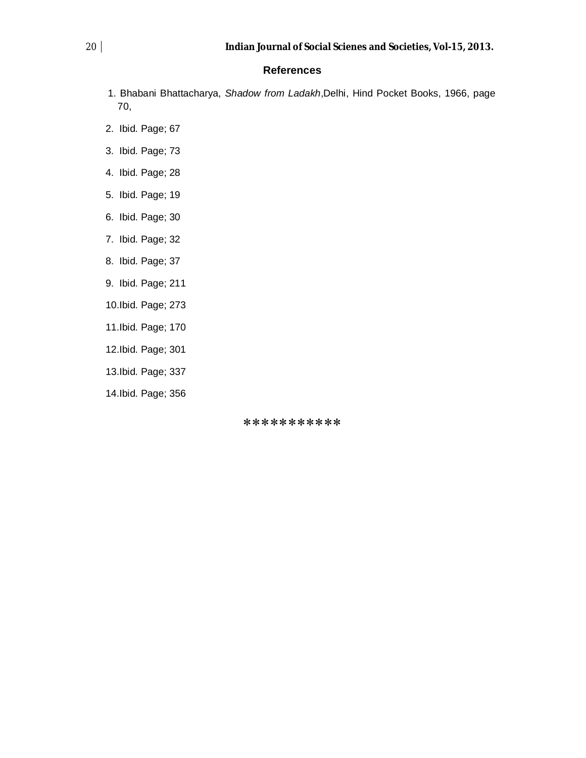## References

1. Bhabani Bhattacharya, *Shadow from Ladakh*,Delhi, Hind Pocket Books, 1966, page 70,
2. Ibid. Page; 67
3. Ibid. Page; 73
4. Ibid. Page; 28
5. Ibid. Page; 19
6. Ibid. Page; 30
7. Ibid. Page; 32
8. Ibid. Page; 37
9. Ibid. Page; 211
10. Ibid. Page; 273
11. Ibid. Page; 170
12. Ibid. Page; 301
13. Ibid. Page; 337
14. Ibid. Page; 356

***********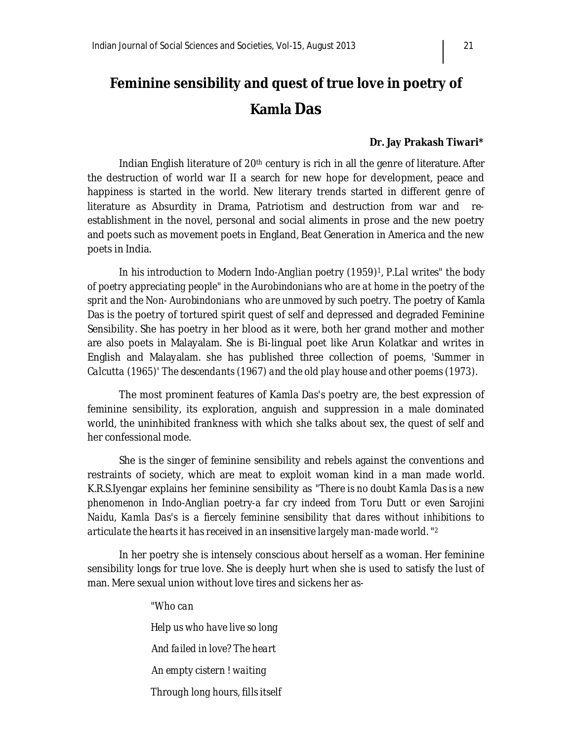# Feminine sensibility and quest of true love in poetry of Kamla Das

**Dr. Jay Prakash Tiwari***

Indian English literature of 20th century is rich in all the genre of literature. After the destruction of world war II a search for new hope for development, peace and happiness is started in the world. New literary trends started in different genre of literature as Absurdity in Drama, Patriotism and destruction from war and re-establishment in the novel, personal and social aliments in prose and the new poetry and poets such as movement poets in England, Beat Generation in America and the new poets in India.

*In his introduction to Modern Indo-Anglian poetry (1959)*[1], *P.Lal writes" the body of poetry appreciating people" in the Aurobindonians who are at home in the poetry of the sprit and the Non- Aurobindonians who are unmoved by such poetry.* The poetry of Kamla Das is the poetry of tortured spirit quest of self and depressed and degraded Feminine Sensibility. She has poetry in her blood as it were, both her grand mother and mother are also poets in Malayalam. She is Bi-lingual poet like Arun Kolatkar and writes in English and Malayalam. she has published three collection of poems, 'Summer in *Calcutta (1965)' The descendants (1967) and the old play house and other poems (1973).*

The most prominent features of Kamla Das's poetry are, the best expression of feminine sensibility, its exploration, anguish and suppression in a male dominated world, the uninhibited frankness with which she talks about sex, the quest of self and her confessional mode.

She is the singer of feminine sensibility and rebels against the conventions and restraints of society, which are meat to exploit woman kind in a man made world. K.R.S.Iyengar explains her feminine sensibility as *"There is no doubt Kamla Das is a new phenomenon in Indo-Anglian poetry-a far cry indeed from Toru Dutt or even Sarojini Naidu, Kamla Das's is a fiercely feminine sensibility that dares without inhibitions to articulate the hearts it has received in an insensitive largely man-made world. "*[2]

In her poetry she is intensely conscious about herself as a woman. Her feminine sensibility longs for true love. She is deeply hurt when she is used to satisfy the lust of man. Mere sexual union without love tires and sickens her as-

> *"Who can*
>
> *Help us who have live so long*
>
> *And failed in love? The heart*
>
> *An empty cistern ! waiting*
>
> *Through long hours, fills itself*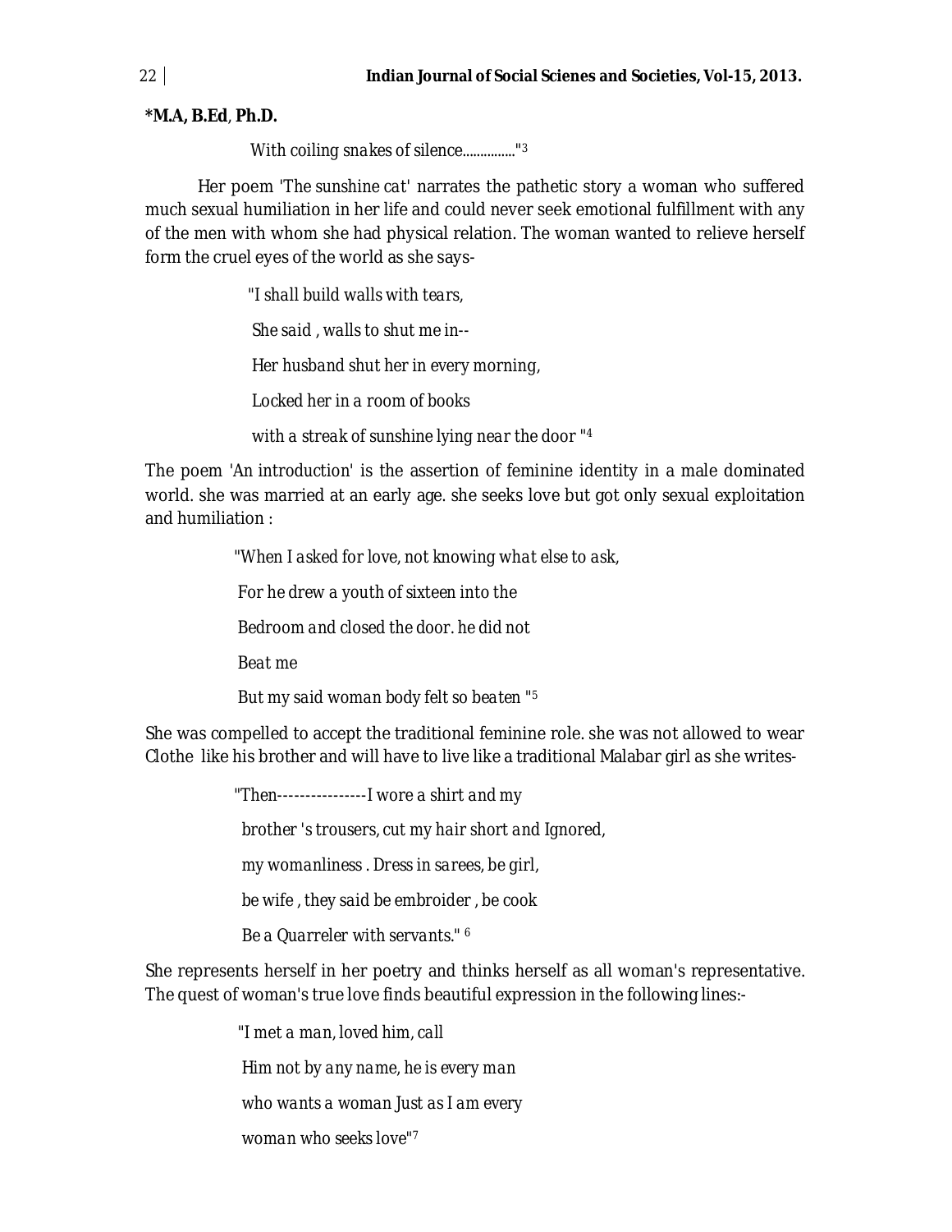**\*M.A, B.Ed**, **Ph.D.**

*With coiling snakes of silence..............."[3]*

Her poem 'The *sunshine cat*' narrates the pathetic story a woman who suffered much sexual humiliation in her life and could never seek emotional fulfillment with any of the men with whom she had physical relation. The woman wanted to relieve herself form the cruel eyes of the world as she says-

*"I shall build walls with tears,*

*She said , walls to shut me in--*

*Her husband shut her in every morning,*

*Locked her in a room of books*

*with a streak of sunshine lying near the door "[4]*

The poem 'An introduction' is the assertion of feminine identity in a male dominated world. she was married at an early age. she seeks love but got only sexual exploitation and humiliation :

*"When I asked for love, not knowing what else to ask,*

*For he drew a youth of sixteen into the*

*Bedroom and closed the door. he did not*

*Beat me*

*But my said woman body felt so beaten "[5]*

She was compelled to accept the traditional feminine role. she was not allowed to wear Clothe like his brother and will have to live like a traditional Malabar girl as she writes-

*"Then----------------I wore a shirt and my*

*brother 's trousers, cut my hair short and Ignored,*

*my womanliness . Dress in sarees, be girl,*

*be wife , they said be embroider , be cook*

*Be a Quarreler with servants." [6]*

She represents herself in her poetry and thinks herself as all woman's representative. The quest of woman's true love finds beautiful expression in the following lines:-

*"I met a man, loved him, call*

*Him not by any name, he is every man*

*who wants a woman Just as I am every*

*woman who seeks love"[7]*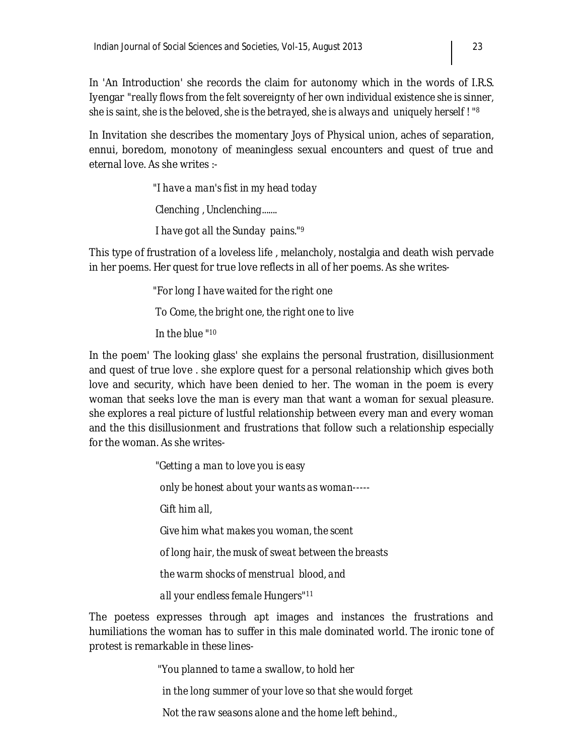In 'An Introduction' she records the claim for autonomy which in the words of I.R.S. Iyengar "*really flows from the felt sovereignty of her own individual existence she is sinner, she is saint, she is the beloved, she is the betrayed, she is always and uniquely herself !* "[8]

In Invitation she describes the momentary Joys of Physical union, aches of separation, ennui, boredom, monotony of meaningless sexual encounters and quest of true and eternal love. As she writes :-

> "*I have a man's fist in my head today*
>
> *Clenching , Unclenching.......*
>
> *I have got all the Sunday pains.*"[9]

This type of frustration of a loveless life , melancholy, nostalgia and death wish pervade in her poems. Her quest for true love reflects in all of her poems. As she writes-

> "*For long I have waited for the right one*
>
> *To Come, the bright one, the right one to live*
>
> *In the blue* "[10]

In the poem' The looking glass' she explains the personal frustration, disillusionment and quest of true love . she explore quest for a personal relationship which gives both love and security, which have been denied to her. The woman in the poem is every woman that seeks love the man is every man that want a woman for sexual pleasure. she explores a real picture of lustful relationship between every man and every woman and the this disillusionment and frustrations that follow such a relationship especially for the woman. As she writes-

> "*Getting a man to love you is easy*
>
> *only be honest about your wants as woman-----*
>
> *Gift him all,*
>
> *Give him what makes you woman, the scent*
>
> *of long hair, the musk of sweat between the breasts*
>
> *the warm shocks of menstrual blood, and*
>
> *all your endless female Hungers*"[11]

The poetess expresses through apt images and instances the frustrations and humiliations the woman has to suffer in this male dominated world. The ironic tone of protest is remarkable in these lines-

> "*You planned to tame a swallow, to hold her*
>
> *in the long summer of your love so that she would forget*
>
> *Not the raw seasons alone and the home left behind.,*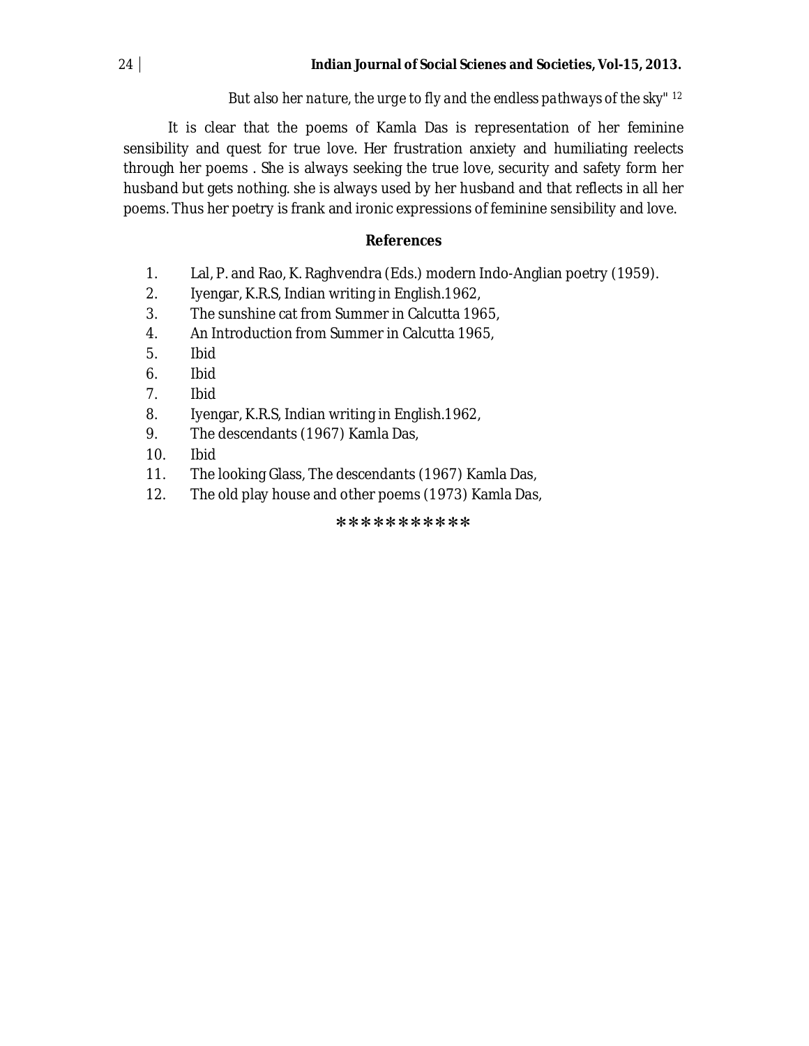*But also her nature, the urge to fly and the endless pathways of the sky"* [12]

It is clear that the poems of Kamla Das is representation of her feminine sensibility and quest for true love. Her frustration anxiety and humiliating reelects through her poems . She is always seeking the true love, security and safety form her husband but gets nothing. she is always used by her husband and that reflects in all her poems. Thus her poetry is frank and ironic expressions of feminine sensibility and love.

## References

1. Lal, P. and Rao, K. Raghvendra (Eds.) modern Indo-Anglian poetry (1959).
2. Iyengar, K.R.S, Indian writing in English.1962,
3. The sunshine cat from Summer in Calcutta 1965,
4. An Introduction from Summer in Calcutta 1965,
5. Ibid
6. Ibid
7. Ibid
8. Iyengar, K.R.S, Indian writing in English.1962,
9. The descendants (1967) Kamla Das,
10. Ibid
11. The looking Glass, The descendants (1967) Kamla Das,
12. The old play house and other poems (1973) Kamla Das,

***********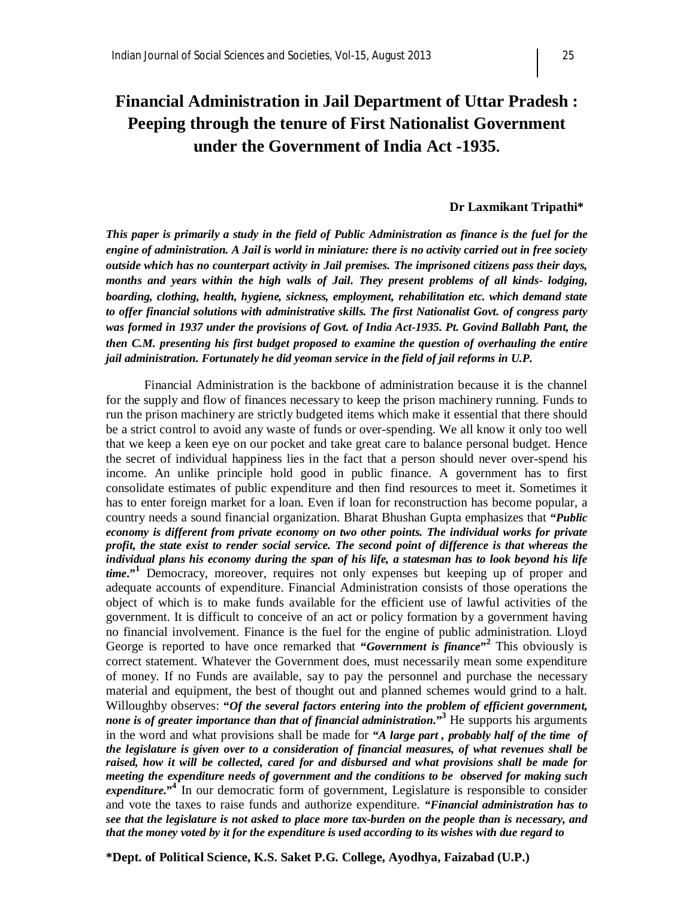# Financial Administration in Jail Department of Uttar Pradesh : Peeping through the tenure of First Nationalist Government under the Government of India Act -1935.

**Dr Laxmikant Tripathi***

***This paper is primarily a study in the field of Public Administration as finance is the fuel for the engine of administration. A Jail is world in miniature: there is no activity carried out in free society outside which has no counterpart activity in Jail premises. The imprisoned citizens pass their days, months and years within the high walls of Jail. They present problems of all kinds- lodging, boarding, clothing, health, hygiene, sickness, employment, rehabilitation etc. which demand state to offer financial solutions with administrative skills. The first Nationalist Govt. of congress party was formed in 1937 under the provisions of Govt. of India Act-1935. Pt. Govind Ballabh Pant, the then C.M. presenting his first budget proposed to examine the question of overhauling the entire jail administration. Fortunately he did yeoman service in the field of jail reforms in U.P.***

Financial Administration is the backbone of administration because it is the channel for the supply and flow of finances necessary to keep the prison machinery running. Funds to run the prison machinery are strictly budgeted items which make it essential that there should be a strict control to avoid any waste of funds or over-spending. We all know it only too well that we keep a keen eye on our pocket and take great care to balance personal budget. Hence the secret of individual happiness lies in the fact that a person should never over-spend his income. An unlike principle hold good in public finance. A government has to first consolidate estimates of public expenditure and then find resources to meet it. Sometimes it has to enter foreign market for a loan. Even if loan for reconstruction has become popular, a country needs a sound financial organization. Bharat Bhushan Gupta emphasizes that ***"Public economy is different from private economy on two other points. The individual works for private profit, the state exist to render social service. The second point of difference is that whereas the individual plans his economy during the span of his life, a statesman has to look beyond his life time."***[1] Democracy, moreover, requires not only expenses but keeping up of proper and adequate accounts of expenditure. Financial Administration consists of those operations the object of which is to make funds available for the efficient use of lawful activities of the government. It is difficult to conceive of an act or policy formation by a government having no financial involvement. Finance is the fuel for the engine of public administration. Lloyd George is reported to have once remarked that ***"Government is finance"***[2] This obviously is correct statement. Whatever the Government does, must necessarily mean some expenditure of money. If no Funds are available, say to pay the personnel and purchase the necessary material and equipment, the best of thought out and planned schemes would grind to a halt. Willoughby observes: ***"Of the several factors entering into the problem of efficient government, none is of greater importance than that of financial administration."***[3] He supports his arguments in the word and what provisions shall be made for ***"A large part , probably half of the time of the legislature is given over to a consideration of financial measures, of what revenues shall be raised, how it will be collected, cared for and disbursed and what provisions shall be made for meeting the expenditure needs of government and the conditions to be observed for making such expenditure."***[4] In our democratic form of government, Legislature is responsible to consider and vote the taxes to raise funds and authorize expenditure. ***"Financial administration has to see that the legislature is not asked to place more tax-burden on the people than is necessary, and that the money voted by it for the expenditure is used according to its wishes with due regard to***

**\*Dept. of Political Science, K.S. Saket P.G. College, Ayodhya, Faizabad (U.P.)**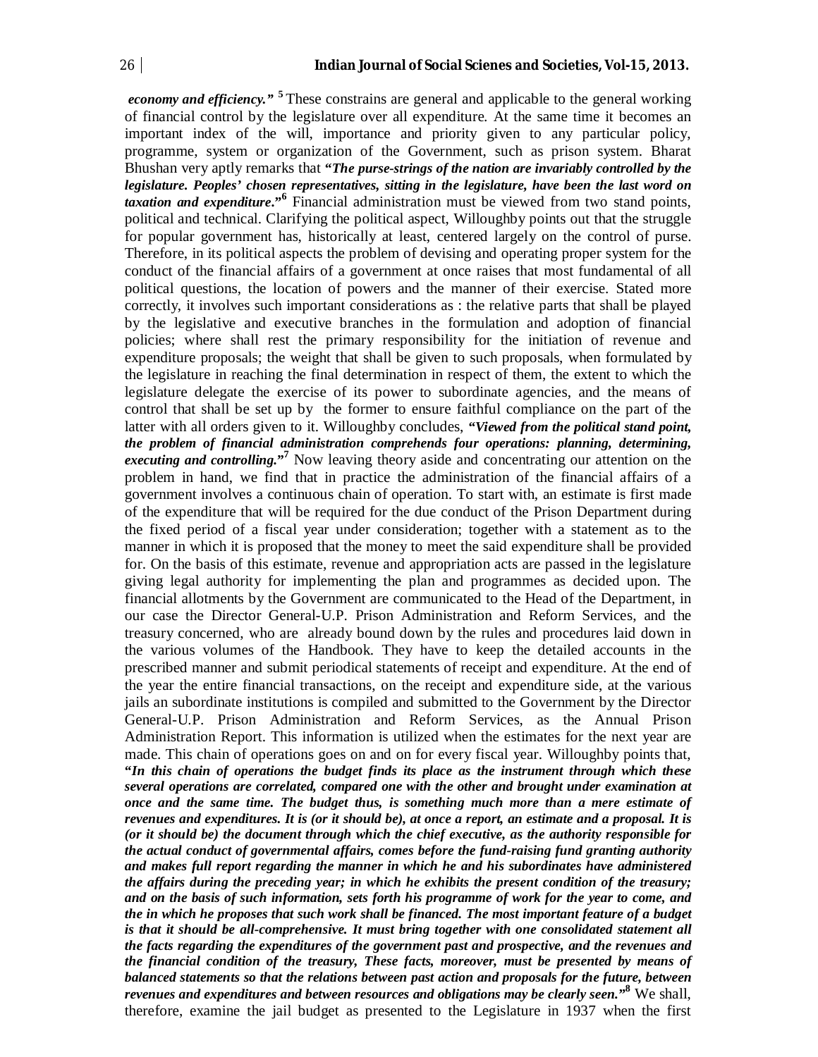***economy and efficiency."*** [5] These constrains are general and applicable to the general working of financial control by the legislature over all expenditure. At the same time it becomes an important index of the will, importance and priority given to any particular policy, programme, system or organization of the Government, such as prison system. Bharat Bhushan very aptly remarks that ***"The purse-strings of the nation are invariably controlled by the legislature. Peoples' chosen representatives, sitting in the legislature, have been the last word on taxation and expenditure."*** [6] Financial administration must be viewed from two stand points, political and technical. Clarifying the political aspect, Willoughby points out that the struggle for popular government has, historically at least, centered largely on the control of purse. Therefore, in its political aspects the problem of devising and operating proper system for the conduct of the financial affairs of a government at once raises that most fundamental of all political questions, the location of powers and the manner of their exercise. Stated more correctly, it involves such important considerations as : the relative parts that shall be played by the legislative and executive branches in the formulation and adoption of financial policies; where shall rest the primary responsibility for the initiation of revenue and expenditure proposals; the weight that shall be given to such proposals, when formulated by the legislature in reaching the final determination in respect of them, the extent to which the legislature delegate the exercise of its power to subordinate agencies, and the means of control that shall be set up by the former to ensure faithful compliance on the part of the latter with all orders given to it. Willoughby concludes, ***"Viewed from the political stand point, the problem of financial administration comprehends four operations: planning, determining, executing and controlling."*** [7] Now leaving theory aside and concentrating our attention on the problem in hand, we find that in practice the administration of the financial affairs of a government involves a continuous chain of operation. To start with, an estimate is first made of the expenditure that will be required for the due conduct of the Prison Department during the fixed period of a fiscal year under consideration; together with a statement as to the manner in which it is proposed that the money to meet the said expenditure shall be provided for. On the basis of this estimate, revenue and appropriation acts are passed in the legislature giving legal authority for implementing the plan and programmes as decided upon. The financial allotments by the Government are communicated to the Head of the Department, in our case the Director General-U.P. Prison Administration and Reform Services, and the treasury concerned, who are already bound down by the rules and procedures laid down in the various volumes of the Handbook. They have to keep the detailed accounts in the prescribed manner and submit periodical statements of receipt and expenditure. At the end of the year the entire financial transactions, on the receipt and expenditure side, at the various jails an subordinate institutions is compiled and submitted to the Government by the Director General-U.P. Prison Administration and Reform Services, as the Annual Prison Administration Report. This information is utilized when the estimates for the next year are made. This chain of operations goes on and on for every fiscal year. Willoughby points that, ***"In this chain of operations the budget finds its place as the instrument through which these several operations are correlated, compared one with the other and brought under examination at once and the same time. The budget thus, is something much more than a mere estimate of revenues and expenditures. It is (or it should be), at once a report, an estimate and a proposal. It is (or it should be) the document through which the chief executive, as the authority responsible for the actual conduct of governmental affairs, comes before the fund-raising fund granting authority and makes full report regarding the manner in which he and his subordinates have administered the affairs during the preceding year; in which he exhibits the present condition of the treasury; and on the basis of such information, sets forth his programme of work for the year to come, and the in which he proposes that such work shall be financed. The most important feature of a budget is that it should be all-comprehensive. It must bring together with one consolidated statement all the facts regarding the expenditures of the government past and prospective, and the revenues and the financial condition of the treasury, These facts, moreover, must be presented by means of balanced statements so that the relations between past action and proposals for the future, between revenues and expenditures and between resources and obligations may be clearly seen."*** [8] We shall, therefore, examine the jail budget as presented to the Legislature in 1937 when the first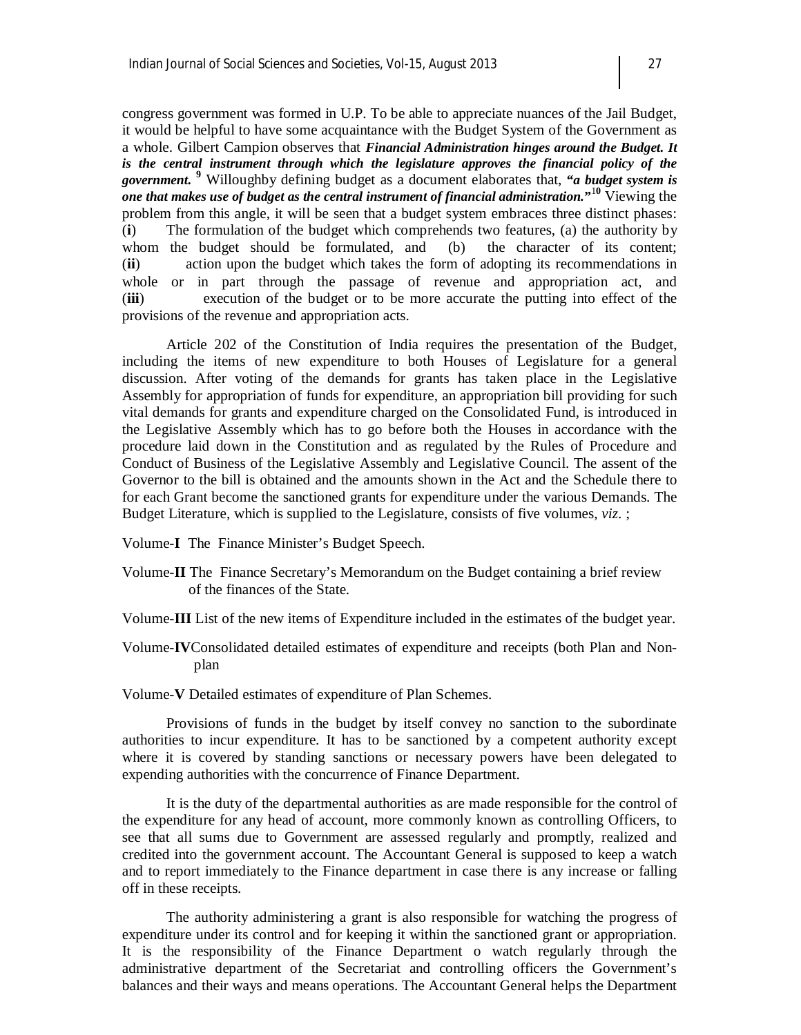congress government was formed in U.P. To be able to appreciate nuances of the Jail Budget, it would be helpful to have some acquaintance with the Budget System of the Government as a whole. Gilbert Campion observes that ***Financial Administration hinges around the Budget. It is the central instrument through which the legislature approves the financial policy of the government.*** [9] Willoughby defining budget as a document elaborates that, ***"a budget system is one that makes use of budget as the central instrument of financial administration."***[10] Viewing the problem from this angle, it will be seen that a budget system embraces three distinct phases: (**i**) The formulation of the budget which comprehends two features, (a) the authority by whom the budget should be formulated, and (b) the character of its content; (**ii**) action upon the budget which takes the form of adopting its recommendations in whole or in part through the passage of revenue and appropriation act, and (**iii**) execution of the budget or to be more accurate the putting into effect of the provisions of the revenue and appropriation acts.

Article 202 of the Constitution of India requires the presentation of the Budget, including the items of new expenditure to both Houses of Legislature for a general discussion. After voting of the demands for grants has taken place in the Legislative Assembly for appropriation of funds for expenditure, an appropriation bill providing for such vital demands for grants and expenditure charged on the Consolidated Fund, is introduced in the Legislative Assembly which has to go before both the Houses in accordance with the procedure laid down in the Constitution and as regulated by the Rules of Procedure and Conduct of Business of the Legislative Assembly and Legislative Council. The assent of the Governor to the bill is obtained and the amounts shown in the Act and the Schedule there to for each Grant become the sanctioned grants for expenditure under the various Demands. The Budget Literature, which is supplied to the Legislature, consists of five volumes, *viz*. ;

Volume-**I** The Finance Minister's Budget Speech.

Volume-**II** The Finance Secretary's Memorandum on the Budget containing a brief review of the finances of the State.

Volume-**III** List of the new items of Expenditure included in the estimates of the budget year.

Volume-**IV**Consolidated detailed estimates of expenditure and receipts (both Plan and Non-plan

Volume-**V** Detailed estimates of expenditure of Plan Schemes.

Provisions of funds in the budget by itself convey no sanction to the subordinate authorities to incur expenditure. It has to be sanctioned by a competent authority except where it is covered by standing sanctions or necessary powers have been delegated to expending authorities with the concurrence of Finance Department.

It is the duty of the departmental authorities as are made responsible for the control of the expenditure for any head of account, more commonly known as controlling Officers, to see that all sums due to Government are assessed regularly and promptly, realized and credited into the government account. The Accountant General is supposed to keep a watch and to report immediately to the Finance department in case there is any increase or falling off in these receipts.

The authority administering a grant is also responsible for watching the progress of expenditure under its control and for keeping it within the sanctioned grant or appropriation. It is the responsibility of the Finance Department o watch regularly through the administrative department of the Secretariat and controlling officers the Government's balances and their ways and means operations. The Accountant General helps the Department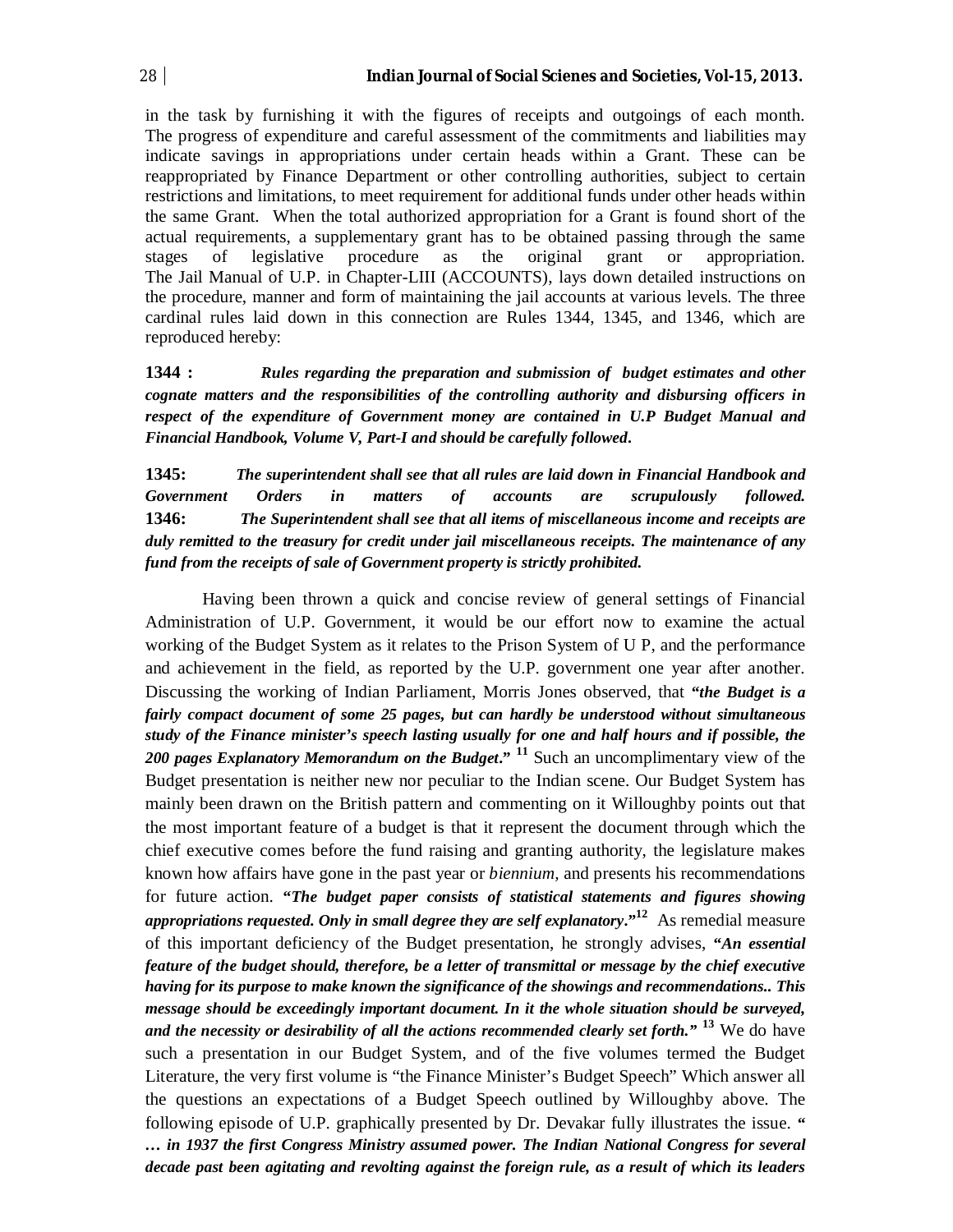in the task by furnishing it with the figures of receipts and outgoings of each month. The progress of expenditure and careful assessment of the commitments and liabilities may indicate savings in appropriations under certain heads within a Grant. These can be reappropriated by Finance Department or other controlling authorities, subject to certain restrictions and limitations, to meet requirement for additional funds under other heads within the same Grant. When the total authorized appropriation for a Grant is found short of the actual requirements, a supplementary grant has to be obtained passing through the same stages of legislative procedure as the original grant or appropriation. The Jail Manual of U.P. in Chapter-LIII (ACCOUNTS), lays down detailed instructions on the procedure, manner and form of maintaining the jail accounts at various levels. The three cardinal rules laid down in this connection are Rules 1344, 1345, and 1346, which are reproduced hereby:

**1344 :** ***Rules regarding the preparation and submission of budget estimates and other cognate matters and the responsibilities of the controlling authority and disbursing officers in respect of the expenditure of Government money are contained in U.P Budget Manual and Financial Handbook, Volume V, Part-I and should be carefully followed.***

**1345:** ***The superintendent shall see that all rules are laid down in Financial Handbook and Government Orders in matters of accounts are scrupulously followed.***

**1346:** ***The Superintendent shall see that all items of miscellaneous income and receipts are duly remitted to the treasury for credit under jail miscellaneous receipts. The maintenance of any fund from the receipts of sale of Government property is strictly prohibited.***

Having been thrown a quick and concise review of general settings of Financial Administration of U.P. Government, it would be our effort now to examine the actual working of the Budget System as it relates to the Prison System of U P, and the performance and achievement in the field, as reported by the U.P. government one year after another. Discussing the working of Indian Parliament, Morris Jones observed, that ***"the Budget is a fairly compact document of some 25 pages, but can hardly be understood without simultaneous study of the Finance minister's speech lasting usually for one and half hours and if possible, the 200 pages Explanatory Memorandum on the Budget."*** [11] Such an uncomplimentary view of the Budget presentation is neither new nor peculiar to the Indian scene. Our Budget System has mainly been drawn on the British pattern and commenting on it Willoughby points out that the most important feature of a budget is that it represent the document through which the chief executive comes before the fund raising and granting authority, the legislature makes known how affairs have gone in the past year or *biennium,* and presents his recommendations for future action. ***"The budget paper consists of statistical statements and figures showing appropriations requested. Only in small degree they are self explanatory."***[12] As remedial measure of this important deficiency of the Budget presentation, he strongly advises, ***"An essential feature of the budget should, therefore, be a letter of transmittal or message by the chief executive having for its purpose to make known the significance of the showings and recommendations.. This message should be exceedingly important document. In it the whole situation should be surveyed, and the necessity or desirability of all the actions recommended clearly set forth."*** [13] We do have such a presentation in our Budget System, and of the five volumes termed the Budget Literature, the very first volume is "the Finance Minister's Budget Speech" Which answer all the questions an expectations of a Budget Speech outlined by Willoughby above. The following episode of U.P. graphically presented by Dr. Devakar fully illustrates the issue. ***" … in 1937 the first Congress Ministry assumed power. The Indian National Congress for several decade past been agitating and revolting against the foreign rule, as a result of which its leaders***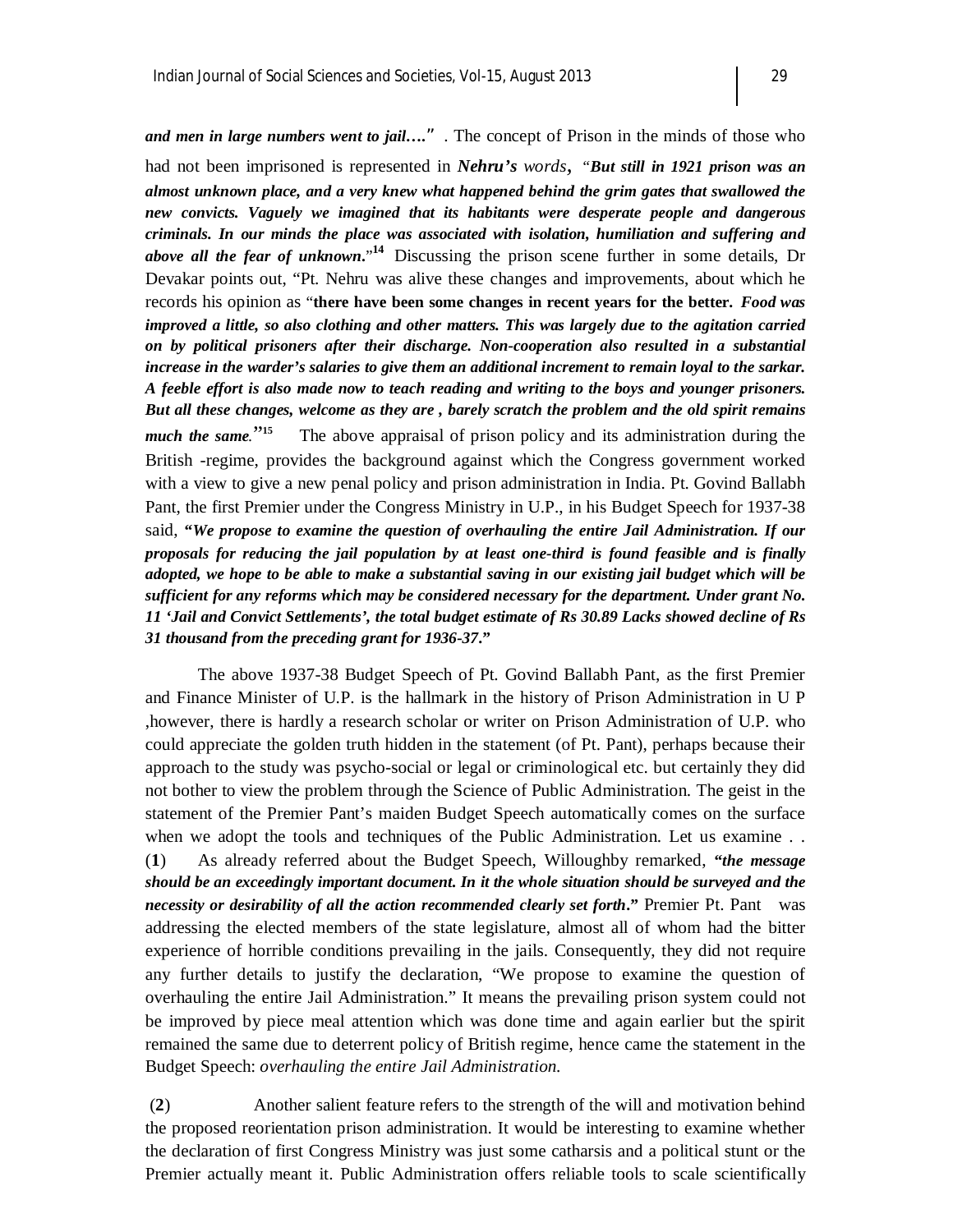***and men in large numbers went to jail…."*** . The concept of Prison in the minds of those who had not been imprisoned is represented in ***Nehru's*** *words*, *"**But still in 1921 prison was an almost unknown place, and a very knew what happened behind the grim gates that swallowed the new convicts. Vaguely we imagined that its habitants were desperate people and dangerous criminals. In our minds the place was associated with isolation, humiliation and suffering and above all the fear of unknown**."*[14] Discussing the prison scene further in some details, Dr Devakar points out, "Pt. Nehru was alive these changes and improvements, about which he records his opinion as "**there have been some changes in recent years for the better.** ***Food was improved a little, so also clothing and other matters. This was largely due to the agitation carried on by political prisoners after their discharge. Non-cooperation also resulted in a substantial increase in the warder's salaries to give them an additional increment to remain loyal to the sarkar. A feeble effort is also made now to teach reading and writing to the boys and younger prisoners. But all these changes, welcome as they are , barely scratch the problem and the old spirit remains much the same.*****"**[15] The above appraisal of prison policy and its administration during the British -regime, provides the background against which the Congress government worked with a view to give a new penal policy and prison administration in India. Pt. Govind Ballabh Pant, the first Premier under the Congress Ministry in U.P., in his Budget Speech for 1937-38 said, ***"We propose to examine the question of overhauling the entire Jail Administration. If our proposals for reducing the jail population by at least one-third is found feasible and is finally adopted, we hope to be able to make a substantial saving in our existing jail budget which will be sufficient for any reforms which may be considered necessary for the department. Under grant No. 11 'Jail and Convict Settlements', the total budget estimate of Rs 30.89 Lacks showed decline of Rs 31 thousand from the preceding grant for 1936-37."***

The above 1937-38 Budget Speech of Pt. Govind Ballabh Pant, as the first Premier and Finance Minister of U.P. is the hallmark in the history of Prison Administration in U P ,however, there is hardly a research scholar or writer on Prison Administration of U.P. who could appreciate the golden truth hidden in the statement (of Pt. Pant), perhaps because their approach to the study was psycho-social or legal or criminological etc. but certainly they did not bother to view the problem through the Science of Public Administration. The geist in the statement of the Premier Pant's maiden Budget Speech automatically comes on the surface when we adopt the tools and techniques of the Public Administration. Let us examine . .

(**1**) As already referred about the Budget Speech, Willoughby remarked, ***"the message should be an exceedingly important document. In it the whole situation should be surveyed and the necessity or desirability of all the action recommended clearly set forth."*** Premier Pt. Pant was addressing the elected members of the state legislature, almost all of whom had the bitter experience of horrible conditions prevailing in the jails. Consequently, they did not require any further details to justify the declaration, "We propose to examine the question of overhauling the entire Jail Administration." It means the prevailing prison system could not be improved by piece meal attention which was done time and again earlier but the spirit remained the same due to deterrent policy of British regime, hence came the statement in the Budget Speech: *overhauling the entire Jail Administration.*

(**2**) Another salient feature refers to the strength of the will and motivation behind the proposed reorientation prison administration. It would be interesting to examine whether the declaration of first Congress Ministry was just some catharsis and a political stunt or the Premier actually meant it. Public Administration offers reliable tools to scale scientifically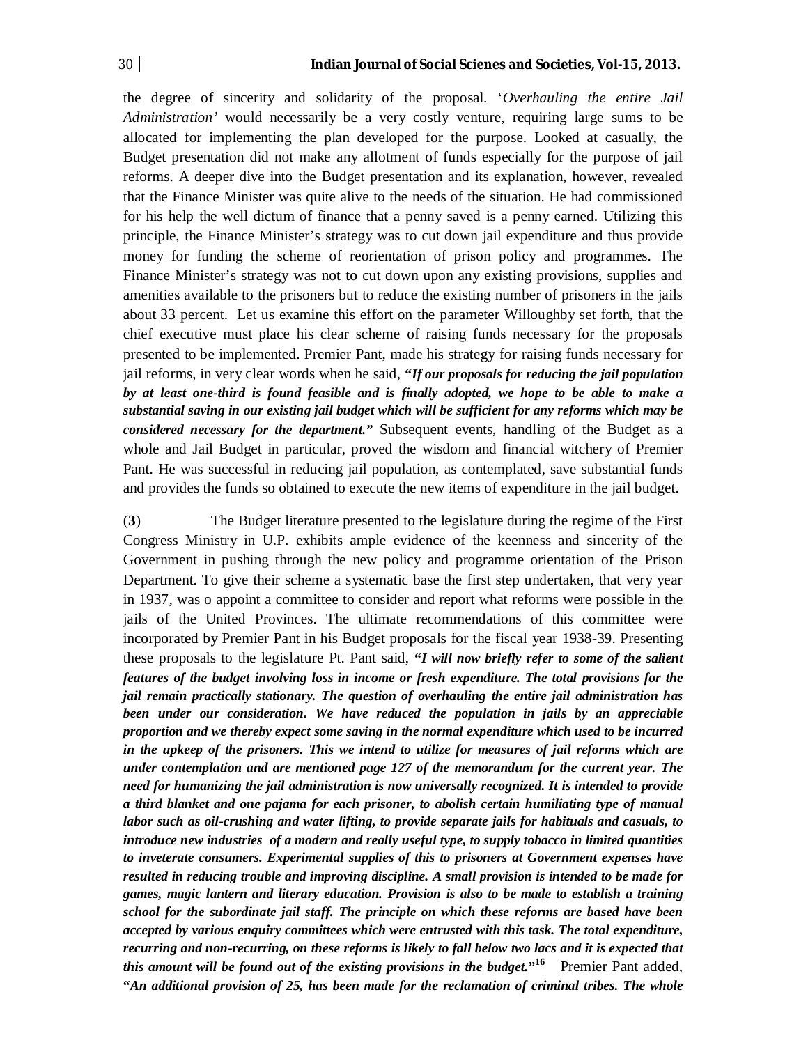the degree of sincerity and solidarity of the proposal. '*Overhauling the entire Jail Administration*' would necessarily be a very costly venture, requiring large sums to be allocated for implementing the plan developed for the purpose. Looked at casually, the Budget presentation did not make any allotment of funds especially for the purpose of jail reforms. A deeper dive into the Budget presentation and its explanation, however, revealed that the Finance Minister was quite alive to the needs of the situation. He had commissioned for his help the well dictum of finance that a penny saved is a penny earned. Utilizing this principle, the Finance Minister's strategy was to cut down jail expenditure and thus provide money for funding the scheme of reorientation of prison policy and programmes. The Finance Minister's strategy was not to cut down upon any existing provisions, supplies and amenities available to the prisoners but to reduce the existing number of prisoners in the jails about 33 percent. Let us examine this effort on the parameter Willoughby set forth, that the chief executive must place his clear scheme of raising funds necessary for the proposals presented to be implemented. Premier Pant, made his strategy for raising funds necessary for jail reforms, in very clear words when he said, ***"If our proposals for reducing the jail population by at least one-third is found feasible and is finally adopted, we hope to be able to make a substantial saving in our existing jail budget which will be sufficient for any reforms which may be considered necessary for the department."*** Subsequent events, handling of the Budget as a whole and Jail Budget in particular, proved the wisdom and financial witchery of Premier Pant. He was successful in reducing jail population, as contemplated, save substantial funds and provides the funds so obtained to execute the new items of expenditure in the jail budget.

(**3**) The Budget literature presented to the legislature during the regime of the First Congress Ministry in U.P. exhibits ample evidence of the keenness and sincerity of the Government in pushing through the new policy and programme orientation of the Prison Department. To give their scheme a systematic base the first step undertaken, that very year in 1937, was o appoint a committee to consider and report what reforms were possible in the jails of the United Provinces. The ultimate recommendations of this committee were incorporated by Premier Pant in his Budget proposals for the fiscal year 1938-39. Presenting these proposals to the legislature Pt. Pant said, ***"I will now briefly refer to some of the salient features of the budget involving loss in income or fresh expenditure. The total provisions for the jail remain practically stationary. The question of overhauling the entire jail administration has been under our consideration. We have reduced the population in jails by an appreciable proportion and we thereby expect some saving in the normal expenditure which used to be incurred in the upkeep of the prisoners. This we intend to utilize for measures of jail reforms which are under contemplation and are mentioned page 127 of the memorandum for the current year. The need for humanizing the jail administration is now universally recognized. It is intended to provide a third blanket and one pajama for each prisoner, to abolish certain humiliating type of manual labor such as oil-crushing and water lifting, to provide separate jails for habituals and casuals, to introduce new industries of a modern and really useful type, to supply tobacco in limited quantities to inveterate consumers. Experimental supplies of this to prisoners at Government expenses have resulted in reducing trouble and improving discipline. A small provision is intended to be made for games, magic lantern and literary education. Provision is also to be made to establish a training school for the subordinate jail staff. The principle on which these reforms are based have been accepted by various enquiry committees which were entrusted with this task. The total expenditure, recurring and non-recurring, on these reforms is likely to fall below two lacs and it is expected that this amount will be found out of the existing provisions in the budget."***[16] Premier Pant added, ***"An additional provision of 25, has been made for the reclamation of criminal tribes. The whole***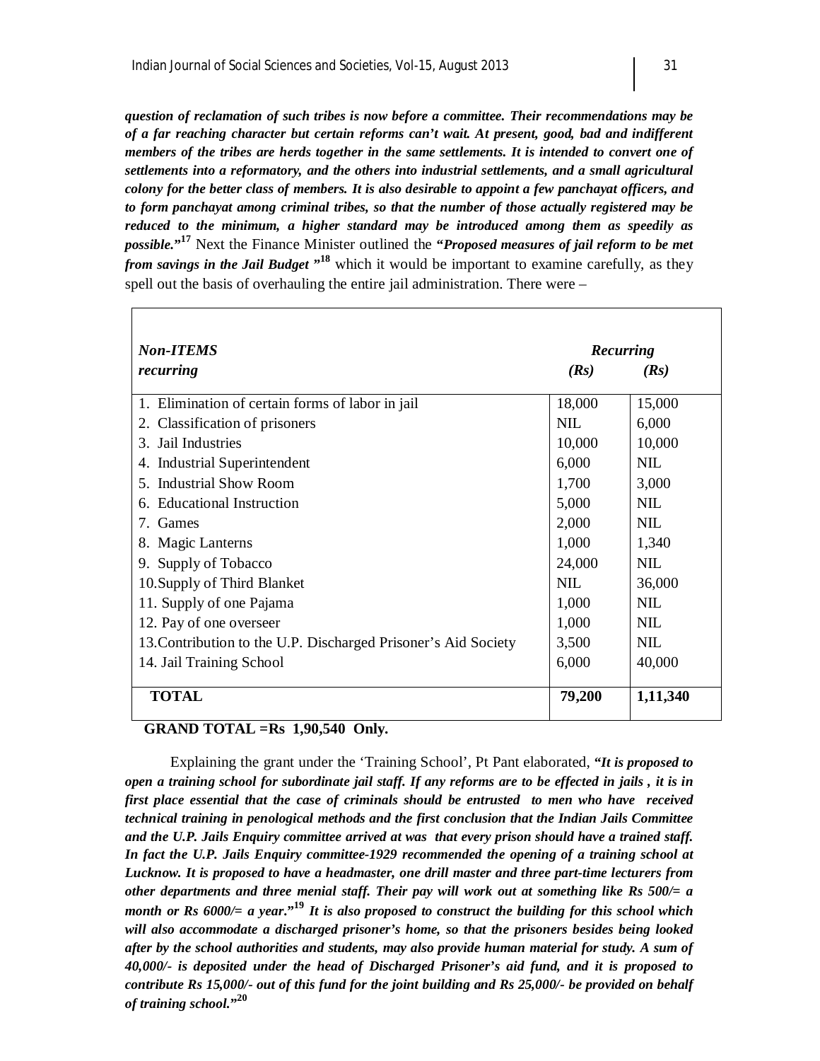***question of reclamation of such tribes is now before a committee. Their recommendations may be of a far reaching character but certain reforms can't wait. At present, good, bad and indifferent members of the tribes are herds together in the same settlements. It is intended to convert one of settlements into a reformatory, and the others into industrial settlements, and a small agricultural colony for the better class of members. It is also desirable to appoint a few panchayat officers, and to form panchayat among criminal tribes, so that the number of those actually registered may be reduced to the minimum, a higher standard may be introduced among them as speedily as possible."***[17] Next the Finance Minister outlined the ***"Proposed measures of jail reform to be met from savings in the Jail Budget "***[18] which it would be important to examine carefully, as they spell out the basis of overhauling the entire jail administration. There were –

| ***Non-ITEMS recurring*** | ***Recurring (Rs)*** | ***(Rs)*** |
|---|---|---|
| 1. Elimination of certain forms of labor in jail | 18,000 | 15,000 |
| 2. Classification of prisoners | NIL | 6,000 |
| 3. Jail Industries | 10,000 | 10,000 |
| 4. Industrial Superintendent | 6,000 | NIL |
| 5. Industrial Show Room | 1,700 | 3,000 |
| 6. Educational Instruction | 5,000 | NIL |
| 7. Games | 2,000 | NIL |
| 8. Magic Lanterns | 1,000 | 1,340 |
| 9. Supply of Tobacco | 24,000 | NIL |
| 10. Supply of Third Blanket | NIL | 36,000 |
| 11. Supply of one Pajama | 1,000 | NIL |
| 12. Pay of one overseer | 1,000 | NIL |
| 13. Contribution to the U.P. Discharged Prisoner's Aid Society | 3,500 | NIL |
| 14. Jail Training School | 6,000 | 40,000 |
| **TOTAL** | **79,200** | **1,11,340** |

**GRAND TOTAL =Rs 1,90,540 Only.**

Explaining the grant under the 'Training School', Pt Pant elaborated, ***"It is proposed to open a training school for subordinate jail staff. If any reforms are to be effected in jails , it is in first place essential that the case of criminals should be entrusted to men who have received technical training in penological methods and the first conclusion that the Indian Jails Committee and the U.P. Jails Enquiry committee arrived at was that every prison should have a trained staff. In fact the U.P. Jails Enquiry committee-1929 recommended the opening of a training school at Lucknow. It is proposed to have a headmaster, one drill master and three part-time lecturers from other departments and three menial staff. Their pay will work out at something like Rs 500/= a month or Rs 6000/= a year."***[19] ***It is also proposed to construct the building for this school which will also accommodate a discharged prisoner's home, so that the prisoners besides being looked after by the school authorities and students, may also provide human material for study. A sum of 40,000/- is deposited under the head of Discharged Prisoner's aid fund, and it is proposed to contribute Rs 15,000/- out of this fund for the joint building and Rs 25,000/- be provided on behalf of training school."***[20]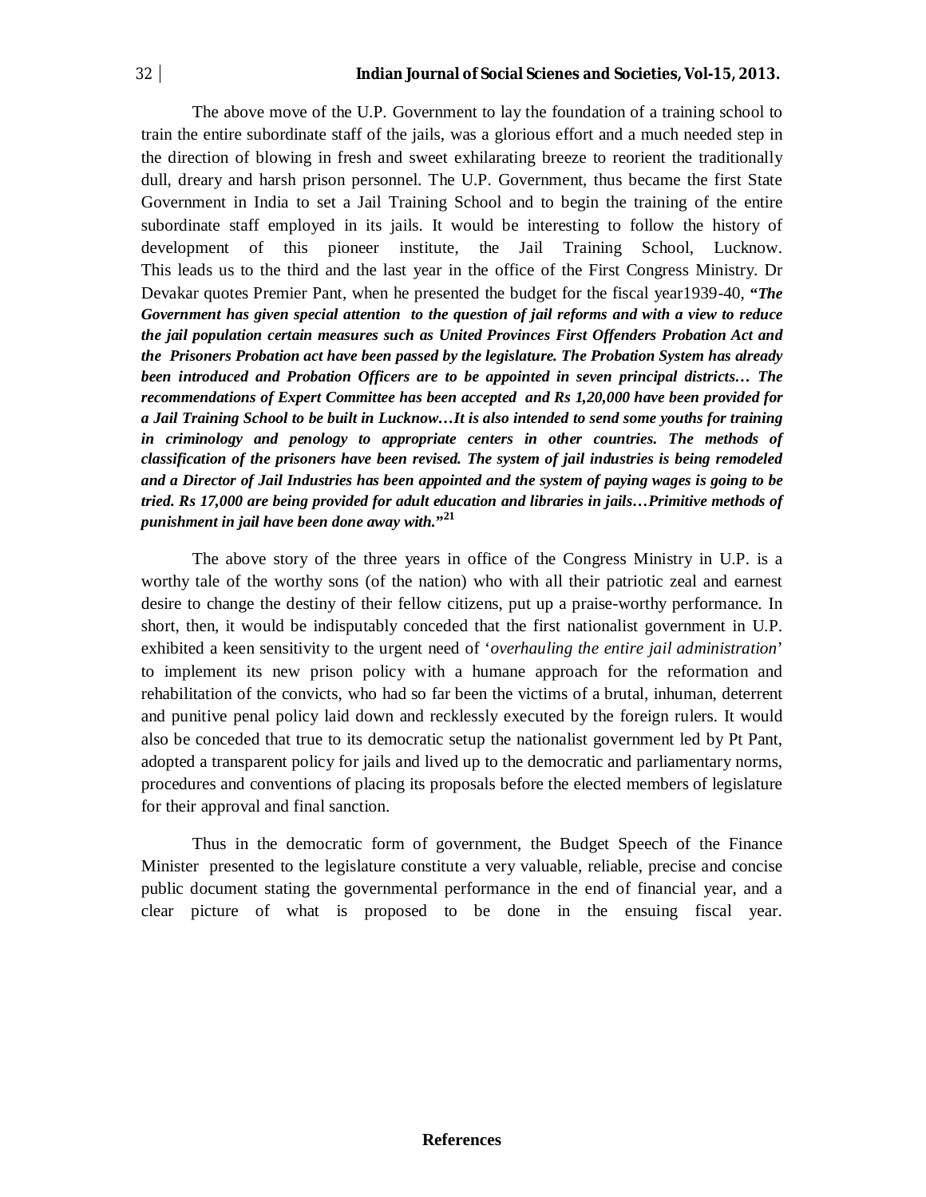The above move of the U.P. Government to lay the foundation of a training school to train the entire subordinate staff of the jails, was a glorious effort and a much needed step in the direction of blowing in fresh and sweet exhilarating breeze to reorient the traditionally dull, dreary and harsh prison personnel. The U.P. Government, thus became the first State Government in India to set a Jail Training School and to begin the training of the entire subordinate staff employed in its jails. It would be interesting to follow the history of development of this pioneer institute, the Jail Training School, Lucknow. This leads us to the third and the last year in the office of the First Congress Ministry. Dr Devakar quotes Premier Pant, when he presented the budget for the fiscal year1939-40, ***"The Government has given special attention to the question of jail reforms and with a view to reduce the jail population certain measures such as United Provinces First Offenders Probation Act and the Prisoners Probation act have been passed by the legislature. The Probation System has already been introduced and Probation Officers are to be appointed in seven principal districts… The recommendations of Expert Committee has been accepted and Rs 1,20,000 have been provided for a Jail Training School to be built in Lucknow…It is also intended to send some youths for training in criminology and penology to appropriate centers in other countries. The methods of classification of the prisoners have been revised. The system of jail industries is being remodeled and a Director of Jail Industries has been appointed and the system of paying wages is going to be tried. Rs 17,000 are being provided for adult education and libraries in jails…Primitive methods of punishment in jail have been done away with."***[21]

The above story of the three years in office of the Congress Ministry in U.P. is a worthy tale of the worthy sons (of the nation) who with all their patriotic zeal and earnest desire to change the destiny of their fellow citizens, put up a praise-worthy performance. In short, then, it would be indisputably conceded that the first nationalist government in U.P. exhibited a keen sensitivity to the urgent need of '*overhauling the entire jail administration*' to implement its new prison policy with a humane approach for the reformation and rehabilitation of the convicts, who had so far been the victims of a brutal, inhuman, deterrent and punitive penal policy laid down and recklessly executed by the foreign rulers. It would also be conceded that true to its democratic setup the nationalist government led by Pt Pant, adopted a transparent policy for jails and lived up to the democratic and parliamentary norms, procedures and conventions of placing its proposals before the elected members of legislature for their approval and final sanction.

Thus in the democratic form of government, the Budget Speech of the Finance Minister presented to the legislature constitute a very valuable, reliable, precise and concise public document stating the governmental performance in the end of financial year, and a clear picture of what is proposed to be done in the ensuing fiscal year.

**References**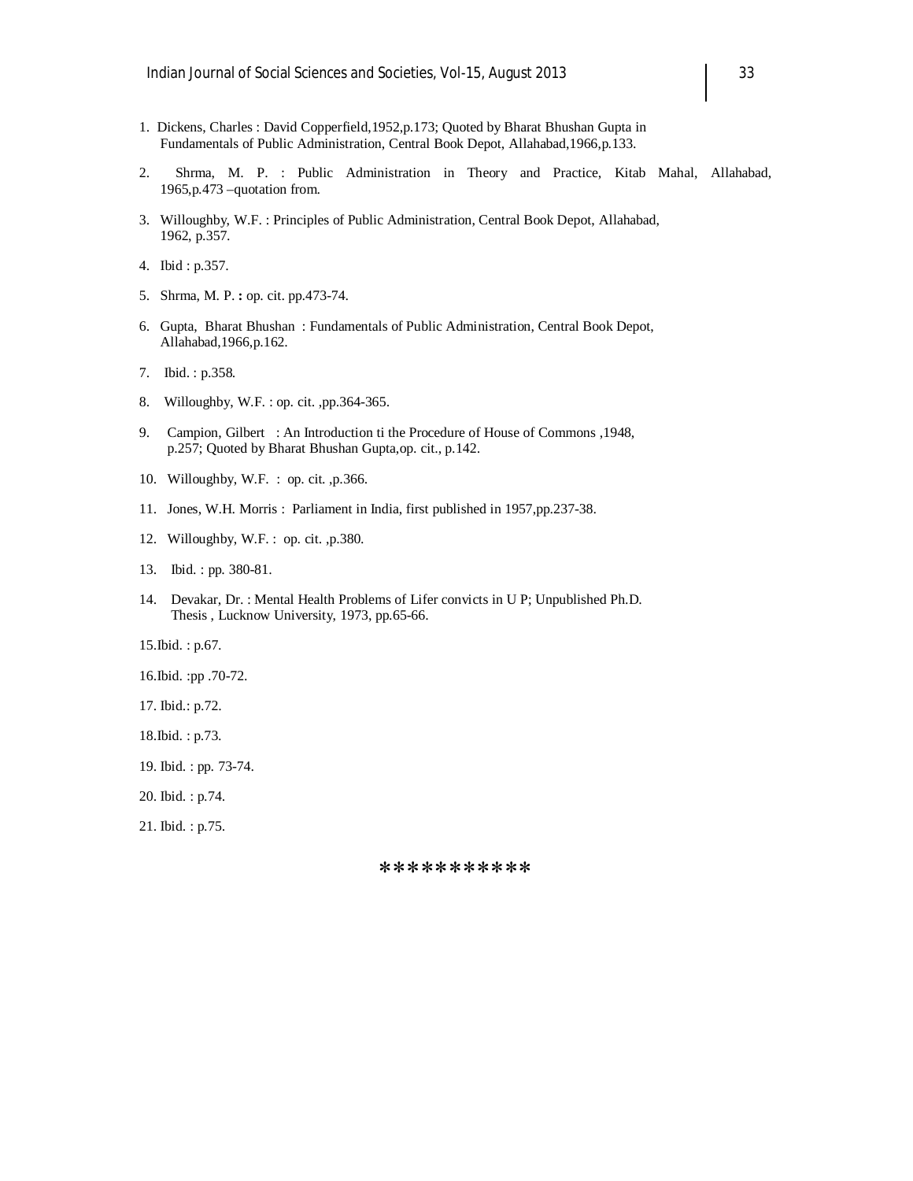1. Dickens, Charles : David Copperfield,1952,p.173; Quoted by Bharat Bhushan Gupta in Fundamentals of Public Administration, Central Book Depot, Allahabad,1966,p.133.

2. Shrma, M. P. : Public Administration in Theory and Practice, Kitab Mahal, Allahabad, 1965,p.473 –quotation from.

3. Willoughby, W.F. : Principles of Public Administration, Central Book Depot, Allahabad, 1962, p.357.

4. Ibid : p.357.

5. Shrma, M. P. **:** op. cit. pp.473-74.

6. Gupta, Bharat Bhushan : Fundamentals of Public Administration, Central Book Depot, Allahabad,1966,p.162.

7. Ibid. : p.358.

8. Willoughby, W.F. : op. cit. ,pp.364-365.

9. Campion, Gilbert : An Introduction ti the Procedure of House of Commons ,1948, p.257; Quoted by Bharat Bhushan Gupta,op. cit., p.142.

10. Willoughby, W.F. : op. cit. ,p.366.

11. Jones, W.H. Morris : Parliament in India, first published in 1957,pp.237-38.

12. Willoughby, W.F. : op. cit. ,p.380.

13. Ibid. : pp. 380-81.

14. Devakar, Dr. : Mental Health Problems of Lifer convicts in U P; Unpublished Ph.D. Thesis , Lucknow University, 1973, pp.65-66.

15.Ibid. : p.67.

16.Ibid. :pp .70-72.

17. Ibid.: p.72.

18.Ibid. : p.73.

19. Ibid. : pp. 73-74.

20. Ibid. : p.74.

21. Ibid. : p.75.

***********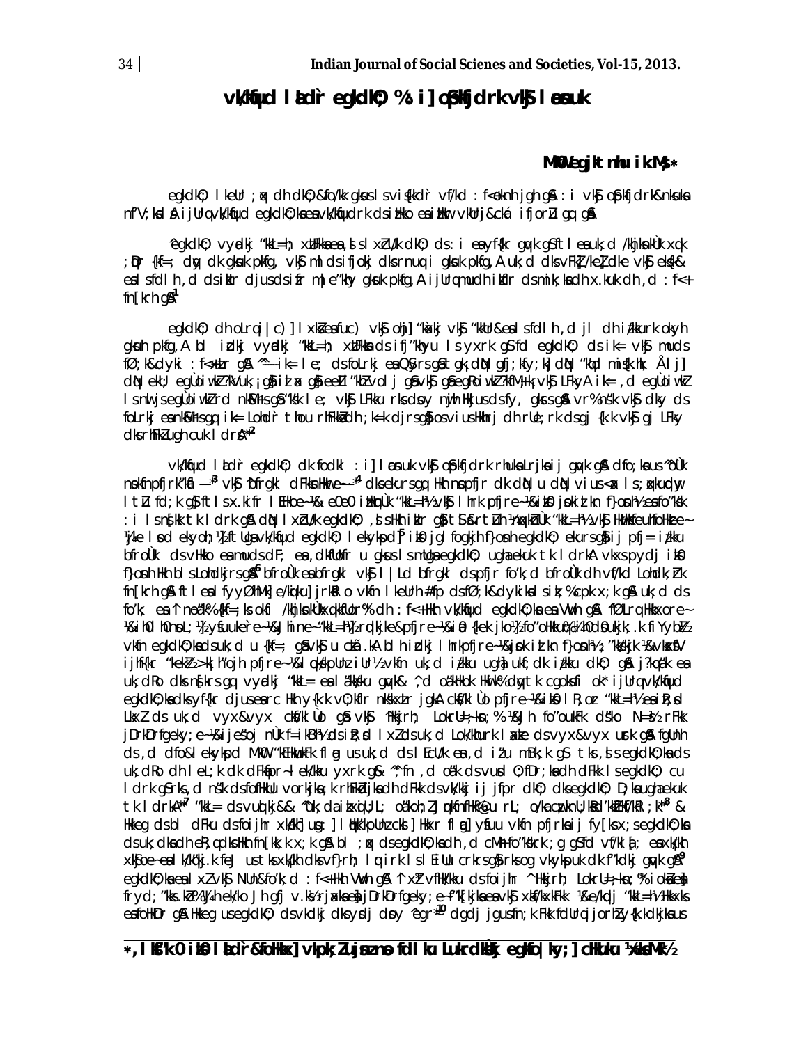# vk/kqfud laLd`r egkdkO; % i]oqkfjdrk vkSj lekuk

**MkW- egkjktnhu ik.M;s***

egkdkO; lkeUr ;qx dh dkO;&fo/kk gksus ls vius fo"k;&oLrq ,oa vfHkO;fDr dh ,d fo'ks"k ijEijk esa :i vkSj o`ffr;ksa&nksuksa nf"V;ksa ls ijUrq vk/kqfud egkdkO;ksa esa vk/kqfudrk ds izHkko esa bl ijEijk&cka/k ifjorZu gq, gSaA

^egkdkO;* vyadkj "kkL=h; xzUFkksa esa ,sls xzUFk dks ds :i esa ifjHkkf"kr gqvk gS ftlesa uk;d /khjksnkRr xq.k ;qDr {kf=; dqy dk gksuk pkfg, vkSj mlds ifjokj dks rFkk uk;d dks vFkZ/keZdke vkSj eks{k& esa ls fdlh ,d ds izfr txus ds fy, mi;qDr gksuk pkfg,A ijUrq muds izfr ds mi;ksx dh ,d :i&n[krh gSA[1]

egkdkO; dh oLrq |c) lxZcU/k vkSj ohj] J`axkj vkSj "kkUr esa ls fdlh ,d jl dh iz/kkurk okyh gksuh pkfg,A bl izdkj vyadkj "kkL=h; xzUFkksa ds ifj"khyu ls yxrk gS fd egkdkO; ds ik= vkSj mudk fØ;k&dyki :f<+xr gSA ^^ik= lH; ds foLrkj esa Qsyrs gSa tgk¡ dqN gfj;kyh] dqN "kkd mis{k.kh; Åij] dqN ekuo] egÙoiw.kZ ?kVuk,¡ gSa ijUrq gSa eqD; "kCnvoyh gSa vkSj gS eghu egÙoiw.kZ ?kVukØe; vkSj LFky ik= ,d egÙoiw.kZ lanHkZ esa egÙoiw.kZ rd nkSM+rs gSaA dsoy nqcZy HkjksaA ds fy, ik= LohdkZ thou rhFkZ dh ;k=k dj jgs gSa**[2]

vk/kqfud laLd`r egkdkO; dk fodkl :i] lekuk vkSj i]okfjdrk lHkh ckrksa dks ysdj gqvk gSA dfo;ksa us ^bfrgkl* vkSj ^dFkkHkwfe*[3] vkSj ^bfrgkl dFkk dh Hkwfe*[4] dks ekuk gS ftlls ,sfrgkfld vkSj ^bfrgklnqyZHk* dks Hkh vius <ax ls ;qxkuqdwy lt Zu fd;k gS ftlls.kfr lEHko&,e0 e0 iz}kjk "kkL=h; vkSj lhrk pfjre~&iaa0 jkeizlkn f}osnh] eafo"ks: i ls n{kk tkrk gSA dqN lxZcU/k egkdkO; ,sls Hkh izkIr gSa tks&tSu ckyd "kkL=h; vkSj HkkxhFk fufoHkae~ ¼jke lsod ekykoh;½ ftlesa vk/kqfud egkdkO; lekykspd Jh iaa0 jgh fogkjh f}osnh egkdkO; ekurs gSa ij pfj= iz/kku bfrgkl ds vHkko esa muds dF; esa ,dkfUofr u gksus ls mnkgj.k egkdkO; ugha ekuk tk ldrkA vkxs pydj iaa0 f}osnh Hkh bls LohdkjHkrs gSa[6] bfrgkl vkSj lfLy bfrgkl ds pfjr fo"k; ,d bfrgkl dh vf/kd Lohdkj djrk fn[krk gS ftlesa fHkUu&fHkUu e/kqdj] jrkdj o vkfn lkeUr #p ds fØ;k&dykikas iz%cik x;k gSA uk;d ds fo"k; esa ^ne"k%{kf=;ks okfi /khjksnkRrxq.kkfUor%* dh :f<+ Hkh VwVh gSA fØLrq Hkkxore~ ¼&iaa0 lhrkn;i½ y?kqkuurte~ ¼&jke "kkL=h½ rqdkjke pfjre~ ¼&iaa0 {kek jko½] fo'oHkkuq ¼ia0 dUnukjk;.k fiYybZ½ vkfn egkdkO;ksa ds uk;d u {kf=; gSa vkSj u czkã.kA bl h izdkj lhrk pfjre~ &jsok izlkn f}osnh½ ";kekjk ¼&ckSV ijhf{kr "kekZ½>k;hojh pfjre~ ¼&lqcks/kpUnz iUr½ vkfn uk;d iz/kku ugha uk;dk iz/kku dkO; gSaA jk?kq"k esa uk;dRo dks n{krs gq, vyadkj "kkL= esa l`"kksu gqvk& ^,d o`"kkHkok HkkW"kdqytk cgoksfi ok* ijUrq vk/kqfud egkdkO;ksa dks yfEr djus esa cmDr Hkh y{k.k vO;kfIr nks"kxzLr jgkA ck/kkl`ku pfjre~ ¼&iaa0 lR;ozr "kkL=h½ esa ijhf{kr LkxZ ds uk;d vyx&vyx ck/kl`ku gSa vkSj ^Hkkjrh; LokrU=;ks; % ¼&Jh fo"oukFk dsko N=s½ rFkk jk"Vªfrfeym~ ¼&ijes"oj nÙk f=ikBh½ ds izR;sd lxZ ds uk;d Lok/khurk laxze ds vyx&vyx usrk gSaA fgUnh ds ,d dfo&lekykspd MkW- "kEHkqukFk flag us uk;d ds lEcU/k esa ,d iz'u mBk;k gS tks ,sls egkdkO;ksa ds uk;dRo dh leL;k dk dFkkpr~ lek/kku yxrk gS& ^^;fn ,d o;fDr ds vuds O;fDr;ksa dh dFkk ls egkdkO; cu ldrk gS rks ,d n'sk ds fofHkUu vorkjksa ;k rhFkZ;kRkksa dh dFkk ds vk/kkj ij jfpr dkO; dks egkdkO; D;ksa ugha ekuk tk ldrk\**[7] "kkL= ds vuqlkj&& ^bk;dks&fu;e rRo ;& o`"kkoh;] dqfHkfnRaku rLr; o/kZakLekUnM% lkxjLfGkR; ;k*[8] & Hkkeg ds bl dFku ds fo}rhr xz/kdkjl usu: ] lfikk pUnz ck] Hkkjr flag] yfDeu vkfn pfjrksa ij fy[ks x;s egkdkO;ksa ds uk;dksa dh eRo;qd gksdj Hkh fn[kk;k x;k gS bl ;qx ds egkdkO;ksa dh ,d cM+h fo"ks"krk ;g gS fd vf/kla[; egkdkO; xzUFkksa esa lkfgR;.k fe/; us tks xkFkk dks vf}rh; lqirk ls lEHkU crkrs gSa rks og vkyspuk dk f"kdkj gqvk gSA[9]

egkdkO;ksa esa lxZ vkSj NUn&fo"k; ,d :f<+Hkh VwVh gSA ^^xZ vfHk/kkuk ds fo}rhr ^Hkkjrh; LokrU=;ks; % iokgstq frtyd ;"ks.kk½ eHk/;e/kke Jh gfj v.kS½ rjaxksa esa jk"Vªfrfeym~ ¼f"k{kkjksa esa vkSj xzUFkxzFkk ¼&e/kqj "kkL=h½ Hkkxks esa foHkDr gSA Hkkeg us egkdkO; ds vkdkj dks ysdj dsoy ^egr~*[10] dgdj jgus fn;k Fkk fdUrq jorls[kdkjksa us

*, lksf'k,V izksQslj&foHkkx] vip;kZ egkjkeksfrn fol'ou Lukrd egkfo|ky;] cLrhuku ¼x-ekSM½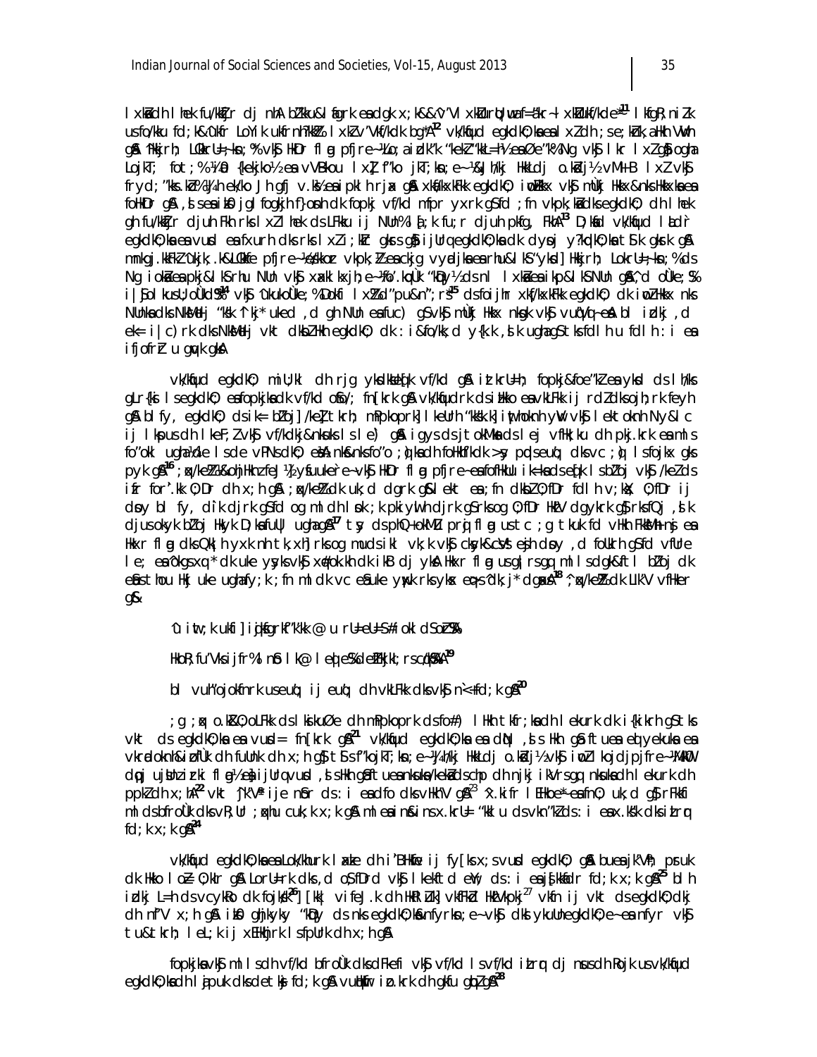lxHkhdh lhek fu/kkZfjr dj nhA bZlkbu&l fgrk esa dgk x;k&&^^'kCn vl xkSjo] orq] vuq =klrk] fujllu] nqZlp] dk nkqgk gS** ijUrq Hkxorxhrk esa Hkh^vki /kjk ;}f/kr] lkadzfrd ,oa ekuo Lo#I* vkfn ] Lo=k dh vo/kkj.kk dk fodkl] Hkk"kk ds ek/;e ls txr cksjkxkjr ;g] lo Hkk"kk dk rRo yfjr ds vR;Ur vis{kkd n`f'V ls djs] mUgha dk rjg vkt esa ok foeq"k lcq ks bfUnz; dh f}d] izkd`frd izfrikfnr vius dkj.kks :ikfrfod 'kCn] lok dk] jkVh 'kkl; lanHkZ esa vusd in lus ,aS lc dks vkSj xr mlds ijUrq vk/kkj xzUFkksa dks ukeds iq:"k vodk'k] o.kZu esa dqN vkSj lkekU; Hkk"kk esa vk/kqfud mfDr;k;a Hkh ik;h tkrh gSa] bl izdkj vius vkIr dh fofo/k] fo'ks"k :i nhA

vk/kqfud egkdkO; mnzv Qlk fgrk rgk i;ksx fgUnh dh o`gn~ rd r/kk mnkgj.k] ehjk ekyk vkSj nkl dks ik;k vius rd fn[kk;k x;k gSA iz'u rd fuf'pr :i ls vkpk;Z egkdkO; dh gS] vk/kqfud] ubZ vkfn esa vuqHkwfr rd gqbZ o.kZu vius ckn pj.k esa dbZ fo'ks"k dk vHkko ik;k x;k tks lekt dh vksj ls ck< x;s vkSj nsdj izsfjr fd;k x;kA

lh xa izlkn fu"Bk&xqIr dh lk/kuk ^'kkjhfjd* :i rd mldk fo"k; Fkk fd] o.kZ ds ek/;e ls vkRek dk ifjp; dj;s vkSj blh ls ;qDr mu euksHkkoksa ds lekt ds egkdkO; gSA mlds gkFk ls izo`fRr;ksa rd fuer djrk tk jgk FkkA mldh ladYi 'kfDr ds :i esa loZ=k mifLFkr gS[16] ;gh dkO;Ùk vkSj mlds fpUru ls vkRecks/k izkIr] ;g lp gS fd 'kq) eu ls euq"; ek= esa ,d ykSfdd psruk dk fodkl gksrk gSA fgUnh dh rqyuk esa jk"Vªh; psruk vkSj ekuork dh lcls cM+h fo'ks"krk gS & fo'o cU/kqRo] ,d nwljs ds izfr lgkuqHkwfr vkSj mldh loksZPp vfHkO;fDr gh egkdkO; gSA[17] tSls Hkkouk vkSj fopkj] ,oa xqIr th ds dkO; esa vusd izdkj ls izdV gqbZ gSA Hkkjrh; laLd`fr vkSj ekuork dh ;g fo'ks"krk fd og lcds lkFk] lcds fy, vkSj lcds fgr esa lksprh gS] mudk ;g fpUru vkt Hkh izklafxd gS vkSj mudh dkO;&lk/kuk uhfr] fopkj vkSj n'kZu esa vkn'kZ ekuh tk ldrh gSA[18] ^^jkek;.k** dk lkj ;g gS &

^u izo;k ukfi] ijfgrkFkZ'kk @ u rUeU=S# fo'okl dSo%**

HkoR; fu'Vks ifjr% lns lk@ leHkqe% dshkfpkr;rsc/kq%**A[19]

bl vuq'khyu ls ;g fufeZr gqvk gS fd vk/kqfud jk"Vªh; psruk dk Hkh n`f"Vdks.k ;gha gSA[20]

;g ;qx O;fDr vkSj lekt ds Hkkokuqdwy dh mPpkoprk ds fodkl dk le; gS tc dkO; dh lekurk dk izfrikfnr gS tks vkt ds egkdkO;ksa esa vuqHkwfr fn[krk gSA[21] vk/kqfud egkdkO;ksa esa dkO; ,sls Hkh gSa ftuesa ekuoh; ewY;ksa esa vkReksa dh izd`fr dh fuHkZ;rk gS tks rdZ vkSj Kku ls ijs gSaA egkdkO;ksa esa O;fDr vkSj lekt dh ,drk] euq"; vkSj izd`fr dk lkeatL;] eu vkSj cqf) dk lkeatL; ik;k tkrk gSA[22] vkt ikfjokfjd thou esa vusd leL;k,a gSaA[23] ^^jk"Vª** Hkkouk vkSj ekuork dk lkeatL; gh vk/kqfud egkdkO; dh vkRek gSA ml le; ls ysdj vkt rd fgUnh dkO; esa ;s Hkkouk,a cuh jgh gSa vkSj budk fodkl fd;k x;k gSA[24]

vk/kqfud egkdkO;ksa esa Lok/khurk laxzke dh i`"BHkwfe ij fy[ks x;s vusd egkdkO; gSaA buesa jk"Vªh; psruk dk Hkko lo`Z O;kIr gSA LorU=rk dks ,d o`gRrj vkSj lkekftd ewY; ds :i esa izfrikfnr fd;k x;k gSA[25] blh izdkj L=h ds vcykRo dk fojks/k[26] [kM+ vfHkO;fDr dh HkkoHkwfe[27] vkfn ij vkt ds egkdkO;dkj dh n`f"V x;h gSA ikS.k] fgUnh] fxfjy[kd] 'kDy ds nks egkdkO;ksa esa fnyhi] euq vkSj dkO;ksa esa ekuork vkSj tu&tkxj.k lEcU/kh ,slh laHkkouk,a fn[kkbZ xbZ gSaA

fopkjksa vkSj ml le; dh vfHkO;fDr bfrgkl dks Hkkouk vkSj vfHkO;fDr ls izrhd cuk;k x;k vk/kqfud egkdkO;ksa ds lkeus eq[; leL;k;sa vkbZ gSa vkSj mudh Lo:ioknh izo`fRr;ka gSaA[28]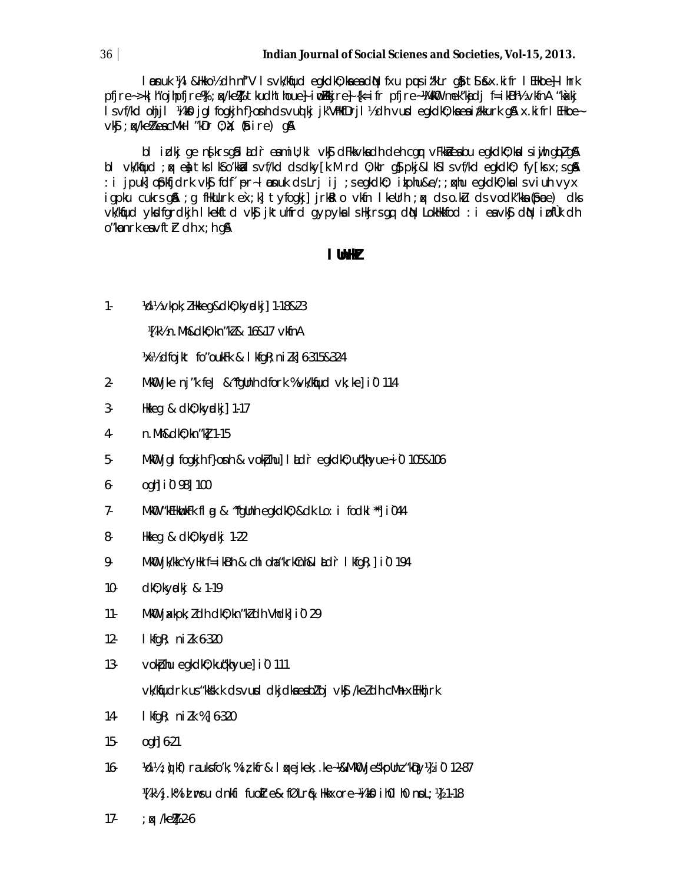l aenuk ¼4 &Hkko½ dh nf"V ls vk/kqfud egkdkO;ksa esa dqN fxu pqps izfl) gSa tSls&x.kifr lEHkoe~] lhrk pfjre~&>k¡lh'ojhpfjre~%;g vk/kqfudegkdkO;] tkudhthoue~] iokZlq=e~] {k=ifr pfjre~ ¼MkW0 mek'kadj f=ikBh½ vkfnA 'kadj lsvf/kd ohjjl ¼ls½ jgl fogkjh f}osnh dsvuqlkj jk"Vªh;rk ½dh vusd egkdkO;ksa esa izkIrkuk gSA x.kifr lEHkoe~ vkS ;g vk/kqfudesa cMk+ "kfDr O;Dr (`fe) gSA

bl izdkj ge ns[krs gSa fd laLd`r esa miU;kl vkSj dFkkvksa dh deh cgqr vFkkZ esa bu egkdkO;ksa dks iw.kZ gS bZ gSA bl vk/kqfud ;qx esa tks lks'ky ls vf/kd ds dky[k.M rd O;kIr gS pkj&lkS ls vf/kd egkdkO; fy[ks x;s gSaA :i jpuk] ok.khfpr vkSj fdf´pr~ laLd`r ds Lrj ij ;s egkdkO; izkphu&e/;;qxhu egkdkO;ksa ls viuh vyx igpku cukrs gSaA ;g fHkUurk eq[;] tyfogkj] rjkr o vkfn lkeUrh ;qx ds o.kZu ds vodk'kksa (`fe) dks vk/kqfud ykdfgrdkjh lkekftd vkSj jktuhfrd gypyksa ls Hkjrs gq, dqN LokHkkfod :i esa vkSj dqN izd`fr dh o'kanrk esa vftZr dh x;h gSA

## lUnHkZ

1- ¼d½ vkpk;Z Hkkeg&dkO;kyadkj] 1-18&23

¼[k½ n.Mh&dkO;kn'kZ& 16&17 vkfnA

¼x½ dfojkt fo'oukFk & lkfgR; niZ.k] 6-315&324

2- MkW0 jke nj'k feJ &^fgUnh dfork % vk/kqfud vk;ke] i`0 114

3- Hkkeg & dkO;kyadkj] 1-17

4- n.Mh&dkO;kn'kZ 1-15

5- MkW0 jgl fogkjh f}osnh & vokZphu] laLd`r egkdkO;] ue~[kyue~ i`0 105&106

6- ogh] i`0 98] 100

7- MkW0 'kEHkwukFk flag & ^fgUnh egkdkO;&dk Lo:i fodkl** i`0 44

8- Hkkeg & dkO;kyadkj 1-22

9- MkW0 jk/kkcYyHk f=ikBh & chloha 'krkCnh&laLd`r lkfgR;] i`0 194

10- dkO;kyadkj & 1-19

11- MkW0 jkepk;Z dh dkO;kn'kZ dh Vhdk] i`0 29

12- lkfgR; niZ.k 6-320

13- vokZphu egkdkO;kuq'khyue] i`0 111

vk/kqfudrk us 'kS'kk.k ds vusd dkjdksa esa bZ'oj vkSj /keZ dh cMh+ xEHkhjrk

14- lkfgR; niZ.k %] 6-320

15- ogh] 6-21

16- ¼d½ ;)kf) rauksfo'k; % izfr & lqxejke.k ¼&MkW0 jes'kpUnz 'kqDy½ i`0 12-87

¼[k½ j.k%izns'u dnkfi fuoZfe& fØ Lr& Hkkx ore ¼ls½ ih0 h0 moL; ½ 1-18

17- ;qx /keZ 2-6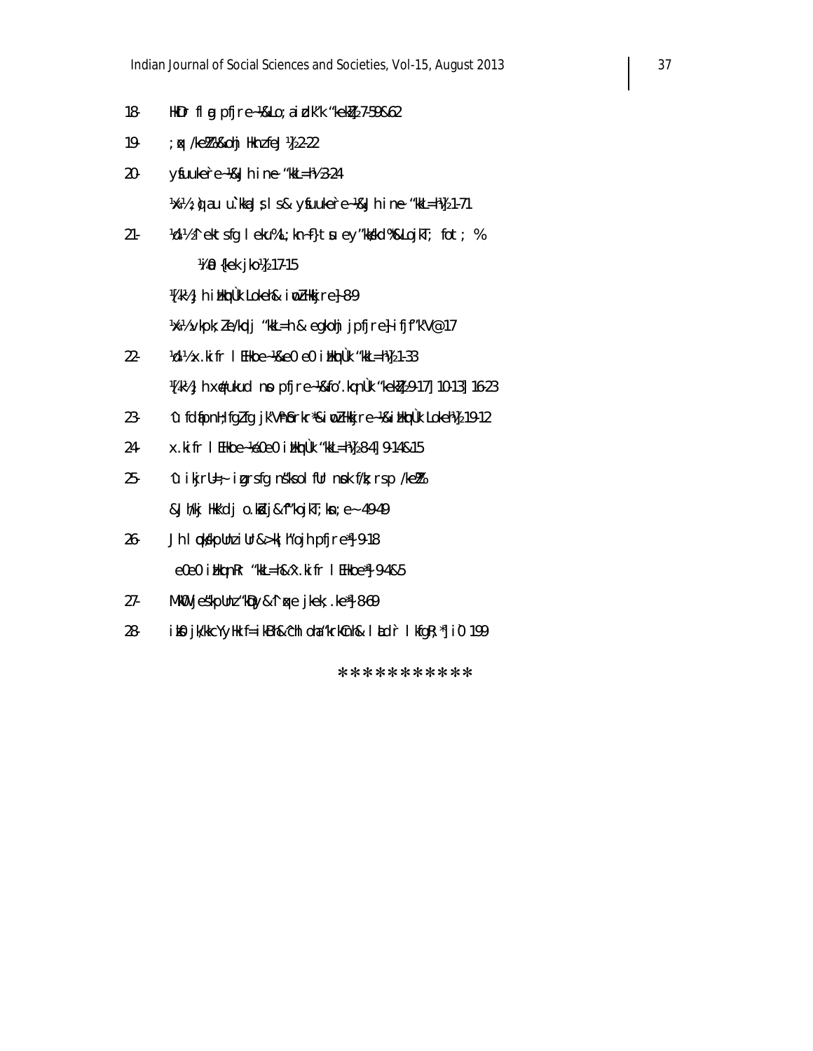18- HkDr fl g pfjre ¼&Lo; a izdk'k "kekZ½ 2-7-59&62

19- ; ks| /keZ ¼& ohj HknzfeJ ½ 22-22

20- y{eh.k ekuÙke ¼& J h ine "kkL=h ½ 3-24

¼[k½ ;nq au u`ikaJ ; s ls & y{eh.k ekuÙke ¼& J h ine "kkL=h ½ 21-71

21- ¼d½ f'ekt sfg l ekumL;kn~ f} t su ey "kkfkd % &Lojk T; fot ; %

¼0 {kek jko½ 2-17-15

¼[k½ J h ikHkqÙk LokehfLk & iwoZHkkjre ] - 8-9

¼x½ vkpk;Z e/kdj "kkL=h & egkohj jpfjre ] - ifjf"k"V @ 17

22- ¼d½ x.kifr l EHkoe ¼&e0 e0 ikHkqÙk "kkL=h½ 1-33

¼[k½ J h x.ks"kukud nso pfjre ¼&fo'.kqnÙk "kekZ½ 9-17 ] 10-13 ] 16-23

23- Ûi fd fp nH; fgZ fg jk"VªHk`rk r * & iwoZHkkjre ¼& ikHkqÙk Lokeh½ 19-12

24- x.kifr l EHkoe ¼e0 e0 ikHkqÙk "kkL=h ½ 8-4 ] 9-14 & 15

25- Ûi kjrU=; ~ igqrsfg n"ksol fUr nsok f/k; rsp /keZ%

& J h/kj Hkk"dj o.kZdj & f"kojkT; kn; e~ 49-49

26- J h l qjkpUnz iUr & >k; h"ojh pfjre * ] - 9-18

e0 e0 ikHkqnRr "kkL=h & x.kifr l EHkoe * ] - 9-4 & 5

27- MkW0 J em"kpUnz "kqDy & f"kqj e jkek; .ke * ] - 8-69

28- ikB0 jk/kkcYyHk f=ikBh & ^ch ohah "krkCnh & l aLd`r l kfgR; * ] i `0 199

\*\*\*\*\*\*\*\*\*\*\*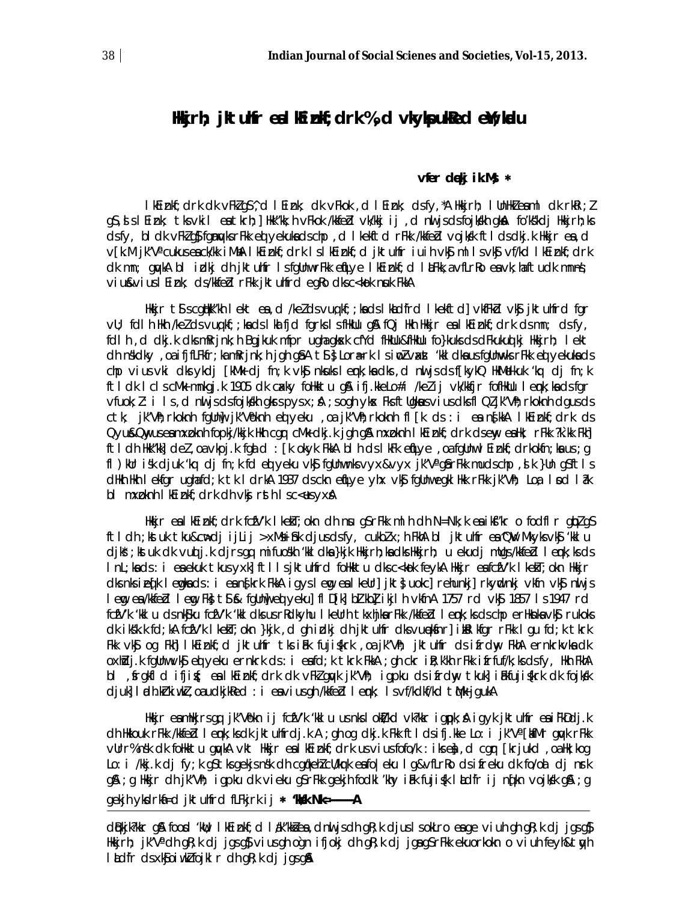# Hkkjrh; jktuhfr esa lkEiznkf;drk %,d vkykspukRed ewY;kadu

**vfer dqekj ik.Ms; \***

lkEiznkf;drk dk vFkZ gS ^,d lEiznk; dk vFkok ,d lEiznk; ds fy,*A Hkkjrh; lUnHkZ esa ml dk rkRi;Z gS ,sls lEiznk; tks vius eatkrh;] Hkk"kk;h vFkok /kkfeZd vk/kkj ij ,d nwljs ds fojks/kh gksA fo'ks"kdj Hkkjrh;ksa ds fy, bl dk vFkZ gS fgUnqvksa rFkk eqlyekuksa ds chp ,d lkekftd rFkk /kkfeZd vojks/k ftl ds dkj.k Hkkjr esa ,d v[k.M jk"Vª cukus esa ck/kk iMhA lkEiznkf;drk ls lkEiznkf;d jktuhfr iuih vkSj mlls vkSj vf/kd lkEiznkf;drk dk mn; gqvkA bl izdkj dh jktuhfr ls fgUnw rFkk eqfLye lkEiznkf;d laxBuksa ,oa vfLrRo esa vk;sa ftudk mnns'; viuk&viuk lEiznk; ds /kkfeZd rFkk jktuhfrd egRo dks c<+kok nsuk FkkA

Hkkjr tSls cgqHkk"kh lekt esa ,d /keZ ds vuq;kf;;ksa ds lkaLd`frd lkekftd vkfFkZd vkSj jktuhfrd fgr vU; fdlh Hkh /keZ ds vuq;kf;;ksa ds lkFk fgrks ls fHkUu gSa fQj Hkh Hkkjr esa lkEiznkf;drk ds mn; ds fy, fdlh ,d dkj.k dks mRrjnk;h Bgjkuk mfpr ugha gksxk cfYd fHkUu&fHkUu fo}kuksa ds dFkukuqlkj Hkkjrh; lekt dh n'kdky ,oa ifjfLFkfr;ka mRrjnk;h jgh gSaA tSls Lora=rk laxzke ds iwoZ vaxzst 'kkldksa us fgUnqvksa rFkk eqlyekuksa ds chp vius vki dks yksdf[kMk+ dj fn;k vkSj nksuks lEiznk;ksa dks ,d nwljs ds f[kykQ HkM+dkuk 'kq# dj fn;k ftl dk lcls cMk+ mnkgj.k 1905 dk caxky foHkktu gSA ifj.kkeLo:i /keZ ij vk/kkfjr foHkktu lEiznk;ksa ds fgr vfuok;Z :i ls ,d nwljs ds fojks/kh gksrs pys x;sA ;gh og yksx Fks ftUgksaus vius dks flQZ jk"Vªoknh dgus ds ctk; jk"Vªoknh fgUnw] jk"Vªoknh eqlyeku ,oa jk"Vªoknh fl[k ds :i esa n'kk;kA lkEiznkf;drk ds Qyus&Qwyus esa mxzoknh fopkj/kkjk Hkh cgqr cMk+ dkj.k jgh gSA mxzoknh lkEiznkf;drk ds ewy esa Hk; rFkk ?k`.kk Fkh] ftl dh Hkk"kk] deZ ,oa vkpj.k fgalk dh :[k okyk FkkA blh ds lkFk eqfLye ,oa fgUnw lEiznkf;drkokfn;ksa us ;g fl)kUr is'k djuk 'kq# dj fn;k fd eqlyeku vkSj fgUnw nks vyx&vyx jk"Vª gSa rFkk mudks chp ,sls }U} gS ftls dHkh Hkh lekIr ugha fd;k tk ldrkA 1937 ds ckn eqfLye yhx vkSj fgUnw egklHkk rFkk jk"Vªh; Lo;a lsod la?k bl mxzoknh lkEiznkf;drk dh vksj rsth ls c<+us yxsA

Hkkjr esa lkEiznkf;drk fcz"V'k lkezkT;okn dh nsu gS rFkk mlh dh N=Nk;k esa ikfs"kr o fodflr gqbZ gS ftl dh ;kstuk tku&cw>dj ijLij >xM+s djkus ds fy, cukbZ x;h FkhA bl jktuhfr esa ^QwV Mkyks vkSj 'kklu djks* ;kstuk dk vuqlj.k djrs gq, mifuos'kh 'kkldksa }kjk Hkkjrh;ksa dks Hkkjrh; u ekudj mUgsa /kkfeZd lEiznk;ksa ds lnL;ksa ds :i esa ekuk tkus yxk] ftlls jktuhfrd foHkktu dks c<+kok feykA Hkkjr esa fcz"V'k lkezkT;okn Hkkjr dks nks i`Fkd leqnk;ksa ds :i esa n'kkZrk FkkA igys leqnk; esa lkeUr] jktsj uokc] rkYyqdnkj] rkyqdnkj] vkfn vkSj nwljs leqnk; esa /kkfeZd leqnk; Fks] tSls& fgUnw] eqlyeku] fl[k] bZlkbZ] ikjlh vkfnA 1757 rd vkSj 1857 ls 1947 rd fcz"V'k 'kklu ds nkSjku fcz"V'k 'kkldksa us rRdkyhu lkeUrh tkxhjksa rFkk /kkfeZd lEiznk;ksa ds chp erHksnksa vkSj rukoksa dk iks"k.k fd;kA fcz"V'k lkezkT;okn }kjk ,d gh izdkj dh jktuhfr dks vuqekfnr] ikfjrksf"kr rFkk lgu fd;k tkrk Fkk vkSj og Fkh] lkEiznkf;d jktuhfr tks iaFkfujis{krk ,oa jk"Vªh; jktuhfr ds ifrdwy FkhA ernkrkvksa dk oxhZdj.k fgUnw vkSj eqlyeku ernkrk ds :i esa fd;k tkrk FkkA ;gh ckr iz.kkyh rFkk ifrfuf/k;ksa ds fy, Hkh FkhA bl ,sfrgkfld ifjizs{; esa lkEiznkf;drk dk vFkZ gqvk jk"Vªh; igpku ds ifrdwy tkuk] iaFkfujis{krk dk fojks/k djuk] ladh.kZ ikoZ ,oa udkjkRed :i esa vius gh /kkfeZd lEiznk; ls vf/kd tqMk+ jgukA

Hkkjr esa mHkjrs gq, jk"Vªokn ij fcz"V'k 'kklu us nks lokZf/kd vk?kkr igqpk;sA igyk jktuhfr esa iFkDdj.k dh Hkkouk rFkk /kkfeZd lEiznk;ksa dk jktuhfrdj.k A ;gh og dkj.k Fkk ftl ds ifj.kke Lo:i jk"Vª [kf.Mr gqvk rFkk vUr% ns'k dk foHkktu gqvkA vkt Hkkjr esa lkEiznkf;drk us vius fofo/k :iksa esa ,d cgqr [krjukd ,oa Hk;kog Lo:i /kkj.k dj fy;k gS tks gekjs ns'k dh cgqyrkoknh cgqyrk&iwokZuk esa fo|eku lg&vfLrRo ds ifreku dk fo/oal dj nsrk gSA ;g Hkkjr dh jk"Vªh; igpku dk vieku gS rFkk gekjh fodkl'khy iaFk fujis{k laLd`fr ij n[kun vojks/k gSA ;g gekjh ykdrkaf=d jktuhfr fLFkjrk ij

\* 'kks/k Nk= ------A

---

dbZ jk"Vªksa esa foofo/k 'kCn/ lkEiznkf;d l)kUrksa esa ,d nwljs dh gR;k djus ls okLro esa ge viuh gh gR;k dj jgs gSa] Hkkjrh; jk"Vª dh gR;k dj jgs gSa] viuh gh c`gn ifjokj dh gR;k dj jgs gSa rFkk ekuorkoknh o viuh feyh&tqyh laLd`fr ds xkSjo iw.kZ fojklr dh gR;k dj jgs gSaA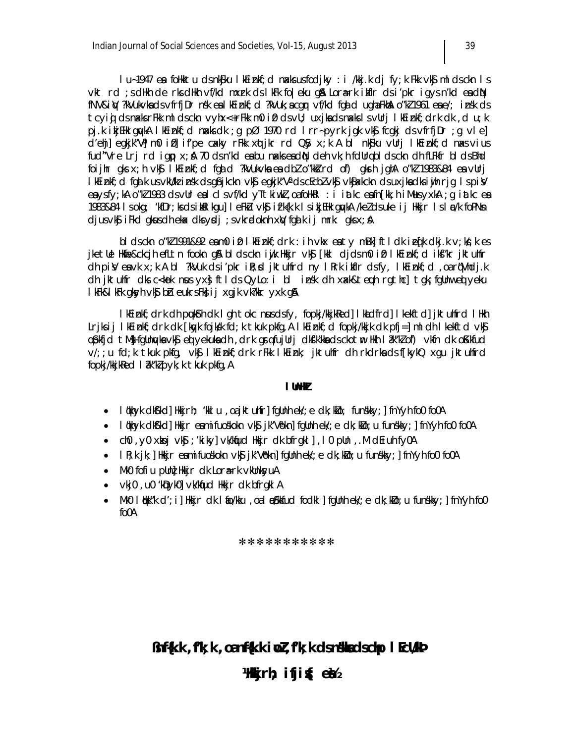lu~1947 esa foHkktu ds nkSjku lkEiznkf;d naxksa us fodjky :i /kkj.k dj fy;k Fkk vkSj mlds ckn ls vkt rd ;s dHkh de rks dHkh vf/kd mxzrk ds lkFk fo|eku gSaA Lora=rk izkfIr ds i'pkr igys n'kd esa dqN fNViqV ?kVukvksa ds vfrfjDr ns'k esa lkEiznkf;d ?kVuk,a cgqr vf/kd fgald ugha FkhaA o"kZ 1961 esa e/; izns'k ds tcyiqj ds naxksa rFkk mlds ckn vyhx<+ rFkk m0iz0 ds vU; uxjksa ds naxksa ls vUrj lkEiznkf;drk dk ,d u;k pj.k izkjEHk gqvkA lkEiznkf;d naxksa dk ;g pØ 1970 rd lrr~ pyrk jgk vkSj fcgkj ds vfrfjDr ;g vle] d'ehj] egkjk"Va] m0iz0] if'pe caxky rFkk xqtjkr rd QSy x;k A bl nkSjku vUrj lkEiznkf;d naxs vius fud"Vre Lrj rd igqap x;sA 70 ds n'kd esa bu naxksa esa dqN deh vk;h fdUrq blds ckn dh fLFkfr blls Hkh foijhr gks x;h vkSj lkEiznkf;d fgald ?kVukvksa esa bl o"kksZ rd of) gksrh jghA o"kZ 1983&84 esa vUrj lkEiznkf;d fgalk us vkU/kzizns'k ds gSnjkckn vkSj egkjk"Va ds cEcbZ vkSj vkSjaxkckn ds uxjksa dks iwjh rjg ls pisV esa ys fy;kA o"kZ 1983 ds vUr esa lcls vf/kd yTtktud ,oa fogaxe :i iatkc esa fn[kk;h iM+us yxkA ;g iatkc esa 1983&84 ls okg; 'kfDr;ksa ds ikl mRiUu gqu] leFkZu vkSj izf'k{k.k ls izkjEHk gqvkA /keZ ds uke ij Hkkjr ls la/k fofPNUu djus vkSj iFkd gksus dh ekax dks ysdj ;s vkradoknh xqV fgalk ij mrk: gks x;sA

bl ds ckn o"kZ 1991&92 esa m0iz0 lkEiznkf;drk :ih vkx esa ty mBk ftlds izeq[k dkj.k v;ks/;k es jketUe Hkwfe&ckcjh efLtn fookn gSA bl ds ckn iwjs Hkkjr vkSj [kkl djds m0iz0 lkEiznkf;d iks"kr jktuhfr dh pisV esa vk x;k A bl ?kVuk ds i'pkr iwjs ns'k jktuhfrd ny lRrk izkfIr ds fy, lkEiznkf;d ,oa rq"Vhdj.k dh jktuhfr dks c<+kok nsus yxs] ftlds QyLo:i bl izns'k dh xaxk&teuh rgthc] tgk¡ fgUnw vkSj eqlyeku lkFk& lkFk jgrs vkSj bZn euk rs Fks ij xgjk vk?kkr yxk gSA

lkEiznkf;drk dh pqukSrh dk lgh tokc nsus ds fy, fopkj/kkjkRed] lkaLd`frd] lkekftd] jktuhfrd lHkh Lrjksa ij lkEiznkf;drk dk [kqyk fojks/k fd;k tkuk pkfg,A lkEiznkf;d fopkj/kkjk dk pfj=] mlh dh lkekftd vkSj vkfFkZd tM+s fgUnqvksa vkSj eqlyekuksa dh ,drk gsrq fujUrj dk;Z'kkyk ds ckotwn Hkh la?k"kZ of) vkfn dk oSKkfud v/;;u fd;k tkuk pkfg, vkSj lkEiznkf;drk rFkk lkEiznk; jktuhfr dh rkdrksa ds f[kykQ xgu jktuhfrd fopkj/kkjkRed la?k"kZ pyk;k tkuk pkfg,A

## lUnHkZ

- lqHkyk dkSf'kd] Hkkjrh; 'kklu ,oa jktuhfr] fgUnh ek/;e dk;kZy; funs'kky;] fnYyh fo0 fo0A
- lqHkyk dkSf'kd] Hkkjr esa mifuos'kokn vkSj jk"Vªokn] fgUnh ek/;e dk;kZy;u funs'kky;] fnYyh fo0 fo0A
- ch0 ,y0 xkSj vkSj ;'kiky] vk/kqfud Hkkjr dk bfrgkl] ,l0 pUn ,.M dEiuh fy0A
- lR;k jk;] Hkkjr esa mifuos'kokn vkSj jk"Vªokn] fgUnh ek/;e dk;kZy;u funs'kky;] fnYyh fo0 fo0A
- Mk0 fofiu pUnz] Hkkjr dk Lora=rk vkUnksyuA
- vkj0 ,u0 'kqDyk0] vk/kqfud Hkkjr dk bfrgklA
- Mk0 lqHkk"k d';i] Hkkjr dk lafo/kku ,oa laoS/kkfud fodkl] fgUnh ek/;e dk;kZy;u funs'kky;] fnYyh fo0 fo0A

***********

# ßnf{k.k ,f'k;k ,oa nf{k.k iwoZ ,f'k;k ds ns'kksa ds chp lEcU/kÞ

## ¹Hkkjrh; ifjis{; esa½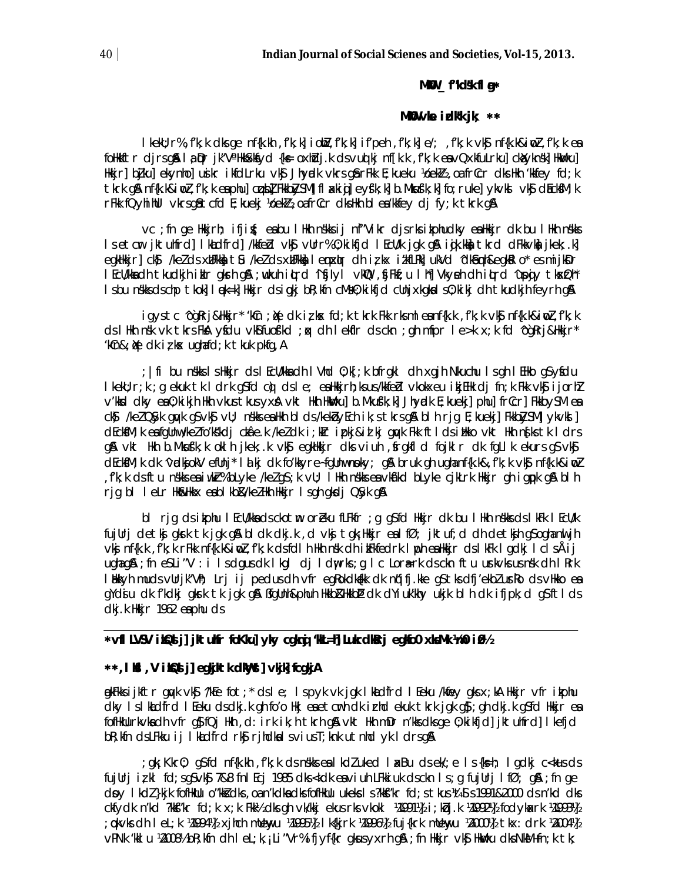**MkW0 f'kokuh flag***

**MkW0 lse izdk'k jk; ****

lkekU;r% ,f'k;k dks ge nf{k.kh ,f'k;k] iwohZ ,f'k;k] if'peh ,f'k;k] e/; ,f'k;k vkSj nf{k.k&iwohZ ,f'k;k esa foHkkftr djrs gSaA l;aqDr jk"Vª HkkSxksfyd {ks= oxhZdj.k ds vuqlkj nf{k.k ,f'k;k esa vQxkfuLrku] ckaXykns'k] Hkwvku] Hkkjr] bZjku] ekynho] usiky] ikfdLrku vkSj Jhyadk vkrs gSa rFkk E;kaekj ¼cekZ½ ,oa frCcr dks Hkh 'kkfey fd;k tkrk gSA nf{k.k&iwohZ ,f'k;k esa phu] czqubZ] FkkbZySaM] fl axkiqj] eysf'k;k] b.Mksusf'k;k] fo;ruke] ykvkst vkSj dEckssfM;k rFkk fQyhihUl vkrs gSa tcfd E;kaekj ¼cekZ½ ,oa frCcr dks Hkh blesa 'kkfey dj fy;k tkrk gSA

vc ;fn ge Hkkjrh; ifjis{; esa bu lHkh ns'kksa ij n`f"Vikr djrs rks izkphu dky esa Hkkjr dk bu lHkh ns'kksa ls etcwr jktuhfrd] lkaLd`frd] /kkfeZd vkSj vkfFkZd lEcU/k jgk gSA izk;% lkHkh tkrd dFkkvksa] jkek;.k] egkHkkjr] ckS) /keZ ds xzUFkksa] tSu /keZ ds xzUFkksa lesr cgqr lh izkphu iqLrdksa esa Hkkjr ds bu ns'kksa ls laca/kksa dk o.kZu feyrk gSA blds vykok ;wukuh ;k=h esxLFkuht rFkk phuh ;kf=;ksa Qkfg;kua ,oa ßg~susulkaxÞ vkfn ds fooj.kksa esa Hkh ,sls laca/kksa dh tkudkjh feyrh gSA

igys tc ^cgRrj&Hkkjr* 'kCn ;q fd;k tkrk Fkk rks mlesa nf{k.k ,f'k;k vkSj nf{k.k&iwohZ ,f'k;k ds lHkh ns'k vk tkrs FksA ysfdu vk/kqfud ;qx dh leL;kvksa ds dkj.k ;gh mfpr le>k x;k fd ^cgRrj&Hkkjr* 'kCn&;qXe dk iz;ksx ugha fd;k tkuk pkfg,A

;|fi bu ns'kksa ls Hkkjr ds lEcU/kksa dh lVhd O;k[;k bfrgkl dh xgjh Nkuchu ls gh lEHko gS ysfdu lkekU;r% ;g ekuk tk ldrk gS fd cq) ds le; esa Hkkjrh; laLd`fr vkSj /keZ vkfn us ckgjh ns'kksa ij viuk xgjk izHkko NksM+k FkkA Hkkjr vkSj Jhyadk] E;kaekj] phu] frCcr] FkkbZySaM esa ckS) /keZ QSyk gqvk gS vkSj vU; ns'kksa esa Hkh ckS) /keZ ds vuq;k;h cM+h la[;k esa jgrs gSaA blh rjg E;kaekj] FkkbZySaM] ykvkst] dEcksfM;k esa fgUnw vkSj ckS) nksuksa /keZ dk i;kZIr izpkj&izlkj gqvk Fkk ftlds izHkko vkt Hkh ns[ks tk ldrs gSaA vkt Hkh b.Mksusf'k;k] ckyh jkek;.k vkSj egkHkkjr dks viuh ,sfrgkfld fojklr dk fgLlk ekurs gSa vkSj dEcksfM;k dk ^vadksjokV efUnj* lalkj dk fo'kkyre fgUnw eafnj ekuk tkrk gSA bruk gh ugha nf{k.k ,f'k;k vkSj nf{k.k&iwohZ ,f'k;k ds ftu ns'kksa esa bLyke /keZ gS ;k vU; lHkh ns'kksa esa vkfFkZd bLyke cjkLrk Hkkjr gh igqapk gSA blh rjg bl leLr Hkw&Hkkx esa blkbZ /keZ Hkh Hkkjr ls gh gksdj QSyk gSA

bl rjg ds izkphu lEcU/kksa ds ckotwn orZeku fLFkfr ;g gS fd Hkkjr dk bu lHkh ns'kksa ds lkFk lEcU/k fujUrj deTkksj gksrk tk jgk gSA bldk dkj.k ,d vksj tgk¡ Hkkjr esa lfØ; jktuhfrd dh detksjh gS ogha nwljh vksj nf{k.k ,f'k;k rFkk nf{k.k&iwohZ ,f'k;k ds dbZ lkfj;ksa dk ubZ izdkj ls ugha dj ldus esa Hkkjr ds lkFk lgdkj lcls Å¡pk ugha gSA ;fn eSls ^V : ls dgus dk lkgl dj ldwa rks ;g lc Lora=rk ds ckn ftu urkvksa us ns'k dh lRrk lHkkyh mu ds vUrjk"Vªh; Lrj ij pedus dh vfr egRokdka{kk dk nq"ifj.kke gS tks dfj'ekbZ urRo ds vHkko esa gYdsiu dk f'kdkj gksrk tk jgk gSA ßfgUnh&phuh HkkbZ&HkkbZÞ dk dYiuk'khy ukjk blh dk ifj.kke gS ftlds dkj.k Hkkjr 1962 esa phu ds

---

***vfl LVsaV izksQslj] jktuhfr foKku] ykyk cgknqj 'kkL=h] Lukrdksrj egkfo0 xksaMk ¼m0 iz0½**

****,lks ,lksfl,V izksQslj] egkjktk dkWyst] vkjk] fcgkjA**

egkfoks ijkftr gqvk vkSj ?kk;e fot;* ds le; lspyk vk jgk lkaLd`frd lEcU/k lekIr gks x;kA Hkkjr vfr izkphu dky ls lkaLd`frd lEcU/k ds dkj.k gh fo'o Hkj esa tkuk tkrk jgk gS ;gh dkj.k gS fd Hkkjr esa fofHkUurkvksa dh vfr gksus ij Hkh ,d:irk ik;h tkrh gSA vkt Hkh mDr ns'kksa dks ge O;kikfjd] jktuhfrd] lkefjd bR;kfn ds LFkku ij lkaLd`frd rjhdksa ls viuk cuk ldrs gSaA

;gk¡ Kkrr; gS fd nf{k.kh ,f'k;k ds ns'kksa esa lkdZ uked laxBu ds ek/;e ls {ks=h; lgdkj c<+kus ds fujUrj iz;kl fd;s gSa vkSj 7&8 fnlEcj 1985 dks <kdk esa viuh LFkkiuk ds ckn ls ;g fujUrj lfØ; gSA ;fn ge dsoy lkdZ }kjk fofHkUu o"kksZ dks ,oa n'kdksa dks fofHkUu ukeksa ls ?kksf"kr fd;s tkus ¼4½ 1991&2000 ds n'kd dks ckfydk n'kd ?kksf"kr fd;k x;k Fkk½ dks gh /;ku esa j[ksa rks vkokl ¼1991½ i;kZoj.k ¼1992½ fodykaxrk ¼1993½ ;qokvksa dh leL;k ¼1994½ xjhch mUewyu ¼1995½ lk{kjrk ¼1996½ fu{kjrk mUewyu ¼2000½ tSos: drk ¼2004½ vPNk 'kklu ¼2008½ bR;kfn dh leL;k,¡ Li"Vr% ifjyf{kr gksrs yxrh gSaA ;fn Hkkjr vkSj Hkwvku dks NksM+ fn;k tk;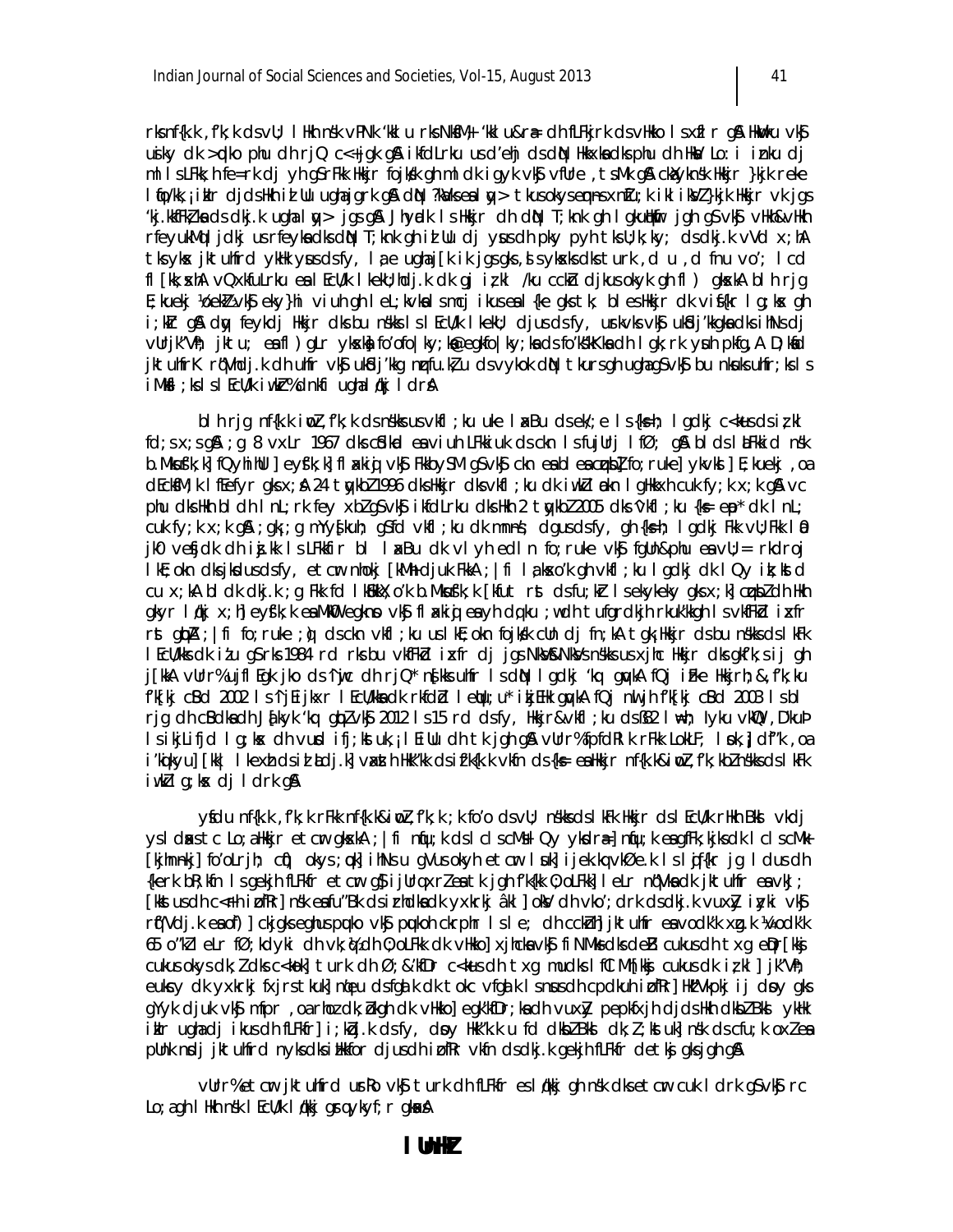rks nf{k.k ,f'k;k ds vU; lHkh ns'k vPNk 'kklu rks NksfM+;s 'kklu&ra= dh fLFkjrk ds vHkko ls xzflr gSaA Hkwvku vkSj usiky dk >qdko phu dh rjQ c<+rk gqvk gSA ikfdLrku us d'ehj ds dqN Hkkxksa dks phu dh HkkSxksfyd Lo:i iznku dj mlls LFkk;h fe=rk dj yh gS rFkk Hkkjr fojks/k gh mlds igyk vkSj vfUre ,tsUMk gSA ckaXykns'k Hkkjr }kjk reke lqfo/kk;sa ikIr djds Hkh izLrkfu ugha jgrk gSA dqN ?kVukvksa esa lqy> tkus okys eqn~ns xaxk ty ;k iklikfdLrku }kjk Hkkjr vkjgs 'kj.kkfFkZ;ksa ds dkj.k ugha lqy> jgs gSaA Jhyadk ls Hkkjr dh dqN T;knk gh lgkuqHkwfr jgh gS vkSj ukFkk&vHkh rfeyukMq jktdkj us rfeyksa dks dqN T;knk gh izLrkfu dj ysus dh pkg pyh tks U;k;ky; ds dkj.k vVd x;hA tks yksx jktuhfrd ykHkk ysus ds fy, lap ugha jgs gks ,sls yksxksa dks turk ,d fnu vo'; lcd fl[kk;sxhA vQxkfuLrku esa lEcU/k lkekU;hdj.k dk gj iz;kl /ku cckZn djkus okyk gh fl) gksxkA blh rjg E;kuekj ¼cekZ½ vkSj ekyn~hi viuh lehi ikus esa {ke gks tk; bles Hkkjr dk vifj{kr lg;ksx gh i;kZIr gSA dqy feykdj Hkkjr dks bu ns'kksa ls lEcU/k lkekU; djus ds fy, usrkvksa vkSj ukSdj'kkgksa dks ihNs dj vUrjkZ"Vªh; jktu; esa fl) gLr yksxksa fo'ofo|ky;ksa@egkfo|ky;ksa ds fo'ks"kKksa dh lgk;rk ysuh pkfg,A D;ksafd jktuhfrd rU=dj.k dh uhfr vkSj ukSdj'kkg mnku.kh; u ds vykok dqN tkursgh ugha gS vkSj bu nksuksa uhfr;ksa ls iMksl ;ksa ls lEcU/k iwoZ o"kZ dnkfi ugha lq/kj ldrsA

blh rjg nf{k.k iwoZ ,f'k;k ds ns'kksa us vkfl;ku uke laxBu ds ek/;e ls {ks=h; lgdkj c<+kus ds iz;kl fd;s x;s gSaA ;g 8 vxLr 1967 dks cSadkd esa viuh LFkkiuk ds ckn ls fujUrj lfØ; gSA bl ds lnL; ns'k b.Mksusf'k;k] fQyhihUl] eysf'k;k] flaxkiqj vkSj FkkbySaM gS vkSj ckn esa czqubZ] fo;ruke] ykvksl] E;kuekj ,oa dEcksfM;k lfEefyr gks x;sA 24 tqykbZ 1996 dks Hkkjr dks vkfl;ku dk iw.kZ laokn lgHkkxh cuk fy;k x;k gSA vc phu dks Hkh blh lnL;rk fey xbZ gS vkSj ikfdLrku dks Hkh 2 tqykbZ 2005 ds 'vkfl;ku {ks= eap* dk lnL; cuk fy;k x;k gSA ;gk¡ ;g mYys[kuh; gS fd vkfl;ku dk mn~ns'; dgus ds fy, gh {ks=h; lgdkj Fkk vU;Fkk l= jkT; vesfjdk dh iz.kkyh ls LFkkfir bl laxBu dk vlyh edln fo;ruke vkSj fgUn&phu esa vU;= rkdroj lkE;okn dks jksdus ds fy, etcwr nhokj [kM+h djuk FkkA ;|fi la;ksx'k gh vkfl;ku lgdkj dk lQy iz;kl d cu x;kA bl dk dkj.k ;g Fkk fd lkSHkkX;'k b.Mksusf'k;k [kfut rsy ds fu;kZr ls ekykeky gks x;k] czqubZ dh Hkh gkyr lq/kj x;h] eysf'k;k esa MkWDVj egkrhj vkSj flaxkiqj esa yh dqvku ;wdh tSlh rdujh rkuk'kkgh ls vkfFkZd izxfr rst gqbZA ;|fi fo;ruke ;q) ds ckn vkfl;ku us lkE;okn fojks/k cUn dj fn;k tks gk¡ Hkkjr ds bu ns'kksa ls Fkk lEcU/kks dk izu gS rks 1984 rd rks bu vkfFkZd izxfr dj jgs NksVs&NksVs ns'kksa us xjhc Hkkjr dks gh 'kk;n ij gh j[kkA vUrr% ujflEgk jko ds 'iwjc dh rjQ* ns[kks uhfr ls dqN lgdkj 'kq: gqvkA fQj ijek.kq Hkkjrh; &,f'k;u 'k[kj cSBd 2002 ls 'k`a[kyk rj lEcU/kksa dk rkfdZd leFkZu;u* iz;kl gqvkA fQj nwljh 'k[kj cSBd 2003 ls bl rjg dh cSBdksa dh J`a[kyk 'kq: gqbZ vkSj 2012 ls 15 rd dsfy, Hkkjr&vkfl;ku ds chp lw=h; Iyku vkWQ ,D'ku ls ikjLifjd lg;ksx dh vuds ifj;kstuk;a lEillu dh tk jgh gSA vUrr% fpfdRlk rFkk LokLF; lsok,a] df"k ,oa i'kqikyu] [kk| lkexzh ds izl laLdj.k] vxzxrh Hkkxh'kk ds iz'k{k.k vkfn ds {ks= esa Hkkjr nf{k.k&iwoZ ,f'k;kbZ ns'kksa ds lkFk iwoZ lg;ksx dj ldrk gSA

ysfdu nf{k.k ,f'k;k rFkk nf{k.k&iwoZ ,f'k;k ;k fo'o ds vU; ns'kksa ds lkFk Hkkjr ds lEcU/k rHkh BhS vkdj ysl dks tc Lo;a Hkkjr etcwr gksxkA ;|fi mRiknu;k ds lclscM+ Qy ykdra= mRiknu;k esa gFk;kjksa dk lclscM+k [kjhnnkj] fo'o Lrjh; cM+h okys;ksa] ihNs u gVus okyh etcwr lsuk] ijek.kq vk;q/k.k ls lqjf{kr jg ldus dh {kerk bR;kfn ls gekjh fLFkfr etcwr gS ijUrq xjhch] tk jgh f'k{kk O;oLFkk] lLrh n`f"V] ns'k dk jktuhfr esa vk;; [kks us dh c<+rh izo`fRr] ns'k esa fu"Bk ds izrhdksa dk yxkrkj âkl] okrkoj.k ds dkj.k vuxuZ izyki vkSj rf)Vdj.k esa o`f)] cMkjks esa gh nusus pqdko vkSj pqukoh ckrphr ls le; dh ccknhZ] jktuhfr esa vodk'k x<+.k ¼vodk'k 65 o"kZ½ elrn fØ;kdyki dh vk/kq&ohO;oLFkk dk vHkko] xjhcka vkSj fiNM+ks dks dezk cukus dh txg eqn`[kkS cukus okys dk;Zdks c<+kok] turk dh Ø;&'kfDr c<+kus dh txg mudks lfCLkMh] [kkS cukus dk iz.kkl] jk"Vªh; euksy dk yxkrkj fxjrs tkuk] nqfu;k ds fgak.k dk tokc vfgak ls nsus dh cpdkuh izo`fRr] HkkzVkpkj ij dksy gks gYyk djuk vkSj mfpr ,oa Bhd dk;Zokgh dk vHkko] egk'kfDr;ksa dh vuxuZ pepkfxjh djds Hkh dksbZ BksI ykHk ikIr ugha dj ikus dh fLFkfr] i;kZoj.k ds fy, dsoy Hkk"k.k u fd dksbZ BksI dk;Z;kstuk] ns'k ds cfu;knh oxZ esa pUnk nsdj jktuhfrd nyksa dks ikskfor djus dh izo`fRr vkfn ds dkj.k gekjh fLFkfr detksj gks jgh gSA

vUrr% etcwr jktuhfrd usr`Ro vkSj turk dh fLFkfr esa lq/kkj gh ns'k dks etcwr cuk ldrk gS vkSj rc Lo;a gh lHkh ns'k lEcU/k lq/kkj gks ldrs gSaA

# lUnHkZ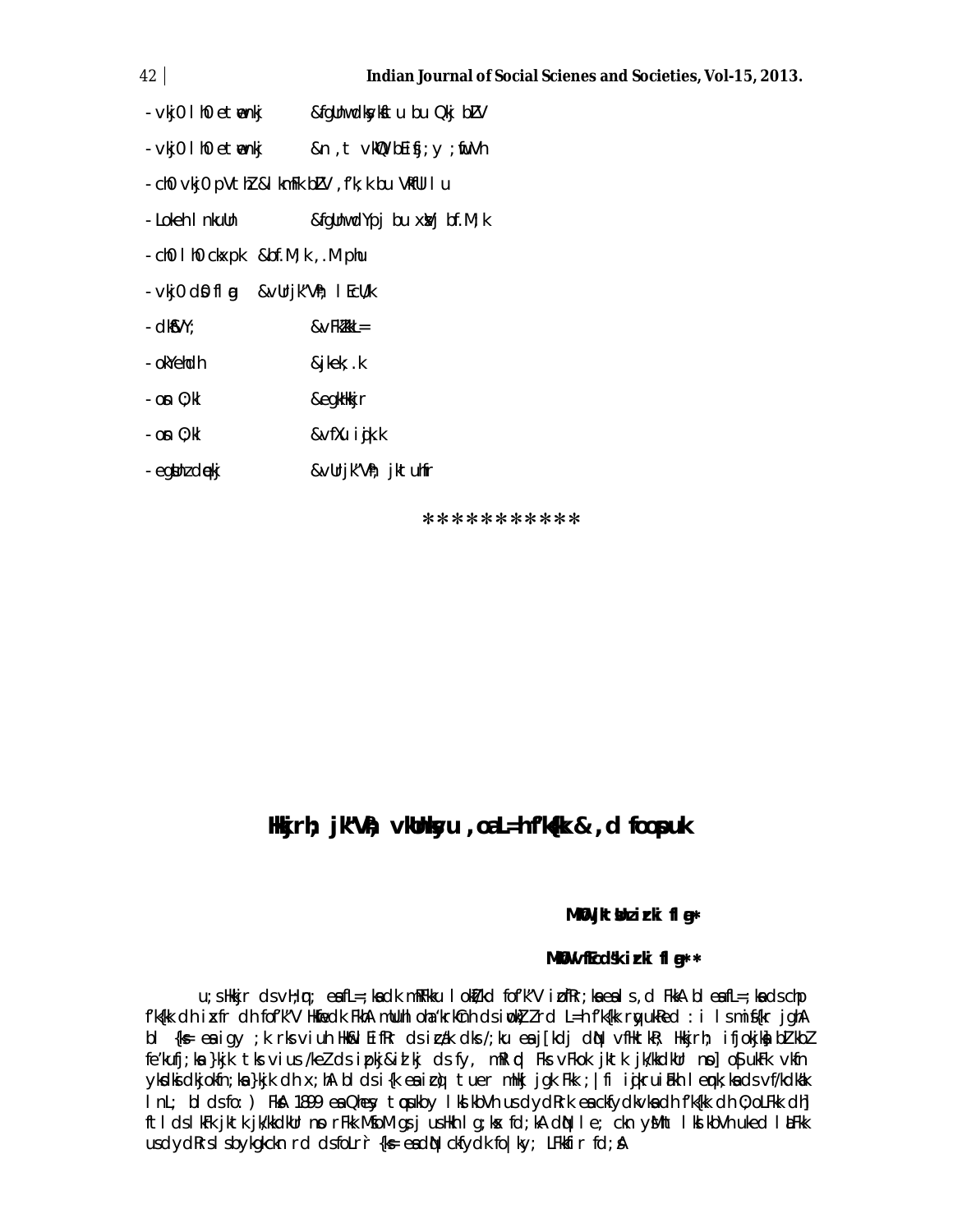- vkj0 l h0 et wnkj &fgUnwdkyhu et u bu Okj bZ1V

- vkj0 l h0 et wnkj &n , t vkQ bEifj; y ;fuVh

- ch0 vkj0 pVth1 &I kmfFk bZ1V ,f'k;k bu VkbE1 l u

- Lokeh I nkuUn &fgUnwdYpj bu xkx1j bf.M;k

- ch0 l h0 ckxpk &bf.M;k ,.M phu

- vkj0 d0 fl g &vUrjk"Vah; l EcU/k

- dkb1VY; &vFkZkkL=

- okYehdh &jkek;.k

- on O;kl &egkHkkjr

- on O;kl &vfXu iqjk.k

- egkohj dekj &vUrjk"Vah; jktuhfr

***********

# Hkkjrh; jk"Vah; vkUnksyu ,oa L=h f'k{kk & ,d foospuk

**MkW0 /kjt 'kadj izrki flag***

**MkW0 vfEcds'k izrki flag****

u;s Hkkjr ds vH;qn; esa fL=;ksa dk mYYkskuh; ;ksxnku lnSo ls ,d Fkk A bl esa fL=;ksa ds chp f'k{kk dh izxfr dh fo'ks"V Hkwfedk FkhA mUuhloha 'krkCnh ds iwokZ)Z rd L=h f'k{kk rqyukRed :i ls mis{kr jghA bl {ks= esa igy ;k rks viuh Hkkjrh; lH;rk ds izpkj;ksa }kjk ;k fQj fczfV'k bZlkbZ fe'kufj;ksa }kjk tks vius /keZ ds izpkj&izlkj ds fy, mRlqd Fks vFkok jktk jke eksgu jk; vkfn yksdks dk jkokfn;ksa }kjk dh x;hA bl ds i{k esa izcq) tuer mHkkj jgk Fkk ;|fi izxfr uiFkh lEc(k;ksa ds vf/kdkjksa lnL; bl ds fo:) FksA 1899 esa Qhesy tqojkbZy lkslkbVh us dydRrk esa ckfydkvksa dh f'k{kk dh O;oLFkk dh] ftl ds lkFk jktk jk/kkdkUr nso rFkk MsfoM gsjs us Hkh lg;ksx fd;kA dqN le; ckn yssMht lkslkbVh uked laLFkk us dydRrs ls ckgj ckfydk;ksa ds fo|ky; LFkkfir fd;sA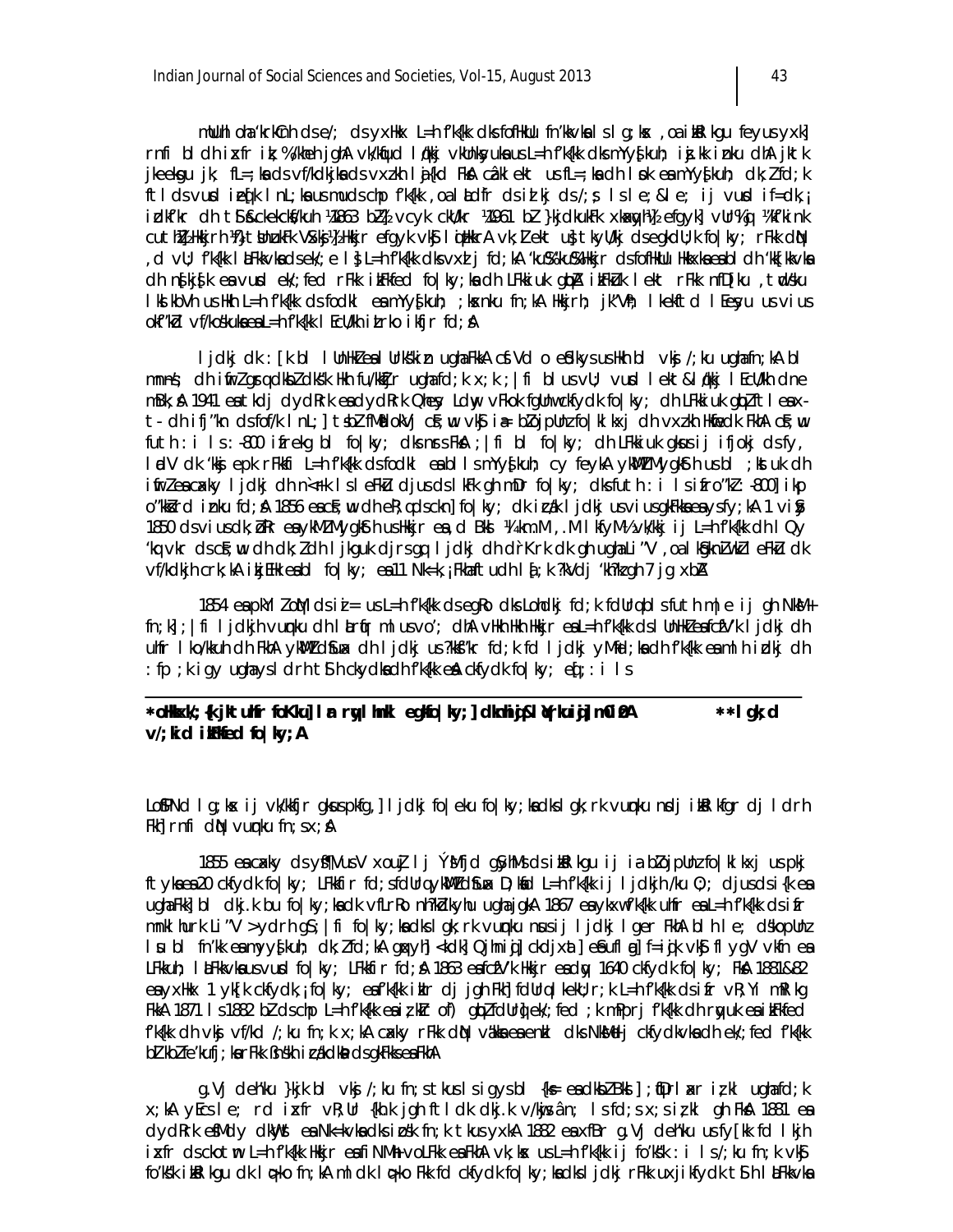mUuhloha'krkCnh ds e/; ds yxHkx L=h f'k{kk dks fofHkUu fn'kkvksa ls g;kx , oa ikbR kgu feyus yxk] rnfi bl dh ixfr iz;%/kheh jghA vk/kqfud lq/kkj vkUnksyuksa us L=h f'k{kk dks mYys[kuh; iz;kl k idzu dhA jktk jkeeksgu jk; fL=;ksa ds vf/kdkjksa ds vxzxkeh lejFkd FksA czãklekt us fL=;ksa dh lsok esa mYys[kuh; dk;Z fd;k ftlds vurxZr ik[kku lnL;ksa us mudsa chp f'k{kk , oa laLdfr ds izlkj ds /;s; ls le;&le; ij vusd if=dk;¡ izdkf'kr dh tSls&ckekcksf/kuh ¼1863 bZ½ vcyk ckU/ko ¼1961 bZ½ jkdkuk f'k xkeaynh½ efgyk] vUr%iq ¼f'kinkcuth½ Hkkjrh ¼}tsbuhukfk VSxksj½ Hkkjr efgyk vkfS lipkkkrA vk;Z lekt us tkyU/kj ds egkdU;k fo|ky; rFkk dNq , d vU; f'k{kk laLFkkvksa ds ek/;e ls L=h f'k{kk dks vxzlj fd;kA 'kuS%&'kuS% Hkkjr ds fofHkUu Hkkxksa esa bl dh 'kk[kk;sa dh n{kkjs{k esa vusd ek/;fed rFkk ikFkfed fo|ky;ksa dh LFkkiuk gqbZA ikFkuk lekt rFkk mfDkuu , tqdsku lksslkbVh us Hkh L=h f'k{kk ds fodkl esa mYys[kuh; ;ksxnku fn;kA Hkkjrh; jk"Vh; lkekftd lEesyu us vius okf"kd vf/kos'kuksa esa L=h f'k{kk lEcU/kh izLrko ikfjr fd;sA

ljdkj dk : [k bl lUnHkZ esa lUrks"kizn ugha FkkA cfVd o eSdkys us Hkh bl vkj /;ku ugha fn;kA bl mnns'; dh iwfrZ gsrq dksbZ dks"k Hkh fu/kkZfjr ugha fd;k x;k ;|fi blus vU; vusd lekt&lq/kkj lEcU/kh dne mBk;sA 1941 esa tkdj dy dRrk esa dy dRrk Qhesy Ldwy vFkok fgUnw ckfydk fo|ky; dh LFkkiuk gqbZ ftles a xt- dh ifj"kn ds fo"k; lnL; tsbZ fMaadokVj cF;wu vkfS i= bZ ojpUnz fo|klkxj dh vxzxkeh Hkwfedk FkhA cF;wu futh : i ls ls :-800 ifrekg bl fo|ky; ds fodkl esa bl fo|ky; dh LFkkiuk gksus ij ifjokj ds fy, lnLV dk 'kkjs epk rFkkfi L=h f'k{kk ds fodkl esa blls mYys[kuh; cy feykA ykMZ MygkSfh us bl ;ksuk dh iwfrZ esa cgksy ljdkj dh n`<+rk ls eFkZu djus ds lkFk gh mDr fo|ky; dks futh : i ls ifro"kZ :-800] ikp o"kksZ rd iznku fd;sA 1856 esa cF;wu dh eR;q ds ckn] fo|ky; dk iz/k ljdkj us vius gkFkksa esa ys fy;kA 1 vi\$y 1850 ds vius dk;ZRr esa ykMZ MygkSfh us Hkkjr esa , d Bks ¼/kn.M , .M lkfyM½ vk/kkj ij L=h f'k{kk dh lQy 'kq vkr ds cF;wu dh dk;Z dh jkguk djrs gq ljdkj dh drRrk dk gh ugha Li"V , oa lkS{kn`"Vh eFkZ dk vf/kdkjh crk;kA ij bl ds ckn bl fo|ky; esa 11 Nk=k,¡ Fkha tu dh la[;k ?kVdj 'kh?kz gh 7 jg xbZA

1854 esa pkYl ZoqM ds izs"k= us L=h f'k{kk ds egRo dks Lohdkj fd;k fdUrq bl s futh m|e ij gh NksM+ fn;k] ;|fi ljdkj h vuqnku dh lqfo/kk iznku dh x;hA vkSj blh iz ljdkj us nsrs ls L=h f'k{kk esa lUnHkZ esa cfVZ'k ljdkj dh uhfr lko/kkuh dh FkhA ykMZ dSfuax dh ljdkj us ?kks"k.kk fd;k fd ljdkj yMfd;ksa dh f'k{kk esa mlh izdkj dh :fp ;k igy ugha ys ldrh tSlh ckydksa dh f'k{kk esA ckfydk fo|ky; e[;: i ls

* **oHkkx/;{k jktuhfr foKku] laLFkku ,oa egkfo|ky;] dkHkqj ¼lYrkuiqj½ m0iz0A** ** **lgk;d v/;kid iBkfed fo|ky;A**

LoSfPNd lg;ksx ij vk/kkfjr gksus pkfg,] ljdkj fo|eku fo|ky;ksa dks lgk;rk vuqnku nsdj ikBR kfgr dj ldrh Fkh] rnfi dN vuqnku fn;s x;sA

1855 esa caxky ds yfsQVusV xouZj lj ÝsMfjd gsfyMs ds ikBR kgu ij ia bZ ojpUnz fo|klkxj us pkj ftyksa esa 20 ckfydk fo|ky; LFkkfir fd;s fdUrq ykMZ dSfuax D;ksafd L=h f'k{kk ij ljdkjh /ku O;; djus ds i{k esa ugha Fks] bl dk;Z k.k ugha gks ldk vkSj ljdkj ls dksbZ lgk;rk ugha feyhA bl ds dkj.k vusd fo|ky; can gks x;sA 1867 esa yk"kZ f'k{kk uhfr esa L=h f'k{kk ds ifr mnklhurk Li"V ,yr dh x;hA 1867 esa yk"kZ f'k{kk uhfr ls L=h f'k{kk esa blh le; dsvkcopUnz lsu bl fn'kk esa mYys[kuh; dk;Z fd;kA laxyh]<kdk] Qjhmiqj] ckdjxat] esa uhfr ij] f=iqjk vkfS fl ygV vkfn esa LFkkuh; laLFkkvksa us vusd fo|ky; LFkkfir fd;sA 1863 esa cfVZ'k Hkkjr esa dqy 1640 ckfydk fo|ky; FksA 1881&82 esa yxHkx 1 yk[k ckfydk,¡ fo|ky; esa f'k{kk ikzr dj jgh Fkh] fdUrq lkekftd :i ls L=h f'k{kk ds ifr vR;Ur mRlkg FkkA 1871 ls 1882 bZ ds chp L=h f'k{kk esa iz"kZ of) gqbZ fdUrq ek/;fed ;k mPprj f'k{kk dh rqyuk esa ikFkfed f'k{kk dh vksj vf/kd /;ku fn;k x;kA caxky rFkk dN vU; Hkkxksa esa enkbZ dks NksM+dj ckfydkvksa dh ek/;fed f'k{kk bZ"kbZ fe'kufj;ksa rFkk Øsa"kh iz/kkdksa ds gkFkksa esa FkhA

g.Vj deh'ku }kjk bl vksj /;ku fn;s tkus ls igys bl {ks= esa dksbZ Bksl] fuf'pr iz;kl ugha fd;k x;kA yEcs le; rd ixfr vR;Ur {kh.k jgh ftl dk dkj.k vf/kdkaa'k lfd;s x;s iz;kl gh FksA 1881 esa dy dRrk esa Mcdk dkyst esa Nk=kvksa dks izos'k fn;k tkus yxkA 1882 esa xfBr g.Vj deh'ku us fy[kk fd lkjh ixfr ds ckotwn L=h f'k{kk Hkkjr esa fiNM+h voLFkk esa FkhA vk;ksx us L=h f'k{kk ij fo'ks"k : i ls /;ku fn;k vkSj fo'ks"k ikBR kgu dk lq>ko fn;kA mlus lq>ko Fkk fd ckfydk fo|ky;ksa dks ljdkj rFkk uxjikfydk tSlh laLFkkvksa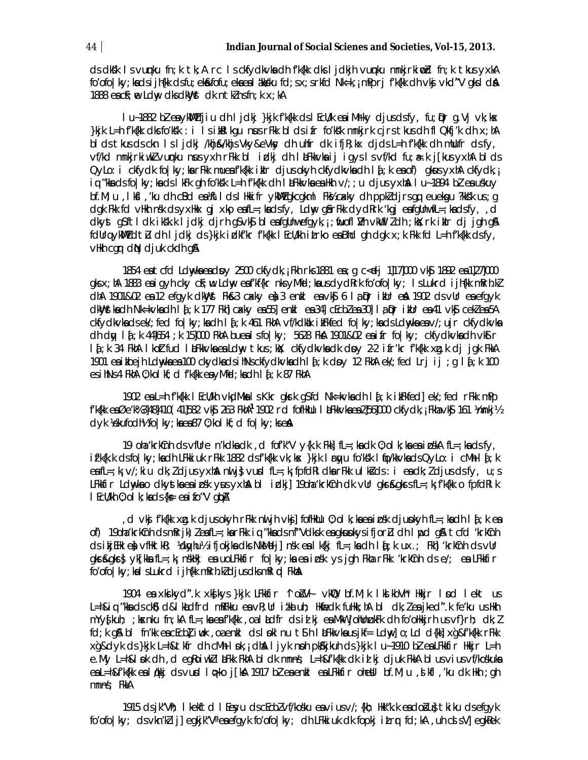ds dks'k ls vuqnku fn;k tk,A rc ls ckfydkvksa dh f'k{kk dks ljdkjh vuqnku mnkjrkiwoZd fn;k tkus yxkA fo'ofo|ky;ksa ds ijh{kk ds fu;eksa&fofu;eksa esa la'kks/ku fd;s x;s rkfd Nk=k;¡ mPprj f'k{kk dh vksj vkd"V gks ldsaA 1888 esa cEcbZ vLdwy dks dkWyst dk ntkZ ns fn;k x;kA

lu~1882 bZ esa yk.MZ fjiu dh ljdkj }kjk f'k{kk ds lEcU/k esa iMrky djus ds fy, fu;qDr g.Vj vk;ksx }kjk L=h f'k{kk dks fo'ks"k :i ls izksRlkgu nsus ij Fkk bl ds ifr fo'ks"k mnkjrk cjrrs tkus dh flQkfj'k dh x;hA bl ds tkus ds ckn ls ljdkj /khjs&/khjs Vkky&eVksy dh uhfr dk ifjR;kx djds L=h f'k{kk dh mUufr ds fy, vf/kd mnkjrkiwoZ vuqnku nsus yxh rFkk bl izdkj dh lLFkkvksa ij igys ls vf/kd fu;a=.k j[kus yxhA bl ds QyLo:i ckfydk fo|ky;ksa rFkk muesa f'k{kk izkIr djus okyh ckfydkvksa dh la[;k esa of) gksus yxhA ckfydk,¡ iq"kksa ds fo|ky;ksa ds lkFk gh fo'ks"k L=h f'k{kk dh lLFkkvksa esa Hkh v/;;u djus yxhaA lu~1894 bZ esa bf.M;u ,lksf,'ku dh cSBd esa ^^fL=;ksa ls Hkkifr yk.MZ gkcgkml Fks cnkyw djuk ds ppkZ djrs gq, muesa gu ?kks"k us ;g dgk Fkk fd vHkh ns'k ds yxHkx gj xkp esa fL=;ksa ds fy, Ldwy gSa rFkk dydRrk 'kgj esa fgUnw mifL=;ksa ds fy, ,d dkyst gS ftlds ikB~;k ljdkj djrh gS vkSj bl esa fgUnw efgyk,¡ ;fuoflZVh vkUVlZ dh ;kX;rk izkIr dj jgh gSA fdUrq yk.MZ dtZu dh ljdkj ds }kjk izdkf'kr f'k{kk lEcU/kh izLrko esa Bhd gh dgk x;k Fkk fd L=h f'k{kk ds fy, vHkh cgqr dqN djuk ckdh gSA

1854 esa tcfd Ldwyksa esa dsoy 2500 ckfydk,¡ Fkh rks 1881 esa ;g c<+dj 1]17]000 vkSj 1892 esa 1]27]000 gks x;hA 1883 esa igyh ckj cEcbZ ;wfuoflZVh esa f'kf{kr nks yM+fd;ksa us dydRrk fo'ofo|ky; ls Lukrd ijh{kk mRrh.kZ dhA 1901&02 esa 12 efgyk dkWyst Fks& 3 cEcbZ esa] 3 enzkl esa vkSj 6 la;qDr izkUr esaA 1902 ds vUr esa efgyk dkWystksa dh Nk=kvksa dh la[;k 177 Fkh] cEcbZ esa 55] enzkl esa 34] cEcbZ esa 30] la;qDr izkUr esa 41 vkSj cekZ esa 5A ckfydkvksa ds ek/;fed fo|ky;ksa dh la[;k 461 FkhA vf/kdka'k izkFkfed fo|ky;ksa ds Ldwyksa esa v/;;ujr ckfydkvksa dh dqy la[;k 4]4]654 ;k 15]000 FkhA buesa ls fo|ky; 5628 FksA 1901&02 esa izfr fo|ky; ckfydkvksa dh vkSlr la[;k 34 FkhA lkoZtfud lLFkkvksa esa Ldwy tkus ;ksX; ckfydkvksa dk dsoy 2-2 izfr'kr f'k{kk xzg.k dj jgk FkkA 1901 esa iwoksZ cekj Ldwyksa esa 100 ckydksa ds ihNs ckfydkvksa dh la[;k dsoy 12 FkhA ek/;fed Lrj ij ;g la[;k 100 es ihNs 4 FkhA O;kolkf;d f'k{kk esa yM+fd;ksa dh la[;k 87 FkhA

1902 esa L=h f'k{kk lEcU/kh vkadMksa ls Kkr gksrk gS fd Nk=kvksa dh la[;k izkFkfed] ek/;fed rFkk mPp f'k{kk esa Øe'k% 3]48]410 ¼41]582 vkSj 263 FkhA[1] 1902 rd fofHkUu lLFkkvksa esa 2]56]000 ckfydk,¡ Fkha vkSj 161 ¼mnkj½ dyk ¼eksu fodh½ fo|ky;ksa esa 87 O;kolkf;d fo|ky;ksa esaA

19 oha 'krkCnh ds vfUre n'kdksa esa ,d fof'k"V y{k.k Fkk] fL=;ksa dk O;olk;ksa esa izos'kA fL=;ksa ds fy, izf'k{k.k ds fo|ky;ksa dh LFkkiuk Fkk 1882 ds f'k{kk vk;ksx }kjk lanqu fo'ks"k fpfdRlk fo|kvksa ds QyLo:i cM+h la[;k esa fL=;k¡ v/;kiu dk;Z djus yxhaA nwljs] fL=;k¡ fpfdRlk rFkk ulZ ds :i esa dk;Z djus ds fy, u;s LFkkfir Ldwyksa o dkystksa esa izos'k ysus yxhA bl izdkj] 19 oha 'krkCnh dk vUr gksrs&gksrs fL=;k¡ f'k{kk o fpfdRlk lEcU/kh O;olk;ksa ds {ks= esa izfo"V gq;hA

,d vksj f'k{kk xzg.k djus okyh rFkk nwljh vksj] fofHkUu O;olk;ksa esa izos'k djus okyh fL=;ksa dh la[;k esa of) 19 oha 'krkCnh ds mRrjk)Z esa fL=;ksa rFkk iq"kksa ds n`f"Vdks.k esa gksus okys ifjorZu dh lwpd gSA tcfd 'krkCnh ds iwokZ) esa vfHkHkkod ¼ckyuh½ ifjokjksa dks NksM+dj] ns'k esa lk{kj fL=;ksa dh la[;k ux.; Fkh] 'krkCnh ds vUr gksrs&gksrs] yk[kksa fL=;k¡ ns'kHkj esa uo LFkkfir fo|ky;ksa esa izos'k ys jgh Fkha rFkk 'krkCnh ds e/; esa LFkkfir fo'ofo|ky;ksa ls Lukrd ijh{kk mRrh.kZ djus dks mRlqd FkhaA

1904 esa xksikyd".k xks[kys }kjk LFkkfir ^lozV~ vkWQ bf.M;k lkslkbVh* Hkkjr lsod lekt us L=h&iq"kksa ds chp dk&lkadfrd mRFkku esa vR;Ur iz'kaluh; Hkwfedk fuHkk;hA bl dk;Z esa jked".k fe'ku us Hkh mYys[kuh; ;ksxnku fn;kA fL=;ksa esa f'k{kk ,oa lkekftd dh izlkj esa MkW] ohjs'kfyaxe dh fo'oHkkjrh us vf}rh; dk;Z fd;k gSA bl fn'kk esa cEcbZ iwuk ,oa enzkl ds lsok ln tSlh lLFkkvksa us jkf=- Ldwy] o;Ld d{kk] xg&f'k{kk rFkk xg&dyk ds }kjk L=h&tkfr dh cM+h lsok ;dhA ljyk nsoh pkS/kjkuh ds }kjk lu~1910 bZ esa LFkkfir Hkkjr L=h e.My L=h&lsok dh ,d egRoiw.kZ lLFkk FkhA bl dk mn~ns'; L=h&f'k{kk dk izlkj djuk FkkA blus viuh vf/kos'kuksa esa L=h&f'k{kk esa lq/kkj ds vusd lq>ko j[ksA 1917 bZ esa enzkl esa LFkkfir oheSUl bf.M;u ,lksfl,'ku dk Hkh ;gh mn~ns'; FkkA

1915 ds jk"Vªh; lkekftd lEesyu ds cEcbZ vf/kos'ku esa vius v/;{kh; Hkk"k.k esa dqoZs us tkiku ds efgyk fo'ofo|ky; ds vkn'kZ ij] egkjk"Vª esa efgyk fo'ofo|ky; dh LFkkiuk dk fopkj izLrqr fd;kA ,uh cslsUV] egkRek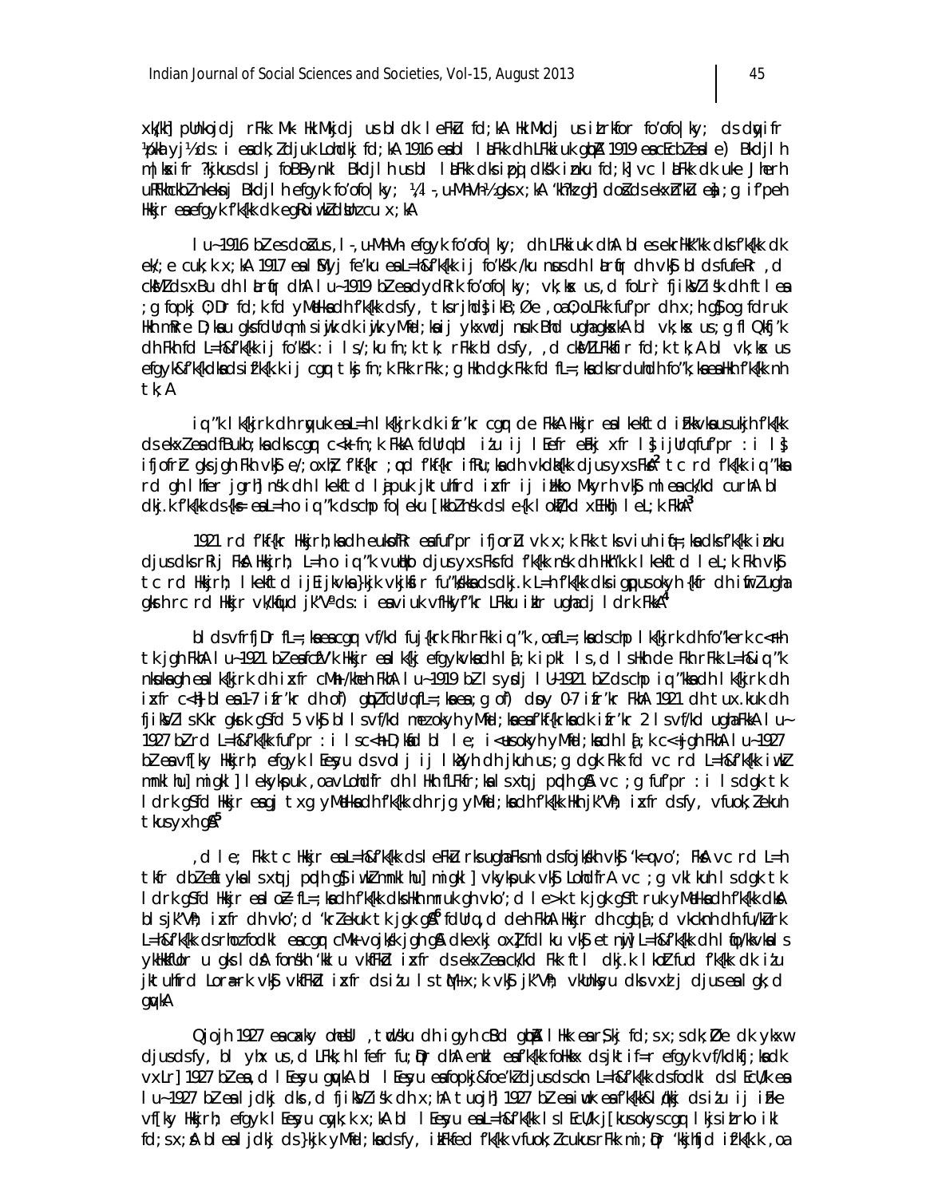xk{kh] pUnkojdj rFkk Mk- HkkLdj us blds lekFkZu fd;kA HkkLdj us iwjkrkfor fo'ofo|ky; ds dqyifr ¼pkalyj½ ds :i esa dk;Z djuk Lohdkj fd;kA 1916 esa bl laLFkk dh LFkkiuk gqbZA 1919 esa Ecbz esa lle) Bkdjlh m|ksxifr ?kjkus ds lj foBBynkl Bkdjlh us bl laLFkk dks ipUnzg yk[k iznku fd;k] vc laLFkk dk uke Jhefr uFkhcckbZ nkeksnj Bkdjlh efgyk fo'ofo|ky; ¼,l-,u-Mh-Vh-½ gks x;kA 'kh?kz gh] dobZ ds ekxZn'kZu esa] ;g if'peh Hkkjr esa efgyk f'k{kk dk egRoiw.kZ dsUnz cu x;kA

lu~1916 bZ- es dobZ us ,l-,u-Mh-Vh- efgyk fo'ofo|ky; dh LFkkiuk dhA blesa ekrHkk"kk dks f'k{kk dk ek/;e cuk;k x;kA 1917 esa lSMyj fe'ku esa L=h&f'k{kk ij fo'ks"k /;ku nsus dh laLrqfr dh vkSj bl ds fuekZ.k ,d cksMZ ds xBu dh laLrqfr dhA lu~1919 bZ esa dydRrk fo'ofo|ky; vk;ksx us ,d foLrr̀ fjiksVZ isk dh ftl esa ;g fopkj O;Dr fd;k fd yM+dksa dh f'k{kk dsfy, tksrjhds ikB~;Øe ,oa O;oLFkk fuf"pr dh x;h gS og fdruk Hkh mfpr D;ksa u gks fdUrq mlsijyM+dh ij yknk ugha tk ldrk nsuk Bhd ugha gksxkA bl vk;ksx us ;g flQkfj'k dh Fkh fd L=h&f'k{kk ij fo'ks"k :i ls /;ku fn;k tk; rFkk bl ds fy, ,d cksMZ LFkkfir fd;k tk;A bl vk;ksx us efgyk&f'k{kdksa ds izf'k{k.k ij cgqr tksj fn;k Fkk rFkk ;g Hkh dgk Fkk fd fL=;ksa dks rduhdh fo"k;ksa esa Hkh f'k{kk nh tk;A

iq"k lk{kjrk dh rqyuk esa L=h lk{kjrk dk izfr'kr cgqr de FkkA Hkkjr esa lekftd izFkkvksa us ukjh f'k{kk ds ekxZ esa dfBukb;ksa dks cgqr c<+k fn;k FkkA fdUrq bl iz'u ij lEefr eFkj xfr ls ijUrq fuf"pr :i ls ifjofrZr gks jgh Fkh vkSj e/;oxhZ; fdf{kr ;qod f'kf{kr ifRu;ksa dh vkdka{kk djus yxs FksA[2] tc rd f'k{kk iq"kksa rd gh lhfer jgrh] nsk dh lkekftd lajpuk jktuhfrd izxfr ij izHkko Mkyrh vkSj mlesa ck/kd curhA bl dkj.k f'k{kk ds{ks= esa L=h o iq"k dschp fo|eku [kkbZ nsk ds le{k lokZf/kd xEHkhj leL;k FkhA[3]

1921 rd f'kf{kr Hkkjrh;ksa dh euksofRr esa fuf"pr ifjorZu vk x;k Fkk tks viuh iq=h;ksa dks f'k{kk iznku djus dks rRij FksA Hkkjrh; L=h o iq"k vuqikr djus yxs Fks fd f'k{kk nsk dh Hkh"k.k lkekftd leL;k Fkh vkSj tc rd Hkkjrh; lkekftd ijEijkvksa}kjk vkjksfir fu"ks/kksa ds dkj.k L=h f'k{kk dks igq¡pus okyh {kfr dh iwfrZ ugha gksrh rc rd Hkkjr vk/kqfud jk"Vª ds :i esa vfHkyf"kr LFkku ikIr ugha dj ldrk FkkA[4]

blds vfrfjDr fL=;ksa esa cgqr vf/kd fuj{krk Fkh rFkk iq"k ,oa fL=;ksa ds chp lk{kjrk dh fo"kerk c<+rh tk jgh FkhA lu~1921 bZ esa fczfV'k Hkkjr esa lk{kj efgykvksa dh la[;k ipkl ls ,d lSdMs+ de Fkh rFkk L=h&iq"k nksuksa gh esa lk{kjrk dh izfr cM+h /kheh FkhA lu~1919 bZ ls ysdj lu~1921 bZ ds chp iq"kksa dh lk{kjrk dh izfr c<+h blesa 1-7 izfr'kr dh of) gqbZ fdUrq fL=;ksa esa ;g of) dsoy 0-7 izfr'kr FkhA 1921 dh tux.kuk dh fjiksVZ lsKkr gksrk gSfd 5 vkSj bl ls vf/kd mez okyh yM+fd;ksa esa f'k{kkrk dk izfr'kr 2 ls vf/kd ugha FkkA lu~1927 bZ rd L=h&f'k{kk fuf"pr :i ls c<+h D;ksafd bl le; i<+us okyh yM+fd;ksa dh la[;k c<+ jgh FkhA lu~1927 bZ esa vf[ky Hkkjrh; efgyk lEesyu ds volj ij lkaxyh dh jkuh us ;g dgk Fkk fd vc rd L=h&f'k{kk iw.kZ mnklhu] mis{kk] lekykspuk ,oa vLohdfr dh lHkh fLFkfr;ksa ls xqtj pqdh gSA vc ;g fuf"pr :i ls dgk tk ldrk gS fd Hkkjr esa gj txg yM+dksa dh rjg yM+fd;ksa dh f'k{kk Hkh jk"Vªh; izxfr dsfy, vfuok;Z ekuh tkus yxh gSA[5]

,d le; Fkk tc Hkkjr esa L=h&f'k{kk ds lEFkZu rks ugha Fks mlds fojks/kh vkSj 'k=q vo'; FksA vc rd L=h tkfr dbZ efLrya ls xqtj pqdh gS] iw.kZ mnklhu] mis{kk] vkykspuk vkSj vLohdfr vc ;g vklkuh ls dgk tk ldrk gS fd Hkkjr esa lc= fL=;ksa dh f'k{kk dks Hkh mruk gh vko';d le>k tk jgk gS ftruk yM+dksa dh f'k{kk dksA bls jk"Vªh; izxfr dk vko';d 'krZ ekuk tk jgk gSA[6] fdUrq ,d deh FkhA Hkkjr dh cgqr la[;k vkcknh fu/kZurk L=h&f'k{kk ds rhoz fodkl esa cgqr cM+k vojks/k jgh gSA dkexkj oxZ fdlku vkSj etnwj] L=h&f'k{kk dh lqfo/kkvksa ls ykHkkfUor u gks ldsA fonsh 'kklu vkfFkZd izxfr ds ekxZ esa ck/kd Fkk ftl dkj.k lokZfud f'k{kk dk iz'u jktuhfrd Lora=rk vkSj vkfFkZd izxfr ds iz'u ls tqM+ x;k vkSj jk"Vªh; vkUnksyu dks vxzlj djus esa lgk;d gqvkA

Qjojh 1927 esa caxky dh eq¶; ,tqds'ku dh igyh cSBd gqbZA lHkk esa rS;kj fd;s x;s dk;ZØe dk ykxw djus dsfy, bl lHkk us ,d LFkk;h lfefr fu;qDr dhA enkl esa f'k{kk foHkkx ds jkT; ifj"kr efgyk vf/kdkfj;ksa dk vxLr 1927 bZ esa ,d lEesyu gqvkA bl lEesyu esa fopkj&foe'kZ djus ds ckn L=h&f'k{kk ds fodkl ds lEca/k esa lu~1927 bZ esa ljdkj dks ,d fjiksVZ isk dh x;hA tuojh 1927 bZ esa iwuk esa f'k{kk&lq/kkj ds iz'u ij igys vf[ky Hkkjrh; efgyk lEesyu cqyk;k x;kA bl lEesyu esa L=h&f'k{kk ls lEcfU/kr jk[kus okys cgqr ls izLrko ikl fd;s x;sA bl esa ljdkj ds }kjk yM+fd;ksa dsfy, izkFkfed f'k{kk vfuok;Z cukus rFkk mi;qDr 'kkjhfjd izf'k{k.k ,oa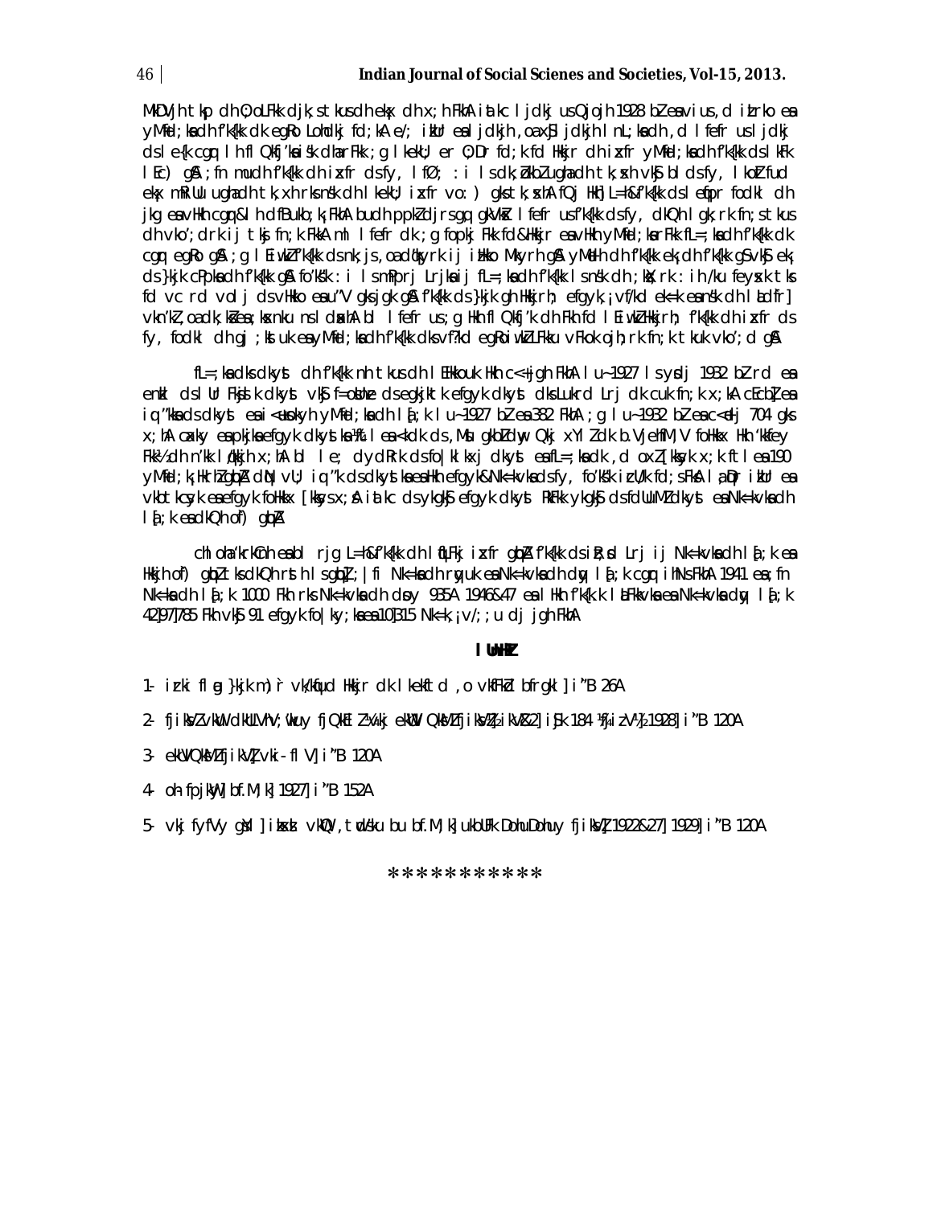MkDVj tkp dh 0;oLFkk djk;s tkus dh ekax dh x;h FkhA iatkc ljdkj us Qjojh 1928 bZ esa vius ,d iz.rko esa yM+fd;ksa dh f'k{kk dk egRo Lohdkj fd;kA e/; izkUr esa ljdkjh ,oa xSj ljdkjh lnL;ksa dh ,d lfefr us ljdkj ds le{k cgqr lh fl Qkfj'ksa iz"sk dha rFkk ; g le>k;k er 0;Dr fd;k fd Hkkjr dh izxfr yM+fd;ksa dh f'k{kk ds lkFk lEc) gSA ;fn mudh f'k{kk dh izxfr ds fy, lfØ; :i ls dk;Z dk;Z ugha dh tk;xh rks vkxs bl ds fy, lkoZ fud ekax mfRiUu ugha dh tk;xh rks ns'k dh lkekftd izxfr vo:) gks tk;sxhA fQj Hkh] L=h&f'k{kk ds lefpr fodkl dh jkg esa vHkh cgqr&lh dfBukb;k¡ FkhA budh ppkZ djrs gq, gkVkZx lfefr us f'k{kk ds fy, dkQh lg;ksx dk fn;s tkus dh vko';drk ij tksj fn;k FkkA ml lfefr dk ;g fopkj Fkk fd&Hkkjr esa vHkh yM+fd;ksa rFkk fL=;ksa dh f'k{kk dk cgqr egRo gSA ;g lEiw.kZ f'k{kk ds nks"k js;h ,oa cdkjyrk ij izHkko Mkyrh gSA yM+dh dh f'k{kk ek;k dh f'k{kk gS vkSj ek; ds }kjk cPpksa dh f'k{kk gSA fo'ks"k :i ls mPprj Lrjksa ij fL=;ksa dh f'k{kk ls ns'k dh ;ksX;rk :ih /ku feyrk tks fd vc rd vol j ds vHkko esa u"V gks jgk gSA f'k{kk ds }kjk gh Hkkjrh; efgyk,¡ vf/kd ek=k esa ns'k dh lsok dj] vkn'kZ ,oa dk;ks± esa ;ksxnku ns ldsxhA bl lfefr us ;g Hkh fl Qkfj'k dh Fkh fd lEiw.kZ Hkkjrh; f'k{kk dh izxfr ds fy, fodkl dh gj ;kstuk esa yM+fd;ksa dh f'k{kk dks vf/kd egRoiw.kZ LFkku vFkok ojh;rk fn;k tkuk vko';d gSA

fL=;ksa dks dkyst dh f'k{kk nh tkus dh lEHkkouk Hkh c<+ jgh FkhA lu~ 1927 ls ysdj 1932 bZ rd esa enkl ds lUr FkkWel dkyst vkSj f=oaUnze ds egkjkt efgyk dkyst dks Lukrd Lrj dk cuk fn;k x;kA cEcbZ esa iq.ks ds dkyst esa i<+us okyh yM+fd;ksa dh la[;k lu~ 1927 bZ esa 382 FkhA ;g lu~ 1932 bZ esa c<+dj 704 gks x;hA caxky esa pkjksa efgyk dkystksa esa ‰ ls <kdk ds ,Msu gkbZ dwy Qkj xYlZ dk b.VjehfM;V foHkkx Hkh 'kkfey FkkA dh n'kk lq/kjh x;hA bl le; dydRrk ds fo|klkxj dkyst esa fL=;ksa dk ,d oxZ [kksyk x;k ftlesa 190 yM+fd;k¡ Hkrh gqbZA dkQh vU; iq"k ds dkystksa esa Hkh efgyk&Nk=kvksa ds fy, fo'ks"k izcU/k fd;s FksA l;qDr izkUr esa vkxjk cgyk esa efgyk foHkkx [kksyk x;kA iatkc ds ykgkSj efgyk dkyst RFkk ykgkSj ds fdUuMZ dkyst esa Nk=kvksa dh la[;k esa dkQh o`f) gqbZA

chloha 'krkCnh esa bl rjg L=h&f'k{kk dh lEiw.kZ izxfr gqbZA f'k{kk ds izR;sd Lrj ij Nk=kvksa dh la[;k esa Hkkjh o`f) gqbZ tks dkQh rsth ls gqbZ; |fi Nk=ksa dh rqyuk esa Nk=kvksa dh dqy la[;k cgqr ihNs FkhA 1941 esa ;fn Nk=ksa dh la[;k 1000 Fkh rks Nk=kvksa dh doy 935A 1946&47 esa lHkh f'k{k.k laLFkkvksa esa Nk=kvksa dh dqy la[;k 42]97]785 Fkh vkSj 91 efgyk fo|ky;ksa esa 10]315 Nk=k,¡ v/;;u dj jgh FkhA

## lUnHkZ

1- izrki flag }kjk m)r vk/kqfud Hkkjr dk lkekftd ,o vkfFkZd bfrgkl] i"B 26A
2- fjiksVZ vkWu dkUlhV;Wkuy fjQkWEkZ ¼vkj ekWu QksMZ fjiksVZ½ ikVZ2] ist 184 ¼ifjoZr½ 1928] i"B 120A
3- ekWUVQksMZ fjiksVZ vki-flV] i"B 120A
4- oh fpjkW] bf.M;k] 1927] i"B 152A
5- vkj fyfVy gSM] izksxzs vkQ ,twds'ku bu bf.M;k] uksuFk DohuDohuy fjiksVZ 1922&27] 1929] i"B 120A

***********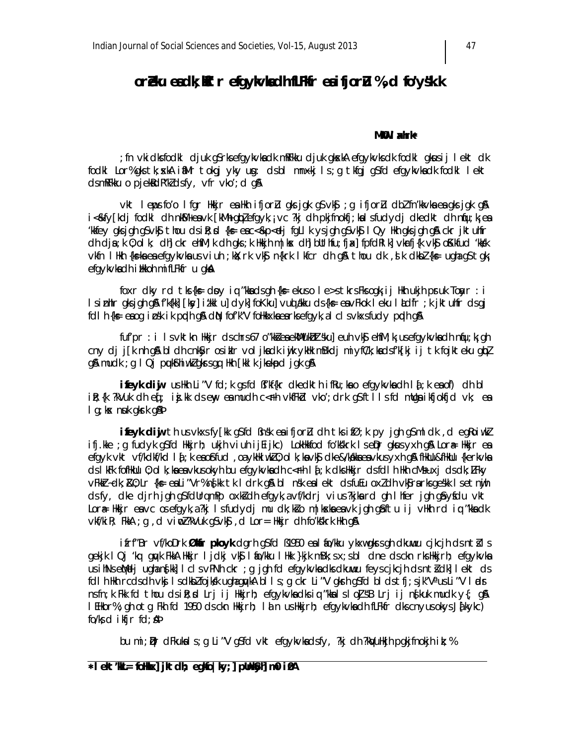# orZeku eadk;kZRr efgykvksa dh fLFkfr esa ifjorZu % ,d fo'ys"k.k

**MkW0 l ahrk***

; fn vki dks fodkl djuk gS rks efgykvksa dk mRFkku djuk gksxkA efgykvksa dk fodkl gksus ij lekt dk fodkl Lor% gks tk;sxkA iafMr tokgj yky usg: ds bl mnx~kj ls ;g tkfgj gS fd efgykvksa dk fodkl lekt ds mRFkku o pjeksRd"kZ ds fy, vfr vko';d gSA

vkt lEiw.kZ fo'o lfgr Hkkjr esa Hkh ifjorZu gks jgk gS vkSj ;g ifjorZu dbZ fn'kkvksa esa gks jgk gSA i<+&fy[kdj fodkl dh nkSM+ esa vk[kM+k gqbZ efgyk,¡ vc ?kj dh pkjnhokjh;ksa ls fudy dj dke dkt dh nqfu;k esa 'kkfey gks jgh gSa vkSj thou ds izR;sd {ks= esa c<+&p<+dj fgLlk ys jgh gSa vkSj lQy Hkh gks jgh gSaA ckr jktuhfr dh djsa ;k O;olk; dh] ckr ehfM;k dh gks ;k Hkkjrh; lsuk dh] bUtfu;fjax] fpfdRlk] vkSj f'k{kk vkSj oSKkfud 'kks/k vkfn lHkh {ks=ksa esa efgykvksa us viuh ;ksX;rk vkSj n{krk lkfcr dh gSA thou dk ,slk dksbZ {ks= ugha gS tgk¡ efgykvksa dh izHkkoh mifLFkfr u gksA

foxr dky rd tks {ks= dsoy iq:"kksa ds gh {ks= ekus o le>s tkrs Fks ogk¡ ij Hkh ukjh pqukSrh Tokbu :i ls izLrqr gks jgh gSA f'k{kk] [ksy] iz'kklu] dyk] foKku] vUrfj{k ds {ks= esa vFkok leku lsdfr ;k jktuhfr ds gj fdlh {ks= esa og igq¡p ik pqdh gSA dbZ fof'k"V foHkkxksa esa rks efgyk,a cl cl vkxs fudy pqdh gSA

fuf'pr :i ls vkt tku Hkkjr ds chrs 67 o"kksZa esa okf.kT;] ifjoku] euh vkSj ehfM;k us efgykvksa dh nqfu;k gh cny dj j[k nh gSA bl dh cnkSyr os iwjh vktknh vkSj vkRefuHkZjrk ds fy, vc rS;kj gSa ;k ;g dgsa fd O;oLFkk ds 'kh"kZ ij tk fojkteku gqbZ gSaA mudk ;g lQj pquksrhiw.kZ gksrs gq, Hkh [kklk jkspd jgk gSA

**ifeyk cijw** us Hkh Li"V fd;k gS fd ß'kf{kr dkedkth ifRu;ksa o efgykvksa dh l[;k esa of) dh bl izR;{k ?kVuk dh eq[; izsj.kk ds ewy esa mudh c<+rh vkfFkZd vko';drk gS ftlls fd mudk ikfjokfjd vk; esa lg;ksx nku gks ldk gSAÞ

**ifeyk cijw** th us vkxs fy[kk gS fd ß'ks"k esa ifjorZu dh tks izfØ;k py jgh gS ml dk ,d egRoiw.kZ ifj.kke ;g fudyk gS fd Hkkjrh; ukjh viuh ijEijkxr LokHkkfod fo'ks"krk ls eqDr gksus yxh gSA Lora= Hkkjr esa efgyk vkt vf/kdkf/kd l[;k esa oSKkfud ,oa yk[kkiw.kZ O;olk;ksa vkSj dke&/ka/kksa esa vkus yxh gSA fHkUu&fHkUu {ks=ksa ds lkFk fofHkUu O;olk;ksa esa vkus okyh bu efgykvksa dh c<+rh l[;k dks Hkkjr ds fdlh Hkh cM+s uxj ds dk;kZy; vFkok dk;ZLFky ij Li"V :i ls ns[kk tk ldrk gSA bl ns'k esa lekt ds fuEu oxZ dh vkSjrsa rks ges'kk ls etnwjh ds fy, dke djrh jgh gSa fdUrq mPp oxksZa dh efgyk,¡ vf/kdrj vius ?kjksa rd gh lhfer jgh gSaA ysfdu vkt Lora= Hkkjr esa vc os efgyk,a ?kj ls fudy dj mu dk;ksZa o mÙkjnkf;Roksa esa vk jgh gSa ftu ij vHkh rd iq:"kksa dk vkf/kiR; FkkA ;g ,d vius vki esa egRoiw.kZ ?kVuk gS vkSj ,d Lora= Hkkjr dh fo'ks"krk Hkh gSA

ifrf"Br vf/koDrk **Økafr pkoyk** dgrh gSa fd ß1950 esa fo/kku ykxw gksus ds ckn dkuwu cukus okys la'kks/ku ds gekjk lQj 'kq: gqvk FkkA Hkkjr ljdkj vkSj fo/kku lHkk }kjk mBk, x, ;s bl dne ds ckn rks Hkkjrh; efgykvksa us ihNs eqM+dj ugha ns[kk] ljdkj us efgykvksa ds fy, cgqr dqN fd;k ;g jgh fd efgykvksa ds dkuwu feyus cukus ds ckn dk lekt ds fdlh Hkh rcds dh vkSjrsa ls dksbZ fojks/k ugha gqvkA bl ls ;g ckr Li"V gksrh gS fd bl ds tfj;s jk"Vª us Li"V lans'k fn;k Fkk fd thou ds izR;sd Lrj ij Hkkjrh; efgykvksa dks iq:"kksa ls oj"B Lrj ij n[kuk mudk y{; gSA lEHkor% ;gh otg Fkh fd 1950 ds ckn Hkkjrh; lekt us Hkkjrh; efgykvksa dh fLFkfr dks cnyus okys J`a[kykc) fo/ks;d ikfjr fd;sAÞ

bu mi;qZDr dFkuksa ls ;g Li"V gS fd vkt efgykvksa ds fy, ?kj dh ?kqVuHkjh pgkjnhokjh ij ;k %

---

* lekt'kkL= foHkkx] jktdh; egkfo|ky;] pUnkSlh] m0 iz0A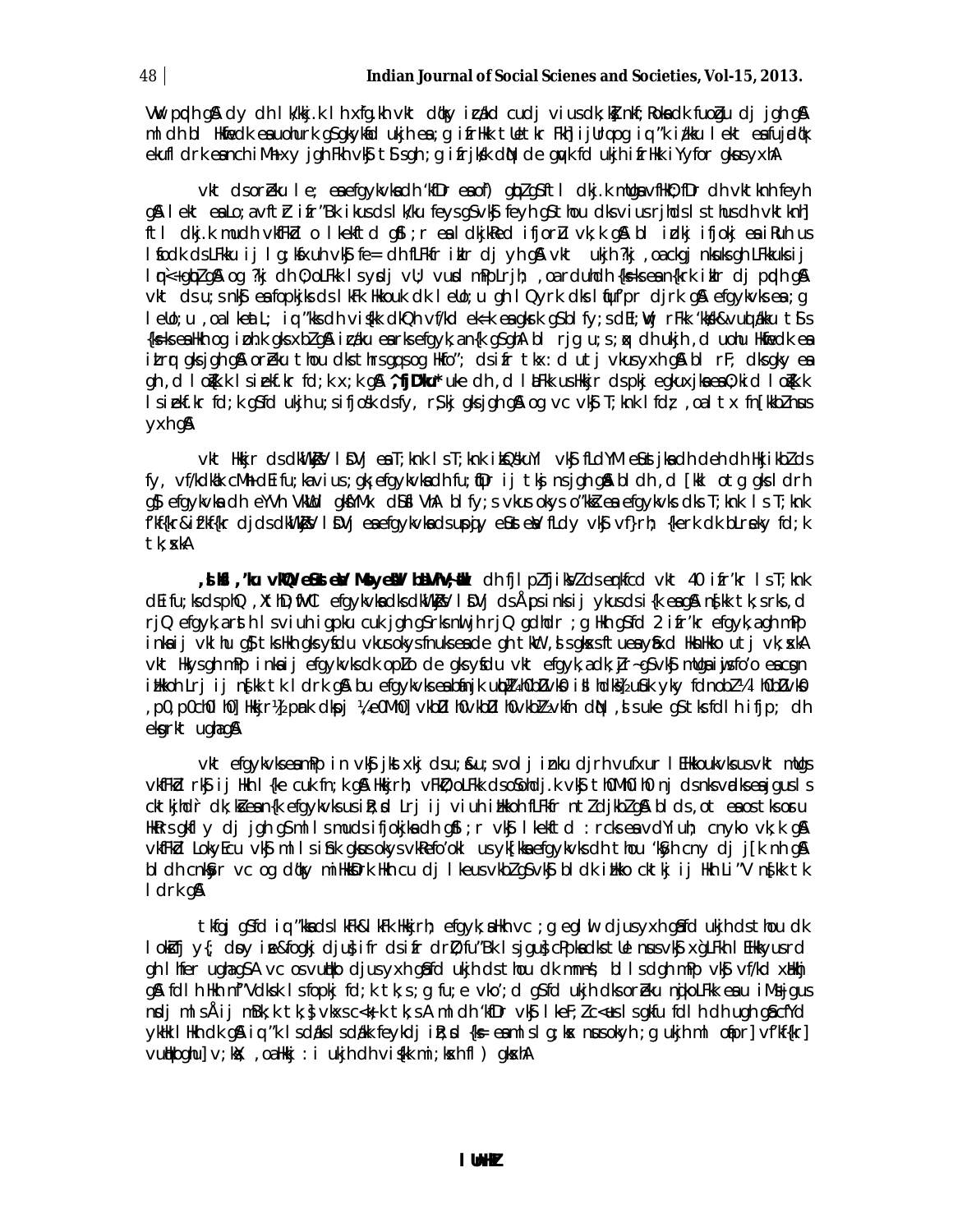Vkt pqdh gS dy dh lk/kkj.k lh xfg.kh vkt dkQh iz/kkd cudj viusdk;kZnf;Roksadk fuoZgu dj jgh gSA ml dh bl Hkwfedk esauohurk gSgkykfd ukjh ea;g ifrHkk tUetkr Fkh] ijUrqog iq"k iz/kku lekt esafujarjdky ekufldrk eanchiMh xy jgh Fkh vkS tSsgh ;g ifrjksk dkN de gqvk fd ukjh ifrHkk iYyfor gksusyxhA

vkt dsorZeku le; eaefgykvksadh 'kfDr eaof) gbZgSftl dkj.k mUgeavfHkO;fDr dh vktknh feyh gSA lekt eaLo;avftZr ifr"Bk ikusdsl/ku feysgSvkS feyh gSthou dksviusrjhdsl sthusdh vktknh] ftl dkj.k mudh vkfFkd o lkekftd gS;r eal dkjkRed ifjorZu vk;k gSA bl izdkj ifjokj eaiRuh us lsfodk dsLFkku ij lg;kxuh vkS fe= dh fLFkfr iklr dj yh gSA vkt ukjh ?kj ,oackgj nksuksgh LFkkuksij lq`<+gbZgSA og ?kj dh O;oLFkk lsysdj vU; vusd mRrjnkf;Ro ,oa dùkO; {ks=ksa ean{krk iklr dj pqdh gSA vkt ds u;s nkSj eafopkjksa ds lkFk Hkkouk dk lemU; gh lQyrk dks lqfuf'pr djrk gSA efgykvksa ea;g lemU; ,oa lraqyu iq"kksa dh vis{kk dkQh vf/kd ek=k eagksrk gSA blfy;s dbZ ;kSj rFkk 'kks/k&vuqla/kku tSls {ks=ksa eaHkh og izo.k gks xbZ gSA iz'kklu earks efgyk,an{k gSgh] bl rjg u;s ;qx dh ukjh ,d uohu Hkwfedk ea izLrqr gks jgh gSA orZeku thou dks thrs gq, og Hkfo"; ds ifr tkx:d utj vkus yxh gSA bl rF; dks gky ea gh ,d lo{k.k ls izekf.kr fd;k x;k gSA ^^fjMlZ Mkbtsv** uke dh ,d lLFkk us Hkkjr ds pkj egkuxjksa eaO;kid lo{k.k ls izekf.kr fd;k gS fd ukjh u;s ifjos'k ds fy, rS;kj gks jgh gSA og vc vkS T;knk lfØ; ,oa tkx: fn[kkbZ nsus yxh gSA

vkt Hkkjr ds dkWiksZsV lsDVj eaT;knk ls T;knk iksQs'kuy vkS fLdYM eSustjksa dh deh dh Hkjikbl ds fy, vf/kdkf/kd cMh dEifu;ka viusus ;gk efgykvksa dh fu;fDr ij tksj ns jgh gSA bl dh ,d [kkl otg gks ldrh gS efgykvksa dh eYVh VkLdd gksuk&Mx dkSa VhA blfy;s vkus okys o"kksZ ea efgykvksa dks T;knk ls T;knk f'kf{kr&izf'kf{kr djds dkWiksZsV lsDVj ea efgykvksa ds usr`Ro ;qDr eSustesUV fLdYl vkS vf}rh; {kerk dk bLrseky fd;k tk;sxkA

**,lks'k, 'ku vkWQ eSustesUV Mkys eUV bfUlVhV;wV** dh fjiksZ fjiksVZ ds eqrkfcd vkt 40 izfr'kr ls T;knk dEifu;ksa ds phQ ,Xth D;wfVo efgykvksa dks dkWiksZsV lsDVj ds Åps inksa ij ykus ds i{k ea gSA n{kk tk;s rks ,d rjQ efgyk,a rst h ls viuh igpku cuk jgh gS rks nwljh rjQ gdhdr ;g Hkh gS fd 2 izfr'kr efgyk,a gh mPp inksa ij vklhu gS tks Hkh gks ysfdu vkus okys fnuksa ea de gh lkeu ,sls gksxs ftuea yksxksa Hkkouk utj vk;xkA vkt Hkysgh mPp inksa ij efgykvksa dk opZLo de gks ysfdu vkt efgyk,a dk;Zjr~ gS vkS mUgsa iq:"kksa ds cjkcj iHkkoh Lrj ij n{kk tk ldrk gSA bu efgykvksa ea bfnjk uwbZ ¼ihibZdks½ ifl hdks ¼uSuk yky fdnobZ ¼'kkW hcksZ½ vkbZ ,p0 ,p0 ch0 lh0 ½Hkkjr½ pank dkpj ¼vkbZ0lh0vkbZ0lh0vkbZ½ vkfn dkQh ,sls uke gS tks fdlh ifjp; dh eksgrkt ugha gSA

vkt efgykvksa eamPp in vkS jkst xkj dsu;s&u;s volj izkIr djrh vufxur lEHkkouksa us vktu mudh vkfFkd rkS ij Hkh l{ke cuk fn;k gSA Hkkjrh; vFkZO;oLFkk ds o'Sohdj.k vkS th0Mh0ih0 nj ds nks vadksa ea igaqpus ls cktkjh dk;ksZa ea {k efgykvksa us iRo;sd Lrj ij viuh iHkkoh fLFkfr ntZ djkbZ gSA blds ,ot eas tks os u HkhRrs gkfly dj jgh gS ml ls mudks ifjokj dh gS ;r vkS lkekftd :rcs ea vcYluh; cnyko vk;k gSA vkfFkd Lokyacu vkS ml ls iSnk gksus okys vkRefo'okl us yk[kksa efgykvksa dh thou 'kSyh cny dj j[k nh gSA bl dh cnksyr vc og dkQh mi HkksDrk Hkh cu dj lkeus vkbZ gS vkS bl dk iHkko cktkj ij Hkh Li"V n{kk tk ldrk gSA

tkfgj gS fd iq"k ds lkFk&lkFk Hkkjrh; efgyk,a Hkh vc ;g eglwl djus yxh gSa fd ukjh ds thou dk lokZfRr y{; dsoy ikS&fogkj djus ifr ds ifr drZO; fu"Bk ls gh iwjs cPpksa dk tUe nsus vkS x`gLFkh lEHkkyus rd gh lhfer ugha gSA vc os vuHko djus yxh gSa fd ukjh ds thou dk mn~ns'; blls dgha mPp vkS vf/kd xgu gSA fdlh Hkh nf"Vdksk ls fopkj fd;k tk;s ;g fu;e vko';d gS fd ukjh dks orZeku ;qx o LFkk ea u iM+jgus nsdj mls Åij mBk;k tk;s vkSj c<+k;k tk;sA ml dh 'kfDr vkS lkeF;Z c<+us ls gkfu fdlh dh ugh gSa cfYd ykHk lHkh dk gSA iq"k ls dU/ks ls dU/ks feykdj iR;sd {ks= ea ml s g;kx nsus okyh ;g ukjh ml ofpr] vf'kf{kr] vuHkoghu] v;kX; ,oa Hkkj :i ukjh dh vis{kk mi;kxh fl) gksxhA

**lUnHkZ**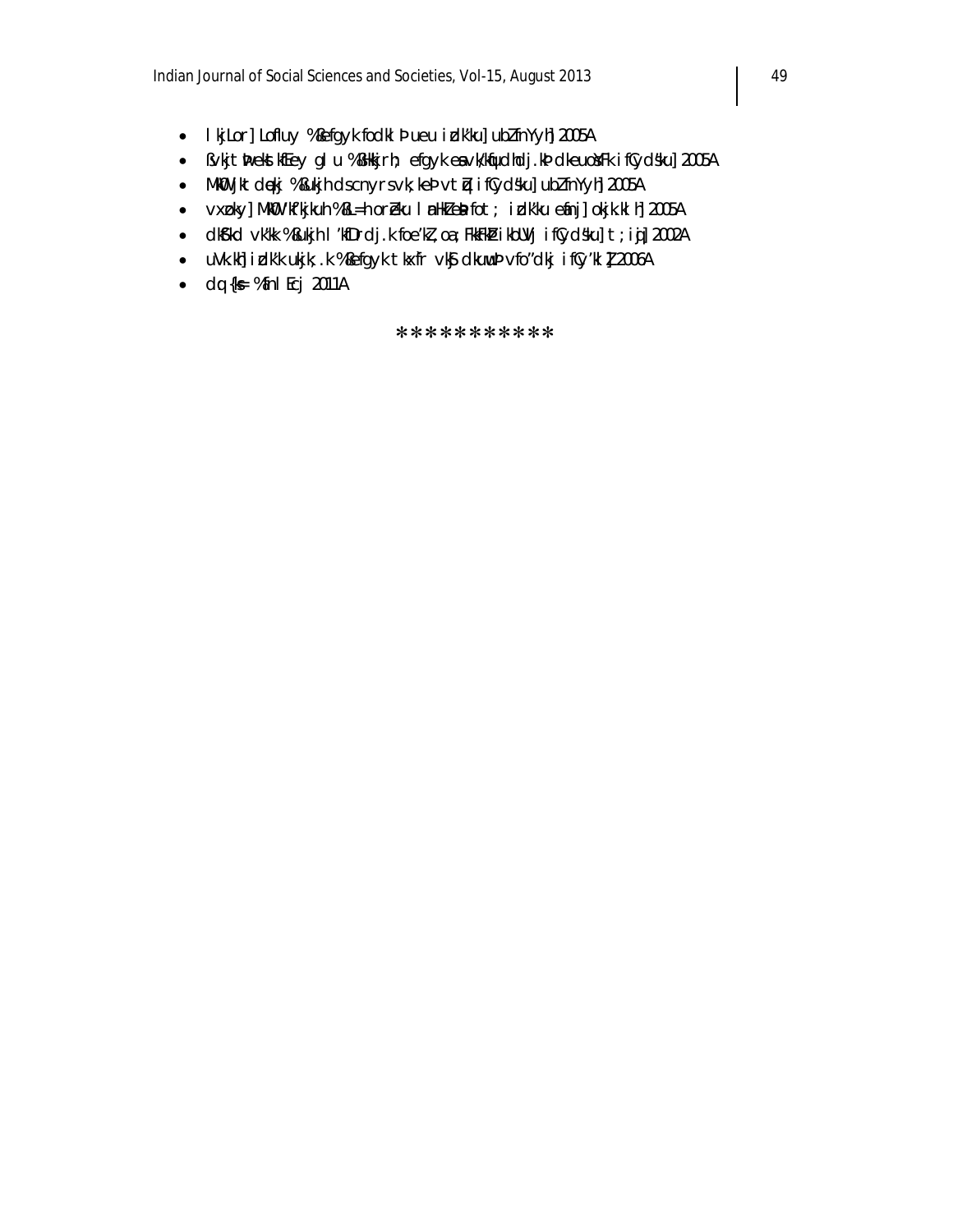- lkjLor] Lofluy %&efgyk fodkl Þ ueu izdk'ku] ubZ fnYyh] 2005A
- ßvkjt Þmeks kfEey glu %&Hkkjrh; efgyk ea vkfFkZd dj.k Þ dkeuoSYFk ifCyd'ku] 2005A
- MkW0 Jkt dekj %&ukjh ds cnyrs vk;ke Þ vtq ifCyd'ku] ubZ fnYyh] 2005A
- vxzoky] MkW0 'kf'kkuh %&L=h orZeku lanHkZ ea fot; izdk'ku efanj] okjk.klh] 2005A
- dkSf'kd vk'kk %&ukjh l'kfDrdj.k foe'kZ ,oa ;FkkFkZ ikbUVj ifCy'kj] t;iqj] 2002A
- uVk.kh] izdk'k ukjk;.k %&efgyk tkxfr vkSj dkuwuÞ vfo"dkj ifCy'kl Z] 2006A
- dq{ks= %fnlEcj 2011A

***********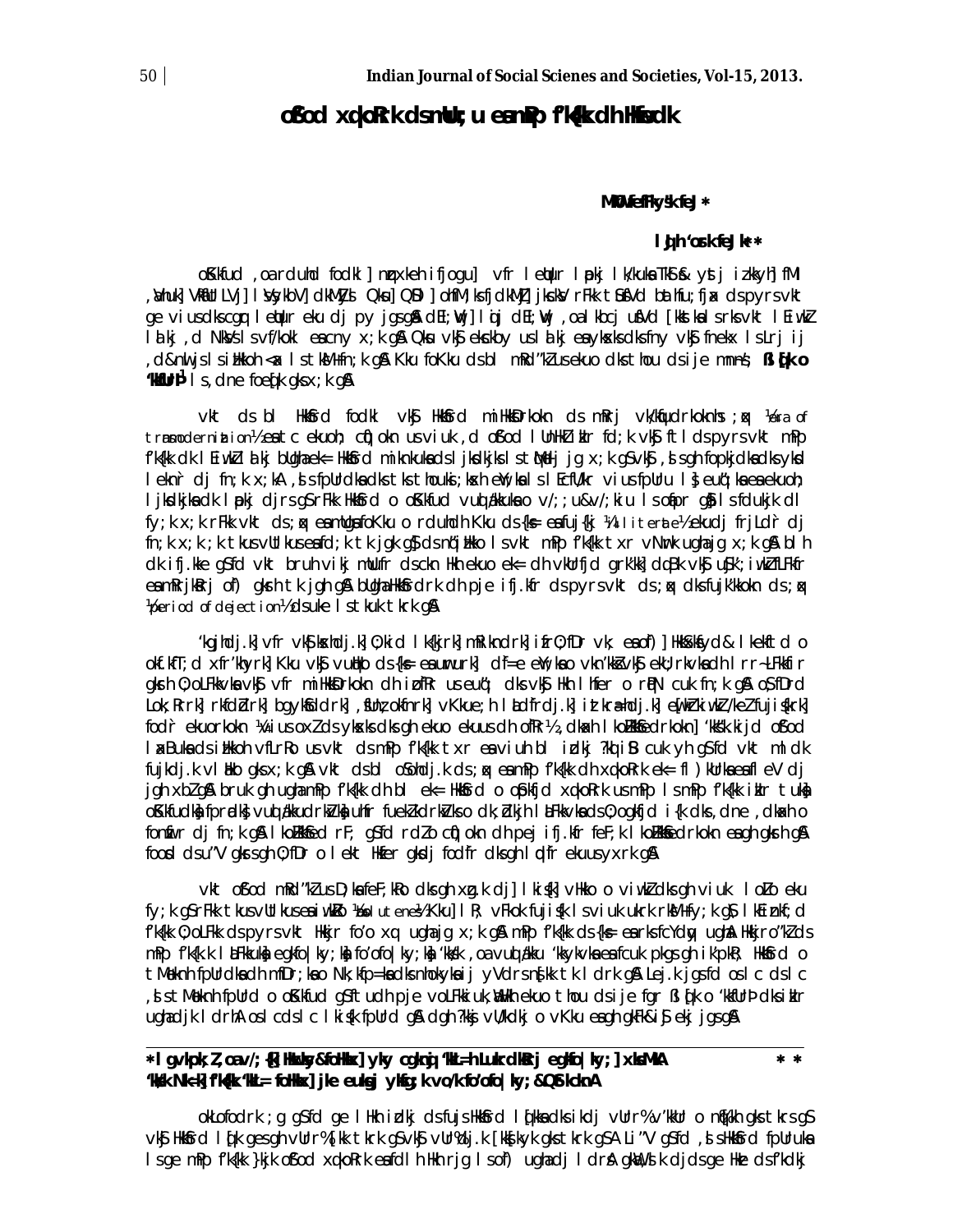# oSfod xq.koRrk ds mUu;u esa mPp f'k{kk dh Hkwfedk

**MkW- eFkys'k feJ ***

**lq[kh 'osrk feJk * ***

oSKkfud ,oa rduhdh fodkl] mnkjhdj.k ifjogu] vfr lemUur lapkj lk/kuksa TkSo& ytsj izkS|ksfxdh] fMf ,Vhuk] VsfyLdksi] lSVsykbV] dkWMySl Qksu] QSDl] bZ&esy] ohfM;ksdkWUQzsUl rFkk tSfod bathfu;fjax ds pyrs vkt ge vius dks cgqr lemUur eku dj py jgs gSaA dEI;wVj] lqij dEI;wVj ,oa lkbcj uSfVd [kkstksa us rks vkt lEiw.kZ lalkj ,d NksVs ls vf/kokl esa cny x;k gSA Qksu vkSj eksckby us lalkj esa yksxksa dks fnYyh vkSj fnekx ls Lrj ij ,d&nwljs ls izHkkoh <ax ls tksM+ fn;k gSA Kku foKku ds bl mRd"kZ us ekuo dks thou ds ije mn~ns'; **ßlq[k o 'kkfUrÞ** ls ,dne foeq[k gks x;k gSA

vkt ds bl HkkSfrd fodkl vkSj HkkSfrd mi;ksfxrkokn ds mRrj vk/kqfudrkokn ;qx ¼Era of transmodernization½ esa tc ekuoh; ewY;ksa us viuk ,d oSfod lUnHkZ izkIr fd;k vkSj ftlds pyrs vkt mPp f'k{kk dk lEiw.kZ lalkj bUgha ek{; HkkSfrd mi;ksfxrkokn ds ljksdkjksa ls tqM+rh jg x;k gS vkSj ,sls gh fopkjdksa dks ykd lekt dj fn;k x;kA ,sls fpUrdksa dks tks thou esa ;ksx eW;ksa ls lEcfU/kr vius fpUru ls euq";ksa esa ekuoh; ljksdkjksa dk lapkj djrs gSa rFkk HkkSfrd o oSKkfud vuq/kkuksa o v/;;u&v/;kiu ls oafpr gSa ls fdukjk dl fy;k x;k rFkk vkt ds ;qx esa mUgsa foKku o rduhdh Kku ds {ks= esa fuj{kj ¼Illiterate½ ekudj frjLd`r dj fn;k x;k ;k tkus vutkus esa fd;k tk jgk gS ds nq"izHkko ls vkt mPp f'k{kk txr vNwrk ugha jg x;k gSA bl h dk ifj.kke gS fd vkt bruh vikj mUufr ds ckn Hkh ekuo eu dh vkUrfjd gr'kk] dqaBk vkSj uSjk';iw.kZ fLFkfr esa mRrjksRrj o`f) gksrh tk jgh gSA bUgha HkkSfrdrk dh pje ifj.kfr ds pyrs vkt ds ;qx dks fujk'kkokn ds ;qx ¼period of dejection½ ds uke ls tkuk tkrk gSA

'kgjhdj.k] vfr vkS|ksxhdj.k] O;kid lk{kjrk] mRrjknkf;Ro ifjR;fDr vkfn esa o`f) ] HkkSxksfyd lkekftd o okf.kfT;d xfr'khyrk] Kku vkSj vuqHko ds {ks= esa uwrurk] dk;Z= esa ifjorZu vkfn'kksZ vkSj ekU;rkvksa dh lrr~ rFkk rhoz gksrh O;oLFkkvksa vkSj vfr mi;ksfxrkokn dh izo`fRr us euq"; dks vkSj Hkh lhfer o ladh.kZ cuk fn;k gSA oS;fDrd Lok;Rrrk] rkfdZdrk] bgykSfddrk] ,sfrgkfldrk] vkLFkkuS;fDrdrk] lkekftdrk] izxkfrdrk] ewY;iwoZ/kkj.kk/keZfujis{krk] fodkl ekuorkokn ¼vius oxZ ds yksxksa dks gh ekuo ekuus dh o`fRr½] dkuwu lEcU/kh lkekU;rk] 'kks"k.k ij oSfod lajpuk ds izHkkoh vfLrRo us vkt ds mPp f'k{kk txr esa viuh bl izdkj ?kqliSB cuk yh gS fd vkt mldk fujkdj.k vlaHko gks x;k gSA vkt ds bl oSKhdj.k ds ;qx esa mPp f'k{kk dh xq.koRrk ek= fl)kUrksa esa fleV dj jg xbZ gSA bruk gh ugha mPp f'k{kk dh bl ek= HkkSfrd o oSKkfud xq.koRrk us mPp lemPp f'k{kk izkIr tuksa oSKkfudksa fpUrdksa vuq/kkudrkZvksa uhfr fuekZ.kdrkZvksa o dk;ZdrkZ lHkh O;oLFkkvksa ds O;ogkfjd i{k dks ,dne ,dkaxh o fonwfir dj fn;k gSA lkoZHkkSfed rF; gS fd rdZ o cqf)okn dh pje ifj.kfr feF;k lkoZHkkSfedrkokn esa gh gksrh gSA foosd ds u"V gks tkus ls O;fDr o lekt Hkze gksdj fodfr dks gh lqdfr ekuus yxrk gSA

vkt oSfod mRd"kZ us D;k feF;kRo dks gh xq.k dj lkis{k] vHkko o viw.kZ dks gh viuk lo.kZ eku fy;k gS rFkk tkus vutkus esa iw.kZRo ¼absolute½ Kku] lR; vFkok fujis{k ls viuk ukrk rksM+ fy;k gS lEiw.kZ;d f'k{kk O;oLFkk ds pyrs vkt Hkkjr fo'o xq: ugha jg x;k gSA mPp f'k{kk ds {ks= esa rks fcYdqy ugha Hkkjro"kZ ds mPp f'k{k.k lLFkkuksa egkfo|ky;ksa fo'ofo|ky;ksa 'kks/k ,oa vuq/kku 'kkykvksa esa fcuk pkgs gh ik'pkR; HkkSfrd o tM+okn fpUru dh mifLFkfr ;ksa Nk;h tks=ksa dks nhokyksa ij yVdrs fp= tk ldrs gSaA Lej.k jgs fd oslc dslc ,sls tM+okn fpUru o oSKkfud gSf txdh pje voLFkk iwu%LFkkih ekuo thou ds ije fgr ßlq[k o 'kkfUrÞ dks izkIr ugha djk ldrhA oslcdslc lkis{k fpUru gSA dgh ?kksj vU/kdkj o vKku esa gh gkFk&iSj ekjrs jgs gSaA

---

**\* lgk;d izksQslj] ,oa v/;{k] HkkSfrdh&foHkkx] yky cgknqj 'kkL=h Lukrdksrj egkfo|ky;] xksaMkA * ***
**'kks/k Nk=k] f'k{kk 'kkL= foHkkx] jkeeuksgj yksfg;k vo/k fo'ofo|ky;] QStkcknA**

---

okLrfodrk ;g gS fd ge lHkh izdkj ds fujis{k HkkSfrd lq[kksa dks izkIr djus vUrr% v'kkfUr o nq%[kh gks tkrs gS vkSj HkkSfrd lq[k esa gh vUrr% {kh.k gks tkrk gS vkSj vUr% iw.kZ [kks[kyk gks tkrk gSA Li"V gS fd ,sls HkkSfrd fpUruksa ls ge mPp f'k{kk }kjk oSfod xq.koRrk esa fdlh Hkh rjg lo`f) ugha dj ldrsA gka] ,slk djds ge Hkze ds f'kdkj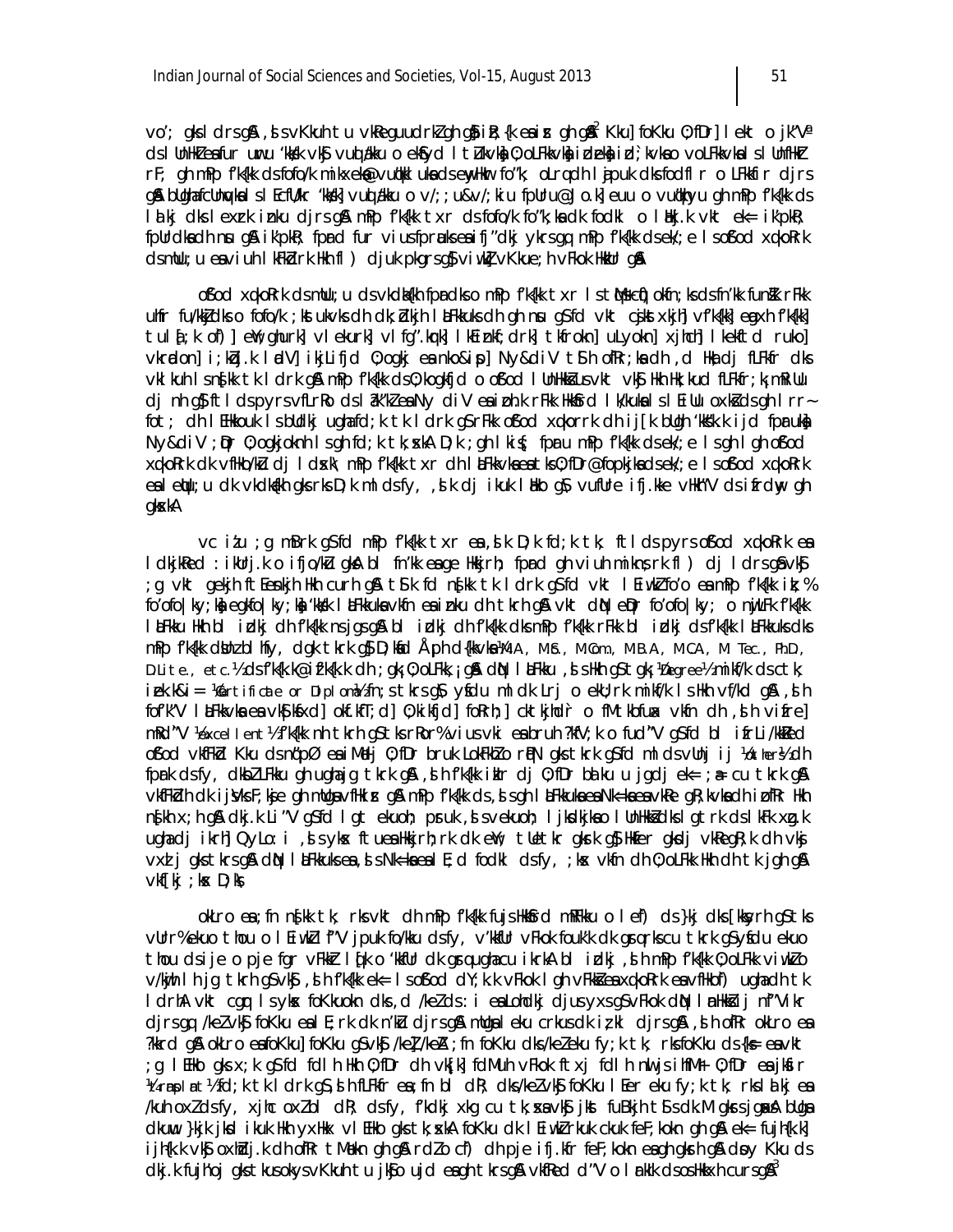vo'; gks ldrs gSaA ,sls vKkuh tu vkReguudrk gh gS ijR;{k esa izR; gh gSa[2] Kku] foKku Ö;fDr] lekt o jk"Vª ds lUnHkZ esa fur uru 'kks/k vkSj vuqla/kku o eksfyd lt`uk vkSj vuqla/kku Ö;oLFkk vkfn iznku ij djusa vkSj o voLFkkvksa ls lUnfHkZ rF; gh mPp f'k{kk ds fofo/k mikxeksa@vuq'kklukas ds ewyHkwr fo"k; oLrqdh lajpuk dks fodflr o LFkkfir djrs gSa bUgha fcUnqvksa ls lEcfU/kr 'kks/k vuqla/kku o v/;;u&v/;kiu ls fpUru@Jo.k] euu o vuqHkwyu gh mPp f'k{kk ds lalkj dks lexzrk iznku djrs gSaA mPp f'k{kk txr ds fofo/k fo"k;ksa dk fodkl o lEiz"s.k vkt ek= ik'pkR; fpUrdksa dh nsu gSA ik'pkR; fpard fur u;s iurs fpUruksa esa ifj"dkj ykrs gq, mPp f'k{kk ds ek/;e ls oSf'od xqoRrk ds mUu;u esa viuh lkFkZdrk Hkh fl) djuk pkgrs gSa viuh vkRek me;h vFkok Hkkoh gSA

oSf'od xq.koRrk ds mUu;u ds vkdka{kh fpard o mPp f'k{kk txr ls tqMs+ cqf)okfn;ks ds fn'kk funsZ'k rFkk uhfr fu/kkZjdksa o fofo/k ;kstukvksa dh dk;Zdkjh laLFkkuksa dh gh nsu gS fd vkt csjkstxkjh] vf'k{kk] egxh f'k{kk] tul[;k of)] eW;ghurk] vlekurk] vlfg".kqrk] lkEiznkf;drk] tkfrokn] uLyokn] xjhch] lkekftd ruko] vkradokn] i;kZoj.k lad"V] ikfjLFkfrd Ö;ogkj esa nko&isp] Ny&diV tSls ofRr;ksa dh ,d Hkh+M+ dj fLFkfr dks vklkuh ls n{kk tk ldrk gSA mPp f'k{kk ds Ö;kogkfjd o oSf'od lUnHkksZ us vkt vkSj Hkh Hk;kud fLFkfr;ka mRiUu dj nh gS ftlds pyrs vfLrRo ds la?k"kZ esa Ny diV esa izoh.k rFkk Hkkoh ds lk/kuksa ls lEiUu oxksZ ds gh lrr~ fot; dh lEHkkouk ls budkj ugha fd;k tk ldrk gS rFkk oSf'od xqorrk dh ij[k bUgha 'kks"k.k ijd fpUrkvksa Ny&diV ;qDr Ö;ogkjksa dh lhekvksa ij dh tk;sxhA D;k ;gh ik;s fpru mPp f'k{kk ds ek/;e ls gh gh oSf'od xq.koRrk dk vfHko/kZu dj ldsxk\ mPp f'k{kk txr dh laLFkkvksa ls tksM+ Ö;fDr@fopkjd ds ek/;e ls oSf'od xq.koRrk esa lEcq)u dk vkdka{kh gksrs D;k mls dfy, ,sk dj ikuk laHko gS\ vuqfpr ifj.kke vHkh"V ds ifrdwy gh gksxkA

vc iz'u ;g mBrk gS fd mPp f'k{kk txr esa ,sk D;k fd;k tk; ftlds pyrs oSf'od xq.koRrk esa ldkjkRed :ikUrj.k o ifjo/kZu gksA bl fn'kk esa ge Hkkjrh; fpUru dh viuh mikns;rk fl) dj ldrs gSa vkSj ;g vkt gekjh ftEesnkjh Hkh curh gSA tSlk fd n{kk tk ldrk gS fd vkt lEiw.kZ fo'o esa mPp f'k{kk iz;% fo'ofo|ky;ksa egkfo|ky;ksa 'kks/k laLFkkuksa vkfn esa iznku dh tkrh gSA vkt dbZ eqDr fo'ofo|ky; o nqjLFk f'k{kk laLFkku Hkh bl izdkj dh f'k{kk ns jgs gSaA bl izdkj dh f'k{kk rFkk bl izdkj ds f'k{kk laLFkkuksa dks mPp f'k{kk dh Js.kh esa j[kk tkrk gS D;ksafd Åaph d{kkvksa ¼M.A., M.Sc., M.Com., M.B.A., MCA, M. Tec., Ph.D., D.Lite., etc.½ ds f'k{k.k@izf'k{k.k dh ;gk¡ Ö;oLFkk ,gSA dbZ laLFkku ,sls Hkh gS tks ¼Degree½ mikf/k ds ctk; izek.k&i= ¼Certificate or Diploma½ fn;s tkrs gSa ysfdu mldk Lrj o ekU;rk mikf/k ls Hkh vf/kd gSA ,sls fof'k"V laLFkkvksa esa vkSj Hkh cM+s&cM+s dfBukfj;k] foRrh;] cktkjhdr o fMtkbfuax vkfn dh ,slh vifre] mRd"V ¼excellent½ f'k{kk nh tkrh gS tks rRdky% vius vki esa brus ?kfV;k o fud"V gS fd bl ifrLi/kkZ oSf'od vkfFkZd Kku ds nq"pØ esa iMdj Ö;fDr bruk LokFkhZ o rkfdZd gks tkrk gS fd mlds vUnj ij ¼others½ dh fpark dsfy, dksbZ LFkku gh ugha jg tkrk gSA ,slh f'k{kk izkIr Ö;fDr balku u jgdj ek= ;a= cu tkrk gSA vkfFkZd dh ijekFkfZ;ksa gh mudk vfHkizr gSA mPp f'k{kk ds ,sls gh laLFkkuksa esa Nk=ksa esa vkRe gR;k vksa dh izofRr Hkh n[kh x;h gSA dkj.k li"V gS fd lg ekuoh; pruk ,sls vekuoh; ljksdkjksa ls lUnHkksZ dks lgtrk ds lkFk xg.k ugha dj ikrh] Qy Lo:i ,sls ykxks ftuesa Hkkjrh;rk dk eW; tUe tkr gksrk gS Hkhrj gh Hkhrj vkRegR;k dh vksj vxzlj gks tkrs gSaA dbZ laLFkkuksa esa ,sls Nk=ksa esa lE;d fodkl dsfy, ;ksx vkfn dh Ö;oLFkk Hkh dh tk jgh gSA vk[kj ;ksx D;ks\

okLro esa ;fn n{kk tk; rks vkt dh mPp f'k{kk fujs Hkkfrd mRFkku o lef) ds }kj dks [kksyrh gS tks vUrr% ekuo thou o lEiw.kZ l`f"V jpuk fo/kku dsfy, v'kfUr vFkok fouk'k dk gsrq cu tkrk gS ysfdu ekuo thou ds ije o pje fgr vFkkZr lq[k o 'kkfUr dk gsrq ugha cu ikrkA bl izdkj ,slh mPp f'k{kk Ö;oLFkk viw.kZ o v/kwjh lh jg tkrh gS vkSj ,slh f'k{kk ek= ls oSf'od dY;k.k vFkok lgh vFkksZ esa xq.koRrk esa vfHko`f) ugha dh tk ldrhA vkt cgqr ls ykx foKkuokn dks ,d /keZ ds :i esa Lohdkj djus yxs gSa vFkok dbZ lEiznk; ij n'V;kr djrs gq, /keZ vkSj foKku esa lE;rk dk n'kZu djrs gSaA mUgksaus ekuk crkus dk iz;kl djrs gSaA ,slh ofRr okLro esa ?kkrd gSA okLro esa foKku] foKku gS vkSj /keZ /keZ A ;fn foKku dks /keZ eku fy;k tk; rks foKku ds {ks= esa vkt ;g lEHko gks x;k gS fd dh Hkh Ö;fDr dh vk[k] fdMuh vFkok ftxj fdlh nwljs iShM+ Ö;fDr esa jksfir ¼Transplant½ fd;k tk ldrk gS, slh fLFkfr esa ;fn bl dk; dks /keZ vkSj foKku lEer eku fy;k tk; rks lalkj esa /kuh oxZ dsfy, xjhc oxZ bl dk; dsfy, f'kdkj xg cu tk;xsa vkSj jksx fuHkZjh tSls dk;M gks jgs gSaA bUgsa dkuwu }kjk jksd ikuk Hkh yxHkx vlEHko gks tk;xkA foKku dk lEiw.kZ rkuk ckuk ckf/kr feF;kokn gh gSA ek= fujh{k.k] ijh{k.k vkSj oxhZdj.k dh ofRr tMokn gh gSA rdZ o cf) dh pje ifj.kfr feF;kokn esa gh gksrh gSA doy Kku ds dkj.k fujh'oj gks tkus okys vKkuh tu jkSo ujd esa gh tkrs gSaA vkRed d"V o lrkik ds oso Hkksxh curs gSa[3]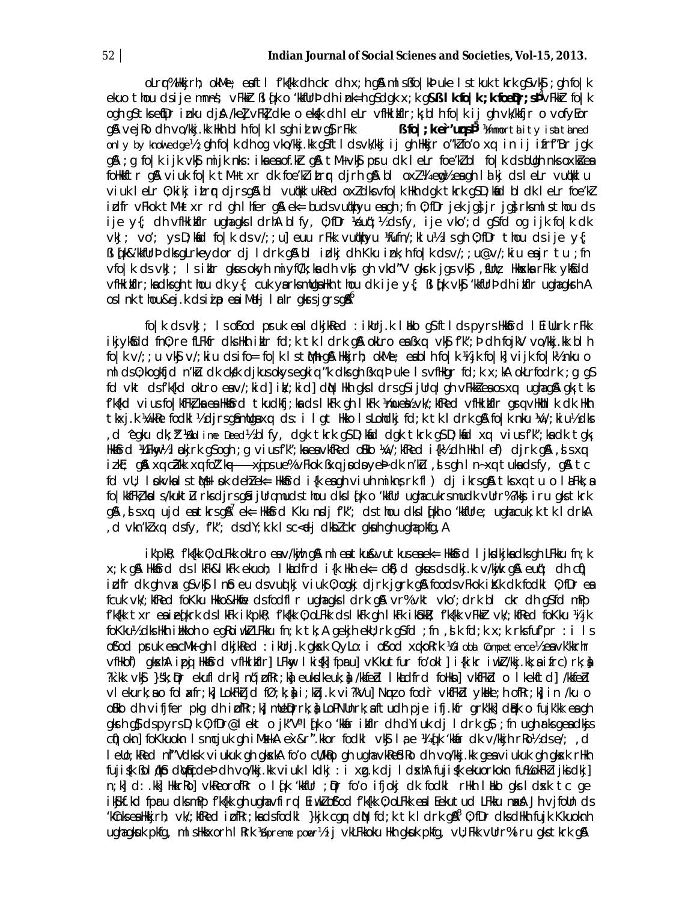oLrq%Hkkjrh; okM~e; esa tSl f'k{kk dh ckr dh x;h gS mlesa fo|k@Kku ls tkuk tkrk gS vkSj ;gh fo|k ekuo thou ds ije mnns'; vFkkZ bZ[;k o 'kfDr dh izkfIr gS dgk x;k gS ßfo|k;ke`reJuqrsÞ[4] vFkkZ fo|k ogh gS tks eqfDr iznku djsA /keZ] vFkZ] dke o eks{k dh lEiUu vfHkO;fDr ;k bl fo|k ij gh vk/kkfjr o vofLFkr gS vejRo dh vo/kkj.kk Hkh bl fo|k ls gh izkIr gksrh gSA ßfo|;k ve`re'uqrsÞ[5] ¼immortality is attained only by knowledge½ ;gh fo|k dh og vko/kkj.kk gS ftlds vk/kkj ij gh Hkkjr o"kZ fo'o xq# in ij izfrf"Br jgk gSA ;g fo|k ijk vkSj mijk nks :iksa esa of.kZr gSA tM+ vkSj psru dk leLr foe'kZ bl fo|k ds bUgh nks oxksZa esa foHkkftr gSA viuk fo|k tM+ txr dk foe'kZ izLrqr djrh gS bl oxZ ¼ewyZ½ esa gh lalkj ds leLr vuqHkko u viuk leLr O;kikj izLrqr djrs gSa bl vuqHkko uke ls oxZ dks fo|k Hkh dgk tkrk gS D;ksafd bl dk leLr foe'kZ izd`fr vFkok tM+ txr rd gh lhfer gSA ek= buds vuqHko esa gh O;fDr jeek gS jg tkrk gS mlds ije y{; dh vfHkO;fDr ugha gks ldrhA blfy, O;fDr ¼euq";½ dsfy, ije vko';d gS fd og ijk fo|k dk vkJ; vo'; ys D;ksafd fo|k ds v/;;u] euu rFkk vuqHkko ¼fun/;klu½ ls gh O;fDr thou ds ije y{; ßbZ[k&'kfDrÞ dks gLrkeydor dj ldrk gSA bl izdkj dh Kku izkfIr fo|k ds v/;;u@v/;kiu esa jr tu ;fn vfo|k ds vkJ; ls izkIr gksus okyh mi;fDr;ksa dh vksj gh vkd"V gksrk jgs vkSj ,sfUnz; Hkksxksa rFkk ykSfdd vfHkO;fDr;ksa dks gh thou dk y{; cuk ys rks mUgsa Hkh thou dk ije y{; ßbZ[k vkSj 'kfDrÞ dh izkfIr ugha gks ldrhA os lnk thou&ej.k ds izpd esa iM+s jgdj lnSo nq%[kh gksrs jgrs gSa[6]

fo|k ds vkJ; ls oSfnd psruk esa ldkjkRed :ikUrj.k lEHko gS ftlds pyrs HkkSfrd lEiUUkrk rFkk ikjykSfdd fnO;rk fLFkfr dks Hkh izkIr fd;k tk ldrk gSA okLro esa iwoZ vkSj 'kfDrÞ dh foijhr vo/kkj.kk bl h fo|k v/;;u vkSj v/;kiu ls ifo= fo|k ls tqM+h gSA Hkkjrh; okM~e; esa bl h fo|k ¼ijk fo|k½ vijk fo|k ¼nku o mlds O;kogkfjd n'kZu dk dk;Z djkus okys egkiq#"k dks gh ßxq#Þ uke ls vfHkfgr fd;k x;kA okLrfod rk ;g gS fd vkt ds f'k{kd okLro esa v/;kid] iz/;kid dqN Hkh gks ldrs gSa ijUrq lgh vFkksZa esa os xq# ugha gSaA gk; tks f'k{kd vius fo|kFkhZ;ksa esa HkkSfrd tkudkfj;ksa ds lkFk gh lkFk ¼uSfrd½ v/;kfRed vfHkO;fDr gr q vHkhIlk dk Hkh tkxj.k ¼vkRe fodkl½ djrs gSa mUgsa xq# ds :i lgt Hkko ls Lohdkj fd;k tk ldrk gSA fo|k nku ¼v/;kiu½ dks ,d egku dk;Z ¼Noble Deed½ blfy, dgk tkrk gS D;ksafd dgk tkrk gS D;ksafd xq# vius f'k";ksa dks tgk¡ HkkSfrd ¼LFkwy½ lalkj gS ogh ;g vius f'k";ksa esa vkfRed oSHko ¼v/;kfRed i{k½ dh Hkh l`f"V djrk gSA ,sls xq# izkIr gSa xq# czã.k xqfoZ.kq——xqq ps ue% vFkok ßxq# cqdoyeÞ dk n'kZu ,sls gh ln~xq#tuks ds fy, gS tc fd vU; lsokvksa esa tqM+s "ko dehZ ek= HkkSfrd i{k esa gh viuh miknsrk fl) djikrs gSaA tks xq# u o lEHkko esa fo|kFkhZ;ksa ds Kkuktu Z rks djrs gSa ijUrq mudk thou dks lq{k o 'kfDr ugha cukrs mudk vUr% ?kkjk iru gks tkrk gSA ,sls xq# ujd esa tkrs gSa[7] ek= HkkSfrd Kku nsdj f'k"; ds thou dks lq{kh o 'kfDrer; ugha cuk;k tk ldrkA ,d vkn'kZ xq# dsfy, f'k"; ds dY;k.k ls c<+dj dksbZ ckr gksuh gh ugha pkfg,A

ik'pkR; f'k{kk O;oLFkk okLro esa v/kwjh gSA mlesa tkuus&vutkus esa ek= HkkSfrd lEiUkrk dks gh LFkku fn;k x;k gSA HkkSfrd ds lkFk&lkFk ekuoh; lkadfrd i{k Hkh ek= ckS)d gksus ds dkj.k v/kwjk gSA euq"; dh cqf) izd`fr dk gh vax gS vkSj lHkh euq"; ds vuqdwy viuk O;ogkj djrk jgrk gSA foosd vFkok iKku dk fodkl O;fDr esa fcuk vk/;kfRed foKku Hkko&Hkwfe ds fodflr ugha gks ldrk gSA vr% vkt vko';drk bl ckr dh gS fd mPp f'k{kk txr esa izeq[krk ds lkFk ik'pkR; f'k{kk O;oLFkk ds lkFk gh lkFk ikSokZR; f'k{kk vFkkZr~ vk/;kfRed foKku ¼ijk foKku½ dks Hkh izHkkoh o egRoiw.kZ LFkku fn;k tk;A gekjh ekU;rk gS fd ;fn ,slk fd;k x;k rks fuf'pr :i ls oSfnd psruk esa cM+k gh ldkjkRed :ikUrj.k gksxk QyLo:i oSfnd xq.koRrk ¼Global Competence½ esa vk'kkrhr vfHko`f) gksxhA ipa{k HkkSfrd vfHkO;fDr] LFkwy lkis{k fpUru] vKkutfur fo'okl i{kikr iw.kZ /kkj.kk;sa ifrc)rk;sa ?k`.kk vkSj }s"k] ÑrKuh fdrk] nq[krZ~r;k] pq:] euksdkeuk;sa /kkfeZd lkaLd`frd foHksn] vkfFkZd o lkekftd /kkfeZd vlekurk;sa o fo/kzfr;k] LokFkZijd fØ;k;sa i;kZ.k vi?kVu] Nnzo fodkl vkfFkZd ykHk ;h oRr;k] in /ku o oSHko dh vifjer pkg dh izo`fRr;k] mUeqDrrk;sa LoPNUnrk;sa tudh pcj ifj.kfr grk'kk] dq.Bk o fujk'kk esa gh gksrh gS ds pyrs D;k O;fDr@lekt o jk"Vª lq[k o 'kkfUr izkIr dh dYiuk dj ldrk gS ;fn ugha rks gesa dkSs cqf)okn] foKkuokn ls mcjuk gh iM+sxkA ex&r".kkor fodkl vkSj lq[k ¼lq[k 'kkfUr dk v/kkj rRo½ ds e/; ,d lUrqyu;kfRed n`f"Vdks.k viukuk gh gksxkA fo'o cU/kqRo gh ugha vkRe'kfDr dh vo/kkj.kk gesa viukuk gh gksxk rHkh fujis{k Bl dqN dqN] cfUnqdeZ dh vo/kkj.kk vius lkdkj :i xq.k dj ldsxhA fujis{k ekuorkoknh fu"BkFkZ lksPkdkj] n;k] d:.kk] HkkrRo] vkReoRrRr o lq[k 'kkfUr ;qDr fo'o ifjokj dk fodkl rHkh lEHko gks ldsxk tc ge ikBîØe.k fpUru dks mPp f'k{kk gh ugha vfirq lEiw.kZ oSfnd f'k{kk O;oLFkk esa lEekutud LFkku nsaA Jh vjfoUn ds 'kCnksa esa Hkkjrh; vk/;kfRed izo`fRr;ksa ds fodkl }kjk cgqr dqN fd;k tk ldrk gSA[8] O;fDr dks dHkh fujk Kkuoknh ugha gksuk pkfg, mls Hkxorh lRrk ¼Supreme power½ ij vkLFkkoku Hkh gksuk pkfg, vU;Fkk vUr% iru gks tkrk gSA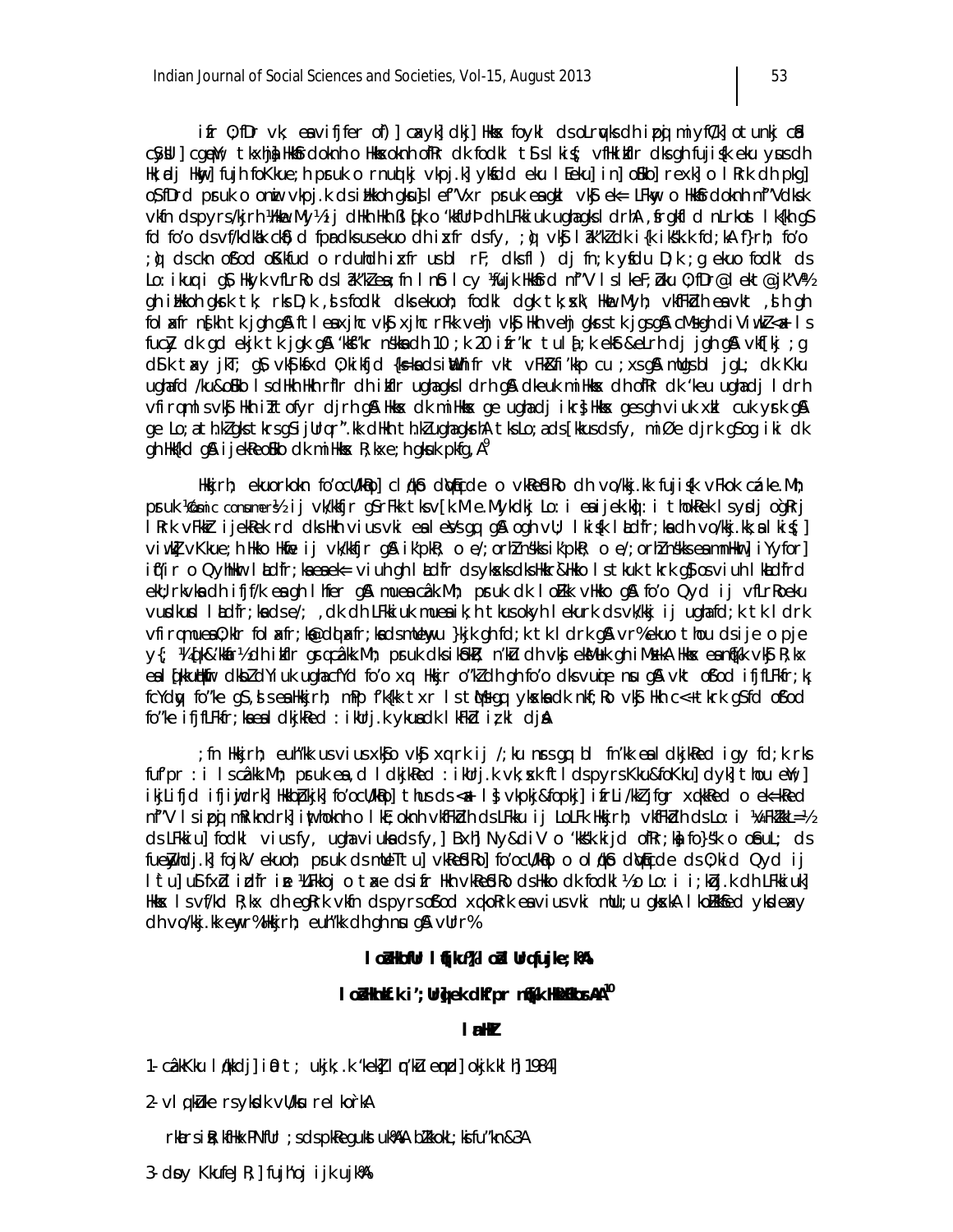ifr O;fDr vk; esa vifjfer of) ] caxyk] dkj] Hkkx foykl ds oLrqvksa dh izpqj miyC/krk otunkj cSad cSysUl] cgeqY; tkxhjsa] Hkkfsrdokn h o Hkkxokn h ofRr dk fodkl tSls lkis{; vfHkko/kZu dks gh fujis{k eku ysus dh Hk;adj Hkwy] fujh foKkue;h psruk o rnuqlkj vkpj.k] ykHkdkj eku lEeku] in] oHkko] rexk] o lRrk dh pkg] O;fDrd psruk o onnh vkpj.k dsizHkkoh gksus] lef"Vxr psruk esa gkl vk;s ek= LFkwy o Hkkfsrdokn h nf"Vdksk vkfn dspyrs/kjrh ¼Hkw eMy½ ij dHkh Hkh ßl[kq o 'kkfUrÞ dh LFkkiuk ugha gks ldrhA ,sfrgkfld nLrkost lk{kh gS fd fo'o dsvf/kdka'k fpardksa us ekuo dh izxfr dsfy, ;q) vkS la?k"kZ dk i{k iks"k.k fd;kA f}rh; fo'o ;q) ds ckn ofod oKkfud o rduhdh izxfr us blrF; dks fl) dj fn;k ySdu D;k ;g ekuo fodkl ds Lo:ikuq i gS\ Hkfo"; vfLrRo dsl a?k"kZ esa ;fn lnS lcy ¼fujk Hkkfsrd nf"V lsl keF;Z½ ku O;fDr@lekt@jk"Vª½ gh izHkkoh gksrk tk; rks D;k ,sls fodkl dks ekuoh; fodkl dgk tk;sxk\ Hkw eMyh; vkfFkZd h esa vkt ,sl h gh folaxfr n`[kh tk jgh gS ftlesa xjhc vkSj xjhc rFkk vehj vkSj Hkh vehj gksrs tk jgs gSA cMs+ gh dVi Vw"kZ <ax ls fucZy dk gd ekjk tk jgk gSA 'kks"kr n'kkss dh 10 ;k 20 ifr'kr tula[;k eksS&eLrh dj jgh gS vkS[kj ;g dSls tsy jkT; gS vkSjksx d O;kikfjd {ks=ksa ds itHkh ifr vkt vFkZ'kfi'kp cu ;x sgSA mugsa blh jgL; dk Kku ugha fd /ku&oHko ls dHkh Hkh rfIr dh izkfIr ugha gks ldrh gSA dkeuk mi Hkksx dh ofRr dk 'keu ugha dj ldrh vfirq mlsvkS Hkh izTtofyr djrh gSA Hkksx dk miHkksx ge ugha dj ikrs] Hkksx gesa gh viuk xzkl cuk ysrk gSA ge Lo;a th.kZ gks tkrs gS] ijUrq r".kk dHkh th.kZ ugha gksrhA tksLo;a ds[kkusdsfy, miØe djrk gS og iki dk gh Hk{k.k gSA ijekReo'kHko dk miHkksx R;kx e;h gksuk pkfg,A[9]

Hkkjrh; ekuorkokn fo'oCU/kRo] cl/kSo dqVqEcde o vkReoRlo dh vo/kkj.kk fujis{k vFkok cázk.Mh; psruk ¼cosmic consumers½ ij vk/kkfjr gSrFkk tksv[k.M e.Myksdkj Lo:i esaijekRek dq:i thokRek lsyksdj oq`R;r lRrk vFkkZ ijekRek rd dksHkh viusvki esa leVs gq, gSA ogh vU; lkis{k lRdfr;ksa dh vo/kkj.kk,a lkis{k] viw.kZ vKkue;h Hkko Hkwe ij vk/kkfjr gSA ik"pkR; o e/;orhZ n"kZu ik"pkR; o e/;orhZ n"kZu esa mnHkwr] iYyfor] iqf"ir o QyhHkwr lLdfr;ksa esa ek= viuh gh lLdfr dsyksxksa dksHkkbZ&Hkko ls tkuk tkrk gS] os viuh lkaLdfrd ekU;rkvksa dh ifjf/k esa gh lhfer gSA mueasa cázk.Mh; psruk dk lo/kk vHkko gSA fo'o Qyd ij vfLrRo eku vusdkusd lLdfr;ksa ds e/; ,d dh LFkkiuk mueasa ikjLifjd tkusokyh leurk ds vk/kkj ij ugha fd;k tk ldrk vfirq mues a O;kIr folaxfr;ka@dqlaxfr;ka ds mUewyu }kjk gh fd;k tk ldrk gSA vr% ekuo thou ds ije o pje y{; ¼[kq&'kkfr½ dh izkfIr gsrq cázk.Mh; psruk dks ikS"kdZ n'kZu dh vkS ekSfyd gh iMsxkA Hkkjr esa fo|k vkSj R;kx esa [kkuikuhr dk lkoZdYud ugha cfYd fo'o xq: Hkkjr o"kZ dh gh fo'o dks vuqie nsu gSA vkt oSfod ifjfLFkfr;k fcYdqy fo"ke gS ,Sls esa Hkkjrh; mRd"k tx r lsntkfgq ykksaksa dk nkf;Ro vkS Hkh c<+ tkrk gS fd oSfod fo"ke ifjfLFkfr;ksa esa dkjkReLd :ikUrj.k ykus dk lkFkZd iz;kl djsA

;fn Hkkjrh; euh"kk us viuus xkSjo vkS xq:rk ij /;ku nsrs gq, bl fn'kk esa dkjkRed igy fd;k rks fuf"pr :i ls cázk.Mh; psruk esa ,d ldkjkRed :ikUrj.k vk;sxk ftlds pyrs Kku&foKku] dyk] thou eY;] ikjLifjd ifjiwjdrk] HkkbZpkjk] fo'oCU/kRo] thou ds <+ax] vkpkj&fopkj] ifrLi/kkZ jfgr xqkkRed o ek=kRed nf"V ls izpqj mRikndrk] iqu%Hkkouh o lkE;okn h vkfFkZd h dsLFkku ij LoLFk Hkkjrh; vkfFkZd h dsLo:i ¼vFkkZL=½ ds LFkkiu] fodkl viusfy, ugha viuka ds fy,] Bxh] Ny&diV o 'kks"k.kijd ofRr;ka fo}"s k o oSeuL; ds fueZwyhdj.k] fojkV ekuoh; psruk ds mUeTtu] vkReRoRlo] fo'oCU/kRo o ol/kSo dqVqEcde ds O;kid Qyd ij lTtu] uSfrdrk izdfr ize ¼LFkkoj o taxe dsifr Hkh vkReRoRlo dsHkko dk fodkl ½o Lo:i i;kZoj.k dh LFkkiuk] Hkksx ls vf/kd R;kx dh egRrk vkfn dspyrs oSfod xqoRrk esa viusvki mUu;u gksxkA lkoZHkkSfed ykdesaxy dh vo/kkj.kk eyw r% Hkkjrh; euh"kk dh gh nsu gSA vUrr%

**lo sHkofUrq lq[kuk%] lo sl Urq fujke;kA**

**lo sHknzkf.k i';Urq] ek dfJr nq[kHkkx~HkosrAA[10]**

**l anHkZ**

1- cázk.Mu lq/kkdj] iS0 t; ukjk;.k 'kekZ] lq n'kZu eqnz.k] okjk.klh] 1984]

2- vl qHkkZ uke rsyksdk vU/ksu relko`rkA

rkarsiSR; kfHkxPNfUr ;s ds pkReguks tukA A bZ'kkokL; ksifu"kn&3A

3- dsoy Kkue;h J)] fujh'oj ijk ujkA%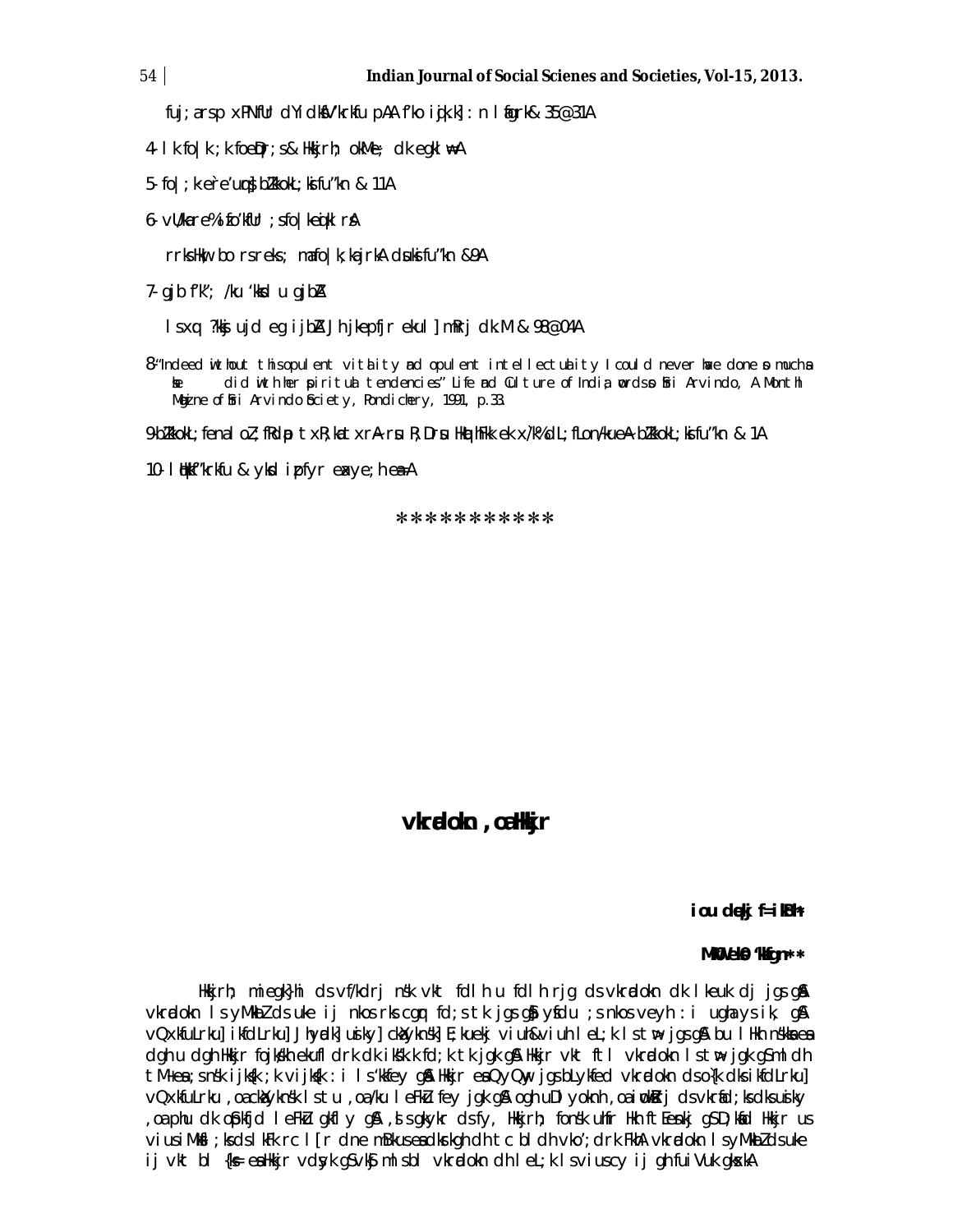fuj;arsp xPNfUr dYidkfB'krkfu pAA f'ko iqjk.k]: n lafgrk& 35@31A

4- lk fo|k ;k foeDr;s& Hkkjrh; okM~e; dk egkl w=A

5- fo|;k e`re'uqrs bZ'kkokL;ksifu"kn & 11A

6- vU/kare% ifo'kfUr ;sfo|keqiklrsA

rrks Hkw;bo rsrek; mfo|k;kajrkA dsuksifu"kn &9A

7- gjb f'k'; /ku 'kksd u gjbZA

lsxq ?kksj ujd eg ijbZA Jh jkepfjr ekul] mRrj dk.M & 98@04A

8- "Indeed without this opulent vitality and opulent intellectuality I could never have done so much as she did with her spiritual tendencies" Life and Culture of India, words of Sri Arvindo, A Monthly Magazine of Sri Arvindo Society, Pondichery, 1991, p.33.

9- bZ'kkokL;fenal oZ;fRdap txR;ka txrA rsu R;Drsu Hkq×khFkk ek x`/k% dL;fLon/kueA bZ'kkokL;ksifu"kn & 1A

10- lUkkf"krkfu & ykd ipfyr eqgkoj;h euaA

\*\*\*\*\*\*\*\*\*\*\*

## vkradokn ,oa Hkkjr

**iou dqekj f=ikBh\***

**MkW0 lh0 ,e0 'kkfgn\*\***

Hkkjrh; miegk}hi ds vf/kdrj ns'k vkt fdlh u fdlh rjg ds vkradokn dk lkeuk dj jgs gSaA vkradokn ls yM+kbZ ds uke ij nkos rks cgqr fd;s tk jgs gSa ysfdu ;s nkos veyh :i ugha ys ik, gSaA vQxkfuLrku] ikfdLrku] Jhyadk] usiky] cka~Xykns'k] E;kuekj vius&vius leL;k ls tw> jgs gSaA bu lHkh ns'kksa esa dgha u dgha Hkkjr fojks/kh ekufldrk dk iks"k.k fd;k tk jgk gSA Hkkjr vkt ftl vkradokn ls tw> jgk gS mldh tM+sa ;s ns'k ijks{k ;k vijks{k :i ls 'kkfey gSaA Hkkjr esa Qyus Qwyus jgs bLykfed vkradokn ds o`{k dks ikfdLrku] vQxkfuLrku ,oa ckaXykns'k ls tu ,oa /ku leFkZu fey jgk gSA ogha uDlyoknh ,oa iwoksZRrj ds vkradokfn;ksa dks usiky ,oa phu dk cgqfo/k leFkZu gkfly gSA ,sls gkykr ds fy, Hkkjrh; fons'k uhfr Hkh ftEesnkj gS D;ksafd Hkkjr us viuh iM+kslh ;ksa ds lkFk rc lEcU/kksa ij dHkh /;ku ugha fn;k tc rd os iwjh rjg ls vkradokn ds dsanz ugha cu x,A ifj.kkeLo:i vkt Hkkjr dks vius lHkh iM+kslh ns'kksa dh vksj ls vkradokn dh leL;k ls viuh lqj{kk ij /;ku nsuk iM+ jgk gSA vkradokn ls yM+kbZ ds uke ij vkt bl {ks= esa Hkkjr vdsyk gS vkSj mlsbl vkradokn dh leL;k ls viuscy ij gh fuiVuk gksxkA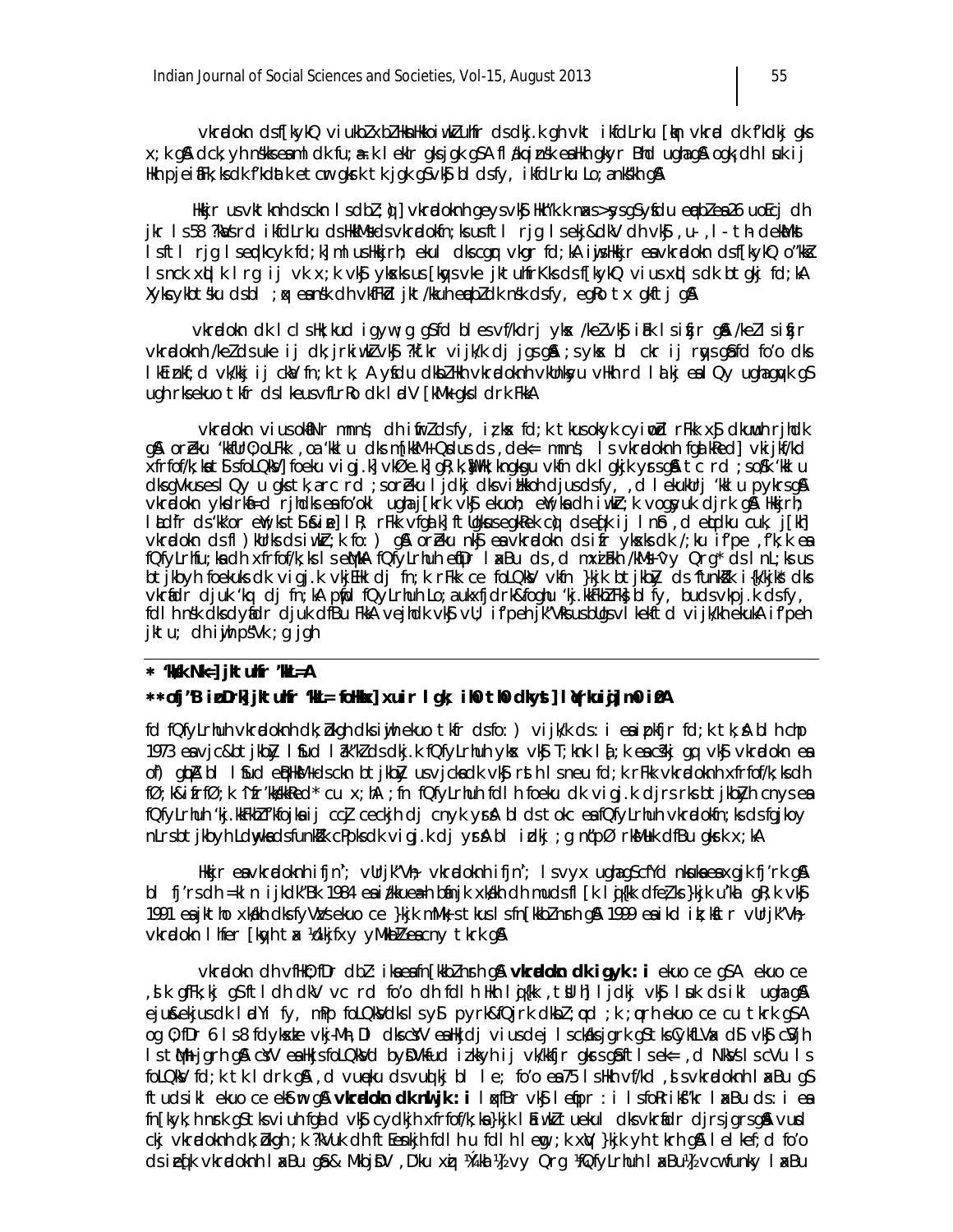vkradokn ds f[kykQ viukbZ xbZ Hkkjrh; uhfr ds dkj.k gh vkt ikfdLrku [kqn vkrad dk f'kdkj gks x;k gS A ck;ah nsfkks esa ml dk fu;a=.k lekIr gks jgk gSA fl/kq izns'k esa Hkh gkyr Bhd ugha gS ogk¡ dh lsuk ij Hkh pjeiafFk;ksa dk f'kdat k etcwr gksrk tk jgk gS vkSj bl ds fy, ikfdLrku Lo;a nks"kh gSA

Hkkjr us vkt tkudh ds cknk ls cbZ ;q) vkradoknh geys vkSj Hkh"k.k nq?kZ"kZ >ssys gSa ysfdu eqEcbZ esa 26 uoEcj dh jkr ls 58 ?kaVs rd ikfdLrku ds HkkM+s ds vkradofn;ksa us ftl rjg ls eqEcbZ dh vkSj ,u-,l-th- deka.Mks ls ftl rjg ls eqdkcyk fd;k] ml us Hkkjrh; ekul dks cgqr vkgr fd;kA iwjs Hkkjr esa vkradokn ds f[kykQ o"kksZ ls nck xqLlk lrg ij vk x;k vkSj ykxksa us [kqys vke jktuhfrKksa ds f[kykQ vius xqLls dk btgkj fd;kA Xykscykbts'ku ds bl ;qx esa ns'k dh vkfFkZd jkt/kkuh eqEcbZ dk ns'k ds fy, egRo tx tkfgj gSA

vkradokn dk lclsHk;kud igyw ;g gS fd bl es vf/kdrj yksx /keZ vkSj iaFk ls tqM+s gSa /keZ ls tqM+s vkradoknh /keZ ds uke ij dk;jrkiw.kZ vkSj ?k`f.kr iz;kl djrs gSa A ;s yksx bl cqr ij rqys gSa fd fo'o dks lEiznk; ds vk/kkj ij ckaV fn;k tk, A ysfdu dkbZ Hkh vkradoknh vkUnksyu Hkh rd lQy ugha gqvk gS ugh rks ekuo tkfr ds leku vfLrRo dks lerk [kRe gksus nsrk FkkA

vkradokn vius okLrfod mn~ns'; dh iwfrZ ds fy, iz;kl fd;k tkus okyk cyiwoZd rFkk xSj dkuwuh rjhdk gSA orZeku 'krkCnh oLrq%, oa 'kklu dks mUekn&Qdus ds ,dek= mn~ns'; ls vkradoknh fgald rS;kjh xfrfof/k;ka ls foLQksVd fLFkfr;ka vkSj fgalk ds fy, gfFk;kj yxrs gSa A tc rd ;s os 'kklu dks gVkus esa lQy ugha gks tk,a rc rd ;s orZeku ljdkj dks vfLFkj djus ds fy, ,d leku rjhds ls vkradoknh yxkrkj fa=d rjhdks esa fo'okl ugha j[krs vkSj ekuoh; ewY;ksa dh iwoZ ;k vogsyuk djrs gSa A Hkkjrh; lUnHkZ esa 'kL= dk rFkk ekuo vf/kdkjksa ds foLQksVdksa dk cM+s iSekus ij bLrseky gks jgk gS vkSj fgald jhrs ls vkradoknh fgald djrs gSa ,oa ;g iwjs ns'k esa Qsy x;k gS A orZeku n'kd esa vkradokn ds ifr yksxksa dk /;ku vkd"kZr fd;k x;k gS A vkradokn ds ifr yksxksa dh /kkj.kk cnyh gS A fQfyLrhu ,oa Hkkjr ds chp leL;k esa dgha bfZjku ls ysdj Hkkjr rd vkradoknh ?kVukvksa dh ckr dh tk, rks fQfyLrhu leL;k ,d egRoiw.kZ enn~k gS A fQfyLrhu us vc rd vius vf/kdkjksa ds fy, la?k"kZ tkjh j[kk gS A bl la?k"kZ ds fy, fQfyLrhuh yksx vkradokn dk lgkjk ys jgs gSa A vesfjdk vkSj ;wjksi ds dbZ ns'k fQfyLrhuh vkradoknh xqVksa ds f[kykQ gSa A fQfyLrhuh vkradokn dh tM+s xgjh gSa A

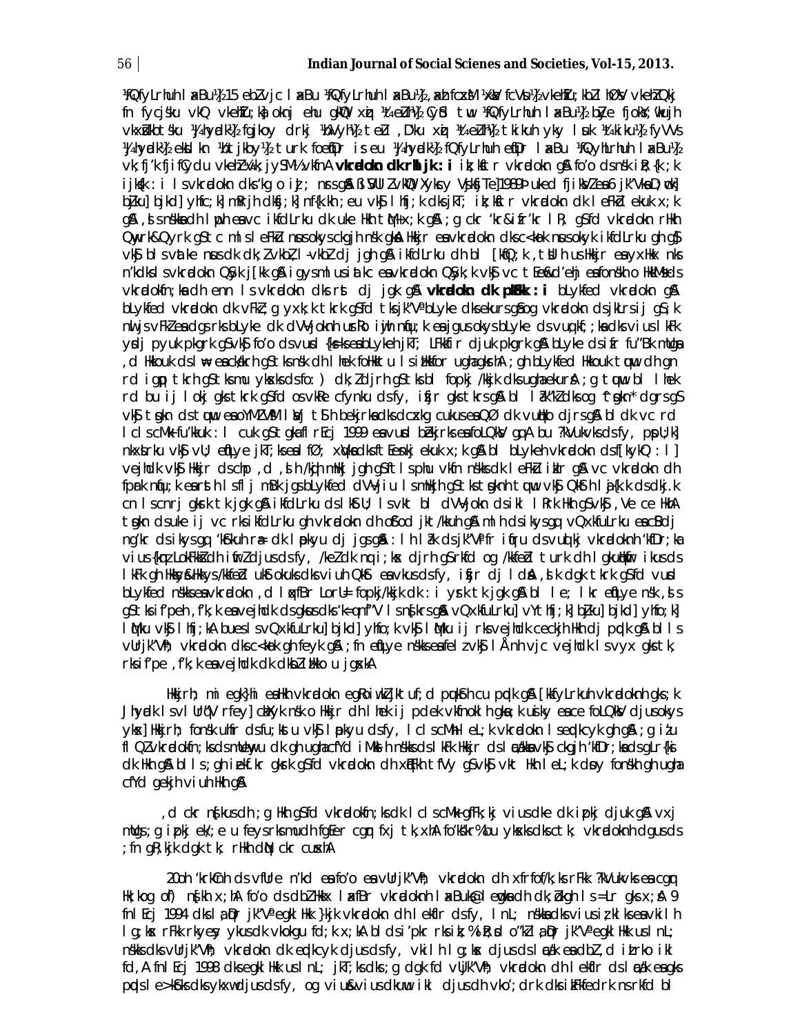¼fQfyLrhuh laxBu½ 15 ebZ vjc laxBu ¼fQfyLrhuh laxBu½, xkt fcxsM ¼xkt fcVsu½ vkehZu; kbl hZvkV vkehZ Qkj fn fycjs'ku vkQ vkehZu;k½ okn ehu gkWV xzq ¼,eZ-ih½ Cysd twu ¼fQfyLrhuh laxBu½ bZLe fjokW;wu jh vkxsZukbts'ku ¼rqdhZ½ fgtcqy drkb ¼bLyke½ teZu ,Dlu xzq ¼,eZ-ih½ tkiku jsM vkehZ Lkiku ¼tkiku½ fyVVs ¼rqdhZ½ ekszksju ¼vtjckbZt½ turk foeqfDr is.eu ¼rqdhZ½ fQfyLrhuh eqfDr laxBu ¼fQyhLrhuh laxBu½ vk;fj'k fjifCydu vkehZ ¼vk;jySaM½ vkfn A **vkradokn dk rhljk : i** ik;k tkr vkradokn gS fo'o ds n'kZu i{k;k ijk{k : i lsvkradokn dks'kg o ikz; nrs gSa ß SoU Z vkQ¶Ykbs Vjk¢;Te] 1989Þ uked fjiksVZ esa 6 jk"Vªksa D;wck] bZjku] bjkd] yhfc;k] mRrjh dksfj;k] nf{k.kh;eu vkSj lhfj;k dks jkT; ik;kstr vkradokn dk leFkZd ekuk x;k gS ,s s n'kksa dh lwph esa vc ikfdLrku dk uke Hkh tqM+x;k gS ; g cks 'kr&ifr'kr l R; gS fd vkradokn rHkh Qyrk&Qwyrk gS tc mls leFkZu nsus okys ckgjh n'k gksa Hkkjr esa vkradokn dks c<kok nsus okyk ikfdLrku gh gS vkSj bls vtake nsus dk dk;Z vkbZ-,l-vkbZ dj jgh gS ikfdLrku dh bl [kqfQ;k ,tsUlh us Hkkjr esa yxHkx nks n'kdksl s vkradokn QSyk j[kk gS igys mlus iatkc esa vkradokn QSyk;k vkSj vc tEew&d'ehj esa fonskh o HkkMs ds vkradokfn;ksa dh enn ls vkradokn dks rst dj jgk gS **vkradokn dk pkSFkk : i** bLykfed vkradokn gSA bLykfed vkradokn dk vFkZ ;g yxk;k tkrk gS fd tks jk"Vª bLyke dks ekurs gSa og vkradokn ds jkLrs ij gS ;k nwljs vFkksZa esa dgs rks bLyke dk dV~Vjokn ureRo iwjh nqfu;k esa jgus okys bLyke ds vuq;kf;;ksa dks viuus lkFk ysdj pyuk pkgrk gS vkSj fo'o ds vusd {ks=ksa esa bLykeh jkT; LFkkfir djuk pkgrk gSA bLyke ds ifr fu"Bk mÙkejs ,d Hkkouk ds lkFk esa ckèkrh gS tks n'kZ dh lhek foHkktu ls ijHkkfor ugha gksrhA ;gh bLykfed Hkkouk tc wu dh gn rd igq¡p tkrh gS tks mu ykxksa ds fo:) dk;Z djrh gS tks bl fopkj /kkjk dks ugha ekursA ;g tquu bl lhek rd bu ij lokj gks tkrk gS fd os vkRe cfynku dsfy, iSj gks tkrs gSA bl laxB"Bu dks og fgsn* dgrs gS vkSj tsgkn ds tquu esa oYMZ VªsM lsUVj tSls bekjrksa dks cxkg cukus esa QØ dk vuqHko djrs gSA bl dk vc rd lclscM+k fu"kkuk : l cuk gS tgka fl rEcj 1999 esa vusd bekjrksa esa foLQksV gq,A bu ?kVukvksa ds fy, pspU;k] nkxsLrku vkSj vU; eqfLye jkT;ksa esa lfØ; xqVksa dks ftEesnkj ekuk x;k gSA bl bLykeh vkradokn ds f[kykQ : l] vejhdk vkSj Hkkjr tSls cMs ,d ,s h /kqjh mHkkj jgh gS tks lspu vkfn n'kksa dk leFkZu ikrs gSA vc vkradokn dh fpark nqfu;k esa tsth ls fl j mBk jgs bLykfed dV~Vjiu ls mHkkjh gS tks tsgknh tquu vkSj Qkfnh lja{k.k ds dkj.k cn lscnrj gksrk tk jgk gSA ikfdLrku ds lkfFk;U ls vkt bl dV~Vjokn ds ikl lRrk Hkh gS vkSj ,Ve cie HkhA tsgkn ds uke ij vc rks ikfdLrku gh vkradokn dh oSfod jkt/kkuh gS mlh ds ikys gq, vQxkfuLrku esa Bsdj ng'kr ds ikys gq, 'kSfkuh ra= dk lapkyu dj jgs gSa : lh laf"k ds jk"Vªifr iqfru ds vuqlkj vkradokn h'kfDr;ka vius {ks= LokFkksZ dh iwfrZ djus ds fy, /keZ dk nq:i;ksx djrh gS rkfd og /kkfeZd turk dh lgkuqHkwfr ikus ds lkFk gh Hkkys&Hkkys /kkfeZd ukSt okuksa dks viuh Qkt esa vkus ds fy, isfjr dj ldsA ,s k djk tkrk gS fd vusd bLykfed n'kksa esa vkradokn ,d l xfBr LorU= fopkj/kkjk dk : i ysrk tk jgk gSA bl le; lkr eqfLye n'k ,s s gS tks if'pe ,f'k;k esa vejhdk ds gksus dks 'k=qnf"V ls ns[krs gSA vQxkfuLrku] vYthfj;k] bZjku] bjkd] yhfc;k] lwMku vkSj lhfj;kA buesls vQxkfuLrku] bjkd] yhfc;k vkSj lwMku ij rks vejhdk ceckjh Hkh dj pqdk gSA bl ls vUrjk"Vªh; vkradokn dks c<kok gh feyk gSA ;fn eqfLye n'kksa esa felzvkSj lÅnh vjc vejhdk ls vyx gks tk, rks if'pe ,f'k;k esa vejhdk dk dksbZ Hkko u jgsxkA

Hkkjr; mi egk}hi esa Hkh vkradokn egRoiw.kZ jktuhfr d pqukSrh cu pqdk gSA [kkfyLrkuh vkradoknh gks ;k Jhyadk ls vlUrq"V rfey] dkYkhj n'k o Hkkjr dh lhek ij pdek vkfnokl h gksa ;k usiky esa ckeo foLQksV djus okys ykx] Hkkjrh; fonsk uhfr ds fu;kstu vkSj lapkyu ds fy, lclscM+h leL;k vkradokn ls eqdkcyk gh gSA ;g iz flQZ vkradokfn;ksa ds mUewyu dk gh ugha cfYd iMksh n'kksa ds lkFk Hkkjr ds lacaèkksa vkSj ckgjh 'kfDr;ksa ds gLr{ksi dk Hkh gSA bl ls ;gh izekf.kr gksrk gS fd vkradokn dh xEHkhj tfVy gS vkSj vkt Hkh leL;k dk oy fonskh gh ugha cfYd gekjh viuh Hkh gSA

,d ckr n{kus dh ;g Hkh gS fd vkradokfn;ksa dk lclscM+k gfFk;kj vius dke dk izpkj djuk gSA vxj mudks ;g izpkj ek/;e u feyrs rks mudh fgEer cgqr fxj tk;xhA fo'ks"kr% bu ykxksa dks cctk; vkradoknh dgus ds ;fn gR;kjk dgk tk, rHkh dqN ckr cusxhA

20oh 'krkCnh ds vfUre n'kd esa fo'o esa vUrjk"Vªh; vkradokn dh xfrfof/k;ksa rFkk ?kVukvksa esa cgqr Hk;kog of) n{kh x;hA fo'o ds dbZ Hkkx lxfBr vkradoknh laxBuksa ls eqdkcyk dh dk;Zokgh ls=Lr gks x;sA 9 fnl Ecj 1994 dks la;qDr jk"Vª egklHkk }kjk vkradokn dh lekfIr dsfy, lnL; n'kksa dks viuus izdk'kksa esa vkil h lg;kx rFkk rkyey ykus dk vkokgu fd;k x;kA bl ds i'pkr rks ik;% iR;sd o"kZ la;qDr jk"Vª egklHkk us lnL; n'kksa dks vUrjk"Vªh; vkradokn ds eqdkcyk djus ds fy, vkil lg;kx djus ds lac/k esa dbZ ,d izLrko ikl fd,A fnlEcj 1998 dks egklHkk us lnL; jkT;ksa dks ;g dgk fd vUrjk"Vªh; vkradokn dh lekfIr ds lac/k esa gks pqds le>kSrksa dks ykxw djus ds fy, og vius&vius dkuwu ikl djus dh vko';drk dks izkFkfedrk nsrs fd bl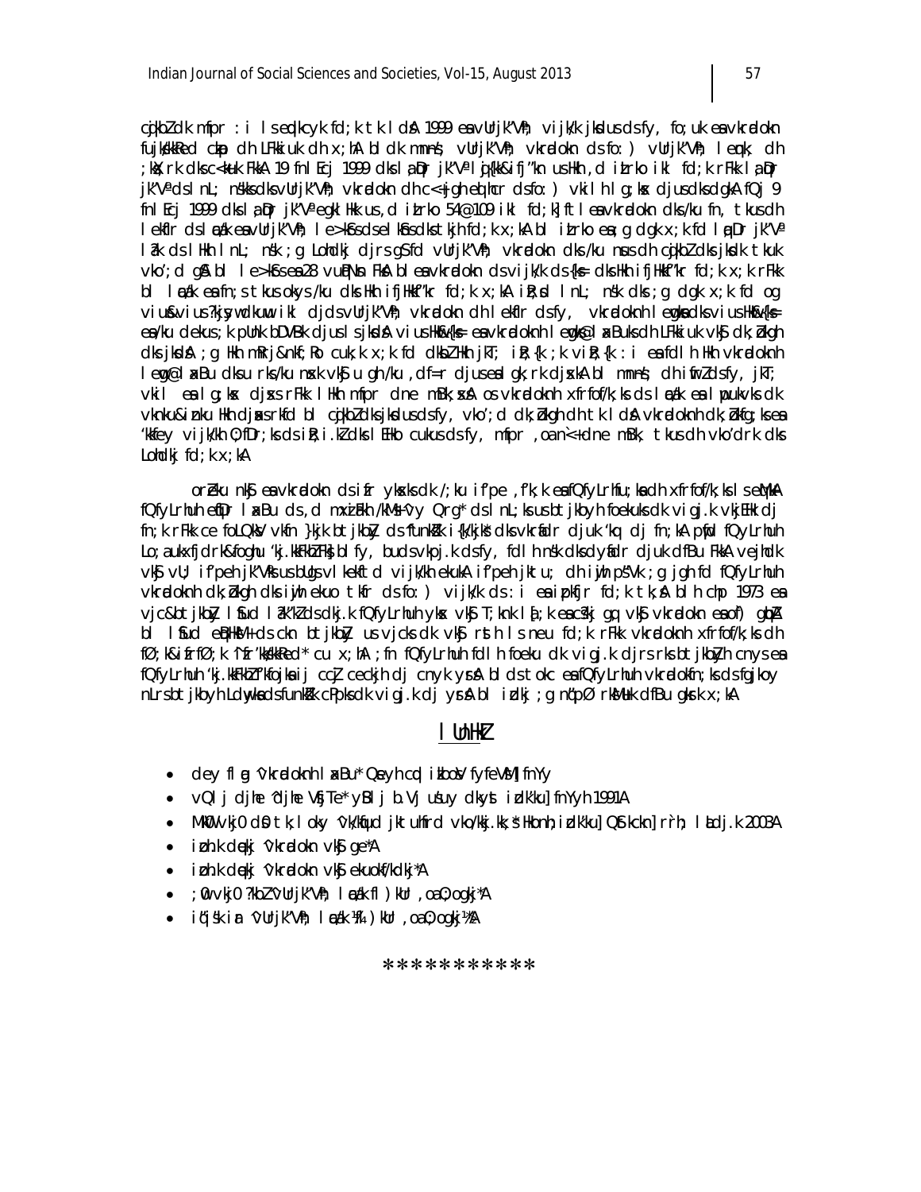cgqxq.kh mfpr : i lseqdkcyk fd;k tk ldsA 1999 esa vUrjk"Vªh; vijk/k jksdus ds fy, fo;uk esa vkradokn fujks/kkRed cka/k dh LFkkiuk dh x;hA bl dk mn~ns'; vUrjk"Vªh; vkradokn ds fo:) vUrjk"Vªh; leqnk; dh ;ksX;rk dks c<+kuk FkkA 19 fnlEcj 1999 dks la;qDr jk"Vª lqj{kk&ifj"kn us Hkh ,d izLrko ikl fd;k rFkk la;qDr jk"Vª ds lnL; ns'kksa dks vUrjk"Vªh; vkradokn dh c<+rh gqbZ cqjkbZ ds fo:) vkil h lg;ksx djus dks dgkA fQj 9 fnlEcj 1999 dks la;qDr jk"Vª egklHkk us ,d izLrko 54@109 ikl fd;k] ftlesa vkradokn dks/ku fn, tkus dh lekfIr ds lEcU/k esa vUrjk"Vªh; le>kSrs ds elkSns dks tkjh fd;k x;kA bl izLrko esa ;g dgk x;k fd la;qDr jk"Vª la?k ds lHkh lnL; ns'k ;g Lohdkj djrs gSa fd vUrjk"Vªh; vkradokn dks/ku nsus dh cgqxq.kh dks jksdk tkuk vko';d gSA bl le>kSrs esa 28 vuqPNsn FksA blesa vkradokn ds vijk/k ds {ks= dks Hkh ifjHkkf"kr fd;k x;kA bl leaf/k esa fn;s tkus okys /ku dks Hkh ifjHkkf"kr fd;k x;kA iRkd lnL; ns'k dks ;g dgk x;k fd og viuS&viuS ?kjsyw dkuwu ikl djds vUrjk"Vªh; vkradokn dh lekfIr ds fy, vkradokfn;ksa lewgksa dks viuS Hkwfe{ks= esa /ku dekus ;k pUnk bDVBk djus ls jksdsA viuS Hkw&{ks= esa vkradokfn;ksa lewgksa@laxBuksa dh LFkkiuk vkSj dk;ZØe dks jksdsA ;g Hkh mfpr&nkf;Ro cuk;k x;k fd dkbZ Hkh jkT; iR;{k ;k vizR;{k : i esa fdlh Hkh vkradokn lewg@laxBu dks u rks /ku nsxk vkSj u gh /ku ,df=r djus esa lg;ksx djsxkA bl mn~ns'; dh iwfrZ ds fy, jkT; vkil esa lg;ksx djsxs rFkk lHkh mfpr dne mBk;sxsA os vkradokn xfrfof/k;ksa ds lEcU/k esa lwpukvksa dk vknku&iznku Hkh djsaxs rkfd bl cgqxq.kh dks jksdus ds fy, vko';d dk;ZokbZ dh tk ldsA vkradokn dk;ZØe esa 'kkfey vijk/kh O;fDr;ksa ds iR;iZ.k dks lEHko cukus ds fy, mfpr ,oa rRdky dne mBk;s tkus dh vko';drk dks Lohdkj fd;k x;kA

orZeku n'kd esa vkradokn ds ifr yksxksa dk /;ku if'pe ,f'k;k esa fQfyLrhfu;ksa dh xfrfof/k;ksa ls gqvkA fQfyLrhuh eqfDr laxBu ds ,d mxziFkh /kM+s^vy Qrg* ds lnL;ksa us btjk;yh foekuksa dk vig.k vkjEHk dj fn;k rFkk ce foLQksV vkfn }kjk btjk;yh ds fBdkuksa ij {kfr'kks dks vkrafdr djuk 'kq: dj fn;kA pwfd fQfyLrhuh Lo;a ukxfjd&foghu 'kj.kkFkhZ Fks] bl fy, budk vkØks'k c<+ x;k o fdlh ns'k dks yf{kr djuk dfBu FkkA vejhdk vkSj vU; if'peh jk"Vªksa us bUgsa vkrafdr vijk/kh ekukA if'peh jk"Vª u; dh iwjh p"sVk ;g jgh fd fQfyLrhuh vkradokn dk;ZØe dks iwjh ekuo tkfr ds fo:) vijk/k ds : i esa iznf'kZr fd;k tk;sA blh chp 1973 esa vjc&btjk;y lSfud la?k"kZ ds dkj.k fQfyLrhuh ykxs vkSj T;knk lfØ; esa c<+sj gq, vkSj vkradokn esa of) gqbZA bl lSfud eqBHksM+ ds ckn btjk;y us vjcksa dk vkSj rsth ls neu fd;k rFkk vkradokn xfrfof/k;ksa dh fØ;k&izfrfØ;k ^ifr'kks/kkRed* cu x;hA ;fn fQfyLrhuh fdlh foeku dk vig.k djrs rks btjk;yh cnys esa fQfyLrhuh 'kj.kkFkhZ f'kfojksa ij cecjh dj cnyk ysrsA bl ds tokc esa fQfyLrhuh vkradokfn;ksa ds fgjkoy nLrs btjk;yh Ldwyksa ds funs"kk cPpksa dk vig.k dj ysrsA bl izdkj ;g nq"pØ rksM+uk dfBu gksrk x;kA

## lUnHkZ

- deY flag ^vkradokn laxBu* Qsmjyh cqd izksMDV fyfeVsM] fnYyh
- vQlj djhe ^djhe VsjsfjTe* yS.lj b.Vj usuy dkyst izdk'ku] fnYyh 1991A
- MkW0 vkj0 ds0 tk;loky ^vk/kqfud jktuhfrd vo/kkj.kk;s* Hkkjrh; izdk'ku] QStkckn] rrh; laLdj.k 2003A
- izh.k dekj ^vkradokn vkSj ge*A
- izh.k dekj ^vkradokn vkSj ekuokf/kdkj*A
- ;w0 vkj0 ?kbZ ^vUrjk"Vªh; lEcU/k fl)kUr ,oa O;ogkj*A
- iq"ik"k in ^vUrjk"Vªh; lEcU/k ¼l) kUr ,oa O;ogkj½A

\*\*\*\*\*\*\*\*\*\*\*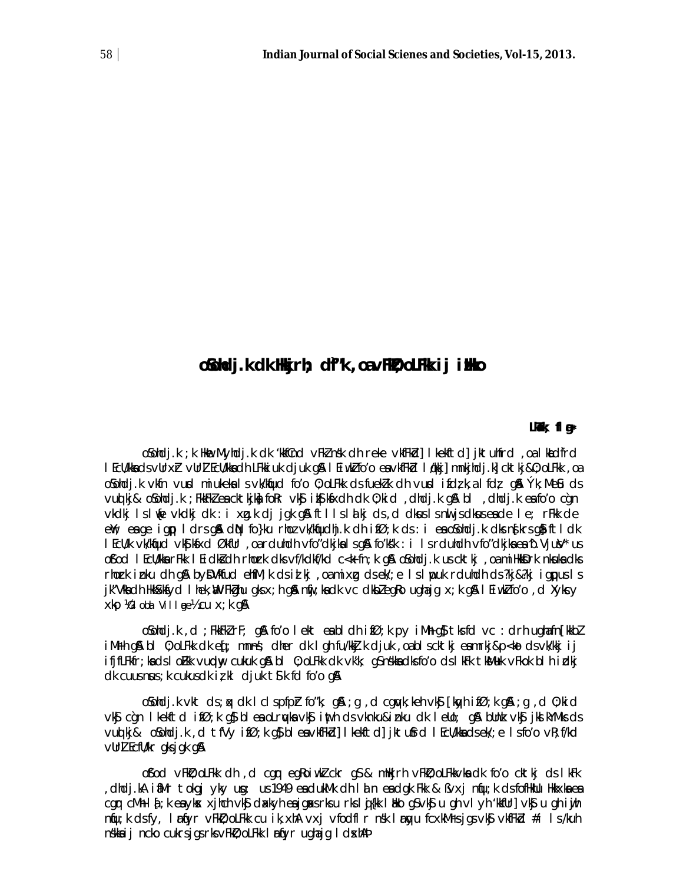# oSohdj.k dk Hkkjrh; dl"k, oa vFkZO;oLFkk ij izHkko

**lUrks"k flag***

oSohdj.k ;k HkwewMyhdj.k dk 'kkfCnd vFkZ nsk dh reke vkfFkZd] lkekftd] jktuhfrd ,oa lkaLd`frd lEcU/kksa ds vUrxZr vUrjZ:Vªh; lEcU/kksa dh LFkkiuk djuk g\ lEiw.kZ fo'o esa vkfFkZd lq/kkj] mnkjhdj.k] cktkjk&Ø;oLFkk ,oa oSohdj.k vkfn vusd miuekeksa ls vk/kqfud fo'o Ø;oLFkk ds fuekZ.k dh vusd ifØ;k,a l fØ; g\ Ý;k; MsaS ds vuqlkj& oSohdj.k ;FkkFkZ esa cktkjksa foRr vkSj iwath dk Ø;kid ,dhdj.k g\ bl ,dhdj.k esa fo'o cgqn vkdkj ls lw{e vkdkj dk :i xzg.k dj jgk g\ ftlls lHkh ds ,d dks ls nwljs dksus esa de le; rFkk de ewY; esa ge igqp ldrs g\ dN fo}ku rhoz vk/kqfudhj.k dh ifØ;k ds :i esa oSohdj.k dks ns[krs g\ ftldk lEcU/k vk/kqfud vkS|ksfxd Økafr ,oa rduhdh fo'oklkjksa ls g\ fo'ks"k :i ls rduhdh vfo"dkjksa esa b.VjusV* us oSfod lEcU/kksa rFkk lEidksZ dh rhozrk dks vf/kdkf/kd c<+k fn;k g\ oSohdj.k us cktkj ,oa miHkksDrk nksuksa dks rhozrk iznku dh g\ byDVªkfud ehfM;k ds izlkj ,oa mixzg ds ek/;e ls lwpuk rduhdh ds ?kj&?kj igqpus ls jk"Vªksa dh HkkSxksfyd lhek,a vFkZghu gks x;h g\ nqfu;k esa dk vc dkbZ egRo ugha jg x;k g\ lEiw.kZ fo'o ,d Xykscy xkao ¼Globa Village½ cu x;k g\

oSohdj.k ,d ;FkkFkZrF; g\ fo'o lekt esa bl dh ifØ;k dh py iMh g\ tks fd vc :drh ugha fn[kkbZ iMrh g\ bl Ø;oLFkk dk eq[; mn~ns'; dher dk lgh fu/kkZj.k djuk ,oa bl s cktkj esa mrkj&p<+ko ds vk/kkj ij ifjfLFkfr;ksa ds lok±xh.k vuqdwy cukuk g\ bl Ø;oLFkk dk vk'k; g\ nsksksa dks fo'o ds lkFk tksMus vFkok blh izdkj dk cuuus nsus;k cukus dk iz;kl djuk tSl k fd fo'o g\

oSohdj.k vkt ds ;qx dk lcls pfpZr fo"k; g\ ;g ,d cgqvk;keh vkSj [kqyh ifØ;k g\ ;g ,d Ø;kid vkSj cgqn lkekftd ifØ;k gS bl esa oLrqvksa vkSj iwath ds vknku&iznku dk leko; g\ bUnz vkSj jkslkWMks ds vuqlkj& oSohdj.k ,d tfVy ifØ;k gS bl esa vkfFkZd] lkekftd] jktuSfrd lEcU/kksa ds ek/;e ls fo'o vR;f/kd vUrZEcfU/kr gks jgk g\

oSfod vFkZO;oLFkk dh ,d cgqr egRoiw.kZ ckr gS & mHkjrh vFkZO;oLFkkvksa dk fo'o cktkj ds lkFk ,dhdj.k\ ifjfLFkfr tks cgqr yEcs le; ls 1949 esa pkuh ekxkZ dh laLFkk esa dgk FkA & ^^xj nqfu;k ds fofHkUu Hkkxksa esa cgqr cMh l[;k esa yksx xjhch vkSj dxkyh esa jgus esa rks lHkh ds fy, [krjk gS vkSj ugh vly h 'kkfUr] vkSj u gh iwjh nqfu;k ds fy, lef) vFkZO;oLFkk cu ik;xhA vxj vfodflr nsk le)`u fcxkMrs jgs rks vkSj vkfFkZd #i ls /kuh nsksa ij ncko cukrs jgs rks vFkZO;oLFkk lef) ugha jg ldrhA**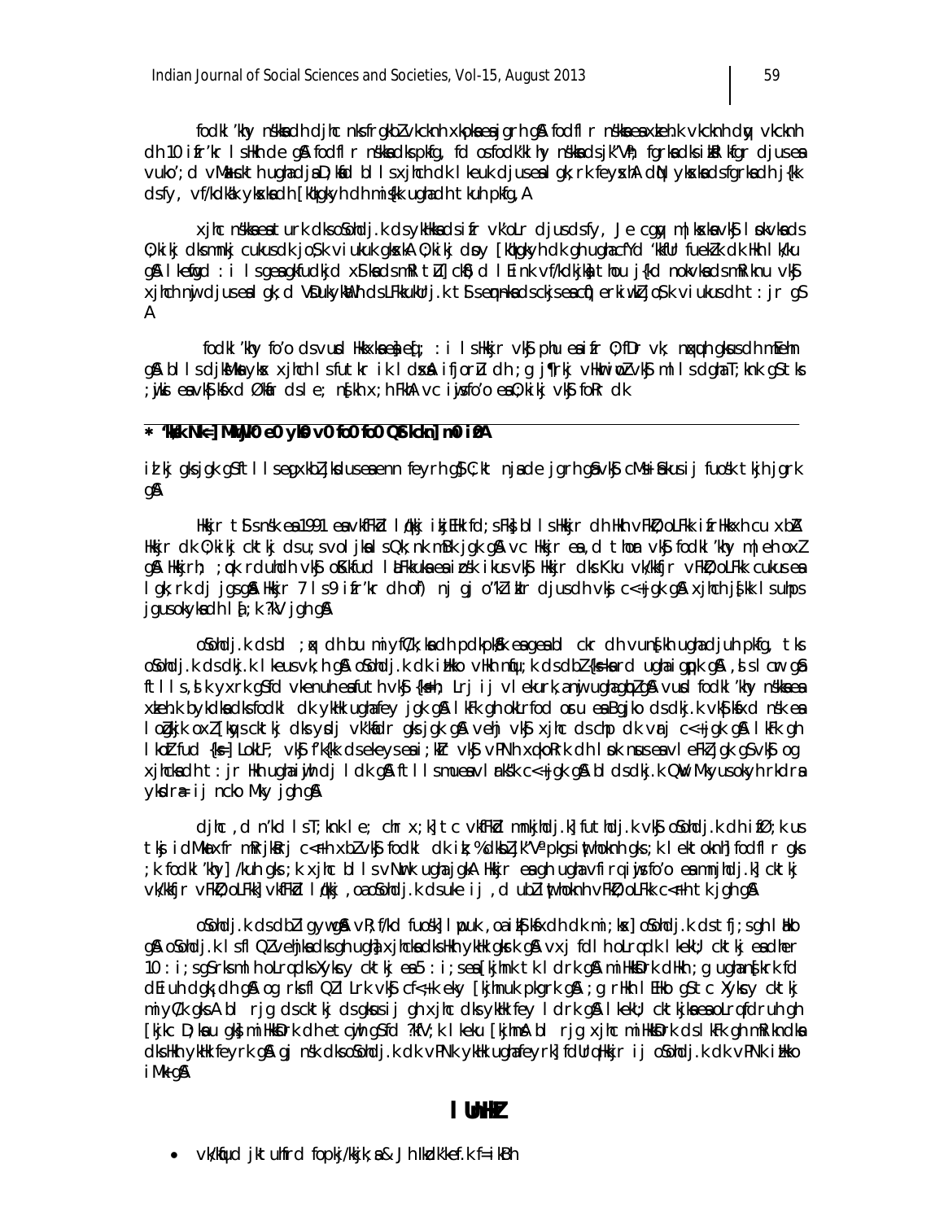fodkl'khy ns'kksa dh djhc nks frgkbZ vkcknh xkaoksa esa jgrh gSA fodflr ns'kksa esa xzkeh.k vkcknh dqy vkcknh dh 10 ifr'kr ls Hkh de gSA fodflr ns'kksa dk ;g ekuuk gS fd os fodkl'khy ns'kksa ds jk"Vªh; fgrksa dks iks"k.k djus esa vuko';d vM+pusa Mkyrs gSaA D;ksafd bl ls xjhch dk lkeuk djus esa lgk;rk feyrhA dqN yksxksa ds fgrksa dh j{kk ds fy, vf/kdka'k yksxksa dh [kq'kgkyh dh mis{kk ugha dh tkuh pkfg,A

xjhc ns'kksa esa turk dks oSf'odj.k ds ykHkksa ds ifr vk'oLr djus ds fy, Je cktkj] m|ksxksa vkSj lsokvksa ds O;kikj dks mnkj cukus dk joS;k viukuk gksxkA O;kikj dsoy [kq'kgkyh dk gh ugha cfYd 'kfDr fuekZ.k dk Hkh lk/ku gSA lkefgd : i ls gesa gkfudkjd xSj ekaxs ds mRiknu] tSl] ckS) d lEink vf/kdkjksa tSls thou j{kd nokvksa ds mRiknu vkSj xjhch nwj djus esa lgk;d VsDuksykWth ds LFkkukUrj.k tSls eqn~nksa ds ckjs esa cgqi{kh; erkiUu] oSf'od vuqekuksa dh t: jr gSA

fodkl'khy fo'o ds vUnj Hkkxhnkjh esa eq[; : i ls Hkkjr vkSj phu esa ifr O;fDr vk; nqxquh gksus dh mEehn gSA bl ls djksM+ksa yksx xjhch ls futkr ik ldsaxsA ifjorZu dh ;g j¶rkj vHkwriwoZ vkSj ml ls dgha T;knk gS tks ;wjksi esa vkS|ksfxd Økafr ds le; ns[kh x;h FkhA vc iwjs fo'o esa O;kikj vkSj fodkl dk

* 'kks/k Nk=] MkW0 e0 yks0 v0 fo0 fo0 QStkckn] m0 iz0A

ilkj gks jgk gS tl ls egaxkbZ jksdus esa enn feyrh gS] C;kt njsa de jgrh gSa vkSj cM+s&cM+s iSekus ij fuos'k tkjh jgrk gSA

Hkkjr tSls ns'k esa 1991 esa vkfFkZd lq/kkj ikjEHk fd;s x;s] bl ls Hkkjr dh Hkh vFkZO;oLFkk ifrHkkxh cu xbZA Hkkjr dk O;kikj cktkj ds u;s volj ikus ls Qk;nk mBk jgk gSA vc Hkkjr esa ,d thou vkSj fodkl'khy e/;e oxZ gSA Hkkjrh; ;qok rduhdh vkSj oSKkfud lalFkkuksa esa izf'k{k.k ikus vkSj Hkkjr dks Kku vk/kkfjr vFkZO;oLFkk cukus esa lgk;rk dj jgs gSaA Hkkjr 7 ls 9 ifr'kr dh of) nj gj o"kZ izkIr djus dh vksj c<+ jgk gSA xjhch js[kk ls uhps jgus okyksa dh la[;k ?kV jgh gSA

oSf'odj.k ds bl ;qx dh bu miyfC/k;ksa dh pdkpkSa/k esa ge ml ckr dh vuns[kh ugha dj ldrs pkfg, tks oSf'odj.k ds dkj.k lkeus vk;h gSA oSf'odj.k dk izHkko vHkh nqfu;k ds dbZ {ks=ksa rd ugha igqapk gSA ,sls cgqr gSa ftlls ,sls yxrk gS fd vkenuh esa futh vkSj {ks=h; Lrj ij vlekurk,a nwj ugha gqbZ gSA vusd fodkl'khy ns'kksa esa xzkeh.k bykdksa dks fodkl dk ykHk ugha fey jgk gSA lkFk gh okLrfod osru esa Bgjko ds dkj.k vkSj fHkd ns'k esa lo{kkjk oxZ [kqys cktkj dks ysdj vk'kafdr gks jgk gSA vehj vkSj xjhc ds chp dk vUrj c<+ jgk gSA lkFk gh lkoZtfud {ks=] LokLF;] vkSj f'k{kk ds ekeyks esa i;kZIr vkSj vPNh xq.koRrk dh lsok nsus esa vlQy jgk gS vkSj og xjhcksa dh t:jr Hkh ugha iwjh dj ldk gSA ftlls nqfu;k esa vlarks"k c<+ jgk gS bl ds dkj.k Qwj Mkyus okyh rkdrsa yksdra= ij ncko Mky jgh gSA

djhc ,d n'kd ls T;knk le; chr x;k] tc vkfFkZd mnkjhdj.k] futhdj.k vkSj oSf'odj.k dh ifØ;k us tksj idM+k xfr mRrjksRrj c<+rh xbZ vkSj fodkl dk ik;% dkbZ jk"Vª pkgs iwathoknh gks ;k lektoknh] fodflr gks ;k fodkl'khy] /kuh gks ;k xjhc bl ls vNwrk ugha jgkA Hkkjr esa gh ugha vfirq iwjs fo'o esa mnkjhdj.k] cktkj vk/kkfjr vFkZO;oLFkk] vkfFkZd lq/kkj] ,oa oSf'odj.k ds uke ij ,d u;h iwathoknh vFkZO;oLFkk c<+rh tk jgh gSA

oSf'odj.k ds dbZ igyw gSaA vR;f/kd fuos'k] lapkj ,oa ifjogu ds fodkl dh dk mi;ksx] oSf'odj.k ds tfj;s gh lEHko gSA oSf'odj.k ls fl QZ vehjksa dks gh ugha] xjhcksa dks Hkh ykHk gks jgk gSA vxj fdlh oLrq dk lkekU; cktkj esa dher 10 : i;s gS rks mlh oLrq dks Xykscy cktkj esa 5 : i;s esa [kjhnk tk ldrk gSA miHkksDrk dHkh ;g ugha ns[krk fd dEiuh dgk¡ dh gSA og rks fl QZ Lrk vkSj cf<+;k eky [kjhnuk pkgrk gSA ;g rHkh lEHko gS tc Xykscy cktkj miyC/k gksA bl rjg ds cktkjksa ds gksus ij gh xjhc dks ykHk fey ldrk gSA lkekU; cktkj esa oLrq [kjhc D;ksa u gks] miHkksDrk dh etcwjh gS fd ?kfV;k lkeku [kjhnsA bl rjg xjhc miHkksDrk ds lkFk gh mRikndksa dks Hkh ykHk feyrk gSA gj ns'k dks oSf'odj.k dk vPNk ykHk ugha feyrk] fdUrq Hkkjr ij oSf'odj.k dk vPNk izHkko iM+k gSA

## **lUnHkZ**

- vk/kqfud jktuhfrd fopkj/kkjk;a& Jh ikdk'k ef.k f=ikBh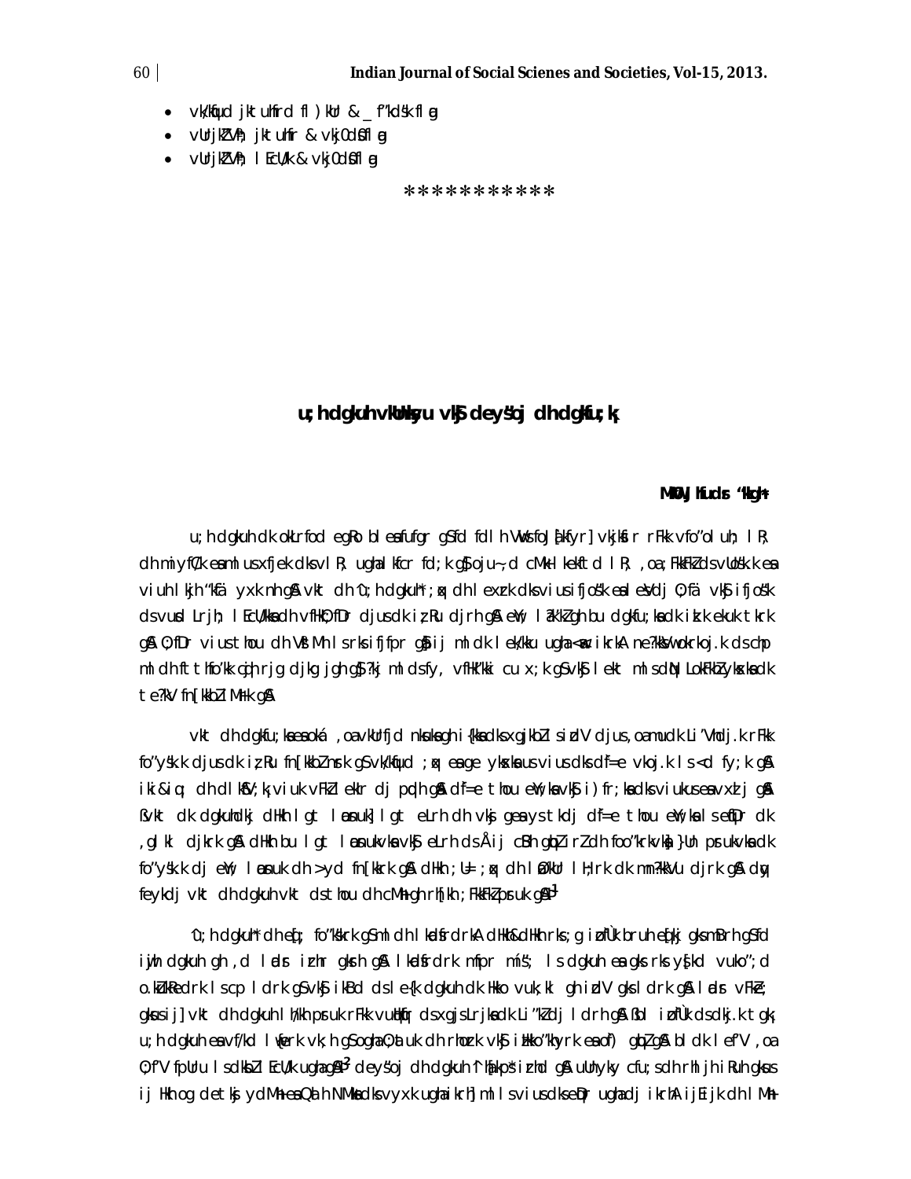- vk/kqfud jktuhfrd fl)kUr & _ f"kds'k flag
- vUrjkZ"Vªh; jktuhfr & vkj0 dS0 flag
- vUrjkZ"Vªh; lEcU/k & vkj0 dS0 flag

\*\*\*\*\*\*\*\*\*\*\*

## u;h dgkuh vkUnksyu vkSj deys'oj dh dgkfu;k¡

**MkW0 J)kuUn "kqDy\***

u;h dgkuh dk okLrfod egRo blesa fufgr gS fd blh VksfoJ[kafyr] vkjksfir rFkk vfo"oluh; lR; dh mi yfC/k esa mlus xfjek dks vlR; ugha lkfcr fd;k gS] oju~,d cMh+ ekeftd lR; ,oa ;FkkFkZ ds vUos"k.k esa viuh lkjh "kfä yxk nh gSA vkt dh ^u;h dgkuh* ;qx dh lexzrk dks viuh ifjo'ks esa lesVdj O;fä vkSj ifjos'k ds vUrd Lrjh; lEcU/kksa dh vfHkO;fDr djus dk iz;Ru djrh gSA eSa; l a?k"kZ gh bu dgkfu;ksa dk iz[kk ekuk tkrk gSA O;fDr viuS thou dh VwVh+ Mh+ lrks ifjfpr gS] ij ml dk lek/kku ugha <wa<+ ikrkA ne?kksVwokrkoj.k ds chp ml dh ftthfo"kk cjh rjg djkg jgh gS] ?kj ml ds fy, vfHk"kki cu x;k gS vkSj lekt ml ds dq.Bkvksa dk te?kV fn[kkbZ iM+rk gSA

vkt dh dgkfu;ksa esa oká ,oa vkUrfjd nksuksa gh i{kksa dks xgjkbZ ls idM+ djus ,oa mudk Li"Vhdj.k rFkk fo"ys'k.k djus dk iz;Ru fn[kkbZ nsrk gS vk/kqfud ;qx ds ge lHkh ys[kdksa us viuh dks ni=e vkoj.k ls <d fy;k gSA iki&iq.; dh lkekftd viuk vfFkZ ekr djd cpuh gS dk=e thou eW;ksa vkSj i)fr;ksa ds viukusesa vxzlj gSA ^vkt dk dgkuhdkj dHkh lgt lEosnuk] lgt eLrh dh vkSj geasys tkdj dk=e thou eW;ksa ls eqDr dk ,glkl djkrk gSA dHkh bu lgt lEosnukvksa vkSj eLrh ds Å ij cBh gqbZ irZ dh foo"krkvksa }kjk mu pruk vkaa dk fo"ys'k.k dj eW; lEosnuk dh >yd fn[kkrk gSA dHkh ;U= ;qx dh lQ/kUr lH;rk dk mn?kkVu djrk gSA dqy feykdj vkt dh dgkuh vkt ds thou dh cM+h gh rhj[kh ;FkkFkZ pruk gSA[1]

^u;h dgkuh* dh eq[; fo"ks'krk gS ml dh lkadsfrdrkA dHkh&dHkh rks ;g izrhdkRe bruh eq[kj gks mBrh gS fd iwjh dgkuh gh ,d lads izrhr gksrh gSA lkadsfrdrk mfpr m|s'; ls dgkuh esa gks rks ys[kd vuko";d o.kZuksa ls cp ldrk gS vkSj ikBd ds le{k dgkuh dk Hkko vuk;kl gh izdV gks ldrk gSA lads vFkZ; gks ij] vkt dh dgkuh lh/kh pruk rFkk vuHkqfr ds xgjs Lrjksa dk Li"kZ dj ldrh gSA ^bl izrhdkRed ds dkj.k tgk¡ u;h dgkuh esa vf/kd lkFkZdrk vk;h gS ogha O;atuk dh rhozrk vkSj iHkko"khyrk esa o`f) gqbZ gSA bl dk lef"V ,oa O;f"V fpUru ls dkbZ lEcU/k ugha gSA[2] deys'oj dh dgkuh ^[kks;h gqbZ fn'kk,¡* izrhd gSA uxhu ysky cfu;sdh rhljh iRuh gksus ij Hkh og det ksj yM+h+ esa O;ah NMk+ dks vxyx ugha ikrh] ml ls viusdks eqDr ugha dj ikrhA ijEijk dh lM+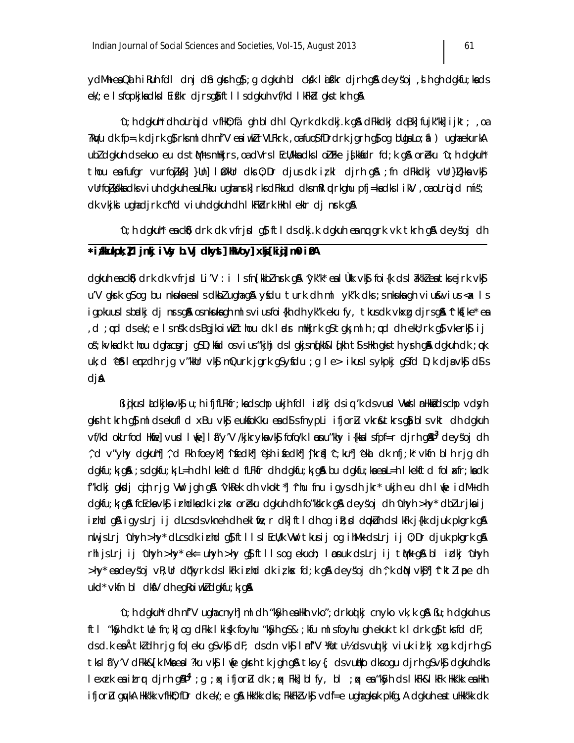ydMh-esa Qalh iRuh fdl dnj d"V gksrh g\$;g dgkuh bl ckr dk lafØr djrh gSA deys'oj ,sh gh dgkfu;ksa ds ek/;e ls fopkjksa dks lEizsf"kr djrs g\$ ftlls dgkuh vf/kd lkFkZd gks tkrh gSA

Û;h dgkuh* dh oLrqjd vfHkO;fä gh bl dh lQyrk dk dkj.k gSA dFkkdkj dqcsj fujFk'kk]ijkt; ,oa ?kqVu dk fp=.k djrk g\$rks ml dh nf"V esa iwathr VLFkrk ,oa fuoSfDrdrk jgrh g\$og bUgsa Lo;a ls) ugha ekurkA ubZ dgkuh ds ekuo eu ds tfVy-Hkkoksa rFkk ,sfUnz; Lrj ij Hkksxs x;s ;FkkFkZ dks lkoZtfud vuqHkwfr ds :i esa O;Dr djus dk iz;kl djrh gSA orZeku Û;h dgkuh* thou esa fufgr vurfojks/kksa }U}ksa] lEcU/kksa ds O;Dr djus dk iz;kl djrh gSA ;fn dFkkdkj vUr}Z}ksa vkSj vUrfojks/kksa dks viuh dgkuh esa LFkku ugha nsrk rks dFkkud ds mRd"kZ rd igqWpdj ik=ksa ds ikl ,oa oLrqjd mís'; dk vk/kkj ugha djrk cfYd viuh dgkuh dh lkFkZdrk Hkh lekIr dj nsrk gSA

Û;h dgkuh* esa ckS) drk dk vfrjsd g\$ ftl ds dkj.k dgkuh esa nqcZyrk vk tkrh gSA deys'oj dh

**\* izoDrk, ¼fgUnh½ jktdh; LukrdksRrj egkfo|ky;] >kykokM+ ¼jkt-½**

dgkuh esa ckS) drk dk vfrjsd Li"V : i ls fn[kkbZ nsrk gSA Ûyk'k* esa lÙkk vkSj foi{k ds la?k"kZ esa tks ejrk vkSj u"V gksrk gS og bu nksuksa esa ls dksbZ ugha gSA ysfdu turk dh ml yk'k dks ;s nksuksa gh viuh&viuh <ax ls igpkuus lsbadkj dj nsrs gSA os nksuksa gh ml viuh foi{kh dh yk'k eku ysrs gSA tksu dk vkxzg djrs gSA Ûek{ke* esa ,d ;qod ds ek/;e ls ns'k ds Bgjko iwaZ thou dk lUnHkZ mHkjrk gS tgk¡ ml h ;qod dh ekS;Urk gS vkSj ifjos'k;qDrk dk thou dgha cgrk gSA D;ksafd os viuh "kjhj ds lkgl nsus ls [kkuk [kkus tSls Hkh gkst h ysrs gSA dgkuh dk ;qok uk;d ^e\$ lemqz dh rjg v"kkUr vkSj mQurk jgrk g\$ysfdu ;g le> ikus ls ykpkj gS fd D;k djsa vkSj dSls djsA

ßcqjkus lEcU/kksa vkSj u;h ifjfLFkfr;ksa ds chp ukjh fdl izdkj ds iq:"k ds vius VwVs lEcU/kksa ds chp vdsyh gks tkrh g\$ ml ds ekufl d xBu vkSj euksfoKku esa dSls fnypLi ifjorZu vkrs&tkrs gSa bl s vkt dh dgkuh vf/kd okLrfod Hkkfe] vuqHko lqe] lf'y"V /kjkrykssa vkSj fofo/k lansuuh"kkyh i{kksa ls fp=r djrh gSAß[3] deys'oj dh ^;d v"yhy dgkuh*] ^;d Fkh foeyk*] ^ns[kk dk*] ^ejh izseds dk*] ^fxjis*] ^c;ku*] ^ekrk dk nfj;k* vkfn bl h rjg dh dgkfu;k¡ gSA ;s dgkfu;k¡ L=h dh lkekftd fLFkfr dh dgkfu;k¡ gSA bu dgkfu;ksa esa L=h lkekftd fo\*afr;ksa dk f"kdkj gksdj cgh rjg VwVrh gSA ^vkReek dh vkokt*] ^hu fnu igys dh jkr* ukjh eu dh lw{e ijdM+ dh dgkfu;k¡ gSA fcEcksa vkSj izrhdksa dk iz;ksx orZeku dgkuh dh fo"ks"krk gSA deys'oj dh ^nyh >hy* dbZ Lrjksa ij izrhd gSA igys Lrj ij dLcs ds vkneh dh eklwe; r dk] ftl dh og ijEijd ckuhZ ds lkFk j{kk djuk pkgrk gSA nwljs Lrj ^nyh >hy* dLcs dk izrhd g\$ ftlls lEcU/k VwV tkus ij og ihM+k ds Lrj ij O;Dr djuk pkgrk gSA rhljs Lrj ij ^nyh >hy* ek= ukjh >hy g\$ ftlls og ekuoh; laosnuk ds Lrj ij tqMk+ gSA bl izdkj ^nyh >hy* esa deys'oj vR;Ur dq'kyrk ds lkFk izrhd dk iz;ksx fd;k gSA deys'oj dh ^;k dqN vkSj*] ^ftZlpe dh ukd* vkfn bl dksV dh egRoiw.kZ dgkfu;k¡ gSA

Û;h dgkuh* dh nf"V ugha cnyh] ml dh "kSyh esa Hkh vko";drkuqlkj cnyko vk;k gSA ßu;h dgkuh us ftl "kSyh dk tUe fn;k] og dFkk lkis{k foyhu "kSyh gS&;kfu ml s foyhu gh ekuk tk ldrk g\$ tks fd dF; ds d.k esa Å tkZ dh rjg fo|eku gS vkSj dF; ds dn vkSj lan"V ¼fotu½ ds vuqlkj viuk iz;kx.k djrh gS tks lf'y"V dFkk&[k.Mksa esa ?ku vkSj lw{e gksrh tk jgh gSA tks y{; ds vuqHko dks ogu djrh gS vkSj dgkuh dks lexzrk esa izLrqr djrh gSAß[4] ;g ;qx ifjorZu dk ;qx Fkk] bl fy, bl ;qx esa "kSyh ds lkFk&lkFk Hkk"kk esa Hkh ifjorZu gqvkA Hkk"kk vfHkO;fDr dk ek/;e gSA Hkk"kk dks ;FkkFkZ vkSj vdf=e ugha cukuk pkfg,A dgkuh esa tu Hkk"kk dk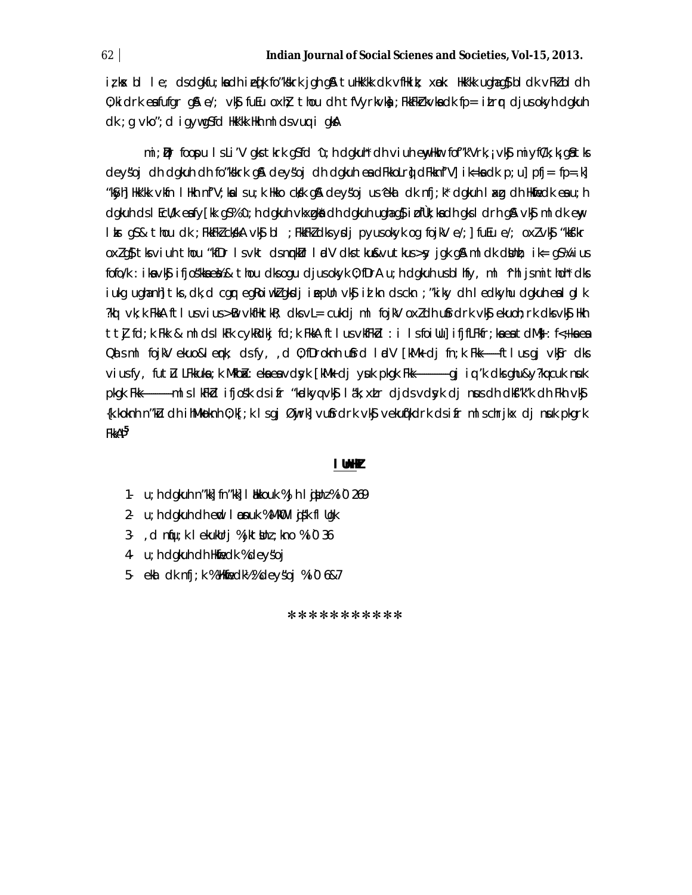iz;kx bl le; ds dgkfu;ka dh izeq[k fo"k"krk jgh gSA tuHkk"kk dk vfHkdtk xnak Hkk"kk ugha gS bl dk vFkZ bl dh O;kidrk esa fufgr gSA e/; vkSj fuEu oxhZ; thou dh fVIi.khvksa ;FkkFkZ vkSa dk fp= izLrqr djus okyh dgkuh dk ;g vko";d igyw gS fd Hkk"kk Hkh mlds vuqdwy gksA

mi;qZDr foospu ls ;g Li"V gks tkrk gS fd ^u;h dgkuh* dh viuh ewyHkwr fof"k"Vrk,¡ vkSj miyfC/k;k¡ gSa tks deys"oj dh dgkuh dh fo"ks"krk gSA deys"oj dh dgkuh esa dFkkoLrq] dFkkfnf"V] ik=ksa dk p;u] pfj= fp=.k] "kSyh] Hkk"kk vkfn lHkh nf"V;ksa ls u;k Hkko cks/k gSA deys"oj us ^ekal dk nfj;k* dgkuh laxzg dh Hkwfedk esa u;h dgkuh ds lEcU/k esa fy[kk gS% ^u;h dgkuh vkxzgksa dh dgkuh ugha gS] izd`fr;ksa dh gksrh gSA vkSj mldk ewy lzksr gS& thou dk ;FkkFkZ cks/kA vkSj bl ;FkkFkZ dks ysdj pyus okyk og fojksV e/;] fuEu e/;] oxZ vkSj "kksf"kr oxZ gS] tks viuh thou "kfDr ls vkt ds mRdV lad V dks tku&vutkus >sy jgk gSA mlh dk dkuwu ik= gS½ ifjos"k vkSj ifjos"kksa ls& thou dks ogu djus okyk O;fDrA u;h dgkuh us bls igy dh fdlh Hkh] ml ^"kh"ks esa lTtk* dks iukg ugha nh] tks ,d ,d cgqr eg¼oiw.kZ gksdj izpfyr vkSj izkFkfed cuk ;"kiky dh le>dkyhu dgkuh esa lgk ?kqV vk; FkkA ftl us vius >B vkfHktkR; dks vL= cukdj ml fojksV oxZ dh uhfr dks vkSj ekuoh;rk dks vkSj Hkh ttZj fd;k Fkk & ml ds lkFk cykRdkj fd;k FkkA ftl us vkfFkZd :i ls foiUu] ifjfLFkfr;ksa esa tdM+h f<+k;ksa esa Qals ml fojksV ekuo& lewg ds fy, ,d O;fDroknh uSfrd lad V [kMk+ dj fn;k Fkk&& ftl us gj vkSj dks viuh fy, futh LFkkuksa ;k MkbaZ ekuoh;rk [kMk+ dj ysuk pkgk Fkk&&&& gj iq#"k dks ghu&;q?kqcuk nsuk pkgk Fkk&&&& ml lkFkZ ifjos"k ds ifr "kadkyq vkSj laf"k;xzLr djds ,d vdsyk dj nsus dh dksf"k"k dh Fkh vkSj {k.kokn dh ibhMk] thou dh ihMkvksa O;fDr;k lsgj Øywrk] vuSfrdrk vkSj vekuqf"kdrk ds ifr ml schrjkx dj nsuk pkgrk FkkA[5]

## lUnHkZ

1. u;h dgkuh n"kk] fn"kk] lEHkkouk %jkh lqjsUnz% i`0 269
2. u;h dgkuh dh ewy laosnuk %MkW0 lqjs"k flUgk
3. ,d nqfu;k lekukUrj %jktsUnz ;kno % i`0 36
4. u;h dgkuh dh Hkwfedk %deys"oj
5. ekal dk nfj;k %Hkwfedk½% deys"oj % i`0 6&7

\*\*\*\*\*\*\*\*\*\*\*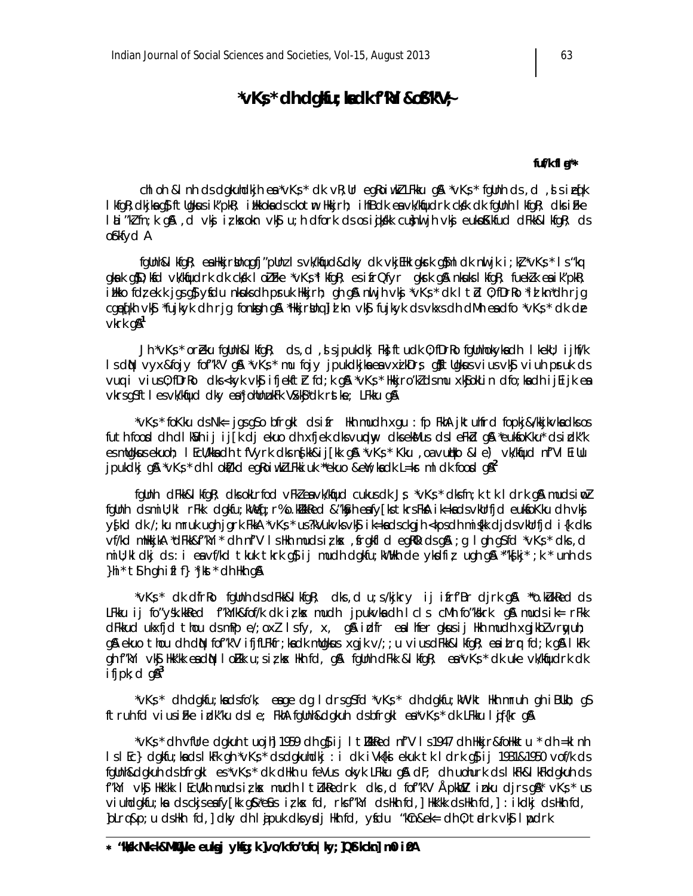# *vK;s* dh dgkfu;ksa dk f'kYi &oS'k"V;~

**fuf/k flag***

chloh & lnh ds dgkuhdkjksa esa *vK;s* dk vR;Ur egRoiw.kZ LFkku gSA *vK;s* fgUnh ds ,d ,sls izeq[k lkfgR;dkj gSa ftUgksaus ik'pkR; izHkkoksa ds ckotwn Hkkjrh; ijEijk esa vk/kqfudrk cks/k dk fgUnh lkfgR; dks izFke lSn"kfn;k gSA ,d vksj iz;ksxokn vkSj u;h dfork ds os izorZd cus rks nwljh vksj euksfo'ys"k.kkRed dFkk&lkfgR; ds oS"kfyd A

fgUnh&lkfgR; esa HkkjrsUnq gfj'pUnz ls vk/kqfud&dky dk vkjEHk gksrk gS] ml dk nwljk i;kZ; *vK;s* ls 'kq gksrk gSA ;fn vk/kqfudrk dk cks/k lcls igys *vK;s*lkfgR; esa izfrQfyr gksrk gSA nksuksa lkfgR; fuekZ.k esa ik'pkR; izHkko fdz;k'khy jgs gSa ysfdu nksuksa dh psruk Hkkjrh; gh gSA nwljh vksj *vK;s* dk lcls O;fDrRo *izlkn*dh rjg cgqeq[kh vkSj *fujkyk dh rjg fonzksgh gSA *Hkkjrsnq] izlkn vkSj fujkyk ds vkxs dh dM+h esa vc *vK;s* dk uke vkrk gSA[1]

Jh *vK;s* oreZku fgUnh&lkfgR; ds ,d ,sls jpukdkj Fks ftudk O;fDrRo fgUnhokyksa dh lkekU; ifjf/k ls dqN vyx&foyx fo'k"V gSA *vK;s* mu fojys jpukdkjksa esa vxzxkeh Fks] gSa ftUgksaus vius vkSj viuh psruk ds vuqi vius O;fDrRo dks ykdj vkSj ifjekftZr fd;k gSA *vK;s* Hkkjro"kZ ds mu xksj%okn dfo;ksa dh ijEijk esa vkrs gSa ftlesa vk/kqfud dky esa *jfoUnzukFk VSxksj* dk rst ke; LFkku gSA

*vK;s* foKku ds Nk= jgs gSa o bfrgkl ds ifr Hkh mudh xgu :fp FkhA jktuhfrd fopkj&/kkjkvksa dks os futh foosd dh lkSVhij ij[k dj ekuo dh xfjek dks vuqHko dks eku ds lEcU/k gSA *ekuoh; fo"kokl* ds izdk'k esa mUgksaus ekuoh; lEcU/kksa dh tfVyrk dks ns[kk&ij[kk gSA *vK;s* Kku ,oa vuqHko &le) vk/kqfud n`f"V lEiUu jpukdkj gSA *vK;s* dh lokZf/kd egRoiw.kZ LFkkiuk *ekuo &eu;ksa* dk L=ksr ml dk fodkl gSA[2]

fgUnh dFkk&lkfgR; dks okLrfod vFkZ esa vk/kqfud cukus dk Js; *vK;s* dks fn;k tk ldrk gSA muds iwoZ fgUnh ds mi;U;kl rFkk dgkfu;k¡ eq[;r% o.kZukRed &'kSyh esa fy[ks tkrs FksA ik=ksa ds vkUrfjd euksfoKku dh vksj y{k dk /;ku mruk ugha jgrk FkkA *vK;s* us ?kVukvksa vkSj ik=ksa ds ckgjh <kps dh mis{kk djds vkUrfjd i{k dks vf/kd mHkkjkA *dFkk&f'kYi* dh n`f"V ls Hkh mudk iz;ksx ,frgkfld egRo ds gSA ;g lgh gS fd *vK;s* dks ,d mil;kldkj ds :i esa vf/kd tkuk tkrk gS ij mudh dgkfu;k¡ Hkh de ykdfiz; ugha gSA *'ks[kj*;k *unh ds }hi* tSlh gh iflf} *jks'k* dh Hkh gSA

*vK;s* dk d`frRo fgUnh ds dFkk&lkfgR; dks ,d u;s/kjkry ij ifrf"Br djrk gSA *o.kZukRed ds LFkku ij fo'ys"k.kkRed f'kYi&fo/kk dk iz;ksx mudh jpukvksa dh lcls cM+h fo'ks"krk gSA muds ik= rFkk dFkkud ukxfjd thou ds mPp e/;oxZ ls fy, x, gSA izd`fr esa lHkh gksus ij Hkh mudh xgjkbZ vrqyuh; gS ekuo thou dh dqN fo'k"V ifjfLFkfr;ksa dk mUgksaus xgjk v/;;u vius dFkk&lkfgR; esa izLrqr fd;k gSA lkFk gh f'kYi vkSj Hkk"kk esa dqN lokZFk u;s iz;ksx Hkh fd, gSA fgUnh dFkk & lkfgR; esa *vK;s* dk uke vk/kqfudrk dk ifjpk;d gSA[3]

*vK;s* dh dgkfu;ksa ds fo"k; esa ;g dg ldrs gSa fd *vK;s* dh dgkfu;k¡ Hkh mruh gh iflf} gS ftruh fd vius izFke izdk'ku ds le; FkhA fgUnh&dgkuh ds bfrgkl esa *vK;s* dk LFkku lqjf{kr gSA

*vK;s* dh vfUre dgkuh tuojh 1959 dh gS ij lR;kRed n`f"V ls 1947 dh Hkkjr&foHkktu * dh =klnh ls lEcf} dgkfu;ksa ds lkFk gh *vK;s* ds dgkuhdkj : i dk iVk{ksi ekuk tk ldrk gS ij 1931&1950 vof/k ds fgUnh&dgkuh ds bfrgkl esa *vK;s* dk dHkh u feVus okyk LFkku gSA dF; dh uohurk ds lkFk&lkFk dgkuh ds f'kYi vkSj Hkk"kk lEcU/kh muds iz;ksx mudh lt`ukRedrk dks ,d fo'k"V Å¡pkbZ iznku djrs gSaA *vK;s* us viuh dgkfu;ksa ds ckjs esa fy[kk gS&*esjs iz;ksx fd, rks f'kYi ds Hkh fd,] Hkk"kk ds Hkh fd,] : ikdkj ds Hkh fd, ]bLrsQ&p;u ds Hkh fd,] dky dh lajpuk dks ysdj Hkh fd, ysfdu "kCn&ek= dh O;atdrk vkSj lqcdrk

---

\* 'kks/k Nk=k&MkWDVj euksgj yksfg;k ]vo/k fo'ofo|ky; ]QStkckn] m0 iz0A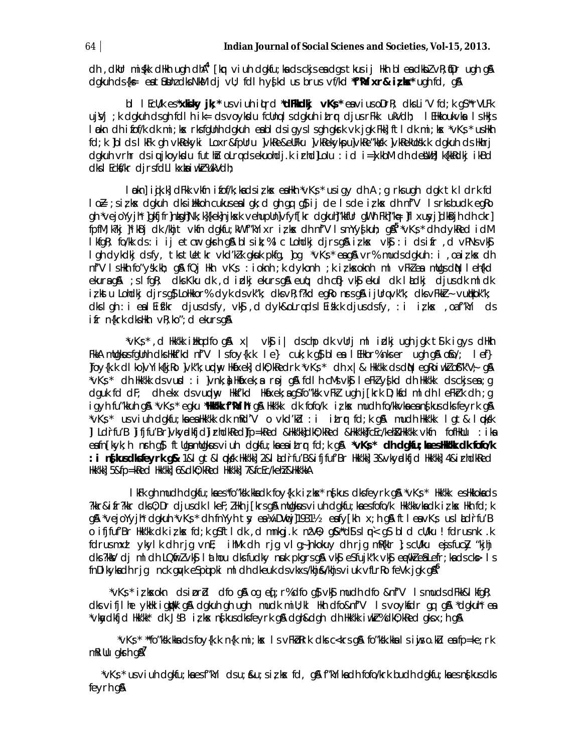dh ,dkUr mis{kk dHkh ugh dhA[4] [kq viuh dgkfu;ksa ds ckjs esa dgs tkus ij Hkh bl ckr dkbZ vR;fUr ugh gSA dgkuh ds {ks= esa tSusUnz dks NksM+dj vU; fdlh ys[kd us brus vf/kd **'f'kYi xr & iz;ksx'** ugh fd, gSA

bl lEcU/k esa *xksiky jk;* us viuh iqLrd *dFkkdkj vKs;* esa vius oDrR; dks Li"V fd;k gS*rVLFk ujsUnz ;k dgkuh ds gh fdlh ik= ds voyksdu fcUnq ls dgkuh izLrqr djus rFkk ukVdh; lEHkk"kuksa ls Hkjs laokn dh ifof/k dk mi;ksx rks fgUnh dgkuh esa bl ds igys ls gh gksrk vk jgk Fkk] ftl dk mi;ksx *vKs;* us Hkh fd;k]bl ds lkFk gh vkRekyki Loxr&fpUru vkRe&eUFku vkRekykspu] vkRe'kks/k vkRekUos"k.k dgkuh ds Hkhrj dgkuh vrhr ds iqujkoyksdu futh bZ oLrqvksa ds ek/;e ls izrhd] Lolu :id i=]xkbM dh deZBh] {kf.kdrk ikBd dks lEcksf/kr djrs fdlh xkbM iwoZ oRrkUr dh;

laokn] izdk'k] dFkk vkfn ifof/k;ksa ds iz;ksx esa Hkh *vKs;* us igys dh A ;g rks ugh dgk tk ldrk fd loZ= ;s iz;ksx dgkuh dks izHkkoh cukus esa lgk;d gh gq, gSa ij de ls de iz;ksx dh n`f"V ls rks budk egRo gh *vejoYyjh*] *gkfjfr] *ikBd*] *fe=*] *nqdkuksa* vkfn ys[k dgkuh*] 'khr dh yEch jkr] *d=] *ll xuxyj] dks[kj] dh ckr] fpfM;k ?kj] *i;kbZ] dk /kjk vkfn dgkfu;ksa ds 'kfYi xr iz;ksx dh n`f"V ls mYys[kuh; gSA[5] *vKs;* dh dyk ds ckn lkfgR; fo/kk ds :i ij et cwr gksrh gSA bl sik;% lc Lohdkj djrs gSA iz;ksx vkSj :i ds ifr ,d vFkZ esa vkSj lgh dykdkj ds fy, tks tUetkr vkd"kZ.k gksuk pkfg, ]og *vKs;* esa gSA vr% mudh dgkuh :i ,oa iz;ksx dh n`f"V ls Hkh fo'ks"k gh gSA fQj Hkh vKs; :i okn h ;k dyk okn h ;k iz;ksx okn h ml vFkZ esa ugh dgs tk ldrs tSls muds lelkef;d ekuh tkrs gSA ;s lkfgR; dks Kku dk ,d izdkj ekurs gSA euq"; dh cqf) vkSj eu dk lcls dh ml dk iz;kstu Lohdkj djrs gSa Lora=rk vkSj LorU=rk ds fy, Hkh ,d dykdkj dks lEcks/ku djrs dsfy, lkSUn;Z dks vfHk O;Dr djus ds fy, :i eas ;g lEHkkouk cuh jgh] vkSj ,d dyk&oLrq ds lEcU/k.k djus ds fy, :i iz;ksx ,oa f'kYi ds ifr n`f"Vdks.k dks Hkh vR;ko';d ekurs gSA

*vKs;* ,d Hkk"kk izoj dfo gSA x| vkSj i| ds chp dk vUrj ml izdkj ugh jgk tSlk igys dHkh FkkA mudks fgUnh dks Hkkf"kd n`f"V ls foy{k.k lEe cuk;k gS bl ea lEHkor% nks er ugh gSA os/; ls foy{k.k dl ko] vYidkfjrk] vFkZ&mi;qDr Hkk"kk dk O;kid rk *vKs;* dh x| & Hkk"kk ds dbZ egRoiw.kZ o'ks"kV~ gSA *vKs;* dh Hkk"kk ds vusd :i vFkok {ks= Hkk"kk eas rRo rFkk fdlh cMs vkSj lEiw.kZ ys[kd dh Hkk"kk ds ckjs esa ;g dguk fd dfr; dh Hkk"kk ds vuq:i Hkkf"kd Hkk"kk eas ;gkW fo'ks"k vFkZ ugh [krk D;kfd ml dh lEiw.kZ dh ;g igyh fu'kkuh gSA *vKs;* egku *Hkk"kk f'kYih* gSA Hkk"kk dk fofo/k iz;ksx mudh fo/kkvksa esa n`f"Vxr gksrk gSA *vKs;* us viuh dgkfu;ksa esa Hkk"kk dk mPpfr"V o vkd"kZd :i izLrqr fd;k gSA mudh Hkk"kk lgt & lqcks/k] lLd`r fu"B] rRle] rn~Hko] fons'kh]xzkE; vkfn] 'kCnkoyh eq[kfj lEi`Dr] ifjfufBr ifjxzfgr Hkk"kk] vkfn fofHkUu :iksa esa fn[kykbZ nsrh gSA ftlgs mudks viuh dgkfu;ksa esa izLrqr fd;k gSA **vKs; dh dgkfu;ksa esa Hkk"kk dk fofo/k :i n`f"Vxkspj gksrk gSA** 1&lgt & lqcks/k Hkk"kk] 2&lLd`r fu"B & ifjfufBr Hkk"kk] 3&vkyadkfjd Hkk"kk] 4&izrhdkRed Hkk"kk] 5&fp=kRed Hkk"kk] 6&dkO;kRed Hkk"kk] 7&fcEc/kehZ&Hkk"kkA

lkFk gh mudh dgkfu;ksa es fo'ks"k.kksa dk foy{k.k iz;ksx n`f"Vxkspj gksrk gSA *vKs;* Hkk"kk esa Hkkoksa ds ?kkr&izfr?kkr dks O;Dr djus dk lkeF;Z Hkh j[krs gSA mUgksus viuh dgkfu;ksa esa fofo/k Hkk"kkvksa dk iz;ksx Hkh fd;k gSA *vejoYyjh* dgkuh *vKs;* dh fnYyh tsy esa ¼vDrwcj] 1931½ esa fy[kh x;h gSA ftlesa vKs; us lLd`r fu"B o ifjfufBr Hkk"kk dk iz;ksx fd;k gS tSls ,d mnkgj.k n`"V~O; gS&*dbZ lq"k gSa bl d cU/ku ! fdruks nk .k fdruks mnkÙk ykyl dh rjg vnE; ihMk dh rjg vlg~; hkouk dh rjg mRdV ] ;s cU/ku esjs fuckZy 'kjhj dks ?kksV dj ml dh LQwfrZ vkSj lathou dks fudky nsk pkgrs gSA vkSj eSa fuj'k vkSj eqn~xy eS lefiZr;ksa ds cks> ls fnDdr dyks dh rjg nck gqvk esa pqipki ml dh dkeuk ds vkxs /kjk; /khjs viuk vfLrRo feVk jgk gSA[6]

*vKs;* iz;ksx okn ds izorZd dfo gSA og eq[;r% dfo gS vkSj mudh dfo & n`f"V ls muds dFkk & lkfgR; dks vifjfpr ykHk igqWpk gSA dgkuh gh ugh mudk miU;kl Hkh dfo & n`f"V ls voyksfdr gq, gSA *dgkuh* esa *vkyadkfjd Hkk"kk* dk JS"B iz;ksx n`f"Vxkspj gksrk gSA dgh&dgh dh Hkk"kk iwoZ% dkO;kRed gks x;h gSA

*vKs;* *fo'ks"k.kksa ds foy{k.k n`f"V mi;ksx ls vFkZ Rrk dks c<+krs gSA fo'ks"k.kksa ls ijs o.kZu esa fp=kRe;rk mRiUu gksrh gSA[7]

*vKs;* us viuh dgkfu;ksa esa f'kYi ds u;s&u;s iz;ksx fd, gSA f'kYi ksa dh fofo/krk buch dgkfu;ksa esa n`f"Vxkspj dks feyrh gSA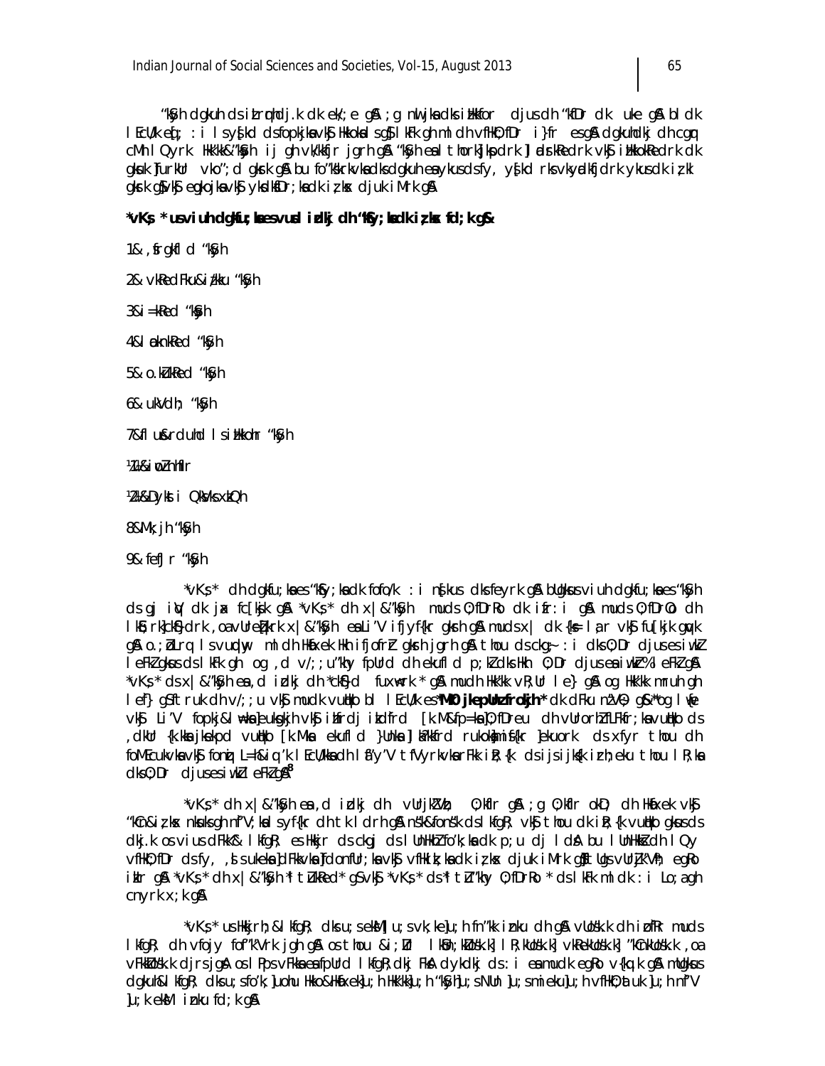“kSyh dgkuh ds izLrqrhdj.k dk ek/;e gSA ;g nwljksa ds ikBksa fHkUu djus dh “kfDr dk uke gSA bl dk lEcU/k eq[; :i ls ys[kd ds fopkjksa vkSj Hkkoksa ls gS] lkFk gh ml dh vfHkO;fDr i}fr esa gSA dgkuhdkj dh cgqr cM+h lQyrk HkkSkk&“kSyh ij gh vk/kkfjr jgrh gSA “kSyh esa lthorkJksprk] ladsrkRedrk vkSj izHkkokRedrk dk gksuk furkUr vko”;d gksrk gSA bu fo”ks'krkvksa ds dkj.k dgkuh esa ykyus ds fy, ys[kd rks vkyadkfjdrk ykus dk iz;kl gksrk gS vkSj egkojksa vkSj yksdksfDr;ksa dk iz;ksx djuk iM+rk gSA

**vKs; us vius dgkfu;ksa esa vusd izdkj dh “kSyh;ksa dk iz;ksx fd;k gS&**

1& ,srgkfld “kSyh

2& vkRedFku&iz/kku “kSyh

3& i=kRed “kSyh

4& laoknkRed “kSyh

5& o.kZukRed “kSyh

6& ukVdh; “kSyh

7& fluseS&rduhd ls izHkkfor “kSyh

¼1½& iwoZnhfIr

¼2½& Dykst i QksVksxzkQh

8& Mk;jh “kSyh

9& fefJr “kSyh

*vKs;* dh dgkfu;ksa esa “kSyh;ksa dk fofo/k :i ns[kus dks feyrk gSA bUgksaus viuh dgkfu;ksa esa “kSyh ds gj iv| dk jax fc[ksjk gSA *vKs;* dh x|&“kSyh muds O;fDrRo dk ifr:i gSA muds O;fDrRo dh lkfRodrk] oLrqfu'Brk x|&“kSyh esa Li'V ifjyf{kr gksrh gSA muds x| dk {ks= lar vkSj fu[kjk gqvk gS o.kZu rq lsvuqdwy ml dh Hkafxek Hkh ifjofrZr gksrh jgrh gSA thou ds ckg~; :i dks O;Dr djus esa iw.kZ leFkZ gksus ds lkFk gh og ,d v/;;u”khy fpUrd dh ekufld p;kZ dks Hkh O;Dr djus esa iw.kZ% leFkZ gSA *vKs;* ds x|&“kSyh esa ,d izdkj dh *cks)d fuxwrk* gSA mudh Hkk"kk vR;Ur le) gS og Hkk"kk mruh gh lef) gS ftruk dh v/;;u vkSj mudk vuqHko bl lEcU/k esa **MkW- jkepUnz frokjh** dk dFku n'VO; gS&*og lw{e vkSj Li'V fopkj&l=kksa] eukskjh vkSj izd`r ik=ksa ds [k.M&fp=ksa] O;fDreu dh vUrorhZ fLFkfr;ksa vuqHko ds ,dkUr {k.kksa jkxkRed vuqHko [k.Mksa ekufld }Unksa] lkekftd rukoksa miq{kr ]ekuork ds xgu thou dh foMEcukvksa vkSj fonzw L=h&iq#'k lEcU/kksa dh lf”y'V tfVyrkvksa rFkk ij;R{k ds ijsijksa{k izrh;eku thou lR;ksa dks O;Dr djus esa iw.kZ leFkZ gSA*[3]

*vKs;* dh x|&“kSyh esa ,d izdkj dh vUrjk"Vªh; O;kfIr gSA ;g O;kfIr okD; dh Hkafxek vkSj “kCn&iz;ksx nksuksa gh n`f'V;ksa ls ns[kh tk ldrh gSA n”kZu&foosk ds lkfgR; vkSj thou dk ifj{k.k vuqHko gksus ds dkj.k os vius dFkk&lkfgR; esa Hkkjr ds ckgj ds lkfgR; dk p;u dj lds A bu lUnHkksZ dks fo"k;ksa dk p;u lqdh bu lUnHkksZ dh lQy vfHkO;fDr ds fy, ,sls ekuoh;drk dk fooj.kdrk vkSj vfHkO;fDr djuk iM+rk gSA tks blls vUrjk"Vªh; egRo iznku djrk gSA *vKs;* dh x|&“kSyh *f”kYik* gS vkSj *vKs;* ds *f”kYi O;fDrRo* ds lkFk ml dk :i Lo;a gh cnyrk x;k gSA

*vKs;* us Hkkjrh;&lkfgR; dks u;s ekSfyd u;s vk;ke u;h fn”kk iznku dh gSA vU;s'k.k dh izo`fRr muds lkfgR; dh vfojy fo"k;Vrk jgh gSA os thou &;FkkFkZ lk{kh] ;FkkFkZ lR;] lR;kUos'k.k] vkRekUos'k.k] “kCnkUos'k.k ,oa vFkkZUos'k.k djrs jgsA os lPps vFkksZa esa fpUrd lkfgR;dkj FksA dykdkj ds :i esa mudk egRo v{kq.k gSA mUgksaus dgkuh&lkfgR; dks u;s fo"k;] u;h Hkko&Hkafxek] u;h Hkk"kk] u;h “kSyh] u;s fcEc] u;s mieku] u;h vfHkO;ath] u;h n`f'V ] u;k ekSfyd iznku fd;k gSA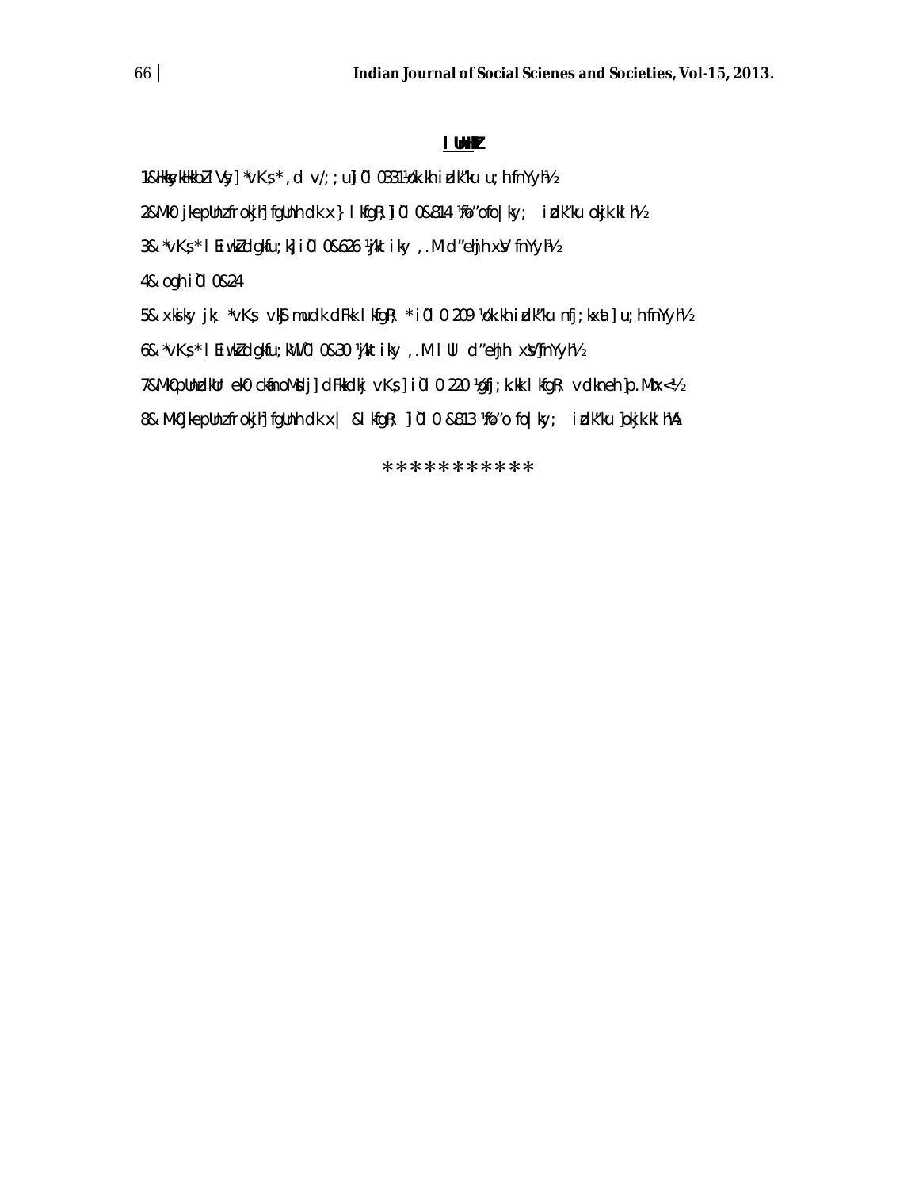**I UnHkZ**

1&Hkkjrh; Hkk"kk lVhd] *vK;s* ,d v/;;u] i0 l0 0331 ¼ok.kh izdk'ku u;h fnYyh½

2&MkW0 jkepUnz frokjh] fgUnh dk x| lkfgR;] i0 l0 0&814 ¼fo'ofo|ky; izdk'ku okjk.klh½

3& *vK;s* l EiwwkZ dgkfu;k¡] i0 l0 0&626 ¼jktiky ,.M d"ehjh xsV fnYyh½

4& ogh i0 l0 0&24

5& xksiky jk; *vK;s vkSj mudk dFkk lkfgR; * i0 l0 0 209 ¼ok.kh izdk'ku nfj;kxat] u;h fnYyh½

6& *vK;s* l EiwwkZ dgkfu;kW i0 l0 0&30 ¼jktiky ,.M lU d"ehjh xsV fnYyh½

7&MkW0 pUnzdkUr ek0 ckanoMsdj] dFkkdkj vK;s] i0 l0 0 220 ¼gfj;k.kk lkfgR; vdkneh ]p.Mhx<½

8& MkW jkepUnz frokjh] fgUnh dk x| &lkfgR; ] i0 l0 0 &813 ¼fo'o fo|ky; izdk'ku ]okjk.klh½

\*\*\*\*\*\*\*\*\*\*\*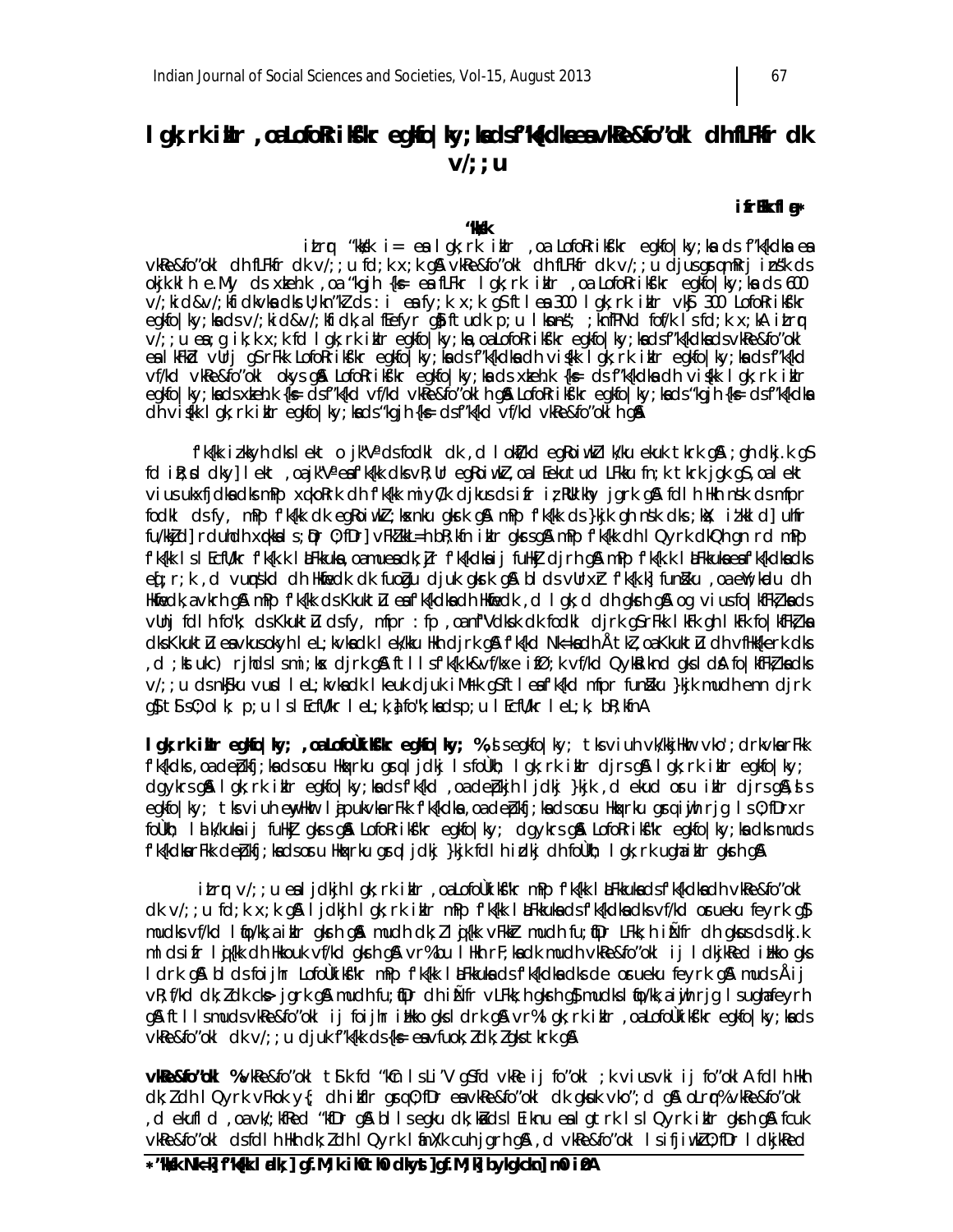# lgk;rk iklr ,oa LofoRr ikf'kr egkfo|ky;ka ds f'k{kdka esa vkRe&fo'okl dh fLFkfr dk v/;;u

**ifrHkk flag***

**'kks/k**

izLrqr 'kks/k i= esa lgk;rk iklr ,oa LofoRrikf'kr egkfo|ky;ka ds f'k{kdka esa vkRe&fo'okl dh fLFkfr dk v/;;u fd;k x;k gSA vkRe&fo'okl dh fLFkfr dk v/;;u djus gsrq mRrj izns'k ds okjk.klh e.My ds xzkeh.k ,oa 'kgjh {ks= esa fLFkr lgk;rk iklr ,oa LofoRrikf'kr egkfo|ky;ka ds 600 v/;kid&v/;kfidkvksa dks U;kn'kZ ds :i esa fy;k x;k gS ftlesa 300 lgk;rk iklr vkSj 300 LofoRrikf'kr egkfo|ky;ka ds v/;kid&v/;kfidk,a lfEefyr gSa ftudk p;u lksn~ns'; ;knfPNd fof/k ls fd;k x;kA izLrqr v/;;u esa ;g ik;k x;k fd lgk;rk iklr egkfo|ky;ka ,oa LofoRrikf'kr egkfo|ky;ka ds f'k{kdka ds vkRe&fo'okl esa lkFkZd vUrj gSA rFkk LofoRrikf'kr egkfo|ky;ka ds f'k{kdka dh vis{kk lgk;rk iklr egkfo|ky;ka ds f'k{kd vf/kd vkRe&fo'okl okys gSaA LofoRrikf'kr egkfo|ky;ka ds xzkeh.k {ks= ds f'k{kdka dh vis{kk lgk;rk iklr egkfo|ky;ka ds xzkeh.k {ks= ds f'k{kd vf/kd vkRe&fo'okl h gSaA LofoRrikf'kr egkfo|ky;ka ds 'kgjh {ks= ds f'k{kdka dh vis{kk lgk;rk iklr egkfo|ky;ka ds 'kgjh {ks= ds f'k{kd vf/kd vkRe&fo'okl h gSaA

f'k{kk izkpkhu dky ls lekt o jk"Vª ds fodkl dk ,d lokZf/kd egRoiw.kZ lk/ku ekuk tkrk gSA ;gh dkj.k gS fd iR;sd dky] lekt ,oa jk"Vª esa f'k{kk dks vR;Ur egRoiw.kZ ,oa lEekutud LFkku fn;k tkrk jgk gS ,oa lekt vius ukxfjdka dks mPp xq.koRrk dh f'k{kk miyC/k djkus ds izfr iz;Rr'khy jgrk gSA fdlh Hkh ns'k ds mUufr fodkl ds fy, mPp f'k{kk dk egRoiw.kZ ;ksxnku gksrk gSA mPp f'k{kk ds }kjk gh ns'k dks ;ksX; iz'kklsd] uhfr fu/kkZjd] rduhdh xq.koRrk ;qDr O;fDrRo vFkZ'kkL=h bR;kfn iklr gksrs gSaA mPp f'k{kk dh lQyrk dkQh gn rd mPp f'k{kk lLFkkuka ls lEcfU/kr f'k{kk lLFkkuksa ,oa muesa dk;Zjr f'k{kdksa ij fuHkZj djrh gSA mPp f'k{kk lLFkkuksa esa f'k{kdksa dks eq[;r;k ,d vuqns'kd dh Hkwfedk dk fuoZgu djuk gksrk gS blds vfrfjDr f'k{kk] funs'ku ,oa eYW;kadu dh Hkwfedk,a vkrh gSaA mPp f'k{kk ds Kkukt.Z esa f'k{kdksa dh Hkwfedk ,d lgk;d dh gksrh gSA og vius fo|kfFkZ;ksa ds vUnj fdlh fo"k; ds Kkukt.Z ds fy, mfpr :fp ,oa fnl"Vdks.k dk fodkl djrk gS rFkk lkFk gh lkFk fo|kfFkZ;ksa dks Kkukt.Z esa vkus okyh leL;kvksa dk le/kku Hkh djrk gSA f'k{kd Nk=ksa dh Å tkZ ,oa Kkukt.Z dh vfHkO;fDr dks ,d ;ksX; fn'kk ,oa vuqdwy lqvoljksa dk lnqi;ksx djrk gSA ftlls f'k{kk&vf/kxe izfØ;k vf/kd Qyisan gks ldsA fo|kfFkZ;ksa dks v/;;u ds nkSjku vusd leL;kvksa dk lkeuk djuk iMrk gS ftlesa f'k{kd mfpr funs'ku }kjk mudh enn djrk gS tSls O;olk; p;u ls lEcfU/kr leL;k] fo"k;ksa ds p;u ls lEcfU/kr leL;k; bR;kfnA

**lgk;rk iklr egkfo|ky; ,oa LofoRrikf'kr egkfo|ky; %** ,sls egkfo|ky; tks viuh vk/kkjHkwr vko';drkvksa rFkk f'k{kdksa ,oa deZpkfj;ksa ds osru Hkqxrku gsrq ljdkj ls foRrh; lgk;rk iklr djrs gSaA lgk;rk iklr egkfo|ky; dgykrs gSaA lgk;rk iklr egkfo|ky;ksa ds f'k{kd ,oa deZpkfj;ksa dks ljdkj }kjk ,d ekud osru iklr djrs gSa] ,sls egkfo|ky; tks viuh ewyHkwr lqfo/kkvksa rFkk f'k{kdksa ,oa deZpkfj;ksa ds osru Hkqxrku gsrq iw.kZr% O;fDrxr foRrh; lalk/kuksa ij fuHkZj gksrs gSaA LofoRrikf'kr egkfo|ky; dgykrs gSaA LofoRrikf'kr egkfo|ky;ksa dks muds f'k{kdksa rFkk deZpkfj;ksa ds osru Hkqxrku gsrq ljdkj }kjk fdlh izdkj dh foRrh; lgk;rk ugha iklr gksrh gSA

izLrqr v/;;u esa ljdkjh lgk;rk iklr ,oa LofoRrikf'kr mPp f'k{kk lLFkkuksa ds f'k{kdksa dh vkRe&fo'okl dk v/;;u fd;k x;k gSA ljdkjh lgk;rk iklr mPp f'k{kk lLFkkuksa ds f'k{kdksa dks vf/kd osrueku feyrk gS] mudks vf/kd lqfo/kk,a iklr gksrh gSaA mudh dk;Z lqj{kk vFkkZr~ mudh fu;qfDr LFkk;h izÑfr dh gksus ds dkj.k muds izfr lqj{kk dh Hkkouk vf/kd gksrh gSA vr% bu lHkh rF;ksa dk mudh vkRe&fo'okl ij ldkjkRed izHkko gks ldrk gSA blds foijhr LofoRrikf'kr mPp f'k{kk lLFkkuksa ds f'k{kdksa dks de osrueku feyrk gSA muds Åij vR;f/kd dk;Zdk cks> jgrk gSA mudh fu;qfDr dh izÑfr vLFkk;h gksrh gS] mudks lqfo/kk,a iw.kZr;k ugha feyrh gSA ftlls muds vkRe&fo'okl ij foijhr izHkko gks ldrk gSA vr% lgk;rk iklr ,oa LofoRrikf'kr egkfo|ky;ksa ds vkRe&fo'okl dk v/;;u djuk f'k{kk ds {ks= esa vfuok;Z dk;Z gks tkrk gSA

**vkRe&fo'okl %** vkRe&fo'okl tSlk fd 'kCn ls Li"V gS fd vkRe ij fo'okl ;k vius vki ij fo'oklA fdlh Hkh dk;Z dh lQyrk vFkok y{; dh iklr gsrq O;fDr esa vkRe&fo'okl dk gksuk vko';d gSA oLrqr% vkRe&fo'okl ,d ekufld ,oa vk/;kfRed 'kfDr gSA blls egku dk;ksZa ds lEiknu esa lgtrk ls lQyrk iklr gksrh gSA fcuk vkRe&fo'okl ds fdlh Hkh dk;Z dh lQyrk lafnX/k cuh jgrh gSA ,d vkRe&fo'okl ls ifjiw.kZ O;fDr ldkjkRed

*'kks/k Nk=k] f'k{kk ladk;] gf.M;k ih0th0 dkyst] gf.M;k] bykgkckn] m0 iz0A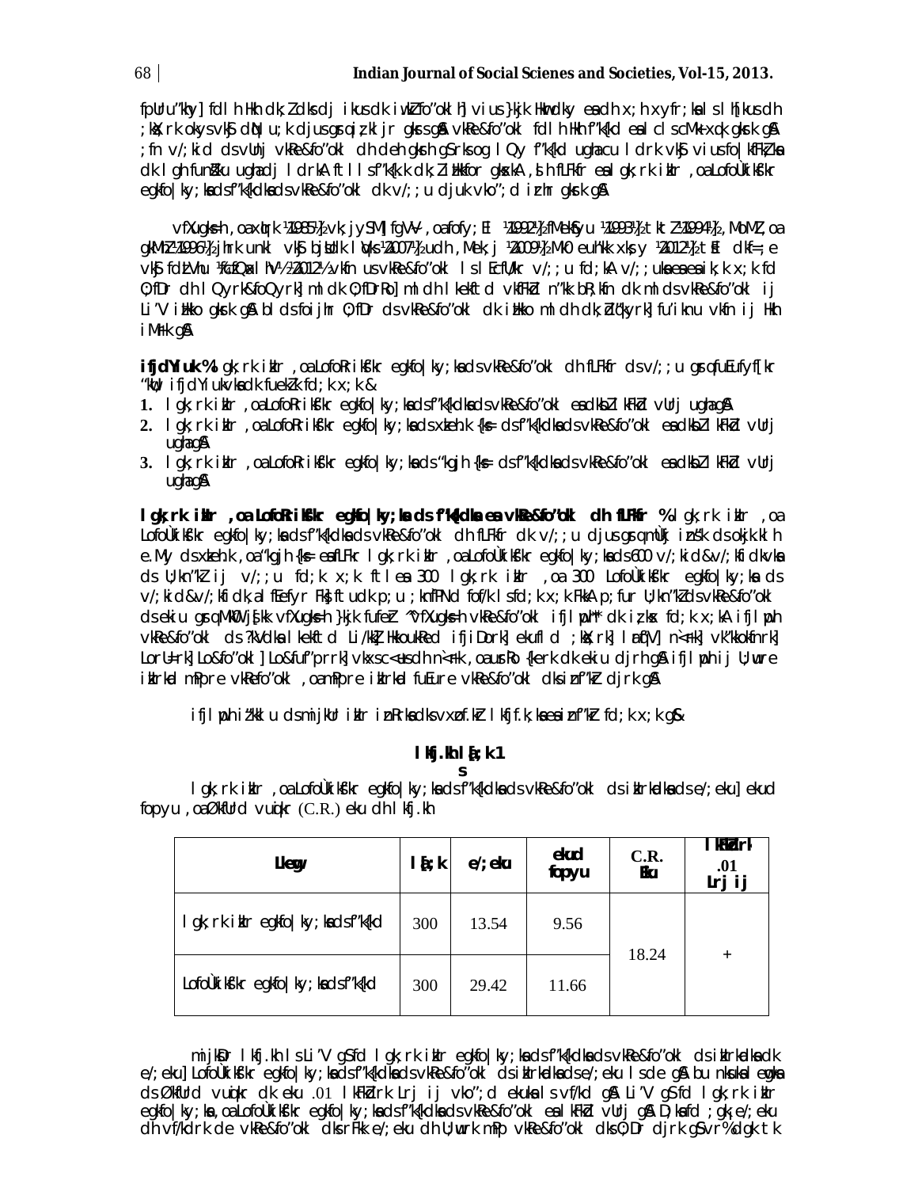fpUru"khy] fdlh Hkh dk;Z dks dj ikus dk iw.kZ fo"okl h] vius }kjk Hkkouk;ksa dh x;h xyfr;ksa ls lh[kus dh ;ksX;rk okys vkSj dqN u;k djus gsrq iz;kljr gksrs gSaA vkRe&fo"okl fdlh Hkh f"k{kd esa ldkjkRed cnyko ykrk gSA ;fn v/;kid ds vUnj vkRe&fo"okl dh deh gksrh gS rks og lQy f"k{kd ugha cu ldrk vkSj vius fo|kfFkZ;ksa dk lgh funsZ"ku ugha dj ldrkA ftlls f"k{kk dk;Z izHkkfor gksrkA ,slh fLFkfr esa lgk;rk izkIr ,oa LofoRrikksf"kr egkfo|ky;ksa ds f"k{kdksa ds vkRe&fo"okl dk v/;;u djuk vko";d izrhr gksrk gSA

vfXugks=h ,oa xqIrk ¼1985½ vk;jySaM] fgVy ,oa fofy;El ¼1992½ fMekVsu ¼1993½ tkt ¼1994½ ,MoMZ ,oa gkMZ ¼1996½ jhrk unkl vkSj bjsudk lqdsl ¼2007½ udh ,Meksj ¼2009½ MkO euh"kk xks;y ¼2012½ tSls dbZ =; ekuh vkSj fdlVhu ¼fcfQxl hV½ ¼2012½ vkfn us vkRe&fo"okl ls lEcfU/kr v/;;u fd;kA v/;;uksa esa ik;k x;k fd O;fDr dh lQyrk&foQyrk] ml dk O;fDrRo] ml dh lkekftd vkfFkZd n"kk bR;kfn dk ml ds vkRe&fo"okl ij Li"V izHkko gksrk gSA bl ds foijhr O;fDr ds vkRe&fo"okl dk izHkko ml dh dk;Zdq"kyrk] fu"iknu vkfn ij Hkh iM+rk gSA

**ifjdYiuk %** lgk;rk izkIr ,oa LofoRrikksf"kr egkfo|ky;ksa ds vkRe&fo"okl dh fLFkfr ds v/;;u gsrq fuEufyf[kr "kwU; ifjdYiukvksa dk fuekZ.k fd;k x;k &

1. lgk;rk izkIr ,oa LofoRrikksf"kr egkfo|ky;ksa ds f"k{kdksa ds vkRe&fo"okl esa dksbZ lkFkZd vUrj ugha gSA
2. lgk;rk izkIr ,oa LofoRrikksf"kr egkfo|ky;ksa ds xzkeh.k {ks= ds f"k{kdksa ds vkRe&fo"okl esa dksbZ lkFkZd vUrj ugha gSA
3. lgk;rk izkIr ,oa LofoRrikksf"kr egkfo|ky;ksa ds "kgjh {ks= ds f"k{kdksa ds vkRe&fo"okl esa dksbZ lkFkZd vUrj ugha gSA

**lgk;rk izkIr ,oa LofoRrikksf"kr egkfo|ky;ksa ds f"k{kdksa esa vkRe&fo"okl dh fLFkfr %** lgk;rk izkIr ,oa LofoÙkiksf"kr egkfo|ky;ksa ds f"k{kdksa ds vkRe&fo"okl dh fLFkfr dk v/;;u djus gsrq mÙkj izns"k ds okjk.klh e.My ds xzkeh.k ,oa "kgjh {ks= esa fLFkr lgk;rk izkIr ,oa LofoÙkiksf"kr egkfo|ky;ksa ds 600 v/;kid&v/;kfidkvksa ds U;kn"kZ ij v/;;u fd;k x;k ftlesa 300 lgk;rk izkIr ,oa 300 LofoÙkiksf"kr egkfo|ky;ksa ds v/;kid&v/;kfidk,a fEefyr FksA ftudk p;u ;knfPNd fof/k ls fd;k x;k FkkA p;fur U;kn"kZ ds vkRe&fo"okl ds ekiu gsrq MkW0 js[kk vfXugks=h }kjk fufeZr "vfXugks=h vkRe&fo"okl ifjlwph" dk iz;ksx fd;k x;kA ifjlwph vkRe&fo"okl ds ?kVdksa lkekftd Li/kkZ Hkkoukred ifjiDork] ekufld ;ksX;rk] lrdZrk] n`<+rk] vk"kkokfnrk] LorU=rk] Lo&fo"okl] Lo&fu"prrk] vkRe&sc<+us dh n`<+rk ,oa usr`Ro {kerk dk ekiu djrh gSA ifjlwph ij U;wure izkIrkad mPpre vkRefo"okl ,oa mPpre izkIrkad fuEure vkRe&fo"okl dks iznf"kZr djrk gSA

ifjlwph iz"kklu ds mijkUr izkIr iznRrksa dks vxzfyf[kr lkfj.kh;ksa esa izn"kZr fd;k x;k gS&

**lkfj.kh la[;k 1**

lgk;rk izkIr ,oa LofoÙkiksf"kr egkfo|ky;ksa ds f"k{kdksa ds vkRe&fo"okl ds izkIrkadksa ds e/;eku] ekud fopyu ,oa ØkfUrd vuqikr (C.R.) eku dh lkfj.kh

| Lkewg | la[;k | e/;eku | ekud fopyu | C.R. Eku | lkFkZdrk .01 Lrj ij |
|---|---|---|---|---|---|
| lgk;rk izkIr egkfo|ky;ksa ds f"k{kd | 300 | 13.54 | 9.56 | 18.24 | + |
| LofoÙkiksf"kr egkfo|ky;ksa ds f"k{kd | 300 | 29.42 | 11.66 | | |

mijksDr lkfj.kh ls Li"V gS fd lgk;rk izkIr egkfo|ky;ksa ds f"k{kdksa ds vkRe&fo"okl ds izkIrkadksa dk e/;eku] LofoÙkiksf"kr egkfo|ky;ksa ds f"k{kdksa ds vkRe&fo"okl ds izkIrkadksa ds e/;eku ls de gSA bu nksuksa lewgksa ds ØkfUrd vuqikr dk eku .01 lkFkZdrk Lrj ij vko";d ekuksa ls vf/kd gSA Li"V gS fd lgk;rk izkIr egkfo|ky;ksa ,oa LofoÙkiksf"kr egkfo|ky;ksa ds f"k{kdksa ds vkRe&fo"okl esa lkFkZd vUrj gSA D;ksafd ;gk¡ e/;eku dh vf/kdrk de vkRe&fo"okl dks rFkk e/;eku dh U;wurk mPp vkRe&fo"okl dks O;Dr djrk gS vr% dgk tk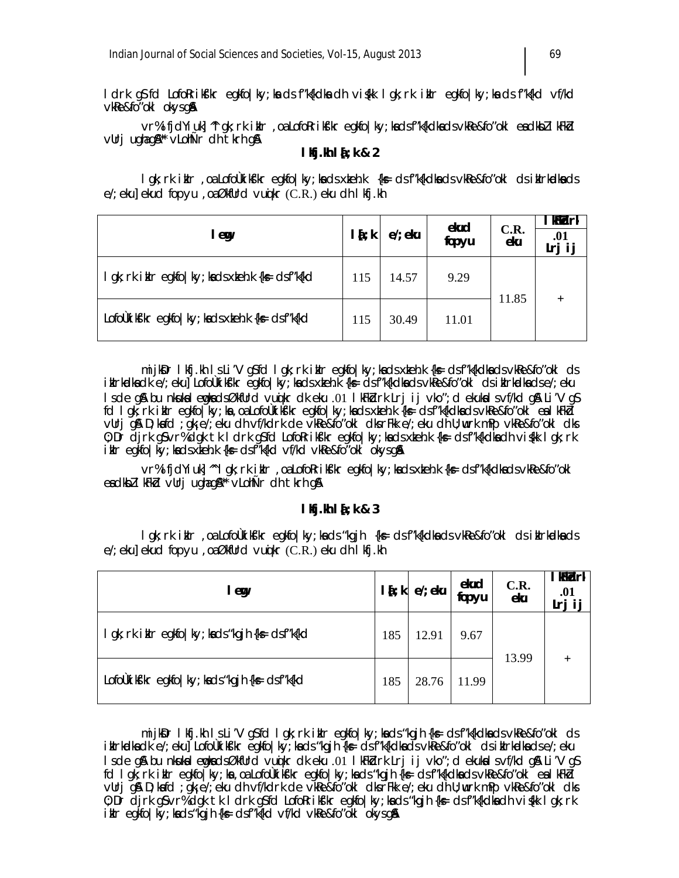lidrk gS fd LofoRrikśkr egkfo|ky;ksa ds f"k{kdksa dh vis{kk lgk;rk iklr egkfo|ky;ksa ds f"k{kd vf/kd vkRe&fo"okl okys gSaA

vr% ifjdYiuk] ^^lgk;rk iklr ,oa LofoRrikśkr egkfo|ky;ksa ds f"k{kdksa ds vkRe&fo"okl esa dksbZ lkFkZd vUrj ugha gSa** vLohÑr dh tkrh gSA

**lkfj.kh la[;k & 2**

lgk;rk iklr ,oa LofoÙkikśkr egkfo|ky;ksa ds xzkeh.k {ks= ds f"k{kdksa ds vkRe&fo"okl ds iklrkadksa ds e/;eku] ekud fopyu ,oa ØkfUrd vuqikr (C.R.) eku dh lkfj.kh

| lewg | la[;k | e/;eku | ekud fopyu | C.R. eku | lkFkZdrk .01 Lrj ij |
|---|---|---|---|---|---|
| lgk;rk iklr egkfo|ky;ksa ds xzkeh.k {ks= ds f"k{kd | 115 | 14.57 | 9.29 | 11.85 | + |
| LofoÙkikśkr egkfo|ky;ksa ds xzkeh.k {ks= ds f"k{kd | 115 | 30.49 | 11.01 | | |

mijksDr lkfj.kh ls Li"V gS fd lgk;rk iklr egkfo|ky;ksa ds xzkeh.k {ks= ds f"k{kdksa ds vkRe&fo"okl ds iklrkadksa dk e/;eku] LofoÙkikśkr egkfo|ky;ksa ds xzkeh.k {ks= ds f"k{kdksa ds vkRe&fo"okl ds iklrkadksa ds e/;eku ls de gSA bu nksuksa lewgksa ds ØkfUrd vuqikr dk eku .01 lkFkZdrk Lrj ij vko";d ekuksa ls vf/kd gSA Li"V gS fd lgk;rk iklr egkfo|ky;ksa ,oa LofoÙkikśkr egkfo|ky;ksa ds xzkeh.k {ks= ds f"k{kdksa ds vkRe&fo"okl esa lkFkZd vUrj gSA D;ksafd ;gk¡ e/;eku dh vf/kdrk de vkRe&fo"okl dks rFkk e/;eku dh U;wurk mPp vkRe&fo"okl dks O;Dr djrk gS vr% dgk tk ldrk gS fd LofoRrikśkr egkfo|ky;ksa ds xzkeh.k {ks= ds f"k{kdksa dh vis{kk lgk;rk iklr egkfo|ky;ksa ds xzkeh.k {ks= ds f"k{kd vf/kd vkRe&fo"okl okys gSaA

vr% ifjdYiuk] ^^lgk;rk iklr ,oa LofoRrikśkr egkfo|ky;ksa ds xzkeh.k {ks= ds f"k{kdksa ds vkRe&fo"okl esa dksbZ lkFkZd vUrj ugha gSa** vLohÑr dh tkrh gSA

**lkfj.kh la[;k & 3**

lgk;rk iklr ,oa LofoÙkikśkr egkfo|ky;ksa ds "kgjh {ks= ds f"k{kdksa ds vkRe&fo"okl ds iklrkadksa ds e/;eku] ekud fopyu ,oa ØkfUrd vuqikr (C.R.) eku dh lkfj.kh

| lewg | la[;k | e/;eku | ekud fopyu | C.R. eku | lkFkZdrk .01 Lrj ij |
|---|---|---|---|---|---|
| lgk;rk iklr egkfo|ky;ksa ds "kgjh {ks= ds f"k{kd | 185 | 12.91 | 9.67 | 13.99 | + |
| LofoÙkikśkr egkfo|ky;ksa ds "kgjh {ks= ds f"k{kd | 185 | 28.76 | 11.99 | | |

mijksDr lkfj.kh ls Li"V gS fd lgk;rk iklr egkfo|ky;ksa ds "kgjh {ks= ds f"k{kdksa ds vkRe&fo"okl ds iklrkadksa dk e/;eku] LofoÙkikśkr egkfo|ky;ksa ds "kgjh {ks= ds f"k{kdksa ds vkRe&fo"okl ds iklrkadksa ds e/;eku ls de gSA bu nksuksa lewgksa ds ØkfUrd vuqikr dk eku .01 lkFkZdrk Lrj ij vko";d ekuksa ls vf/kd gSA Li"V gS fd lgk;rk iklr egkfo|ky;ksa ,oa LofoÙkikśkr egkfo|ky;ksa ds "kgjh {ks= ds f"k{kdksa ds vkRe&fo"okl esa lkFkZd vUrj gSA D;ksafd ;gk¡ e/;eku dh vf/kdrk de vkRe&fo"okl dks rFkk e/;eku dh U;wurk mPp vkRe&fo"okl dks O;Dr djrk gS vr% dgk tk ldrk gS fd LofoRrikśkr egkfo|ky;ksa ds "kgjh {ks= ds f"k{kdksa dh vis{kk lgk;rk iklr egkfo|ky;ksa ds "kgjh {ks= ds f"k{kd vf/kd vkRe&fo"okl okys gSaA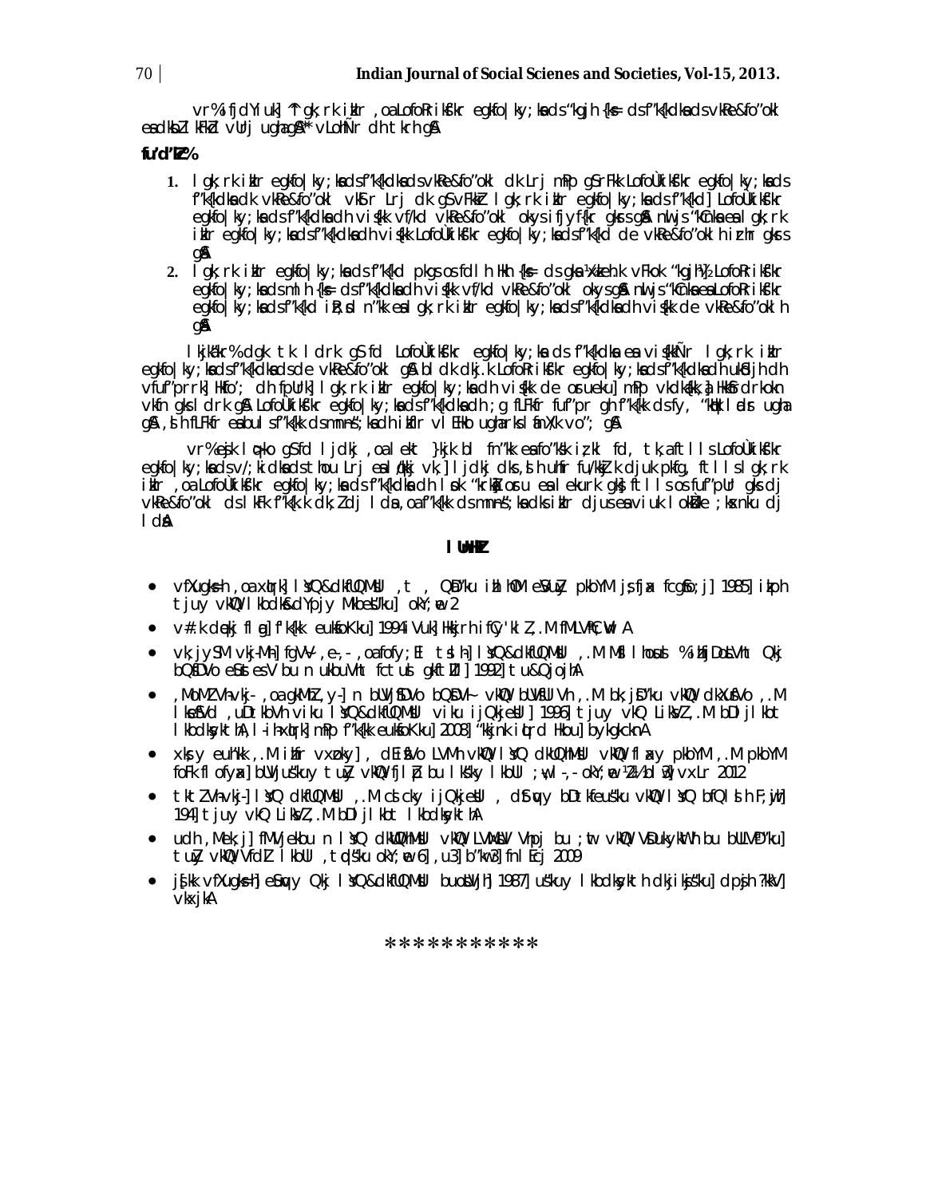vr% ifjdYiuk ^` gk;rk izkIr ,oa LofoRrikf"kr egkfo|ky;ksa ds "kgjh {ks= ds f"k{kdksa ds vkRe&fo"okl esa dksbZ lkFkZd vUrj ugha gS** vLohd`r dh tkrh gSA

**fu"d"kZ%**

1. lgk;rk izkIr egkfo|ky;ksa ds f"k{kdksa ds vkRe&fo"okl dk Lrj mPp gS rFkk LofoÙkiksf"kr egkfo|ky;ksa ds f"k{kdksa dk vkRe&fo"okl vkSlr Lrj dk gS vFkkZr lgk;rk izkIr egkfo|ky;ksa ds f"k{kd LofoÙkiksf"kr egkfo|ky;ksa ds f"k{kdksa dh vis{kk vf/kd vkRe&fo"okl okys ifjyf{kr gksrs gSaA nwljs "kCnksa esa lgk;rk izkIr egkfo|ky;ksa ds f"k{kdksa dh vis{kk LofoÙkiksf"kr egkfo|ky;ksa ds f"k{kd de vkRe&fo"okl h izrhr gksrs gSaA
2. lgk;rk izkIr egkfo|ky;ksa ds f"k{kd pkgs os fdlh Hkh {ks= ds gksa ¼xzkeh.k vFkok "kgjh½ LofoRrikf"kr egkfo|ky;ksa ds mlh {ks= ds f"k{kdksa dh vis{kk vf/kd vkRe&fo"okl okys gSaA nwljs "kCnksa esa LofoRrikf"kr egkfo|ky;ksa ds f"k{kd iz;sd n"kk esa lgk;rk izkIr egkfo|ky;ksa ds f"k{kdksa dh vis{kk de vkRe&fo"okl h gSaA

lkjka"kr% dgk tk ldrk gS fd LofoÙkiksf"kr egkfo|ky;ksa ds f"k{kdksa esa vis{kkÑr lgk;rk izkIr egkfo|ky;ksa ds f"k{kdksa ds de vkRe&fo"okl gSA blds dkj.k LofoRrikf"kr egkfo|ky;ksa ds f"k{kdksa dh ukSdjh dh vfuf"prrk] Hkfo'; dh fpUrk] lgk;rk izkIr egkfo|ky;ksa dh vis{kk de osrueku] mPp vf/kdkfj;ksa] Hk;&fdzrkokn vkfn gks ldrk gSA LofoÙkiksf"kr egkfo|ky;ksa ds f"k{kdksa dh ;g fLFkfr fuf"pr gh f"k{kk ds fy, "kqHk ladsr ugha gSA ,sh fLFkfr esa bu ls f"k{kk ds mn~ns";ksa dh izkfIr vlEHko ugha rks lafnX/k vo"; gSA

vr% eSa ljdkj ls vuqjks/k gS fd ljdkj ,oa lekt }kjk bl fn"kk esa fo"ks"k iz;kl fd, tk,a ftlls LofoÙkiksf"kr egkfo|ky;ksa ds v/;kidksa ds thou Lrj esa /kkj vk,] ljdkj dks ,slh uhfr fu/kkZfjr djuk pkfg, ftlls lgk;rk izkIr ,oa LofoÙkiksf"kr egkfo|ky;ksa ds f"k{kdksa dh lsok "krksZa oa osru esa lekurk gks] ftlls os fuf"pUr gks dj vkRe&fo"okl ds lkFk f"k{k.k dk;Z dj ldsa ,oa f"k{kk ds mn~ns";ksa dks izkIr djus esa viuk lokZsÙke ;ksxnku dj ldsaA

## lUnHkZ

- vfXugks=h ,oa xqIrk] lsQ&dkfUQMsUl ,t , QSDVj bu izkbZ ejh Mkeu pkbYM ;sfjax fcgsfo;j] 1985] izkph tjuy vkWQ lkbdksykWth ] Mkbe'ku] okY;we 2
- v#.k dqekj flag] f'k{kk euksfoKku] 1994 iVuk] Hkkjrh ifCy'klZ ,.M fMLVhC;wVlZ A
- vk;jySM vkj-Mh] fgVk/ ,e-,- ,oa fofy;El tsbl h] lsQ&dkfUQMsUl ,.M Mf lhoesUl % ikfjDobLVh Qkj bQsDVo eSatesV bu ukbuVht fctusl gkfiIVkI] 1992] tu&QjojhA
- ,MoMZ Vh-vkj- ,oa gkWMZ ,y-] n bUVjfDVo bQsDV~ vkWQ bUVsfllVh ,.M bk;jsDVu'ku vkWQ dkXusfVo ,.M lkslsfVd ,uDdksVh vkfn lsQ&dkfUQMsUl vkfn ijQkjesUl] 1996] tjuy vkWQ LikslZ ,.M bDljlkbt lkbdksykthA, l-ih xqIrk] mPp f"k{kk euksfoKku] 2008] "kkjnk iqLrd Hkou] bykgkcknA
- xksay euh"kk ,.M iztr vxzoky] , dEiSfVo LVMh vkWQ lsQ dkUQhMsU vkWQ flaxy pkbYM ,.M pkbYM fofk flofyax] bUVjus"kuy tuZy vkWQ fjlpZ bu lks"ky lkbUl ;w,l-,- okY;we ¼2½ bl w3] vxLr 2012
- tktZ Vh-vkj-] lsQ dkfUQMsUl ,.M cscky ijQkjesUl , dSeuy bDtkfeus"ku vkWQ lsQ bfQ bs h F;jh] 194] tjuy vkWQ LikslZ ,.M bDljlkbt lkbdksykthA
- ucth ,Mek;j] fMVjekbu n lsQ dkWUQhMsUl vkWQ LVwMsUV Vhpj bu ;wtu vkWQ VsDuksykWth bu bUVjD"ku] tuZy vkWQ VfdlZ lkbUl ,tqds"ku okY;we 6] ,u 3] b"kw3] fnlEcj 2009
- jf'k vfXugks=h] eSuqy Qkj lsQ&dkfUQMsUl buosUVjh] 1987] us"kuy lkbdksykWth dkjiksjs"ku] dpsjh ?kkV] vkxjkA

***********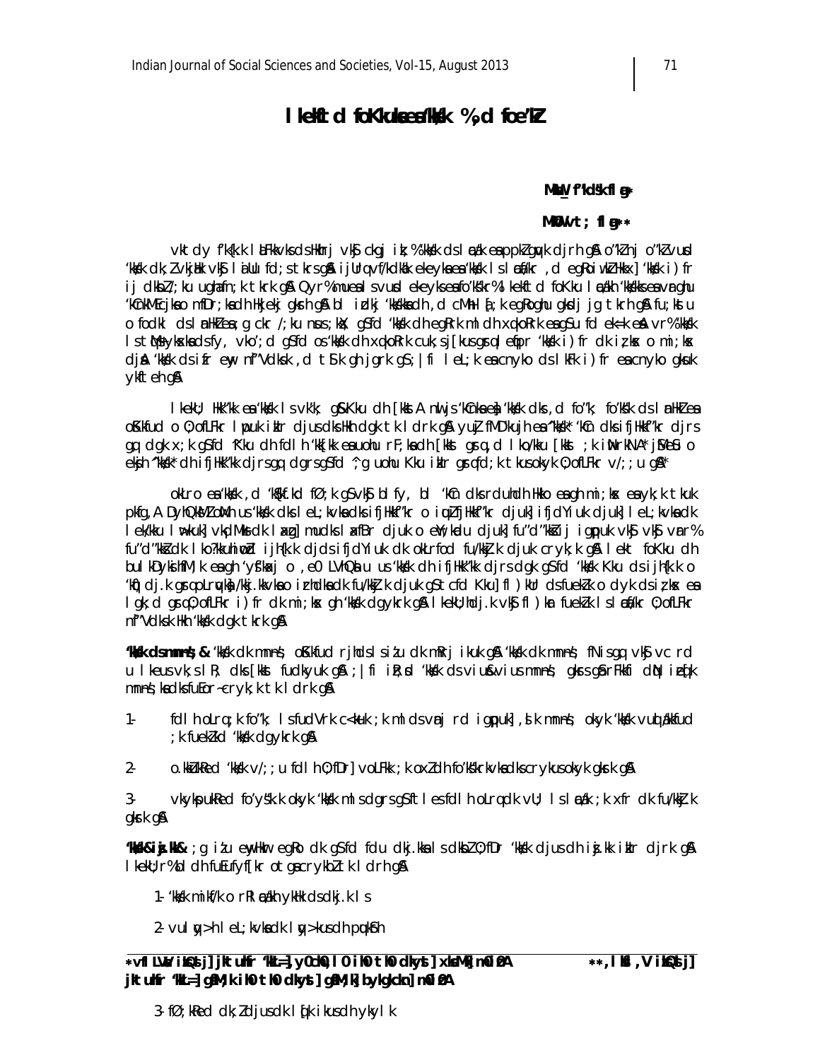# lekftd foKkuksa esa 'kks/k %,d foe'kZ

**MkW- f'kds'k flag***

**MkW- vt; flag****

vktdy f'k{kk laLFkkvksa ds Hkhrj vkSj ckgj iz;% 'kks/k ds lacU/k esa ppkZ gqvk djrh gSA o"kZ nj o"kZ vusd 'kks/k dk;Z vkjaHk vkSj laiUu fd;s tkrs gSaA ijUrq vf/kdka'k ekeyksa esa 'kks/k ls lacaf/kr ,d egRoiw.kZ Hkkx] 'kks/k i)fr ij dksbZ /;ku ugha fn;k tkrk gSA Qyr% muesa ls vusd ekeyksa esa fo'ks"kr% lkekftd foKku lacaf/kh 'kks/kksa esa vFkZghu 'kCnkMacjksa o mfDr;ksa dh Hkjekj gksrh gSA bl izdkj 'kks/kksa dh ,d cM+h la[;k egRoghu gksdj jg tkrh gSA fu;kstu o fodkl ds lanHkZ esa ;g ckr /;ku nsus ;ksX; gS fd 'kks/k dh egRrk mlds dh xq.koRrk esa gS u fd ek=k esaA vr% 'kks/k ls tqM+s yksxksa ds fy, vko';d gS fd os 'kks/k dh xq.koRrk cuk;s j[kus gsrq lgh ekuo 'kks/k i)fr dk iz;ksx o mi;ksx djsaA 'kks/k ds izfr ewy n"Vdks.k ,d tSlk gh jgrk gS; |fi lkeL;k esa cnyko ds lkFk i)fr esa cnyko gksuk ykteh gSA

lkekU; Hkk"kk esa 'kks/k ls vk'k; gS Kku dh [kkst A nwljs 'kCnksa esa] 'kks/k dks ,d fo"k; fo'ks"k ds lanHkZ esa oSKkfud o O;ofLFkr lwpuk izkIr djus dks Hkh dgk tk ldrk gSA yuZj fMD'kujh esa ^'kks/k* 'kCn dks ifjHkkf"kr djrs gq, dgk x;k gS fd ^Kku dh fdlh 'kk[kk esa uohu rF;ksa dh [kkst gsrq ,d lko/kku [kkst ;k iM+rkyA* jsMeSu o eksjh ^'kks/k* dh ifjHkk"kk djrs gq, dgrs gSa fd ^;g uohu Kku izkIr gsrq fd;k tkus okyk O;ofLFkr v/;;u gSA*

okLro esa 'kks/k ,d 'kSf{kd fØ;k gS vkSj blfy, bl 'kCn dks rduhdh Hkko esa gh mi;ksx esa yk;k tkuk pkfg,A DyhQksMZ oqMh us 'kks/k dks lkeL;kvksa dks ifjHkkf"kr o iquZifjHkkf"kr djuk] ifjdYiuk djuk] lkeL;kvksa dk lek/kku lq>kuk] vkadM+ksa dk laxzg] muds laxfBr djuk o ewY;kadu djuk] fu"d"kksZa ij igq¡puk vkSj vkSj vUr% fu"d"kksZa dk lko/kkuhiwoZd ijh{k.k djds ifjdYiuk dk okLrfod fu/kkZj.k djuk crk;k gSA lekt foKku dh bulkbDyksihfM;k esa gh 'ySftaj o ,e0 LVhQsu us 'kks/k dh ifjHkk"kk djrs dgk gS fd 'kks/k Kku ds ijh{k.k o 'kq)dj.k gsrq oLrqvksa] /kkj.kkvksa o izrhdksa dk fu/kkZj.k djuk gS tcfd Kku] fl)kUr ds fuekZ.k o dyk ds iz;ksx esa lgk;d gksrk gS] O;ofLFkr i)fr dk mi;ksx gh 'kks/k dgykrk gSA lkekU;hdj.k vkSj fl)kUr fuekZ.k ls lacaf/kr O;ofLFkr n"Vdks.k Hkh 'kks/k dgk tkrk gSA

**'kks/k ds mn~ns'; &** 'kks/k dk mn~ns'; oSKkfud rjhdksa ls iz'uksa dk mÙkj ikuk gSA 'kks/k dk mn~ns'; fNis gq, vkSj vc rd u lkeus vk;s lR; dks [kkst fudkyuk gSA ;|fi izR;sd 'kks/k ds vius&vius mn~ns'; gksrs gSa rFkkfi dqN izeq[k mn~ns';ksa dks fuEor~ crk;k tk ldrk gSA

1- fdlh oLrq ;k fo"k; ls fudVrk c<+kuk ;k mlds vanj rd igq¡puk] ,sls mn~ns'; okyk 'kks/k vuqla/kkfud ;k fuekZ.kd 'kks/k dgykrk gSA

2- o.kZukRed 'kks/k v/;;u fdlh O;fDr] voLFkk ;k oxZ dh fo'ks"krkvksa dks crykus okyk gksrk gSA

3- vkys[kukRed fo'ys"k.k okyk 'kks/k mls dgrs gSa ftlesa fdlh oLrq dk vU; ls lacaf/k ;k xfr dk fu/kkZj.k gksrk gSA

**'kks/k&iz.kkyh&** ;g iz'u egRoiw.kZ gS fd fdu dkj.kksa ls dksbZ O;fDr 'kks/k djus dh iz.kkyh izkIr djrk gSA lkekU;r% bl dh fuEufyf[kr otg crykbZ tk ldrh gSA

1- 'kks/k mikf/k o rRlacaf/kr ykHkksa ds dkj.k ls

2- vulqy>h lkeL;kvksa dks lqy>kus dh pqukSrh

3- fØ;kRed dk;Z djus dk lq[k ikus dh ykylk

---

*vflLVsUV izksQslj] jktuhfr 'kkL=] yky cgknqj 'kkL=h ih0 th0 dkyst] xksaMk] m0iz0A

**,lks ,lksfl,V izksQslj] jktuhfr 'kkL=] gafM;k ih0 th0 dkyst] gafM;k] bykgkckn] m0iz0A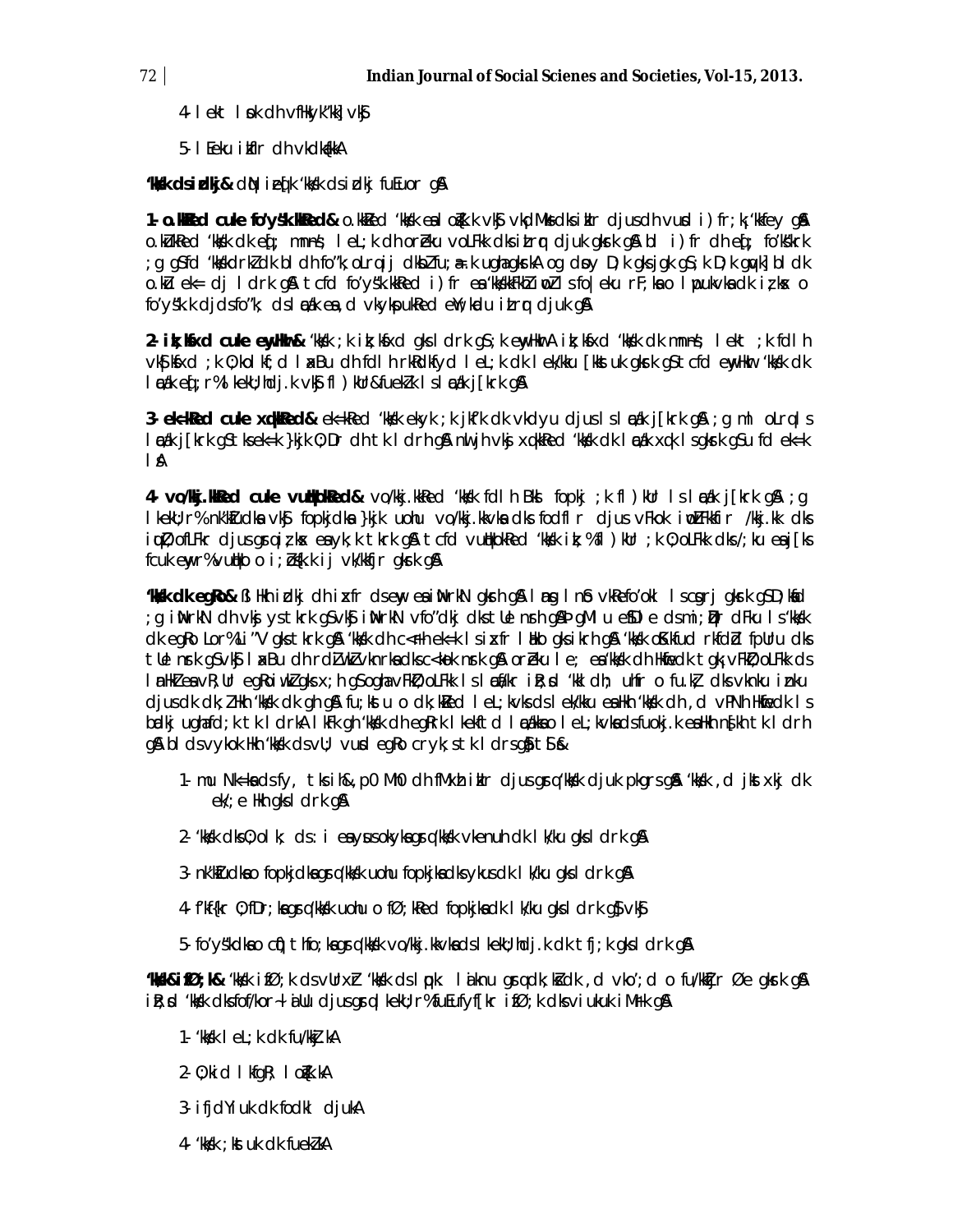4- lekt lsok dh vfHkyk"kk] vkSj

5- lEeku ikfIr dh vkdka{kkA

**'kks"k.k ds izdkj&** dbZ izdkj 'kks"k.k ds izdkj fuEuor gSA

**1- o.kZkRed cuke fo'ys"k.kkRed&** o.kZkRed 'kks"k.k esa lo{k.k vkSj vkdMksa ds ikIr djus dh vuqd i)fr;k¡ 'kkfey gSA o.kZuRed 'kks"k.k dk eq[; mn~ns'; leL;k dh orZeku voLFkk dks izLrqr djuk gksrk gS A bl i)fr dh eq[; fo'ks"krk ;g gS fd 'kks"kdrkZ dk bl dh fo"k; oLrq ij dksbZ fu;a=.k ugha gksrk A og dsoy D;k gks jgk gS ;k D;k gqvk] bl dk o.kZu ek= dj ldrk gS A tcfd fo'ys"k.kkRed i)fr esa 'kks"kkFkhZ iwoZ lsfo|eku rF;ksa o lwpukvksa dk iz;ksx o fo'ys"k.k djds fo"k; ds lEcU/k esa ,d vkykspukRed eWY;kdu izLrqr djuk gSA

**2- iz;ksfxd cuke ewyHkwr&** 'kks"k.k ;k iz;ksfxd gks ldrk gS ;k ewyHkwrA iz;ksfxd 'kks"k.k dk mn~ns'; lekt ;k fdlh vkS|ksfxd ;k O;kolkf;d laxBu dh fdlh rkRdkfyd leL;k dk lek/kku [kkstuk gksrk gS tcfd ewyHkwr 'kks"k.k dk lEcU/k eq[;r% lkekU;hdj.k vkSj fl)kUr&fuekZ.k ls lEcfU/kr [krk gSA

**3- ek=kRed cuke xq.kkRed&** ek=kRed 'kks"k.k ekiu ;k jkf'k dk vkdyu djus ls lEcfU/kr [krk gSA ;g ml oLrq ls lEcfU/kr [krk gS tks ek=k }kjk O;Dr dh tk ldrh gSA nwljh vksj xq.kkRed 'kks"k.k dk lEcU/k xq.k ls gksrk gS u fd ek=k lsA

**4- vo/kkj.kkRed cuke vuqHkokRed&** vo/kkj.kkRed 'kks"k.k fdlh Hkh fopkj ;k fl)kUr ls lEcfU/kr [krk gSA ;g lkekU;r% nk'kZfudksa vkSj fopkjdksa }kjk uohu vo/kkj.kkvksa ds fodflr djus vFkok iwoZ LFkkfir /kkj.kk dks iqu% ifjHkkf"kr djus gsrq iz;ksx esa yk;k tkrk gSA tcfd vuqHkokRed 'kks"k.k iz;ksx%fl)kUr ;k O;oLFkk dks /;ku esa j[ks fcuk ewyr% vuqHko o i;Zos{k.k ij vk/kkfjr gksrk gSA

**'kks"k.k dk egRo&** iz'kklfud izdkj dh izxfr ds ewy esa iznRrrkRlh gksrh gSA laxBu lsd vkSj ek vkfFkd fo'okl ls cgqrj gksrk gS D;ksafd ;g iznRrkRlh dh vkSj ysftkrk gS vkSj iznRrkRlh vfo"dkj dks tUe nsrh gSA pgMh u ee©Dl ds mi;ksfDr dFku ls 'kks"k.k dk egRo Lor% Li"V gks tkrk gSA 'kks"k.k dh c<rh ek=k ls izxfr laHko gks ikrh gSA 'kks"k.k dSkkfud rkfdZd fpUru dks tUe nsrk gS vkSj laxBu dh rdZlaxr vknrksa dks c<kok nsrk gSA orZeku le; esa 'kks"k.k dh Hkwfedk tgk¡ vFkZ O;oLFkk ds lanHkZ esa vR;Ur egRoiw.kZ gks x;h gS ogha vFkZ O;oLFkk ls lacfU/kr iz'kklu dh; 'kkldh; uhfr o fu.kZ; dks vknku iznku djus dk dk;Z Hkh 'kks"k.k dk gh gSA fu;kstu o dk;kZRed leL;kvksa ds lek/kku esa Hkh 'kks"k.k dh ,d vPNh Hkwfedk ls badkj ugha fd;k tk ldrkA lkFk gh 'kks"k.k dh egRrk lkekftd lEcU/kksa o leL;kvksa ds fuokj.k esa Hkh n{krk tk ldrh gSA bl ds vykok Hkh 'kks"k.k ds vU; vusd egRo crk;s tk ldrs gSa tSls&

1. mu Nk=ksa ds fy, tks ih&,p0 Mh0 dh fMxzh ikIr djus gsrq 'kks"k.k djuk pkgrs gSa 'kks"k.k ,d jkstxkj dk ek/;e Hkh gks ldrk gSA

2. 'kks"k.k dks O;olk; ds :i esa yssus okysa gsrq 'kks"k.k vkenuh dk lk/ku gks ldrk gSA

3. nk'kZfudksa o fopkjdksa gsrq 'kks"k.k uohu fopkjksa dks ykus dk lk/ku gks ldrk gSA

4. f'kf{kr O;fDr;ksa gsrq 'kks"k.k uohu o fØ;kRed fopkjksa dk lk/ku gks ldrk gS vkSj

5. fo'ys"kdksa o cq)thfo;ksa gsrq 'kks"k.k vo/kkj.kkvksa ds lkekU;hdj.k dk tfj;k gks ldrk gSA

**'kks"k.k&izfØ;k&** 'kks"k.k izfØ;k ds vUrxZr 'kks"k.k ds lapk lapkyu gsrq dk;ksZ dk ,d vko';d o fu/kkZfjr Øe gksrk gSA iR;sd 'kks"k.k dks fof/kor~ lEiUu djus gsrq lkekU;r% fuEufyf[kr izfØ;k dks viukuk iMrk gSA

1. 'kks"k.k leL;k dk fu/kkZj.kA

2. O;kid lkfgR; losZ{k.kA

3. ifjdYiuk dk fodkl djukA

4. 'kks"k.k ;kstuk dk fuekZ.kA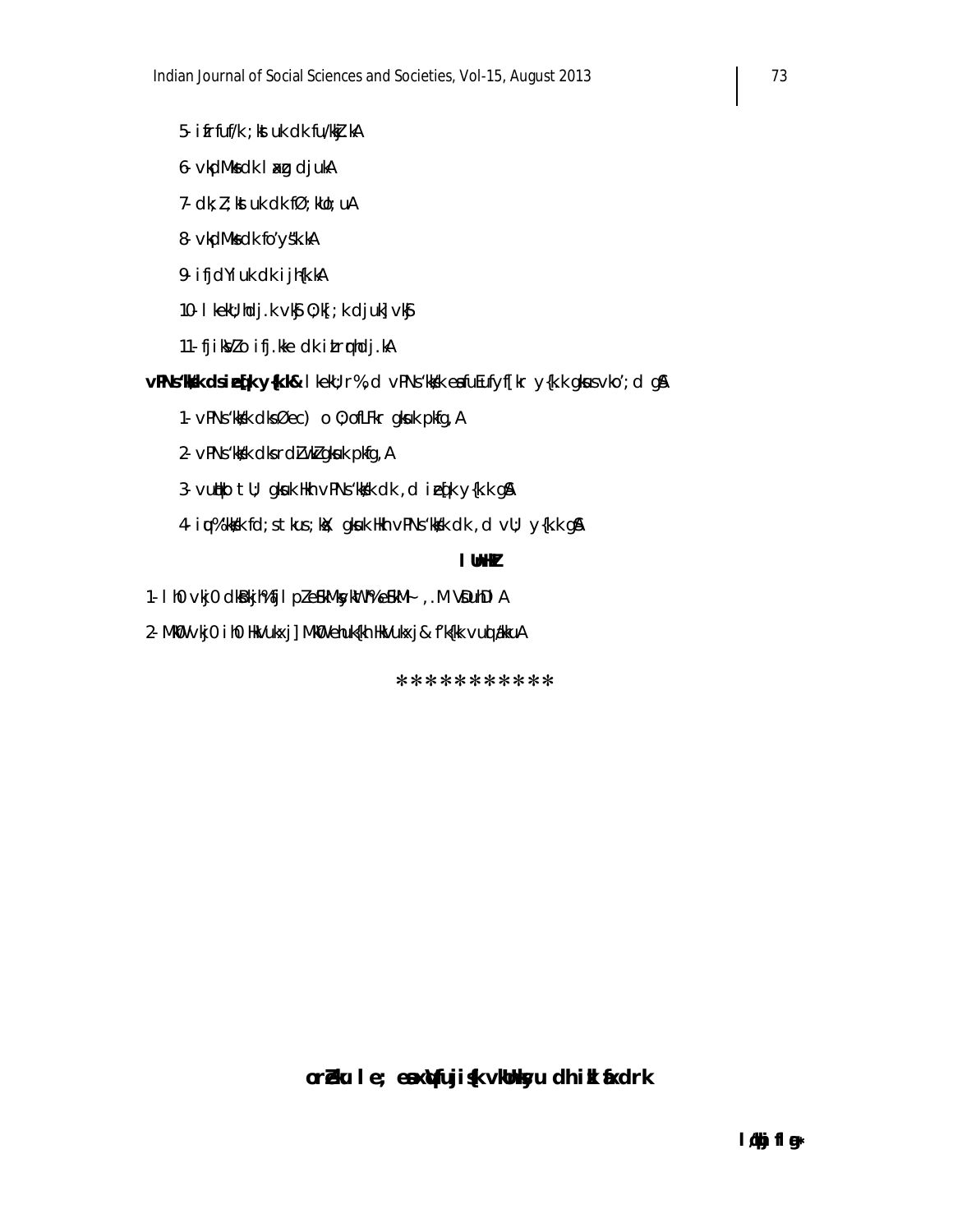5- ifrfuf/k;ksa uk dk fu/kkZj.kA

6- vkadMksa dk laxzg djukA

7- dk;Z;kstuk dk fØ;kUo;uA

8- vkadMksa dk fo'ys"k.kA

9- ifjdYiuk dk ijh{k.kA

10- lkekU;hdj.k vkSj O;k[;k djuk] vkSj

11- fjiksVZ o ifj.kke dk izLrqrhdj.kA

**vkadMs'kkL=k ds izeq[k y{k.k&** lkekU;r% ,d vkadMs'kkL=k esa fuEufyf[kr y{k.k gksus vko';d gSA

1- vkadMs'kkL=k dks Øec) o O;ofLFkr gksuk pkfg,A

2- vkadMs'kkL=k dks rdZ iw.kZ gksuk pkfg,A

3- vuqHko tU; gksuk Hkh vkadMs'kkL=k dk ,d izeq[k y{k.k gSA

4- iqu% 'kks/k fd;s tkus ;ksX; gksuk Hkh vkadMs'kkL=k dk ,d vU; y{k.k gSA

**lUnHkZ**

1- lh0 vkj0 dksBkjh% fjlpZ esFkMksyksth % esFkM~l ,.M VsDuhDlA

2- MkW0 vkj0 ih0 HkVukxj] MkW0 ehuk{kh HkVukxj & f'k{kk vuqla/kkuA

***********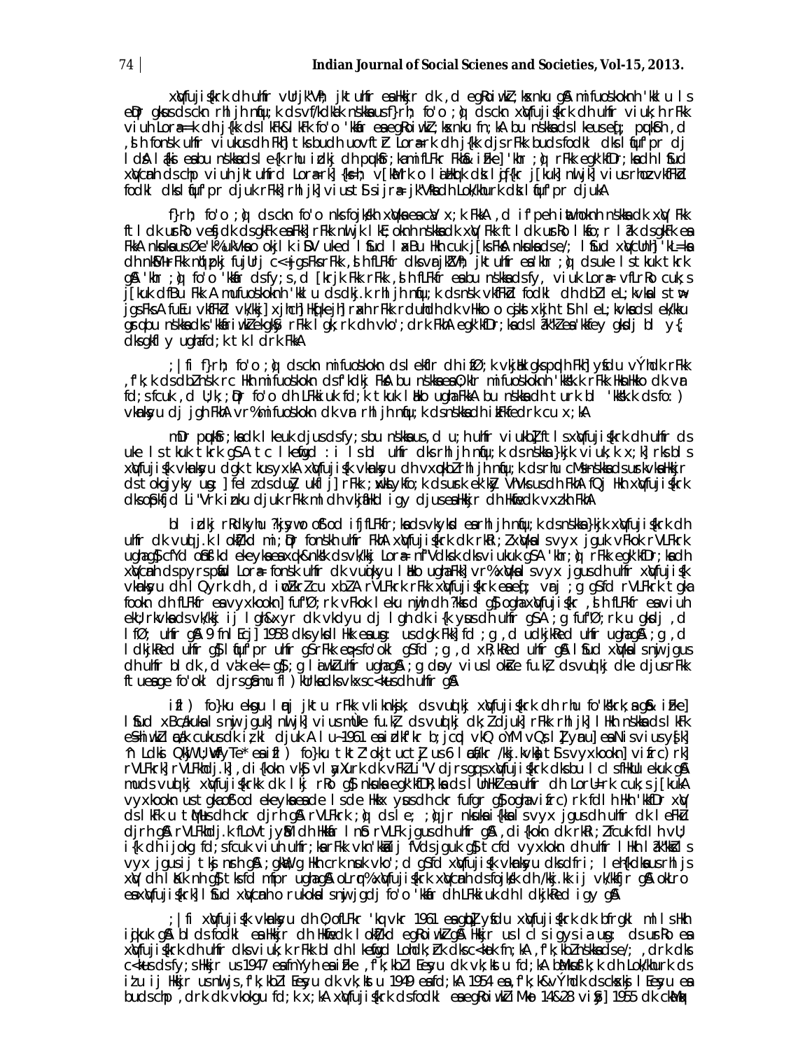xqVfujis{krk dh uhfr vUrjkZ"Vªh; jktuhfr esa Hkkjr dk ,d egRoiw.kZ ;ksxnku gSA mifuos'kokn h 'kklu ls eqDr gksus ds ckn rhljh nqfu;k ds vf/kdka'k ns'kksa us f}rh; fo'o ;q) ds ckn xqVfujis{krk dh uhfr viuk;h rFkk viuh Lora=rk dh j{kk ds lkFk&lkFk fo'o 'kkafr esa egRoiw.kZ ;ksxnku fn;kA bu ns'kksa ds leFkZu ds }kjk] pkgsa og ,slh fonsk uhfr viukus ij tksj fn;k tks budh uovftZr Lora=rk dh j{kk djrs gq, buds fodkl dks lqfuf'pr dj ldsA lkFk gh bu ns'kksa ds le{k rhu izdkj dh pqukSfr;k¡ Fkha] izFke 'khr ;q) rFkk egk'kfDr;ksa dh lSfud xqVcanh ds chp viuh jktuhfrd Lora=rk] {ks=h; v[kaMrk o lEizHkqrk dks lqjf{kr j[kuk] nwljk] viuh rhoz vkfFkZd fodkl dks lqfuf'pr djuk rFkk] rhljk] viuh tSls ijra= jk"Vªksa dh Lok/khurk dks lqfuf'pr djukA

f}rh; fo'o ;q) ds ckn fo'o nks fojks/kh xqVksa esa caV x;k FkkA ,d if'peh iwathoknh ns'kksa dk xqV Fkk ftldk usr`Ro vesfjdk ds gkFkksa esa Fkk] rFkk nwljk lkE;oknh ns'kksa dk xqV Fkk ftldk usr`Ro lksfo;r la?k ds gkFkksa esa FkkA nksuksa us Øe'k% ukVks o okjlk iSDV uked lSfud laxBu Hkh cuk;s j[ks FksA nksuksa ds e/; lSfud xqVcUnh] 'kL=ksa dh nkSM+ rFkk nq"izpkj fujUrj c<+ jgs Fks rFkk ,slh fLFkfr dks vUrjkZ"Vªh; jktuhfr esa 'khr ;q) ds uke ls tkuk tkrk gSA 'khr ;q) fo'o 'kkafr ds fy, ,d [krjk Fkk rFkk ,slh fLFkfr esa bu ns'kksa ds fy, viuh Lora=rk ,oa fLFkjrk cuk;s j[kuk dfBu Fkk A mifuos'kokn h 'kklu ds dkj.k rhljh nqfu;k ds ns'k vkfFkZd fodkl dh n`f"V ls cgqr ihNs jg x;s FksA fuEu vkfFkZd vk/kkj] xjhch] Hkq[kejh] rFkk rduhdh dk vHkko o cgqt xjhch Fkh] ,sls le; esa bu ns'kksa ds le{k vkfFkZd fodkl dh cMh pqukSfr;k¡ FkhaA mifuos'kokn ds dkj.k bu ns'kksa esa lkekftd fo"kerk,¡ Hkh cuh gqbZ FkhaA

;|fi f}rh; fo'o ;q) ds ckn mifuos'kokn ds ekufp= dh ifjfLFkfr esa ifjorZu vk;k] rFkk vUrjkZ"Vªh; jktuhfr esa ,f'k;k ds dbZ ns'k tSls Hkkjr mifuos'kokn ds f'kdkj FksA bu ns'kksa esa O;kIr mifuos'kokn h 'kks"k.k rFkk Hkkjh vkfFkZd fd;s x;s 'kks"k.k ds fo:) vkUnksyu dj jgh FkhA vr% mifuos'kokn dk var rhljh nqfu;k ds ns'kksa dh izkFkfedrk cu x;hA

mDr pqukSfr;ksa dk lkeuk djus ds fy;s bu ns'kksa us ,d u;h uhfr viukbZ ftls xqVfujis{krk dh uhfr ds uke ls tkuk tkrk gSA tc lkekU;r% ;g le> uhfr dks rhljh nqfu;k ds ns'kksa }kjk viuk;k x;k] rks bls xqVfujis{k vkUnksyu dgk tkus yxkA xqVfujis{k vkUnksyu dh vxqvkbZ rhljh nqfu;k ds rhu cM+s ns'kksa us dh Fkh] Hkkjr ds tokgjyky usg:] felz ds dusZy ukflj] rFkk ;qxksLykfo;k ds usrk ek'kZy VhVks us dh FkhA fQj Hkh xqVfujis{krk dks O;ogkfjd Lo:i iznku djus rFkk mlh dh vkjfEHkd igy djus esa Hkkjr dh Hkwfedk vxzxh FkhA

bl izdkj rRdkyhu ?kjsyw o ckº; ifjfLFkfr;ksa ds vkyksd esa rhljh nqfu;k ds ns'kksa }kjk xqVfujis{krk dh uhfr dk vuqlj.k lokZf/kd mi;qDr fonsk uhfr FkhA xqVfujis{krk dk rkRi;Z xqVksa ls vyx jguk vFkok rVLFkrk ugha gS cfYd oSfÜod ekeyksa esa xq.k&nks"k ds vk/kkj Lora= n`f"Vdks.k dks viukuk gSA 'khr ;q) rFkk egk'kfDr;ksa dh xqVcanh ds pyrs pyrs mu Lora= fonsk uhfr dk vuqlj.k laHko ugha FkkA vr% xqVksa ls vyx jgus dh uhfr xqVfujis{k vkUnksyu dh lQyrk dh ,d izeq[k rdZ cu xbZA rVLFkrk rFkk xqVfujis{krk esa cgqr vUrj ;g gS fd rVLFkrk ;q) gksus okys ns'kksa dh fLFkfr esa vyx jguk] fuf'pr ;q) vFkok le>kSrs ugha dh ?kks"k.kk gS ogha xqVfujis{kr ,slh fLFkfr esa viuh ekU;rkvksa ds vk/kkj ij lgh&xyr dk vkdyu dj lgh dk i{k ysus dh uhfr gSA ;g fuf'pr ;q) u gksdj ,d lfØ; uhfr gSA 9 fnlEcj] 1958 dks yksd lHkk esa usg: us dgk Fkk] fd ;g ,d udkjkRed uhfr ugha gSA ;g ,d ldkjkRed uhfr gS lqfuf'pr uhfr gS rFkk eq>s fo'okl gS fd ;g ,d xR;kRed uhfr gSA lSfud xqVksa ls nwj jgus dh uhfr bl dk ,d vkd"kZ.k gS; ;g iwoZ uhfr ugha gSA ;g dsoy viuus okZe fu.kZ; ds vuqlkj dke djus rFkk ftuesa ge fo'okl djrs gSa] mu fl)kUrksa dks vkxs c<+kus dh uhfr gSA

iaZ fo}ku ekgu lsu jktuhfr ds vuqlkj xqVfujis{krk dh rhu fo'ks"krk,¡ gSa& izFke] lSfud xBca/kuksa ls nwj jguk] nwljk] viuus Mhek fu.kZ; ds vuqlkj dk;Z djuk] rFkk rhljk] lHkh ns'kksa ds lkFk eS=hiw.kZ lEca/k cukuk dk iz;kl djukA lu~ 1961 esa izdkf'kr b;jcqd vkQ oYMZ vQs;lZ ;yh ueu] esa Nis viuus ys[k] ^n Ldks Qkj VU;wfyTe* esa izZ fo}ku tkt Z ukvktucj us 6 lw=kh; /kkj.kk,¡ tSls vyxkookn] vifrc)rk] rVLFkrk] rVLFkhdj.k] ,di{kokn vkSj vlayXurk dj ifjHkkf"kr dj xqVfujis{krk dks bu lc ls fHkUu ekuk gSA mUgksaus vuqlkj xqVfujis{krk dk lkj rRo gS nksuksa egk'kfDr;ksa ds lUnHkZ esa uhfr dh Lora=rk cuk;s j[kukA vyxkookn us tgka cSºod ekeyksa esa dsoy lcls Hkko ysus dh ckr fufgr gS ogha vifrc)rk esa fdlh Hkh 'kfDr xqV ds lkFk u tqMus dh ckr djrh gSA rVLFkrk ;q) ds le; ;q)jr nksuksa i{kksa ls vyx jgus dh uhfr dk leFkZu djrh gSA rVLFkhdj.k ls fLoVtjyS.M dh Hkkafr lnSo rVLFk jgus dh uhfr gSA ,di{kokn dk rkRi;Z fcuk fdlh vU; i{k dh ijokg fd;s cfuk viuh uhfr;ksa rFkk vkn'kksZa ij fVds jguk gS tcfd vlayXurk viuh uhfr lHkh la?k"kksZa ls vyx jgus ij tksj nsrh gSA ;gka/kh Hkh crkrk pyk gS vkSj ;g Hkh dgk gS fd xqVfujis{k vkUnksyu dks efrl le>kSrk ds :i esa rhljs xqV dh lajpuk dh nh gS tks fd mfpr ugha gSA okLro esa xqVfujis{krk xqVcanh ds fojks/k dh /kkj.kk ij vk/kkfjr gSA okLro esa xqVfujis{krk lSfud xqVcanh o rukoksa ls nwj jgdj fo'o 'kkafr dh LFkkiuk dh ldkjkRed igy gSA

;|fi xqVfujis{k vkUnksyu dh O;ofLFkr 'kq#vkr 1961 esa gqbZ ysfdu xqVfujis{krk dk bfrgkl mlls Hkh iqjkuk gSA bl ds fodkl esa Hkkjr dh Hkwfedk lokZf/kd egRoiw.kZ gSA Hkkjr us bl ij igys ls iz;kl fd;sA ds usr`Ro esa xqVfujis{krk dh uhfr dks viuk;k rFkk bl dh lkekU;rk Lohdkj djus dks c<+kok fn;kA ,f'k;kbZ ns'kksa ds e/; ,drk dks c<+kus ds fy;s Hkkjr us 1947 esa fnYyh esa izFke ,f'k;kbZ lEesyu dk vk;kstu fd;kA bMksusf'k;k dh Lok/khurk ds iz'u ij Hkkjr us nwljs ,f'k;kbZ lEesyu dk vk;kstu 1949 esa fd;kA 1954 esa ,f'k;k&vÝhdk ds ckaMqax lEesyu esa buds chp ,drk dk vkokgu fd;k x;kA xqVfujis{krk ds fodkl esa egRoiw.kZ MkW- 14&28 vizSy] 1955 dk ckaMqax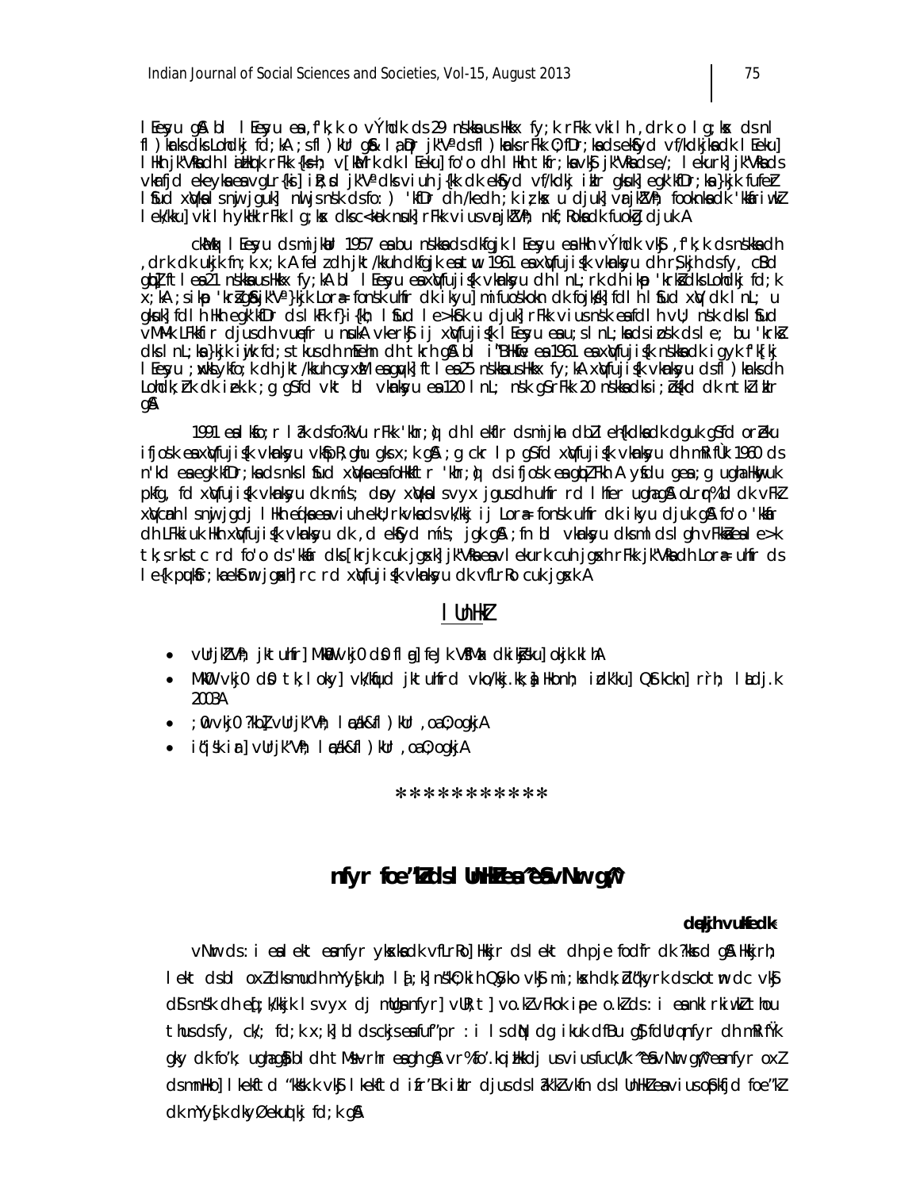lEesyu gS bl lEesyu ea,f'k;k o vÝhdk ds 29 ns'kkas us Hkkx fy;k rFkk vkil h ,drk o lg;ksx ds nl fl)kUrks dks Lohdkj fd;kA ;s fl)kUr gSa& lanHkZ jk"Vª ds fl)kUrks rFkk O;fDr;ksa ds ekSfyd vf/kdkjksa dk lEeku] lHkh jk"Vªksa dh laizHkqrk rFkk {ks=h; v[k.Mrk dk lEeku] fo'o dh lHkh tkfr;ksa vkSj jk"Vªksa ds e/; lekurk] jk"Vªksa ds vkarfjd ekeyksa esa vgLr{ksi] izR;sd jk"Vª dks viuh j{kk dk ekSfyd vf/kdkj izkIr gksuk] egk'kfDr;ksa }kjk fufeZr lSfud xBca/kuksa ls nwj jguk] nwljs ns'kksa ds fo: ) 'kfDr dh /kedh ;k iz;ksx u djuk] varjkZ"Vªh; fookn dk 'kkafriw.kZ lek/kku] vkil h ykHk rFkk lg;ksx dks c<kok nsuk] rFkk varjkZ"Vªh; nkf;Roksa dk fuokZg djukA

ckaMqax lEesyu ds mijkUr 1957 esa bu ns'kksa ds dkfgjk lEesyu esa Hkh vÝhdk vkSj ,f'k;k ds ns'kksa dh ,drk dk ukjk fn;k x;k A felz dh jkt/kkuh dkfgjk esa twu 1961 esa xqVfujis{k vkanksyu dh rS;kjh ds fy, cSBd gqbZ ftlesa 21 ns'kksa us Hkkx fy;kA bl lEesyu esa xqVfujis{k vkanksyu dh lnL;rk dh ikap 'krsZ dks Lohdkj fd;k x;kA ;s ikap 'krsZ gSa&jk"Vª }kjk Lora= fons'k uhfr dk ikyu] mifuos'kokn dk fojks/k] fdlh lSfud xqV dk lnL; u gksuk] fdlh Hkh egk'kfDr ds lkFk f}i{kh; lSfud le>kSrk u djuk] rFkk viuis ns'k esa fdlh vU; ns'k dks lSfud vM~Mk LFkkfir djus dh vuqefr u nsukA vkerkSj ij xqVfujis{k lEesyu esa u;s lnL;ksa ds izos'k ds le; bu 'krksZ dks lnL;ksa }kjk iwjk fd;s tkus dh mEehn dh tkrh gS bl iBHkwfe esa 1961 esa xqVfujis{k ns'kksa dk igyk 'kh"kZ lEesyu ;qxksLykfo;k dh jkt/kkuh csyxzsM esa gqvk] ftlesa 25 ns'kksa us Hkkx fy;kA xqVfujis{k vkanksyu ds fl)kUrksa dh Lohdk;Zrk dk izek.k ;g gS fd vkt bl vkanksyu esa 120 lnL; ns'k gSa rFkk 20 ns'kksa dks i;Zos{kd dk ntkZ izkIr gSA

1991 esa lksfo;r la?k ds fo?kVu rFkk 'khr;q) dh lekfIr ds mijkar dbZ eh{kdksa dk dguk gS fd orZeku ifjos'k esa xqVfujis{k vkanksyu vkSfpR;ghu gks x;k gSA ;g ckr lp gS fd xqVfujis{k vkanksyu dh mRifÙk 1960 ds n'kd esa egk'kfDr;ksa ds nks lSfud xqVksa esa foHkkftr 'khr;q) ds ifjos'k esa gqbZ FkhA ysfdu gesa ;g ugha Hkwyuk pkfg, fd xqVfujis{k vkanksyu dk mís'; dsoy xqVksa ls vyx jgus dh uhfr rd lhfer ugha gSA oLrqr% bl dk vFkZ xqV cUnh ls nwj jgdj lHkh ekeyksa esa viuh eku;rkvksa ds vk/kkj ij Lora= fons'k uhfr dk ikyu djuk gSA fo'o 'kkafr dh LFkkiuk Hkh xqVfujis{k vkanksyu dk ,d ekSfyd mís'; jgk gSA ;fn bl vkanksyu dks mlds lgh vFkksZa esa le>k tk;s rks tc rd fo'o ds 'kkafr dks [krjk cuk jgsxk] jk"Vªksa esa lekurk cuh jgsxh rFkk jk"Vªksa dh Lora= uhfr ds le{k pqukSfr;ka ekStwn jgsaxh] rc rd xqVfujis{k vkanksyu dk vfLrRo cuk jgsxkA

## lUnHkZ

- vUrjkZ"Vªh; jktuhfr] MkW0 vkj0 ds0 flag] feJk VªsfMax dkiksZjs'ku] okjk.klhA
- MkW0 vkj0 ds0 tk;loky] vk/kqfud jktuhfrd vo/kkj.kk;sa Hkkjrh; izdk'ku] QStkckn] rrh; laLdj.k 2003A
- ;w0vkj0 ?kbZ] vUrjk"Vªh; laca/k&fl)kUr ,oa O;ogkjA
- iq"i'k iar] vUrjk"Vªh; laca/k&fl)kUr ,oa O;ogkjA

***********

## nfyr foe'kZ ds lUnHkZ esa ^eSa vNwr gw¡*

**deys'kh vukfedk**

vNwr ds :i esa lekt esa nfyr yksxksa dk vfLrRo] Hkkjr ds lekt dh pje fod`fr dk ?kksrd gSA Hkkjrh; lekt ds bl oxZ dks mudh nnZ Hkjh [kuh; lq[k] nq%[k] ihM+k] ?k`.kk, vkSj mi;ksx dh vkd;Z'kd ?kwyrk ds ckotwn cgh vkSj dsas ns'k dh eq[;/kkjk ls vyx djrs mUgsa nfyr] vNwr] vo.kZ vFkok iape o.kZ ds :i esa nklrk iw.kZ thou thus ds fy, ck/; fd;k x;k] bl ds ckjs esa fuf'pr :i ls dqN dg ikuk dfBu gS fd mUgsa nfyr dh mRifÙk gqy dk fo'k; ugha gS bl dh tM+sa vrhr esa gh gSA vr% fo'o.kj Hkkdj us viuh fucU/k ^eSa vNwr gw¡* esa nfyr oxZ ds mnHko] lkekftd "kks"k.k vkSj lkekftd ifjorZu izkIr djus ds la?k"kZ vkfn ds lUnHkZ esa viuh vuqHkwfr foe"kZ dk mYys[k dkyØekuqlkj fd;k gSA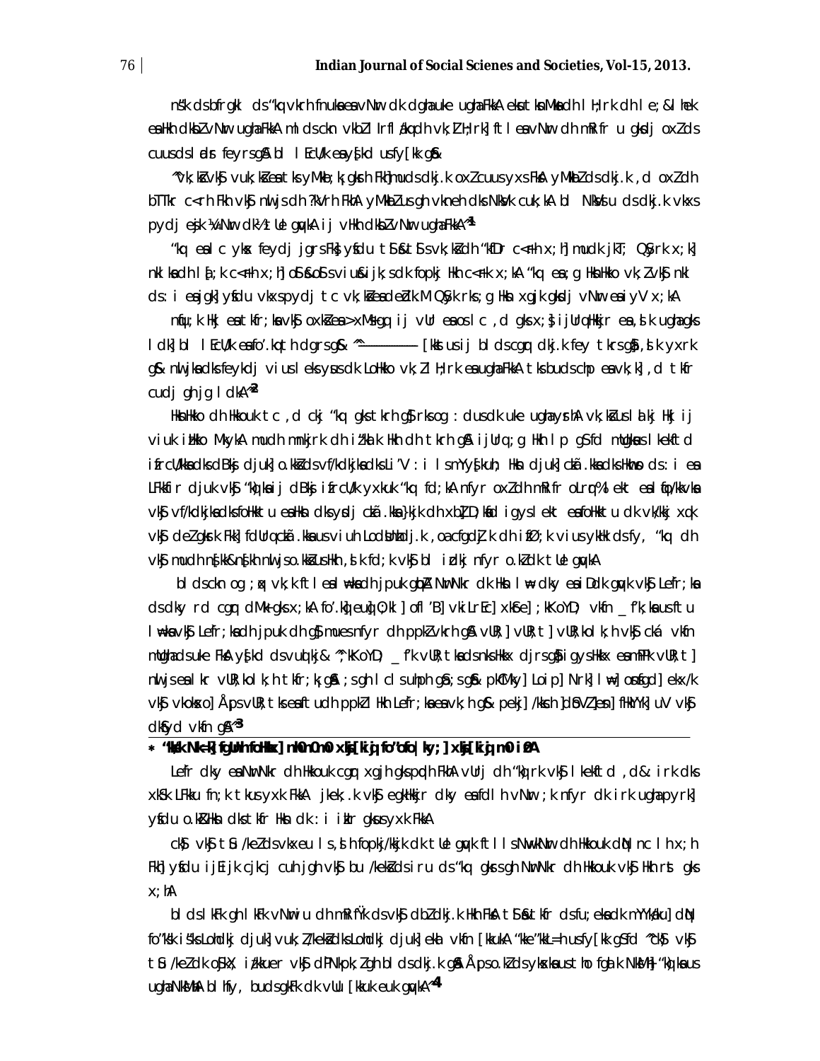nš'k ds bfrgkl ds "kq vkrh fnuksa esa vNwr dk dghauke ughaFkkA ekuo tkfr eas NwvkNwr dh Hkkouk dk dksbZ LFkku ugha FkkA ml le; vNwrksa dh vyx cfLr;ka ugha Fkha vkSj u gh mudh mRifRr gqbZ FkhA Hkkjrh; n'kZu] lkfgR; vkSj /keZ esa ckn ds le; ds vuqlkj gh bu 'kCnksa dk fodkl gqvk FkkA

^^vk;ksZa vkSj vuk;ksZa esa tks;Mkeb;k;gksrh FkhaA] mudks dkj.k oxZ cuus yxs FksA yMkbZ dks dkj.k ,d oxZ dh bTTkr c<+rh Fkh vkSj nwljs dh ?kVrh FkhA yMkbZ us gh vkneh dks NksVk cuk;kA bl NksVsiu ds dkj.k vkxs pydj ekuk ¼Nwr dk½ tue gqvkA ij vHkh dksbZ vNwr ugha FkkA^^[1]

"kq esa lc yksx feydj jgrs Fks] ysfdu tSls&tSls vk;ksaZ dh "kfDr c<+rh x;h] mudk jkT; QSyrk x;k] nkl lka[;k c<+rh x;h] os Åps&Åps vius&ijk;s dk fopkj Hkh c<+k x;kA "kq esa ;g Hkkouk vk;Z vkSj nkl ds :i esa gh] ysfdu vkxs pydj tc vk;ksaZ esa dekbZ dk M QSyk rks ;g Hkko xgjk gksdj vNwr esa iyV x;kA

nfu;k Hkj esa tkfr;ka vkSj oxksaZ esa >xMs gq, ij vUr esa os lc ,d gks x;s] ijUrq Hkkjr esa ,slk ugha gks ldkA bl lEcU/k esa fo'o.kqth dgrs gSa & ^^————— [kkus usi ij bl ds cgqr dkj.k fey tkrs gSa] ,sk yxrk gS & nwljksa dks feykdj viuslemksyus dk LoHkko vk;Z l H;rk esa ugha FkkA tks buds chp esa vk;k] ,d tkfr cudj gh jg ldkA^^[2]

Hkkouk dh Hkkouk tc ,d ckj "kq gks tkrh gS] rks og : dus dk uke ugha ysrhA vk;kas us lkaj Hkj ij viuk izHkko MkykA mudh mnkjrk dh iz'kalk Hkh dh tkrh gSA ijUrq ;g Hkh lp gS fd mUgksaus lekftd ifrcU/kksa dks dBksj djuk] o.kZ O;oLFkk dks Li"V : i ls nYy[kuh; Hkh djuk] cka.kksa dks Hkwnso ds :i esa LFkkfir djuk vkSj "kq] kas ij dBksj ifrcU/k yxkuk "kq fd;kA nfyr oxZ dh mRifRr oLrq%l ekt esa fo|/kkvksa vkSj vf/kdkjksa dks foHkktu esa Hkh dksyus dj cka .kks}kjk dh xbZ D;kfd igys lekt esa foHkktu dk vk/kkj xq.k vkSj deZ gksrk Fkk] fdUrq cka .kksa us viuh LoRodkbdj.k ,oa cfgdj.k dh iØ;k viuslyhkkfds fy, "kq dh vkSj mudh n[kk&n[kh nwljs o.kksZa us Hkh ,slk fd;k vkSj bl izdkj nfyr o.kZ dk tUe gqvkA

bl ds ckn og ;qx vk;k ftl esa =kºeksa dh jpuk gqbZA NwvkNwr dk Hkko l= dky esa iDdk gqvk vkSj Lefr;ksa ds dky rd cgqr dMk+ gks x;kA fo'k.kq] euq] O;kl] ofl"B] vkiLrEc] xkSre] ;kKoYD; vkfn _f"k;ksa us tks lewpksa vkSj Lefr;ksa dh jpuk dh gS mues nfyr dh ppk vkrh gSA vUR;] vUR;t] vUR;kolk;h vkSj cká vkfn mudsuke FksA yS[kd ds vuqlkj & ^^;kKoYD; _f"k vUR;tks ds nks Hkkx djrs gSa] igys Hkkx esa mPPk vUR;t] nwljs esa lkr vUR;kolk;h tkfr;k¡ gSaA ;sgh lc lsuhph gSa ;s gS& pkaMky] Loip] Nrk] lw=] oSnsgd] ekx/k vkSj vkxksx o] Åpsa vUR;tks esa tudh ppkZ Hkh Lefr;ksa esa vk;h gS pekj] /kksch] dSoVZ] esn] fHkYYk] uV vkSj dkSyd vkfn gSA^^[3]

* "kks/k Nk=] fgUnh foHkkx] mñ0 mñ0 xq:[kqj] fo'ofo|ky;] xqj[kiqj] mñ0 iz0A

Lefr dky esa NwvkNwr dh Hkkouk cgqr xgjh gks pqdh FkhA vUrj dh "kq rk vkSj lkekftd ,d& irk dks xkSk LFkku fn;k tkus yxk FkkA jkek;.k vkSj egkHkkjr dky esa fdlh vNwr ;k nfyr dk irk ugha pyrk] ysfdu o.kZ Hkkouk dks tkfr Hkko dk : i izkIr gksus yxk FkkA

ckS) vkSj tSu /keksZ ds vkxeu ls ,sh fopkj/kkjk dk tUe gqvk ftlls NwvkNwr dh Hkkouk dqN nc lh x;h Fkh] ysfdu ijEijk cjkcj cuh jgh vkSj bu /keksZ ds iru ds "kq gksus gh NwvkNwr dh Hkkouk vkSj Hkh rst gks x;hA

bl ds lkFk gh lkFk vNwiu dh mRifRr ds vkSj dbZ dkj.k Hkh FksA tSls&tkfr dsfu;eksa dk mYya?ku] dqN fo'ks"k is'ks Lohdkj djuk] vuk;Z/keksZ dks Lohdkj djuk] ekal vkfn [kkukA "kkek'kkL=h usfy[kk gS fd ^^ckS) vkSj tSu /keZ dk oSkXf; iz[kkuer vkSj dfBu pk;Zh bl ds dkj.k gSA Åpso.kZ ds yksxksa us tho fgalk NksM+h "kq ksa us ughaNksMhA bl fy, buds gkFk dk vUu [kkuk euk gqvkA^^[4]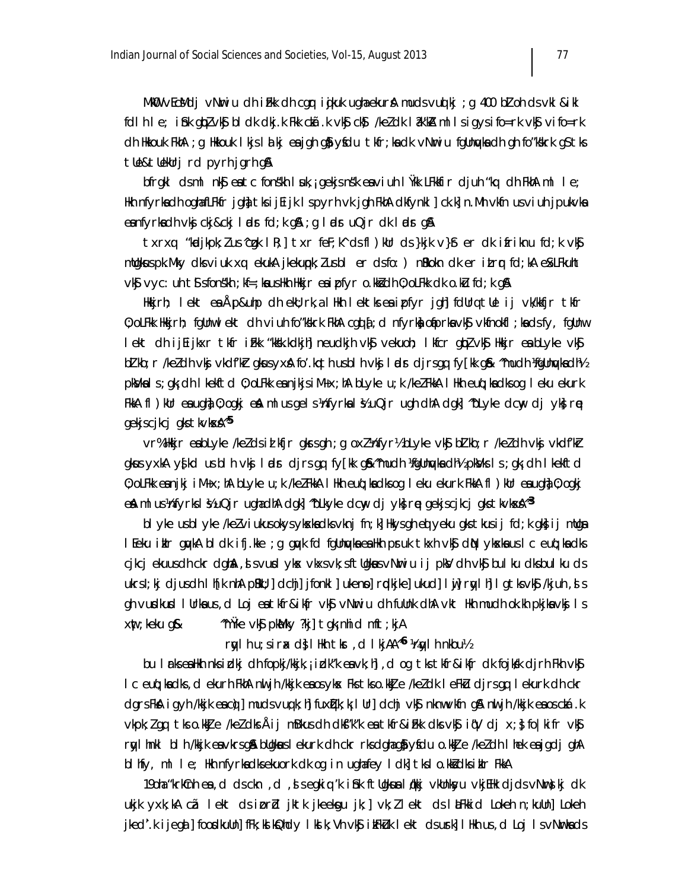MkW0 vEcsMdj vNwriu dh iFkk dh cgqr iqjkuk ugha ekurs Fks muds vuqlkj ; g 400 bZLoh ds vkl&ikl fdlh le; iSnk gqbZ vkSj bl dk dkj.k Fkk czkã.k vkSj ckS) /keZ dk l?k"kZA ml ls igys ifo=rk vkSj vifo=rk dh Hkkouk FkhA ; g Hkkouk lkjs lalkj esa jgh gS ysfdu tkfr;ksa dk vNwriu fgUnqvksa dh gh fo'ks"krk gS tks tUe&tUekUrj rd pyrh jgrh gSA

bfrgkl ds ml nkSj esa tc fons'kh lsuk,¡ gekjs ns'k esa viuh lÙkk LFkkfir djuh "kq: dh FkhA ml le; Hkh nfyrksa dh ogh fLFkfr jgh] tks ijEijk ls pyrh vk jgh FkhA dkfynkl ] ck.k] n.Mh vkfn us viuh jpukvksa esa nfyrksa dh vksj ckj&ckj ladsr fd;k gSA ; g ladsr uQjr dk ladsr gSA

txrxq: "kadjkpk;Z us "czã lR;] txr feF;k" ds fl)kUr ds }kjk v}Sr er dk ifriknu fd;k vkSj mUgksaus pk.Mky dks viuk xq: ekukA jkekuqtkpk;Z us bl er ds fo: ) nSrokn dk er izLrqr fd;kA eSxLFkuht vkSj vycs:uh tSls fons'kh ;kf=;ksa us Hkh Hkkjr esa izpfyr o.kZ O;oLFkk dk o.kZu fd;k gSA

Hkkjrh; lekt esa Å¡p&uhp dh ekU;rk,a Hkh lekt esa izpfyr jghA fdUrq tUe ij vk/kkfjr tkfr O;oLFkk Hkkjrh; fgUnw lekt dh viuh fo'ks"krk FkhA cgq[;d nfyrksa pkaMkyksa vkSj vkfnokfl;ksa ds fy, fgUnw lekt dh ijEijkxr tkfr iFkk "kks"k.kdkjh] neudkjh vkSj vekuoh; lkfcr gqbZ vkSj Hkkjr esa bLyke vkSj bZlkbZ;r /keZ dh vksj vkdf"kZr gksus yxsA fo'ks"kKksa us blh vksj ladsr djrs gq, fy[kk gS& "mudh ¼fgUnqvksa dh½ pkSMkbZ ls ; gk¡ dh lkekftd O;oLFkk esa njkj iM+ xbZA bLyke u;k /keZ FkkA lHkh eqlyekuksa dks og leku ekurk FkkA fl)kUr esa u gha O;ogkj esaA mlus nfyrksa ls ¼uQjr ugha dhA dgk] "bLyke dcwy dj yks] re gekjs cjkcj gks tkvksxsA"[5]

vr% Hkkjr esa bLyke /keZ ds izlkfjr gksrs gh ; g oxZ ¼nfyr½ bLyke vkSj bZlkbZ;r /keZ dh vksj vkdf"kZr gksus yxkA ys[kd us blh vksj ladsr djrs gq, fy[kk gS& "mudh ¼fgUnqvksa dh½ pkSMkbZ ls ; gk¡ dh lkekftd O;oLFkk esa njkj iM+ xbZA bLyke u;k /keZ FkkA lHkh eqlyekuksa dks og leku ekurk FkkA fl)kUr esa u gha O;ogkj esaA mlus nfyrksa ls ¼uQjr ugha dhA dgk] "bLyke dcwy dj yks] re gekjs cjkcj gks tkvksxsA"[3]

bLyke us bLyke /keZ viukus okys yksxksa dks vknj fn;k] Hkys gh eqlyeku gks tkus ij fd;k gks ij mUgsa lEeku izkIr gqvkA bldk ifj.kke ; g gqvk fd fgUnqvksa esa Hkh psruk tkxh vkSj dbZ yksxksa us lc euq"; ksa dks cjkcj ekuus dh ckr dghA ,sls vusd yksx vkxs vk, ftUgksaus vNwriu ij pksV dh vkSj bu lc dks bu lc ds ukrs I;kj djus dh lh[k nhA pUnh] dchj] jfonkl] ukenso] rqdkjke] ukud] lwj] rqylh] lgtks vkSj /kjuh ,sls gh vusdkusd lUrksa us ,d Loj esa tkfr&ikfr vkSj vNwriu dh fuUnk dhA vkt Hkh mudh ok.kh pkjksa vksj ls xwat;keku gS& "nÙke vkSj pkMky ?kj] tgk¡ nhid mft ;kjA

rqylh nu;sira dk] lHkh tks ,d lkjAA"[6] ¼rqylh nkl½

bu lUrksa esa Hkh nks izdkj dh fopkj/kkjk,¡ izdk'k esa vk;h] ,d og tks tkfr&ikfr dk fojks/k djrh Fkh vkSj lc euq";ksa dks ,d ekurh FkhA nwljh /kkjk esa os yksx Fks tks o.kkZJe /keZ dk leFkZu djrs gq, lekurk dh ckr djrs FksA igyh /kkjk esa cq)] muds vuq;k;h] fuxqZ.k;k lUr] dchj vkSj nknw vkfn gSaA nwljh /kkjk esa os czkã.k vkpk;Z gq, tks o.kkZJe /keZ ds Åij mBkus dh dksf'k'k esa tkfr&iFkk dks vkSj iq"V dj x;s vkSj fo|kifr vkSj rqylhnkl blh /kkjk esa vkrs gSaA bUgksaus lekurk dh ckr rks dgh gS ysfdu o.kkZJe /keZ dh lhek esa jgdj ghA blfy, ml le; Hkh nfyrksa dks ekuo dk og in ugha fey ldk] tks lo.kksZa dks izkIr FkkA

19oha "krkCnh esa ,d ds ckn ,d ,sls egkiq:"k iSnk gq, ftUgksaus lq/kkj vkUnksyu vkjEHk djds vNwrks)kj dk ukjk yxk;kA czã lekt ds izorZd jktk jkeeksgu jk;] vk;Z lekt ds laLFkkid Lokeh n;kuUn] Lokeh jked`".k ijegal] foosdkuUn] fFk;kslkWfQdy lkslk;Vh vkSj izkFkZuk lekt ds usrk] lHkh us ,d Loj ls vNwrksa ds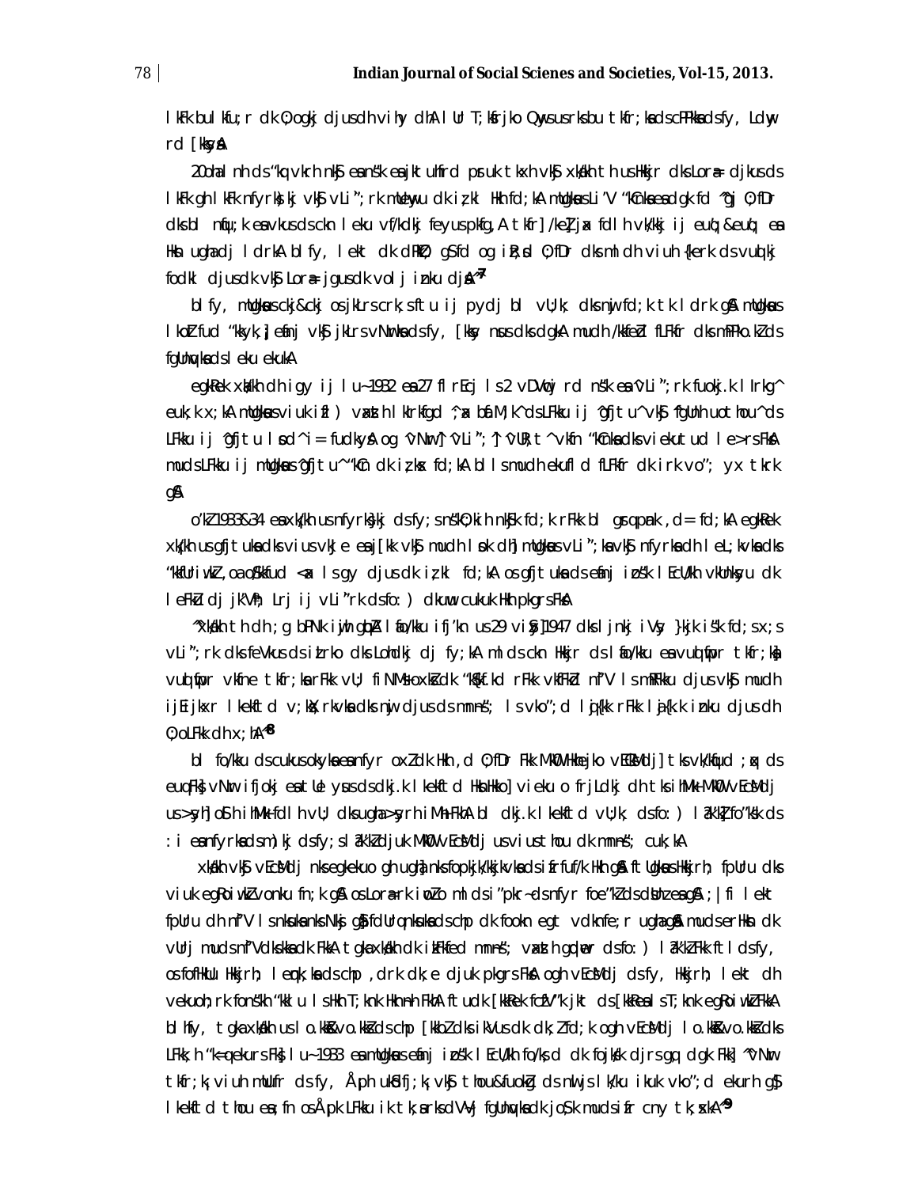lkFk bu lkfu;r dk O;ogkj djus dh vihy dhA lUr T;ksfrjko Qwys us rks bu tkfr;ksa ds cPPkksa ds fy, Ldwy rd [kksysA

20 oha lnh ds 'kq vkrh nkSj esa ns'k esa jktuhfrd pruk txh vkSj xka/kh th us Hkkjr dks Lora= djkus ds lkFk gh lkFk nfyrksa ij vkSj vLi`';rk mUewyu dk iz;kl Hkh fd;kA mUgksaus Li"V 'kCnksa esa dgk fd ^gj O;fDr dks bl nqfu;k esa vkus ds cknu leku vf/kdkj feyus pkfg,A tkfr] /keZ] jax fdlh vk/kkj ij euq";&euq"; esa Hksn ugha dj ldrsA blfy, lekt dk dRrZO; gS fd og izR;sd O;fDr dks mldh viuh {kerk ds vuqlkj fodkl djus dk vkSj Lora= jgus dk volj iznku djsA^[27]

blfy, mUgksaus cgkj&cgkj osjkLrs crk;s ftu ij pydj bl vLi`';rk dks nwj fd;k tk ldrk gSA mUgksaus lkoZtfud 'kkSpky;] efUnj vkSj jkLrs vNwrksa ds fy, [kksy nsus dks dgkA mudh /kkfeZd fLFkfr dks mPp.kZ ds fgUnqvksa ds leku ekukA

egkRek xka/kh dh igy ij lu~ 1932 esa 27 flrEcj ls 2 vDVwcj rd ns'k esa ^vLi`';rk fuokj.k lIrkg^ euk;k x;kA mUgksaus viuk ifZ) vaxzsth lkIrkfgd ^;ax bf.M;k^ ds LFkku ij ^gfjtu^ vkSj fgUnh uothou^ ds LFkku ij ^gfjtu lsod^ i= fudkysA og ^vNwr^ ^vLi`';^ ^vUR;t^ vkfn 'kCnksa ds vieku tud le>rs FksA mudks LFkku ij mUgksaus ^gfjtu^ 'kCn dk iz;ksx fd;kA blls mudh ekufld fLFkfr dk irk vo"; yx tkrk gSA

o"kZ 1933&34 esa xka/kh us nfyrksa ij ds fy; ns'k O;kih nkSjk fd;k rFkk bl gsrq pUnk ,d= fd;kA egkRek xka/kh us gfjtuksa dks vius vkJe esa j[kk vkSj mudh lsok dhA mUgksaus vLi`';ksa vkSj nfyrksa dh leL;kvksa dks 'kkfUriwoZd ,oa /kSfkd <ax ls gy djus dk iz;kl fd;kA os gfjtuksa ds efUnj izos'k lEcU/kh vkUnksyu dk leFkZu djrs jgs'kq] Lrj ij vLi`';rk ds fo:) dkuwu cukus Hkh pkgrs FksA

^xka/kh th dh ;g bPNk iwjh gqbZ lafo/kku ifj"kn us 29 vizSy] 1947 dks ljnkj iVsy }kjk iz"k fd;s x;s vLi`';rk dks feVkus ds izLrko dks Lohdkj dj fy;kA mlds ckn Hkkjr ds lafo/kku esa vuqlwfpr tkfr;ksa vuqlwfpr vkfne tkfr;ksa rFkk vU; fiNM+s oxksZ dk 'kS{kf.kd rFkk vkfFkZd n`f"V ls mRFkku djus vkSj mudh ijEijkxr lkekftd v;ksX;rkvksa dks nwj djus ds mnns'; ls vko';d lqj{kk rFkk laj{k.k iznku djus dh O;oLFkk dh x;hA^[28]

bl fo/kku ds cukus okyksa esa nfyr oxZ dk Hkh ,d O;fDr Fkk MkW- Hkhejko vEcsMdj] tks vk/kqfud ;qx ds euqFks] vNwr ifjokj esa tUe ysus ds dkj.k lkekftd Hksnkko] vieku o frjLdkj dh tks ihMk MkW- vEcsMdj us >syh] oS" h ihMk fdlh vU; dks ugha >syuh iMh FkhA bl dkj.k lkekftd vU;k; ds fo:) la?k"kZ fo"k; ds :i esa nfyrksa ds m)kj dsfy;s la?k"kZ djuk MkW- vEcsMdj us viuk thou dk mnns'; cuk;kA

xka/kh vkSj vEcsMdj nksuks egkekuo gh ugha] nksuks fopkj/kkjk vksa ds ifrfuf/k Hkh gSaA ftUgksaus Hkkjrh; fpUru dks viuk egRoiw.kZ vonku fn;k gSA os Lora=rk iwoZ mlds i"pkr~ ds nfyr foe"kZ ds dsUnz esa gSaA ;|fi lekt fpUru dh n`f"V ls nksuksa nks NksM+ gSa fdUrq nksuksa ds chp dk fooknk egRo vdkfne;r ugha gSA muds erHksn dk vUrj muds n`f"Vdks.kksa dk FkkA tgka xka/kh dk iz'Fkfed mnns'; vaxzsth gdqer ds fo:) la?k"kZ Fkk ftlds fy, os fofHkUu Hkkjrh; lemqk;ksa ds chp ,drk dk;e djuk pkgrs FksA ogh vEcsMdj ds fy, Hkkjrh; lekt dh vekuoh;rk fon'kh "kklu ls Hkh T;knk Hkh-rh FkhA ftuds [kkRes fcuk 'kjkt ds [kkRes ls T;knk egRoiw.kZ FkkA bl hfy, tgka xka/kh us lo.kZ&vo.kZ ds chp [kkbZ dks ikVus dk dk;Z fd;k ogh vEcsMdj lo.kZ&vo.kZ dks LFkk;h "k=qekurs FksA lu~ 1933 esa mUgksaus efUnj izos'k lEcU/kh fo/ks;d dk fojks/k djrs gq, dgk Fkk] ^vNwr tkfr;k¡ viuh mUufr dsfy, Åpk ukSdfj;k¡ vkSj thou&fuokZg ds nwljs lk/ku ikuk vko";d ekurh gSa lkekftd thou esa ;fn os Å¡pk LFkku ik tk,¡ rks dV~Vj fgUnqvksa dk jo+S;k mudsifr cny tk;sxkA^[29]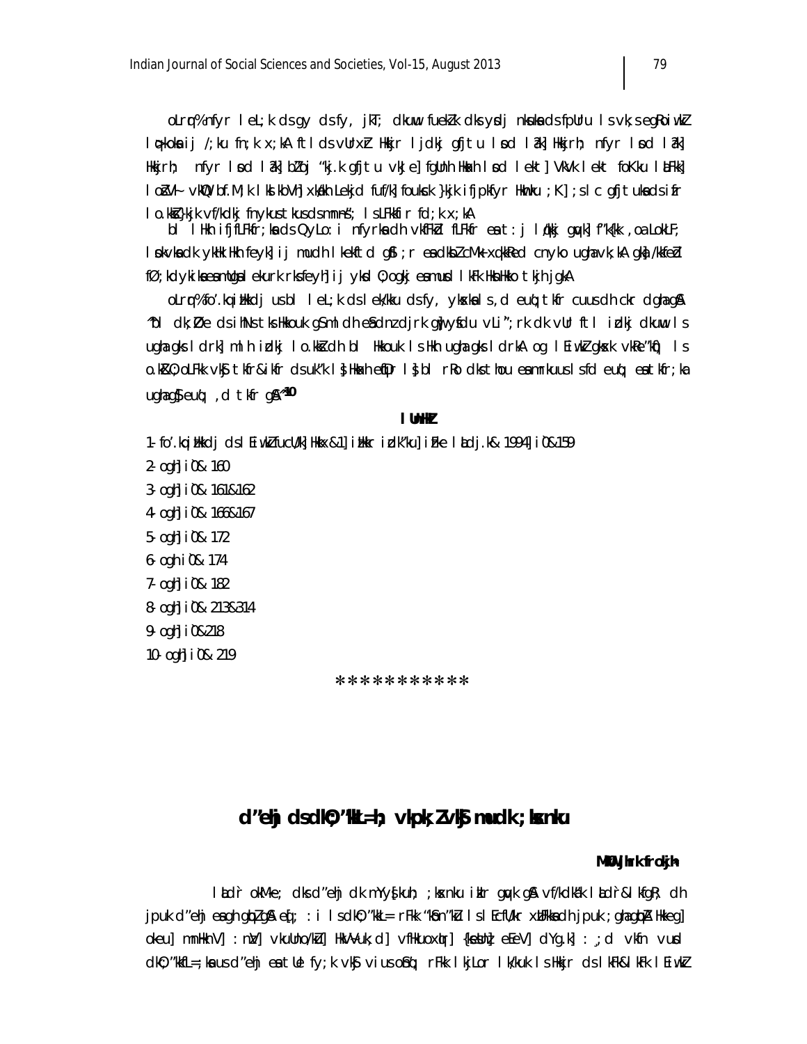oLrqr% nfyr leL;k ds gy ds fy, jkT; dkuwu fuekZ.k dks ysdj nksuksa ds fparu ls vk;s egRoiw.kZ lq>koksa ij /;ku fn;k x;kA ftlds vUrxZr Hkkjr ljdkj gfjtu lsod la?k] Hkkjrh; nfyr lsod la?k] Hkkjrh; nfyr lsod la?k] bZlkbZ "kj.k gfjtu vkJe] fgUnh Hkk"kh lsod lekt] VkVk lekt foKku laLFkk] lokZsn; vkUnksyu bf.M;k lks"kkybV xka/kh Lekjd fuf/k] fouksck }kjk ifjpkfyr Hkwnku ;K] ;s lc gfjtuksa ds izfr lo.kksZa }kjk vf/kdkj fnykus tkus ds mn~ns"; ls LFkkfir fd;k x;kA

bl lHkh ifjfLFkfr;ksa ds QyLo:i nfyrksa dh vkfFkZd fLFkfr esa t:j lq/kkj gqvk] f"k{kk ,oa LokLF; lsokvksa dk ykHk Hkh feyk] ij mudh lkekftd gSfl;r esa dksbZ cM+k xq.kkRed cnyko ugha vk;kA gka] /khes /khes fØ;kdykiksa esa mUgsa lekurk rks feyh] ij yksxksa Ø;ogkj esa mudks lkFk Hksn Hkko tkjh jgkA

oLrqr% fo'.kq izHkkdj us bl leL;k ds lek/kku ds fy, yksxksa ls ,d eu% tkfr cuus dh ckr dgh gSA ^^bl dk;Z esa ds ihNs tks Hkkouk gS ml dh eSa dnz djrk gw¡ ysfdu vLi`";rk dk vUr ftl izdkj dkuwu ls ugha gks ldrk] ml h izdkj lo.kksZa dh bl Hkkouk ls Hkh ugha gks ldrkA og lEiw.kZ gksxk vkRe"kqf) ls o.kZO;oLFkk vkSj tkfr&ikfr ds uk"k ls] Hkk"kh eqfDr ls] bl rRo dks thou esa mrkjus ls fd euq"; esa tkfr;ka ugha gSa euq"; ,d tkfr gSA**[10]

**lUnHkZ**

1- fo'.kq izHkkdj ds lEiw.kZ fucU/k] Hkkx&1] izHkkr izdk"ku] izFke laLdj.k& 1994] i`0&159
2- ogh] i`0& 160
3- ogh] i`0& 161&162
4- ogh] i`0& 166&167
5- ogh] i`0& 172
6- ogh i`0& 174
7- ogh] i`0& 182
8- ogh] i`0& 213&314
9- ogh] i`0&218
10- ogh] i`0& 219

\*\*\*\*\*\*\*\*\*\*\*\*

## d"ehj ds dkO;"kkL=h; vkpk;Z vkSj mudk ;ksxnku

**MkW- Jhdkar frokjh**

laLd`r okM~e; dks d"ehj dk mYys[kuh; ;ksxnku izkIr gqvk gSA vf/kdka"k laLd`r&lkfgR; dh jpuk d"ehj esa gh gqbZ gSA eq[; :i ls dkO;"kkL= rFkk "kSo n"kZu ls lEcfU/kr xzUFkksa dh jpuk ;gha gqbZA Hkkeg] okeu] mn~HkV] :nzV] vkuUno/kZu] HkV~Vuk;d] vfHkuoxqIr] {kses¥nz] eEeV] dYg.k] :;d vkfn vusd dkO;"kkfL=;ksa us d"ehj esa tUe fy;k vkSj vius oSnq"; rFkk lkjLor lk/kuk ls Hkkjr ds lkfgR;&"kkL= lEiw.kZ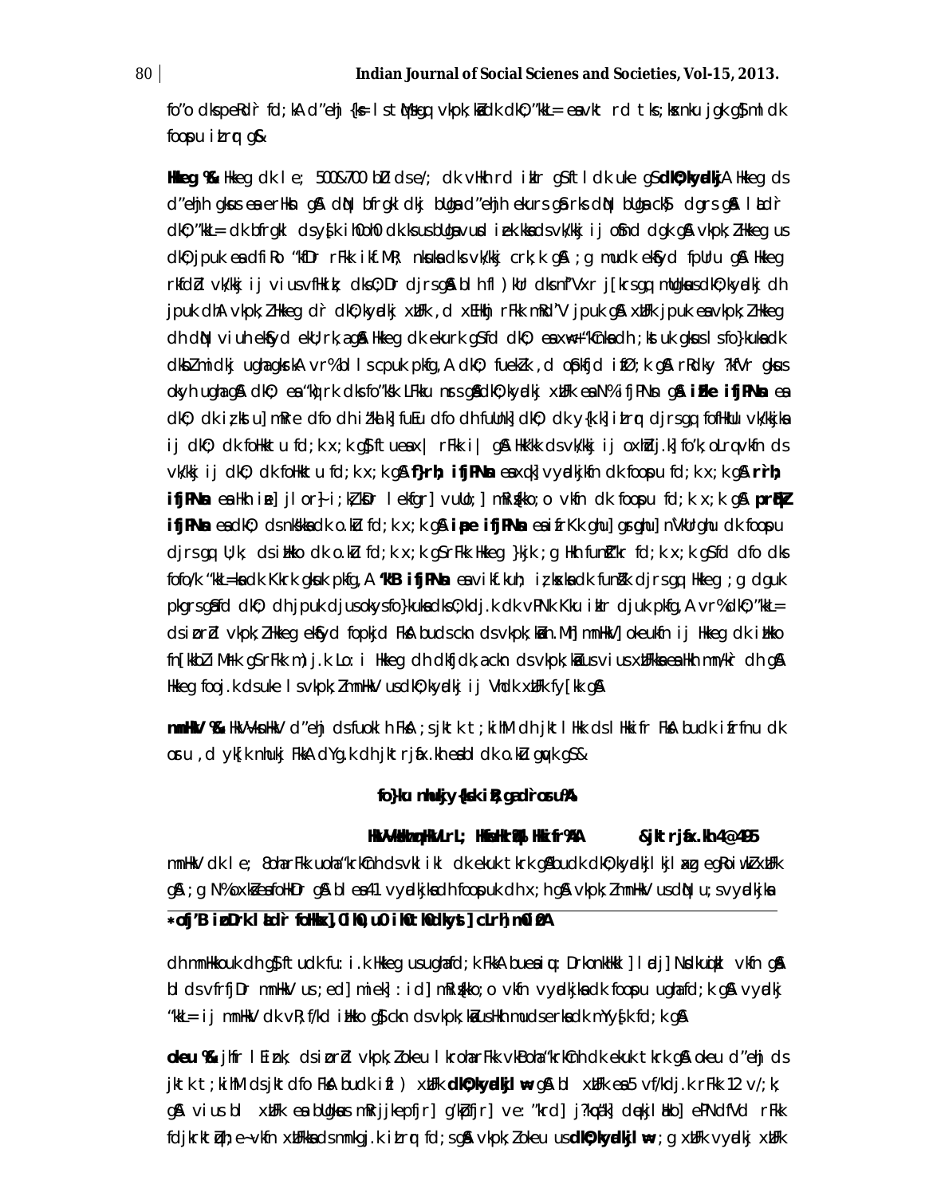fo"o dkspeRdr fd;kA d"ehj {ks= ls tqM+sgq vkpk;ksZa dk dk'ehj "kSo= ea vkt rd tks ;ksxnku jgk gS mldk fooju izLrqr gS&

**Hkkeg %&** Hkkeg dk le; 500&700 bZ0 ds e/; dk vHkh rd ikrk gS ftlds uke gS **dkO;kyadkjA** Hkkeg ds d"ehj gksus ea erHksn gSA dqN bfrgkldkj bUgsa d"ehj ekurs gSa rks dqN bUgsa ckS) crkrs gSA lkFk dkO;"kkL= dk bfrgkl ds ys[kd ih0oh0 dk.ks us bUgsa vusd izek.kksa ds vk/kkj ij oSfnd dgk gSA vkpk;Z Hkkeg us dkO; jpuk ea dfiRo "kfDr rFkk ikf.MR; nksuksa dks vk/kkj crk;k gSA ;g mudk ekSfyd fpUru gSA Hkkeg rkfdZd vk/kkj ij viuus vfHker; dks O;Dr djrs gSA blh fl)kUr dks nf"Vxr j[krs gq, mUgksaus dkO;kyadkj dh jpuk dhA vkpk;Z Hkkeg dr dkO;kyadkj xzUFk ,d xEHkhj rFkk mRd"V jpuk gSA xzUFk jpuk ea vkpk;Z Hkkeg dh dqN viuh ekSfyd ekU;rk,a gSA Hkkeg dk ekuuk gS fd dkO; ea xq.k&"kCnksa dh ;kstuk gksus ls fo}kuksa dk dkbZ mldk ugha gksrkA vr% blls cpuk pkfg,A dkO; fuekZ.k ,d oSKkfud izfØ;k gSA rRdky ?kfVr gksus okyh ugha gSA dkO; ea "kq)rk dks fo"ks'k LFkku nsrs gSA dkO;kyadkj xzUFk ea N% ifjPNsn gSA **izFke ifjPNsn** ea dkO; dk iz;kstu] mRre dfo dh izfrHkk] fuEu dfo dh fuUnk] dkO; dk y{k.k] izLrqr djrs gq, fofHkUu vk/kkjksa ij dkO; dk foHkktu fd;k x;k gS] ftuea x| rFkk i| gSA Hkk'kk ds vk/kkj ij oxhZdj.k] fo'k; oLrq vkfn ds vk/kkj ij dkO; dk foHkktu fd;k x;k gSA **f}rh; ifjPNsn** ea xq.k] vyadkjkfn dk fooju fd;k x;k gSA **rrh; ifjPNsn** ea Hkh ize] jlor~ izs;] ÅtZfLo lekfgr] vuU;] mRizs{kko;o vkfn dk fooju fd;k x;k gSA **prqFkZ ifjPNsn** ea dkO; ds nks'kksa dk o.kZu fd;k x;k gSA **iape ifjPNsn** ea ifrKk ghu] grqghu] n`'VkUrghu dk fooju djrs gq, U;k; ds izHkko dk o.kZu fd;k x;k gS rFkk Hkkeg }kjk ;g Hkh funsZ"k fd;k x;k gS fd dfo dks fofo/k "kkL=ksa dk Kkrk gksuk pkfg,A **"k'B ifjPNsn** ea ikf.kuh; iz;ksxksa dk funsZ"k djrs gq, Hkkeg ;g dguk pkgrs gSa fd dkO; dh jpuk djus okys fo}kuksa dks O;kdj.k dk vPNk Kku izkIr djuk pkfg,A vr% dkO;"kkL= ds izorZd vkpk;Z Hkkeg ekSfyd fopkjd FksA budks cknds vkpk;kZsa n.Mh] mn~HkV] okeukfn ij Hkkeg dk izHkko fn[kkbZ iM+rk gS rFkk n.Mh us Lo;a Hkkeg dh dkfjdk,a ckn ds vkpk;kZsa us viuus xzUFkksa esa Hkh mn/k`r dh gSA Hkkeg fooj.k ds uke ls vkpk;Z mn~HkV us dkO;kyadkj ij Vhdk xzUFk fy[kk gSA

**mn~HkV %&** HkV~Vksn~HkV d"ehj ds fuoklh FksA ;s jktk t;kihM dh jktlHkk ds lHkkifr FksA budk ifrfnu dk osru ,d yk[k nhukj FkkA dYg.k dh jktrjafx.kh esa bl dk o.kZu gqvk gS&

**fo}ku nhukj y{ks.k ifr;g dr osru%A**

**HkV~Vks·Hkwn~HkVLrL; Hkwfe Hkrq% lHkkifr%AA &jktrjafx.kh 4@495**

mn~HkV dk le; 8oha rFkk uoha "krkCnh ds vklikl dk ekuk tkrk gSA budk dkO;kyadkj lkjlaxzg egRoiw.kZ xzUFk gSA ;g N% oxksZa esa foHkDr gSA blesa 41 vyadkjksa dh fooju.kk dh x;h gSA vkpk;Z mn~HkV us dqN u;s vyadkjksa

---

\*ofj'B izoDrk lald`r foHkkx] Mh0,u0 ih0th0 dkyst] cLrh] m0iz0A

dh mn~Hkkouk dh gS ftuds uke fu:i.k Hkkeg us ugha fd;k FkkA buesa iq.k% Drkonkhkkl] ladj] Nsdkuqizkl vkfn gSA bl ds vfrfjDr mn~HkV us ;ed] miek] :id] mRizs{kko;o vkfn vyadkjksa dk fooju ugha fd;k gSA vyadkj "kkL= ij mn~HkV dk vR;f/kd izHkko gS ckn ds vkpk;kZsa us Hkh mudk ertksa dk mYys[k fd;k gSA

**okeu %&** jhfr lEiznk; ds izorZd vkpk;Z okeu lkroha rFkk vkBoha "krkCnh dk ekuk tkrk gSA okeu d"ehj ds jktk t;kihM ds jkt dfo FksA budk izfl) xzUFk **dkO;kyadkjlw=** gSA bl xzUFk esa 5 vf/kdj.k rFkk 12 v/;k; gSA vius bl xzUFk esa bUgksaus mRrjkepfjr] g'kZpfjr] ve:"krd] j?kqoa"k] dqekjlEHko] ePNdfVd rFkk fdjkrktqZuh; e~vkfn xzUFkksa ds mnkgj.k izLrqr fd;s gSA vkpk;Z okeu us **dkO;kyadkjlw=** ;g xzUFk vyadkj xzUFk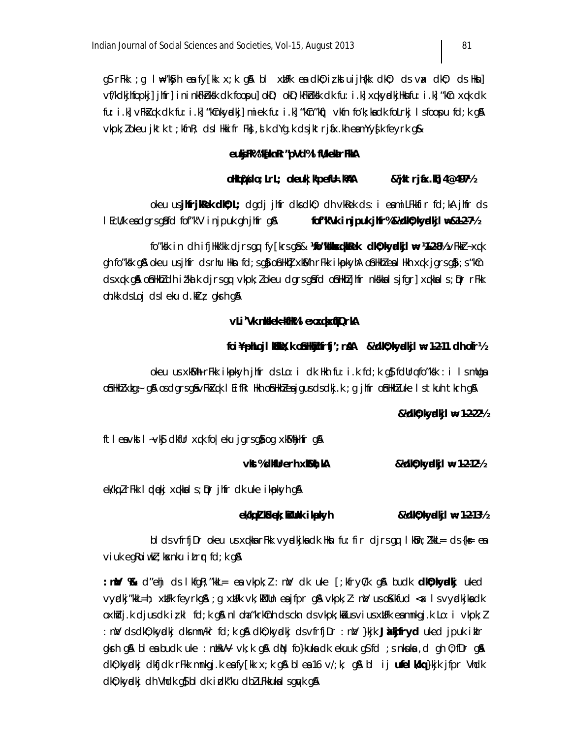gS rFkk ;g lw'kfDr ea fy[kk x;k gSA bl xzUFk ea dkO;iz;kstu ijh{kk dkO; ds vax dkO; ds Hksn] vf/kdkjhfopkj] jhfr] ininks"kk dk foospu] okD; okD;kFkZnks"kk dk fu:i.k] xq.kyadkjHksn fu:i.k] "kCn xq.k dk fu:i.k] vFkZxq.k dk fu:i.k] "kCnkyadkj] miek fu:i.k] "kCn"kfDr vkfn fo"k;ksa dk foLrkj ls foospu fd;k gSA vkpk;Z okeu jktk t;kfnR; ds lHkk ifr Fks] ,slk dYg.k ds jktrjafx.kh ea mYys[k feyrk gS&

**eu¨jFk% 'k[knÙk"pVd% lfU/kekuFkkA**

**cHkwoq% dop;Lrl; okeuk|k'p eU=.k%AA &jktrjafx.kh] 4@497½**

okeu us **jhfrjkRek dkO;L;** dgdj jhfr dks dkO; dh vkRek ds :i ea ifrLFkkfir fd;kA jhfr ds lEcU/k ea dgrs gSa fd fof"k"V injpuk gh jhfr gSA **fof"k"Vk injpuk jhfr% &dkO;kyadkj lw= 1&2&7½**

fo"ks"k in dh ifjHkk"kk djrs gq, fy[krs gSa& **^fo"ks"kks xq.kkRek dkO;kyadkj lw= ¼1&2&8½** vFkkZr~ xq.k gh fo"ks"k gSA okeu us jhfr ds rhu Hksn fd;s gSa oSnHkhZ] xkSMh rFkk ikapkyhA oSnHkhZ ea lHkh xq.k jgrs gSa] ;s "kCn ds xq.k gSA oSnHkhZ dh iz"kalk djrs gq, vkpk;Z okeu dgrs gSa fd oSnHkhZ jhfr nks"kksa ls jfgr] xq.kksa ls ;qDr rFkk oh.kk ds Loj ds leku e.kq;Z gksrh gSA

**vLi"Vk nks"kek=kfHk% leXzxq.kxqfEQrkA**

**foi¥pLoj lkSHkkX;k oSnHkhZ jhfr';rsAA &dkO;kyadkj lw= 1&2&11 dh o`fRr½**

okeu us xkSMh rFkk ikapkyh jhfr ds Lo:i dk Hkh fu:i.k fd;k gS fdUrq fo"ks"k :i ls mUgksaus oSnHkhZ xzg.k gh gSA os dgrs gSa vFkZxq.k lEifRr Hkh oSnHkhZ ea jgus ds dkj.k ;g jhfr oSnHkhZ uke ls tkuh tkrh gSA

**&dkO;kyadkj lw= 1&2&22½**

ftl ea vkst lkSdqekfUr xq.k fo|eku jgrs gSa og xkSMh jhfr gSA

**vkst% dkfUrerh xkSMh;kA &dkO;kyadkj lw= 1&2&12½**

ek/kq;Z rFkk lkSdqek;Z xq.kksa ls ;qDr jhfr dk uke ikapkyh gSA

**ek/kq;ZlkSdqek;ksZiUuk ikapkyh &dkO;kyadkj lw= 1&2&13½**

bl ds vfrfjDr okeu us xq.kksa rFkk vyadkjksa dk Hkh fu:i.k djrs gq, lkfgR;"kkL= ds {ks= ea viuk egRoiw.kZ ;ksxnku iznku fd;k gSA

**:nzV %&** d'ehj ds lkfgR;"kkL= ea vkpk;Z :nzV dk uke [;kfryC/k gSA buds **dkO;kyadkj** ued vyadkj"kkL=h; xzUFk feyrk gSA ;g xzUFk vk;kZNUn ea jfpr gSA vkpk;Z :nzV us oSKkfud <ax ls vyadkjksa dk oxhZdj.k djus dk iz;kl fd;k gSA nl oha "krkCnh ds cknh ds vkpk;ksZa us viuk xzUFk ea mnkgj.k Lo:i vkpk;Z :nzV ds dkO;kyadkj dks mn~/k`r fd;k gSA dkO;kyadkj ds vfrfjDr :nzV }kjk **Jaxkjfryd** ued jpuk izkIr gksrh gSA bl ea budk uke :nzHkV~V vk;k gSA dqN fo}kuksa dk ekuuk gS fd ;s nksuksa ,d gh O;fDr gSA dkO;kyadkj dh fVdk rFkk mnkgj.k ea fy[kk x;k gSA bl ea 16 v/;k; gSA bl ij **ufelk/kq** }kjk jfpr Vhdk dkO;kyadkj dh Vhdk gS bl dk izdk"ku dbZ LFkkuksa ls gqvk gSA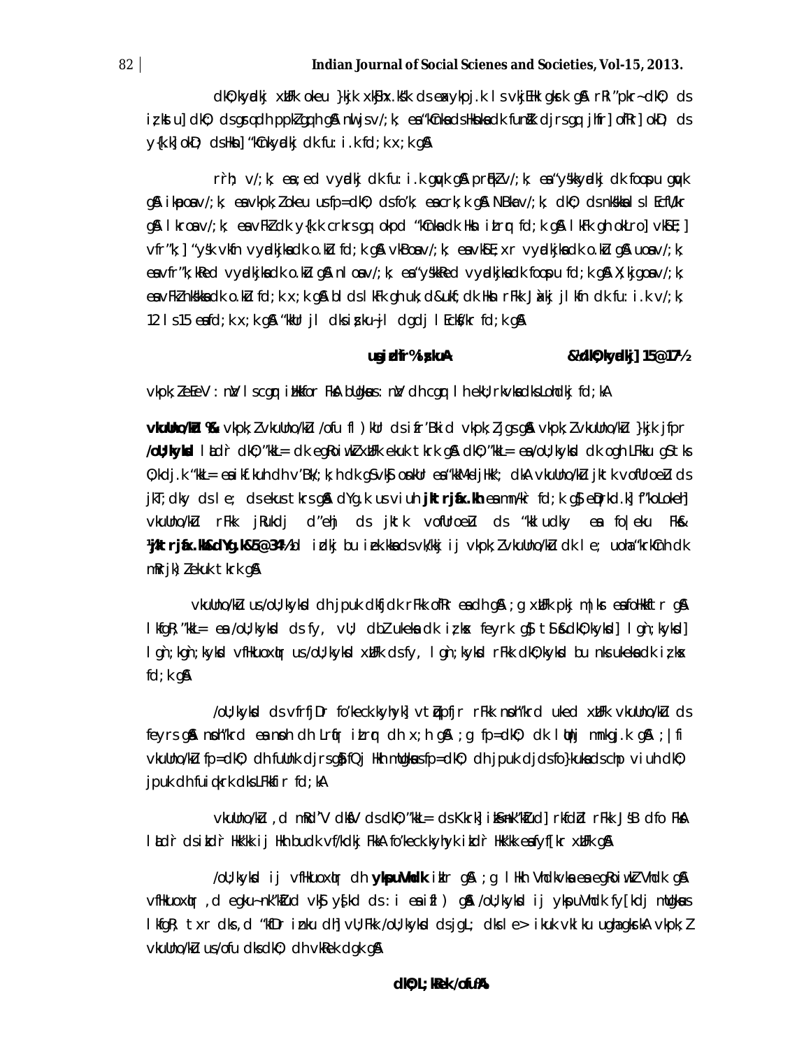dk();kdkj xhfr okeu }kjk xk;h x.ks'k ds eaxykpj.k ls vkjEHk gksrk gSA rRi'pkr~ dk() ds iz;kstu] dk() ds gsrq dh ppkZ gqbZ gSA nwljs v/;k; esa 'kCn ds Hksnksa dk funsZ'k djrs gq, jhfr] o`Rr] okD; ds y{k.k] okD; ds Hksn] 'kCnky³dkj dk fu:i.k fd;k x;k gSA

r`rh; v/;k; esa ;ed vy³dkj dk fu:i.k gqvk gSA prqFkZ v/;k; esa 'ys"ky³dkj dk foospu gqvk gSA iapo v/;k; esa vkpk;Z okeu us fp=dk() ds fo"k; esa crk;k gSA NBk v/;k; dk() ds nks"kksa ls lEcfU/kr gSA lkrosa v/;k; esa vFkZ dk y{k.k crkrs gq, okpd 'kCnksa dk Hksn izLrqr fd;k gSA lkFk gh okLro] vkSie;] vfr'k;] 'ys"k vkfn vy³dkjksa dk o.kZu fd;k gSA vkBosa v/;k; esa vkSiE;xr vy³dkjksa dk o.kZu gSA uoe v/;k; esa vfr'k;ksfDr vy³dkjksa dk o.kZu gSA nlosa v/;k; esa 'ys"kksfDr vy³dkj dk foospu fd;k gSA X;kjgosa v/;k; esa vFkZ nks"kksa dk o.kZu fd;k x;k gSA bl ds lkFk gh uk;d&uk;fdk Hksn rFkk J`³xkj jl vkfn dk fu:i.k v/;k; 12 ls 15 esa fd;k x;k gSA 'kkUr jl dks iz;kstu&jl dgdj lEcksf/kr fd;k gSA

**usejdhfr%iskuA &'dk();kdkj] 15@17½**

vkpk;Z eEeV : mUgsa ls cgqr iHkkfor FksA bUgksaus mUgsa dh cgqr lh ekU;rkvksa dks Lohdkj fd;kA

**vkuUno/kZu %&** vkpk;Z vkuUno/kZu /ofu fl)kUr ds izfr"Bkid vkpk;Z jgs gSA vkpk;Z vkuUno/kZu }kjk jfpr **/oU;kyksd** lkfgR; dk(); 'kkL= dk egRoiw.kZ xzUFk ekuk tkrk gSA dk(); 'kkL= esa /oU;kyksd dk ogh LFkku gS tks O;kdj.k 'kkL= esa ikf.kuh dh v"Vk/;k;h dk gS vkSj osnkUr esa 'kkadjHkk"; dkA vkuUno/kZu jktk vofUroeZu ds jkT;dky ds le; ds ekus tkrs gSA dYg.k us viuh **jktrjfx.kh** esa mn~/k`r fd;k gS eqDrkd.k] f'koLokeh] vkuUno/kZu rFkk jRukdj d'ehj ds jktk vofUroeZu ds 'kkludky esa fo|eku FksA& **¹jktrjfx.kh&dYg.k&5@34½** bl izdkj bu izek.kksa ds vk/kkj ij vkpk;Z vkuUno/kZu dk le; uoha 'krkCnh dk mRrjk)Z ekuk tkrk gSA

vkuUno/kZu us /oU;kyksd dh jpuk dkfjdk rFkk o`fRr esa dh gSA ;g xzUFk pkj m|ksrksa esa foHkkftr gSA lkfgR;'kkL= esa /oU;kyksd ds fy, vU; dbZ ukeksa dk iz;ksx feyrk gS tSls&dk();kyksd] lân;kyksd] lân;ân;kyksd vfHkuoxqIr us /oU;kyksd xzUFk ds fy, lân;kyksd rFkk dk();kyksd bu nks ukeksa dk iz;ksx fd;k gSA

/oU;kyksd ds vfrfjDr fo'keck.kyhyk] vtZqupfjr rFkk nsoh'krd uked xzUFk vkuUno/kZu ds feyrs gSA nsoh'krd esa nsoh dh Lrqfr izLrqr dh x;h gSA ;g fp=dk(); dk lqUnj mnkgj.k gSA ;|fi vkuUno/kZu fp=dk(); dh fuUnk djrs gSa fQj Hkh mUgksaus fp=dk(); dh jpuk djds fo}kuksa ds chp viuh dk(); jpuk dh fuiq.krk dks LFkkfir fd;kA

vkuUno/kZu ,d mRd`"V dksfV ds dk();'kkL= ds Kkrk] iz[kj&nk'kZfud] rkfdZd rFkk J`s"B dfo FksA laLd`r o izkd`r Hkk"kk ij Hkh budk vf/kdkj FkkA fo'keck.kyhyk izkd`r Hkk"kk esa fyf[kr xzUFk gSA

/oU;kyksd ij vfHkuoxqIr dh **ykspu Vhdk** izkIr gSA ;g lHkh Vhdkvksa esa egRoiw.kZ Vhdk gSA vfHkuoxqIr ,d egku~ nk'kZfud vkSj y{kd ds :i esa izfl) gSA /oU;kyksd ij ykspu Vhdk fy[kdj mUgksaus lkfgR; txr dks ,d 'kfDr iznku dh] vU;Fkk /oU;kyksd ds jgL; dks le> ikuk vklku ugha gksrkA vkpk;Z vkuUno/kZu us /ofu dks dk(); dh vkRek dgk gSA

**dk();kRek /ofu%A**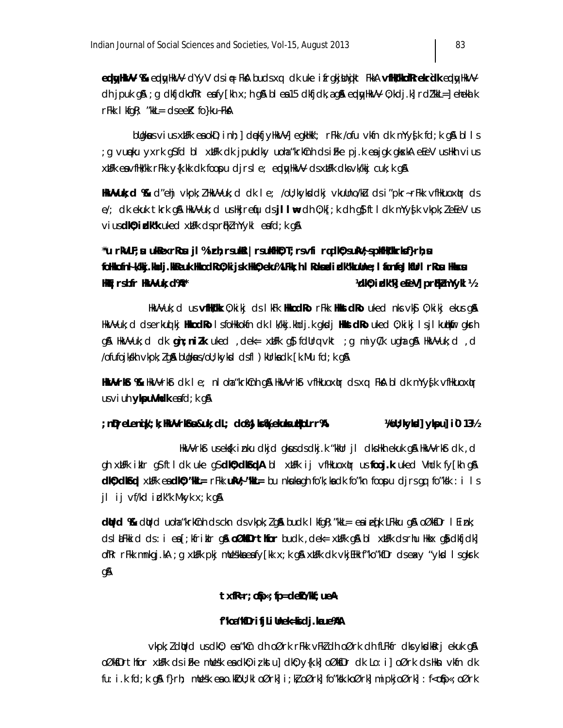**edqyHkkuq %&** edqyHkkuq dYyV ds iq= FkA budsxq dk uke ifrgkjsUnqjkt FkkA **vfHk/kko`fRrekf=dk** edqyHkkuq dh jpuk gA ;g dkfjdkofRr eafy[kh x;h gA bl ea15 dkfjdk,a gA edqyHkkuq 0;kdj.k] rdZkkL=] ehekalk rFkk lkfgR; "kkL= dseeZK fo}ku FkA

bUgkausvius xzUFk eaokD; inh;] deZdkf;ZHkkuq] egkHkk"; rFkk /ofu vkfn dk mYys[k fd;k gA blls ;g vuekfu yxrk gSfd bl xzUFk dk jpukdky uoha"krkCnh ds iwOkZ pj.k eajgk gksxkA eEeV usHkh vius xzUFk eavfHk/kk rFkk y{k.kk dk foospu djrs le; edqyHkkuq ds xzUFk dks vk/kkj cuk;k gA

**HkVVuk;d %&** d"ehj vkpk;ZHkVVuk;d dk le; /oU;kykddkj vkuUno/kZu ds i"pkr~rFkk vfHkuoxqIr ds e/; dk ekuk tkrk gA HkVVuk;d usHkjrefqu ds **jl lw=** dh 0;k[;k dh g\$ftl dk mYys[k vkpk;ZeEeV us vius **dkO;izdk"k** uked xzUFk ds prqFkZmYykl eafd;k gA

**"u rVLFR;su ukRexrRosu jl % izrh;rsukRi| rsukfHkO;T;rsvfi rq dkO;su`V;sv/kkfHk/kk;k foHkkofn l/kkj.khdj.kkReuk HkkodRo0;kikjs.kHkkO;eku%LFkk;h lRoksnzsd izdk"kkuUne;lafonfoJkfUr lRosu Hkksxsu Hkqt;rsbfr HkVVuk;d%A"** ¼**dkO;izdk"k**] eEeV] prqFkZmYykl½

HkVVuk;d us **vfHk/kk** 0;kikj ds lkFk **HkkodRo** rFkk **HkksxdRo** uked nks vkS 0;kikj ekus gA HkVVuk;d ds erkuqlkj **HkkodRo** lsfoHkkokfn dk l/kkj.khdj.k gksrk **HkksxdRo** uked 0;kikj lsjl kuHkfr gksrh gA HkVVuk;d dk **gn;niZk** uked ,deke= xzUFk g\$fdUrqvkt ;g miyC/k ugha gA HkVVuk;d ,d /ofufojk/kh vkpk;Z gA bUgkaus/oU;kyksd dsfl)kUrksadk [k.Mu fd;k gA

**HkVVrkSr %&** HkVVrkSr dk le; nl oha"krkCnh gA HkVVrkSr vfHkuoxqIr dsxq FkA bl dk mYys[k vfHkuoxqIr usviuh **ykspuVhdk** eafd;k gA

**;nkgqreqi/;k;HkVVrkSrsu&uk;dL; dfo% JksrqLlekuksuqHkoLrr%A** ¼/oU;kyksd] ykspu] iO 13½

HkVVrkSr usdkO; izdu dkjd gksus ds dkj.k "kkUr jl dks Hkh ekuk gA HkVVrkSr dk ,d gh xzUFk izkIr gSftl dk uke gS**dkO;dkSrqdA** bl xzUFk ij vfHkuoxqIr us **foorj.k** uked Vhdk fy[kh gA **dkO;dkSrqd** xzUFk ea**dkO;"kkL=** rFkk **ukV~;"kkL=** bu nksuksagh fo"k;ksadk fo"kn foospu djrs gq fo"ks"k : i ls jl ij vf/kd izdk"k Mkyk x;k gA

**dqUrd %&** dqUrd uoha"krkCnh ds cknds vkpk;Z gA budk lkfgR; "kkL= eaizeq[k LFkku gA oØksfDr lEiznk; ds laLFkkid ds :i eaa[;kfr izkIr gA **oØksfDrthfor** budk ,deke= xzUFk gA bl xzUFk ds rhu Hkkx g\$dkfjdk] ofRr rFkk mnkgj.kA ;g xzUFk pkj mUes"kkseafy[kk x;k gA xzUFk dk vkjEHkkf"kosfDr ds eaxy "ykd ls gksrk gA

**txfRrr;oSfp=;fp=deZ/kkf;usA**

**f"koa"kfDrifjLiUnek=ksidj.kaue%AA**

vkpk;ZdqUrd usdkO; ea"kCn dh oØrk rFkk vFkZdh oØrk dh fLFkfr dks ykdksRrj ekuk gA oØksfDrthfor xzUFk ds iFke mUes"k eadkO;iz;kstu] dkO;y{k.k] oØksfDr dk Lo:i] oØrk ds Hksn vkfn dk fu:i.k fd;k gA f}rh; mUes"k eao.kZfoU;kl oØrk] i;kZ oØrk] fo"ks"k.k oØrk] mipkj oØrk] :f<oSfp=; oØrk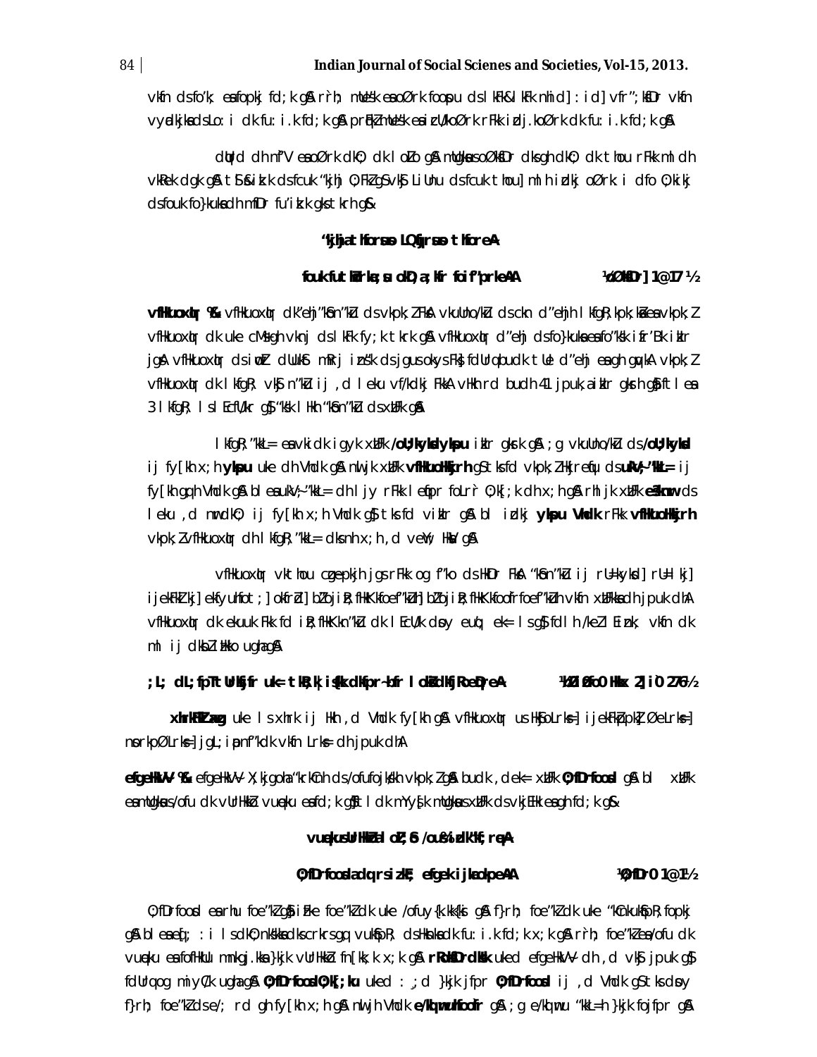vkfn ds fo'k; esa fopkj fd;k gSA rRi'pkr~ mUes"k esa oØrk fooj.ku ds lkFk&lkFk nhid] :id] vfr";ksfDr vkfn vyadkjksa ds Lo:i dk fu:i.k fd;k gSA prqFkZ mUes"k esa ijrU=koØrk rFkk iz.koØrk dk fu:i.k fd;k gSA

dqUrd dh n`f"V esa oØrk dkO; dk lokZo gSA mUgksus oØksfDr dks gh dkO; dk thou rFkk ml dh vkRek dgk gSA tSls&izk.k ds fcuk "kjhj O;FkZ gS vkSj Lillnu ds fcuk thou] ml h izdkj oØrk :i dfo O;kikj ds fouk fo}kuksa dh mfDr fu"izk.k gks tkrh gS&

**'kjhja thforsuo LQqfjrsuo thforeA**

**fouk futhZork;su okD;a;kfr foi"prkeAA** ¼oØksfDr] 1@17½

**vfHkuoxqIr %&** vfHkuoxqIr dk"ehj"kSo n"kZu ds vkpk;Z FksA vkuUnO/kZu ds cknd"ehj lkfgR;kpk;ksZa esa vkpk;Z vfHkuoxqIr dk uke cM+s gh vknj ds lkFk fy;k tkrk gSA vfHkuoxqIr d"ehj ds fo}kuksa esa fo"ks'k ifr'Bk ikIr jgsA vfHkuoxqIr ds iwoZ dUUkkS mÙkj izns"k ds jgus okys FksS fdUrq bu dk tUe d"ehj esa gh gqvkA vkpk;Z vfHkuoxqIr dk lkfgR; vkSj n"kZu ij ,d leku vf/kdkj FkkA vHkh rd budh 41 jpuk,a ikIr gksrh gSa ftl esa 3 lkfgR; ls lEcfU/kr gS "ks'k lHkh "kSo n"kZu ds xzUFk gSA

lkfgR;"kkL= esa vkidk igyk xzUFk **/oU;kyksdykspu** ikIr gksrk gSA ;g vkuUnO/kZu ds **/oU;kyksd** ij fy[kh x;h **ykspu** uke dh Vhdk gSA nwljk xzUFk **vfHkuoHkkjrh** gS tks fd vkpk;ZHkjreqfu ds **ukV;"kkL=** ij fy[kh gqbZ Vhdk gSA bl esa ukV;"kkL= dh lIrr rFkk lefpr foLrr O;k[;k dh x;h gSA rhljk xzUFk **ekSdnw** ds leku ,d mnkdkO; ij fy[kh x;h Vhdk gS tks fd vizkIr gSA bl izdkj **ykspu Vhdk** rFkk **vfHkuoHkkjrh** vkpk;Z vfHkuoxqIr dh lkfgR;"kkL= dks nh x;h ,d vewY; HksaV gSA

vfHkuoxqIr vkthou czãpkjh jgs rFkk og f"ko ds HkDr FksA "kSo n"kZu ij rU=kyksd] rU=lkj] ijekFkZlkj] ekfyuhfot;okfrZd] bZ"ojiR;fHkKkfoe"kZuh] bZ"ojiR;fHkKkfoo`frfoef"kZuh vkfn xzUFkksa dh jpuk dhA vfHkuoxqIr dk eukuk Fkk fd iR;fHkKkn"kZu dk lEcU/k dsoy euq"; ek= ls gS fdlh /keZ lEiznk; vkfn dk ml ij dksbZ izHkko ugha gSA

**;L; dL;fpTtUrks;fr uke= tkR;k ikS:'k dk fprs-bfr l okZ"kdkfjRoeDreA** ¼bZ"oj iz0 Hkkx 2] i`0 276½

**xhrkHkk'; uke** ls xhrk ij Hkh ,d Vhdk fy[kh gSA vfHkuoxqIr us HkSjoLrks=] ijekFkZpp.kZ] Øe Lrks=] nsorkpØLrks=] jgL;iapn"kdk vkfn Lrks= dh jpuk dhA

**efgeHkV~V %&** efgeHkV~V X;kjgoha "krkCnh ds /ofufojks/kh vkpk;Z gSA budk ,dek= xzUFk **O;fDrfoosd** gSA bl xzUFk esa mUgksus /ofu dk vUrHkkZo vuqeku esa fd;k gSA tSl s dk mYys[k mUgksus xzUFk ds vkjEHk esa gh fd;k gS&

**vuqekusUrHkkZol oZL;So /ous% izdk"kf;rqeA**

**O;fDrfoosda dq:rs iz.kE; efgek ijka okpeAA** ¼O;fDr0 1@1½

O;fDrfoosd esa rhu foe"kZ gSa izFke foe"kZ dk uke /ofuy{k.kk{ksi gSA f}rh; foe"kZ dk uke "kCnkuksfpR; fopkj gSA bl esa eq[;: i ls dkO; nks'kksa dks crkrs gq, vukSfpR; ds Hksnksa dk fu:i.k fd;k x;k gSA rr̀h; foe"kZ esa /ofu dk vuqeku esa vfHkUu mnkgj.kksa }kjk vUrHkkZo fn[kk;k x;k gSA **rÙoksfDrdks"k** uked efgeHkV~V dh ,d vkSj jpuk gS fdUrq og miyC/k ugha gSA **O;fDrfoosdO;k[;ku** uked :;d }kjk jfpr **O;fDrfoosd** ij ,d Vhdk gS tks dsoy f}rh; foe"kZ ds e/; rd gh fy[kh x;h gSA nwljh Vhdk **e/kqeFkufoofr** gSA ;g e/kqeFku "kkL=h }kjk fojfpr gSA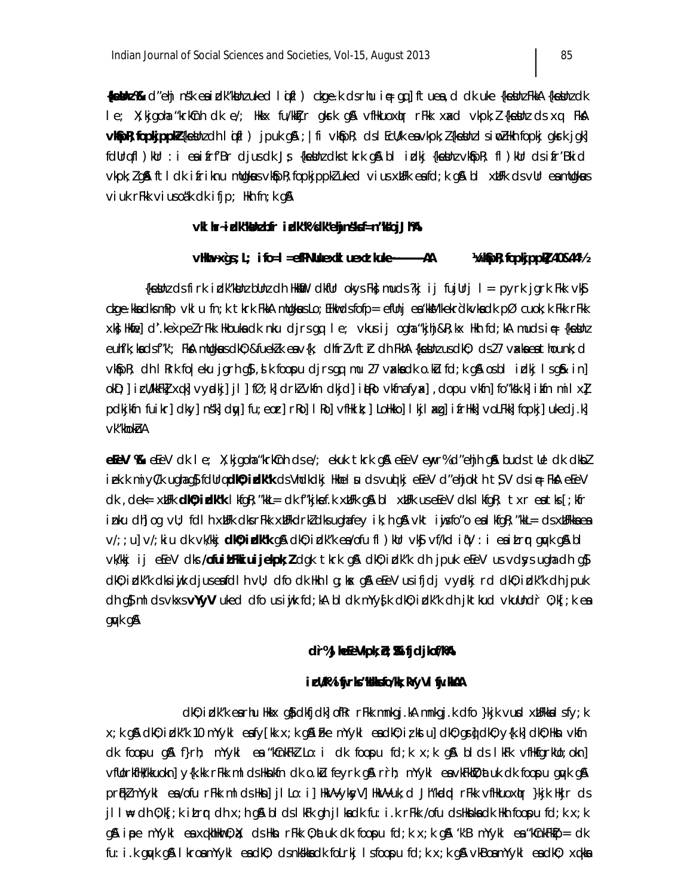**{ks=h;%&** d'ehj ns'k esa izdk'kh;uked l oiz) czke.k ds rhu iq= gq] ftuesa ,d dk uke {ks=h; FkkA {ks=h; dk le; X;kjgoha "krkCnh dk e/; Hkkx fu/kkZfjr gksrk gSA vfHkuoxqIr rFkk xaxd vkpk;Z {ks=h; ds xq: FksA **vkfpR;fopkjppkZ** {ks=h; dh l oiz) jpuk gSA ;|fi vkfpR; ds lEcU/k esa vkpk;Z {ks=h; sioZ Hkh fopkj gksrk jgk] fdUrq fl )kUr :i esa ifrf"Br djus dk Js; {ks=h; dks tkrk gSA bl izdkj {ks=h; vkfpR; fl )kUr ds ifr'Bkid vkpk;Z gSA ftl dk ifriknu mUgksaus vkfpR;fopkjppkZ uked vius xzUFk esa fd;k gSA bl xzUFk ds vUr esa mUgksaus viuk rFkk viusoa'k dk ifjp; Hkh fn;k gSA

**vklhr~-izdk'kbUnz bfr izdk'k%dk'ehjns'ks=n'kojJh%A**

**vHkwn~-xqsa;L; ifo=l=efrNUu xdL uexdkuke------AA** ¼**vkfpR;fopkjppkZ 40&44**½

{ks=h; ds firk izdk'kbUnz bUnz dh HkfDr dkfUr okys Fks] muds ?kj ij fujUrj l = pyrk jgrk Fkk vkSj czke.kksa dks mPp vklu fn;k tkrk FkkA mUgksaus Lo;EHkwds fofp= efUnj esa 'kkEHkoHkkerk dk vkHkk dk pØ cuok;k Fkk rFkk xkS Hkw] d".ke`peZ rFkk Hkouka dk nku djrs gq, le; vius ij ogha "kjhj&R;kx Hkh fd;kA muds iq= {ks=h; euhf"k;ksa ds f"k; FksA mUgksaus dkO;&fuekZ.k esa v{k; dhfrZ vftZr dh FkhA {ks=h; us dkO; ds 27 vaxksa esa thoun;d vkfpR; dh l Rrk fo|eku jgrh gS] ,sk foospu djrs gq, mu 27 vaxksa dk o.kZu fd;k gSA os bl izdkj l sg& in] okD;] izcU/kkFkZ] xq.k] vyadkj] jl ] fØ;k] drkZ vkfn dkjd] iqRo vkfn fyax] ,dopu vkfn] fo'ks".k] iRfn mil xZ] pdkjkfn fuikr] dky] ns'k] dqy] fu;eorz] rRo] lRo] vfHkizk;] LoHkko] lkjlaxz] ifrHkk] voLFkk] fopkj] uke djk.k] vk'khokZnA

**eEeV %&** eEeV dk le; X;kjgoha "krkCnh ds e/; ekuk tkrk gSA eEeV eqyr% d'ehjh gSA buds tUe dk dkbZ izek.k miyC/k ugha gS fdUrq **dkO;izdk'k** ds Vhdkdkj Hkhelsu ds vuqlkj eEeV d'ehjokl h tS;V ds iq= FksA eEeV dk ,dek= xzUFk **dkO;izdk'k** lkfgR;'kkL= dk f'kjksef.k xzUFk gSA bl xzUFk us eEeV dks lkfgR; txr esa tks [;kfr iznku dh] og vU; fdlh xzUFk dks rFkk xzUFkdrkZ dks ugha feyh ik;h gSA vkt iwjs fo'o esa lkfgR;'kkL= ds xzUFkksa esa v/;;u] v/;kiu dk vk/kkj **dkO;izdk'k** gSA dkO;izdk'k esa /ofu fl )kUr vkSj vf/kd iq"V :i esa izLrqr gqvk gSA bl vk/kkj ij eEeV dks **/ofuizLFkkuijeekpk;Z** dgk tkrk gSA dkO;izdk'k dh jpuk eEeV us vdsys ugha dh gS dkO;izdk'k dks iwjk djus esa fdlh vU; dfo dk Hkh lg;ksx gSA eEeV us ifjdj vyadkj rd dkO;izdk'k dh jpuk dh gS mlds vkxs **vYyV** uked dfo us iwjk fd;kA bl dk mYys[k dkO;izdk'k dh jktkud vkuUnd`r O;k[;k esa gqvk gSA

**dr`%,kseEeVkpk;ZoZ;%&fjdjkof/kA**

**izcU/k%iwfjrks'kkfo/kk;kYyVlwfjukAA**

dkO;izdk'k esa rhu Hkkx gS& dkfjdk] o`fRr rFkk mnkgj.kA mnkgj.k dfo }kjk vU; xzUFkksa ls fy;k x;k gSA dkO;izdk'k 10 mYykl esa fy[kk x;k gSA izFke mYykl esa dkO; iz;kstu] dkO;gsrq] dkO; y{k.k] dkO; Hksn vkfn dk foospu gSA f}rh; mYykl esa "kCnkFkZ Lo:i dk foospu fd;k x;k gSA blds lkFk vfHkfgrkUo;okn] vfUorkfHk/kkuokn] y{k.kk rFkk mlds Hksnksa dk o.kZu feyrk gSA r`rh; mYykl esa vkFkhZ O;atuk dk foospu gqvk gSA prqFkZ mYykl esa /ofu rFkk mlds Hksn] jl Lo:i] HkV~Vyksy}] HkV~Vuk;d] Jh"kadqd rFkk vfHkuoxqIr }kjk Hkjr ds jl lw= dh O;k[;k izLrqr dh x;h gSA bl ds lkFk gh jl Hksnksa dk fu:i.k rFkk /ofu ds Hksnksa dk Hkh foospu fd;k x;k gSA iape mYykl esa xq.khHkwr O;aX; ds Hksn rFkk O;atuk dk foospu fd;k x;k gSA "k"B mYykl esa "kCnkFkZfp= dk fu:i.k gqvk gSA lIre mYykl esa dkO; ds nks"kksa dk foLrkj ls foospu fd;k x;k gSA v"Be mYykl esa dkO; xq.kksa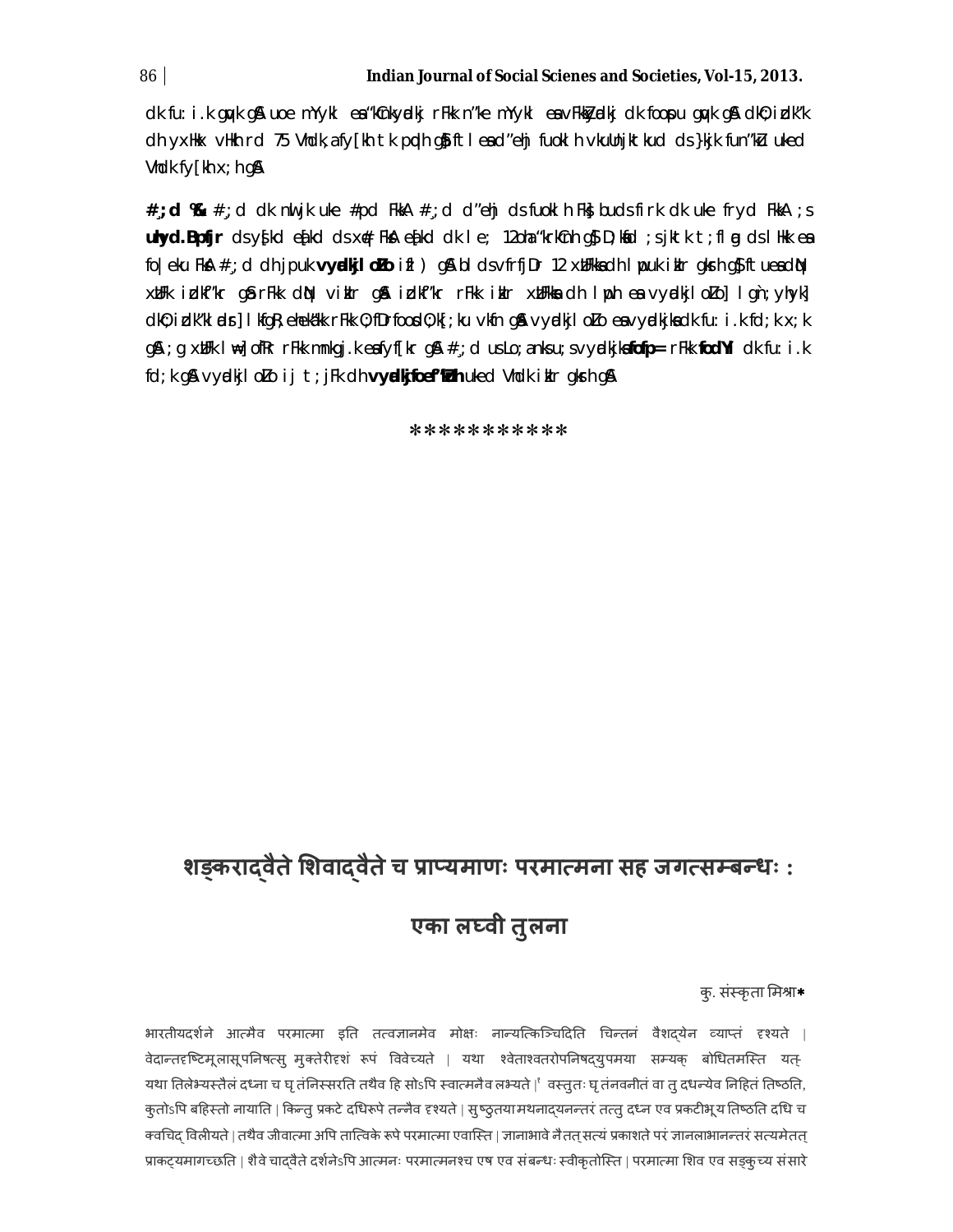dk fu:i.k gqvk gSA uoe mYykl esa 'kCnkyadkj rFkk n'ke mYykl esa vFkkZyadkj dk foospu gqvk gSA dkO;izdk'k dh yxHkx vHkh rd 75 Vhdk,a fy[kh tk pqdh gSa ftlesa d'ehj fuoklh vkuUnjktkud ds }kjk fun'kZu uked Vhdk fy[kh x;h gSA

**#;d %&** #;d dk nwljk uke #pd FkkA #;d d'ehj ds fuoklh Fks buds firk dk uke fryd FkkA ;s **uhyd.Bpfjr** ds ys[kd e[kad ds xq# FksA e[kad dk le; 12 oha 'krkCnh gS D;ksafd ;s jktk t;flag ds lHkk esa fo|eku FksA #;d dh jpuk **vyadkjloZLo** izfl) gSA blds vfrfjDr 12 xzUFkksa dh lwpuk izkIr gksrh gS ftuesa dqN xzUFk izdkf'kr gSa rFkk dqN vizkIr gSA izdkf'kr rFkk izkIr xzUFkksa dh lwph esa vyadkjloZLo] lgn;yhyk] dkO;izdk'kladsr] lkfgR;ehekalk rFkk O;fDrfoosdO;k[;ku vkfn gSA vyadkjloZLo esa vyadkjksa dk fu:i.k fd;k x;k gSA ;g xzUFk lw=] o`fRr rFkk mnkgj.k esa fy[kk x;k gSA #;d us Lo;ans'ku;s vyadkjksa **fofp=** rFkk **fodYi** dk fu:i.k fd;k gSA vyadkjloZLo ij t;jFk dh **vyadkjfoef'kZuh** uked Vhdk izkIr gksrh gSA

***********

## शङ्करादद्वैते शिवादद्वैते च प्राप्यमाणः परमात्मना सह जगत्सम्बन्धः :

## एका लघ्वी तुलना

कु. संस्कृता मिश्रा*

भारतीयदर्शने आत्मैव परमात्मा इति तत्वज्ञानमेव मोक्षः नान्यत्किञ्चिदिति चिन्तनं वैशद्येन व्याप्तं दृश्यते । वेदान्तदृष्टिमूलासूपनिषत्सु मुक्तेरीदृशं रूपं विवेच्यते । यथा श्वेताश्वतरोपनिषद्युपमया सम्यक् बोधितमस्ति यत् यथा तिलेभ्यस्तैलं दध्ना च घृतंनिस्सरति तथैव हि सोऽपि स्वात्मनैव लभ्यते।[1] वस्तुतः घृतंनवनीतं वा तु दधन्येव निहितं तिष्ठति, कुतोऽपि बहिस्तो नायाति। किन्तु प्रकटे दधिरूपे तन्नैव दृश्यते। सुष्ठुतया मथनादयनन्तरं तत्तु दध्न एव प्रकटीभूय तिष्ठति दधि च क्वचिद् विलीयते। तथैव जीवात्मा अपि तात्विके रूपे परमात्मा एवास्ति। ज्ञानाभावे नैतत् सत्यं प्रकाशते परं ज्ञानलाभानन्तरं सत्यमेतत् प्राकट्यमागच्छति। शैवे चाद्वैते दर्शनेऽपि आत्मनः परमात्मनश्च एष एव संबन्धः स्वीकृतोऽस्ति। परमात्मा शिव एव सङ्कुच्य संसारे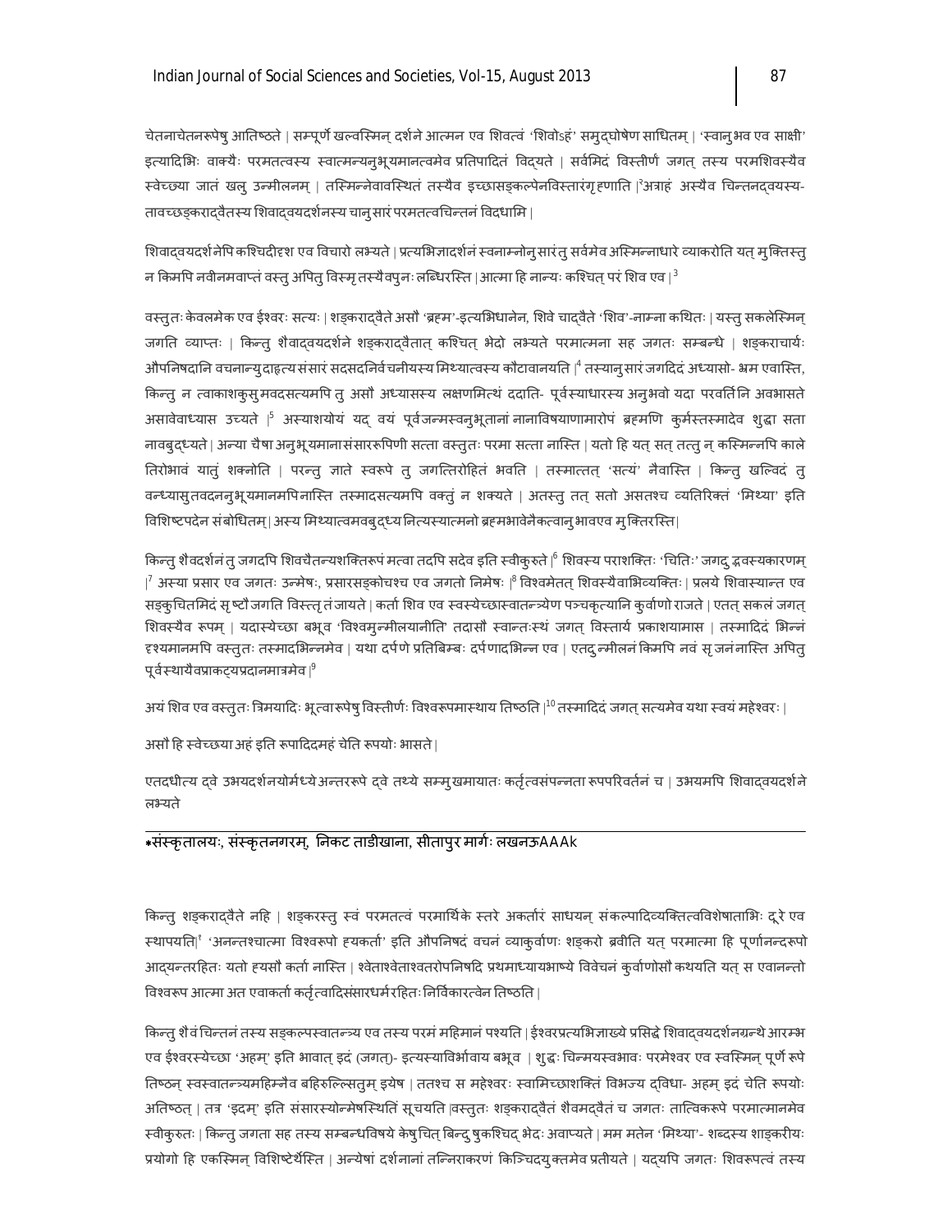चेतनाचेतनरूपेषु आतिष्ठते। सम्पूर्णे खल्वस्मिन् दर्शने आत्मन एव शिवत्वं 'शिवोऽहं' समुद्घोषेण साधितम्। 'स्वानुभव एव साक्षी' इत्यादिभिः वाक्यैः परमतत्वस्य स्वात्मन्यनुभूयमानत्वमेव प्रतिपादितं विद्यते। सर्वमिदं विस्तीर्णं जगत् तस्य परमशिवस्यैव स्वेच्छया जातं खलु उन्मीलनम्। तस्मिन्नेवावस्थितं तस्यैव इच्छासङ्कल्पेनविस्तारंगृहणाति।[2]अत्राहं अस्यैव चिन्तनद्वयस्य-तावच्छङ्कराद्वैतस्य शिवाद्वयदर्शनस्य चानुसारं परमतत्वचिन्तनं विदधामि।

शिवाद्वयदर्शनेपि कश्चिदीदृश एव विचारो लभ्यते। प्रत्यभिज्ञादर्शनं स्वनाम्नोनुसारं तु सर्वमेव अस्मिन्नाधारे व्याकरोति यत् मुक्तिस्तु न किमपि नवीनमवाप्तं वस्तु अपितु विस्मृतस्यैवपुनः लब्धिरस्ति। आत्मा हि नान्यः कश्चित् परं शिव एव।[3]

वस्तुतः केवलमेक एव ईश्वरः सत्यः। शङ्कराद्वैते असौ 'ब्रह्म'-इत्यभिधानेन, शिवे चाद्वैते 'शिव'-नाम्ना कथितः। यस्तु सकलेस्मिन् जगति व्याप्तः। किन्तु शैवाद्वयदर्शने शङ्कराद्वैतात् कश्चित् भेदो लभ्यते परमात्मना सह जगतः सम्बन्धे। शङ्कराचार्यः औपनिषदानि वचनान्युदाहृत्य संसारं सदसदनिर्वचनीयस्य मिथ्यात्वस्य कौटावानयति।[4] तस्यानुसारं जगदिदं अध्यासो- भ्रम एवास्ति, किन्तु न त्वाकाशकुसुमवदसत्यमपि तु असौ अध्यासस्य लक्षणमित्थं ददाति- पूर्वस्याधारस्य अनुभवो यदा परवर्तिनि अवभासते असावेवाध्यास उच्यते।[5] अस्याशयोयं यद् वयं पूर्वजन्मस्वनुभूतानां नानाविषयाणामारोपं ब्रह्मणि कुर्मस्तस्मादेव शुद्धा सता नावबुद्ध्यते। अन्या चैषा अनुभूयमाना संसाररूपिणी सत्ता वस्तुतः परमा सत्ता नास्ति। यतो हि यत् सत् तत्तु न् कस्मिन्नपि काले तिरोभावं यातुं शक्नोति। परन्तु ज्ञाते स्वरूपे तु जगत्तिरोहितं भवति। तस्मात्तत् 'सत्यं' नैवास्ति। किन्तु खल्विदं तु वन्ध्यासुतवदननुभूयमानमपि नास्ति तस्मादसत्यमपि वक्तुं न शक्यते। अतस्तु तत् सतो असतश्च व्यतिरिक्तं 'मिथ्या' इति विशिष्टपदेन संबोधितम्। अस्य मिथ्यात्वमवबुद्ध्य नित्यस्यात्मनो ब्रह्मभावेनैकत्वानुभावएव मुक्तिरस्ति।

किन्तु शैवदर्शनं तु जगदपि शिवचैतन्यशक्तिरूपं मत्वा तदपि सदेव इति स्वीकुरुते।[6] शिवस्य पराशक्तिः 'चितिः' जगदुद्भवस्यकारणम्।[7] अस्या प्रसार एव जगतः उन्मेषः, प्रसारसङ्कोचश्च एव जगतो निमेषः।[8] विश्वमेतत् शिवस्यैवाभिव्यक्तिः। प्रलये शिवास्यान्त एव सङ्कुचितमिदं सृष्टौ जगति विस्तृतं जायते। कर्ता शिव एव स्वस्येच्छास्वातन्त्र्येण पञ्चकृत्यानि कुर्वाणो राजते। एतत् सकलं जगत् शिवस्यैव रूपम्। यदास्येच्छा बभूव 'विश्वमुन्मीलयानीति' तदासौ स्वान्तःस्थं जगत् विस्तार्य प्रकाशयामास। तस्मादिदं भिन्नं दृश्यमानमपि वस्तुतः तस्मादभिन्नमेव। यथा दर्पणे प्रतिबिम्बः दर्पणादभिन्न एव। एतदुन्मीलनं किमपि नवं सृजनं नास्ति अपितु पूर्वस्थायैवप्राकट्यप्रदानमात्रमेव।[9]

अयं शिव एव वस्तुतः त्रिमयादिः भूत्वा रूपेषु विस्तीर्णः विश्वरूपमास्थाय तिष्ठति।[10] तस्मादिदं जगत् सत्यमेव यथा स्वयं महेश्वरः।

असौ हि स्वेच्छया अहं इति रूपादिदमहं चेति रूपयोः भासते।

एतदधीत्य द्वे उभयदर्शनयोर्मध्ये अन्तररूपे द्वे तथ्ये सम्मुखमायातः कर्तृत्वसंपन्नता रूपपरिवर्तनं च। उभयमपि शिवाद्वयदर्शने लभ्यते

---

*संस्कृतालयः, संस्कृतनगरम्, निकट ताडीखाना, सीतापुर मार्गः लखनऊAAAk

किन्तु शङ्कराद्वैते नहि। शङ्करस्तु स्वं परमतत्वं परमार्थिके स्तरे अकर्तारं साधयन् संकल्पादिव्यक्तित्वविशेषताभिः दूरे एव स्थापयति।[1] 'अनन्तश्चात्मा विश्वरूपो ह्यकर्ता' इति औपनिषदं वचनं व्याकुर्वाणः शङ्करो ब्रवीति यत् परमात्मा हि पूर्णानन्दरूपो आद्यन्तरहितः यतो ह्यसौ कर्ता नास्ति। श्वेताश्वेताश्वतरोपनिषदि प्रथमाध्यायभाष्ये विवेचनं कुर्वाणोसौ कथयति यत् स एवानन्तो विश्वरूप आत्मा अत एवाकर्ता कर्तृत्वादिसंसारधर्मरहितः निर्विकारत्वेन तिष्ठति।

किन्तु शैवं चिन्तनं तस्य सङ्कल्पस्वातन्त्र्य एव तस्य परमं महिमानं पश्यति। ईश्वरप्रत्यभिज्ञाख्ये प्रसिद्धे शिवाद्वयदर्शनग्रन्थे आरम्भ एव ईश्वरस्येच्छा 'अहम्' इति भावात् इदं (जगत्)- इत्यस्याविर्भावाय बभूव। शुद्धः चिन्मयस्वभावः परमेश्वर एव स्वस्मिन् पूर्णे रूपे तिष्ठन् स्वस्वातन्त्र्यमहिम्नैव बहिरुल्लिसतुम् इयेष। ततश्च स महेश्वरः स्वामिच्छाशक्तिं विभज्य द्विधा- अहम् इदं चेति रूपयोः अतिष्ठत्। तत्र 'इदम्' इति संसारस्योन्मेषस्थितिं सूचयति।वस्तुतः शङ्कराद्वैतं शैवमद्वैतं च जगतः तात्विकरूपे परमात्मानमेव स्वीकुरुतः। किन्तु जगता सह तस्य सम्बन्धविषये केषुचित् बिन्दुषुकश्चिद् भेदः अवाप्यते। मम मतेन 'मिथ्या'- शब्दस्य शाङ्करीयः प्रयोगो हि एकस्मिन् विशिष्टेर्थेस्ति। अन्येषां दर्शनानां तन्निराकरणं किञ्चिदयुक्तमेव प्रतीयते। यद्यपि जगतः शिवरूपत्वं तस्य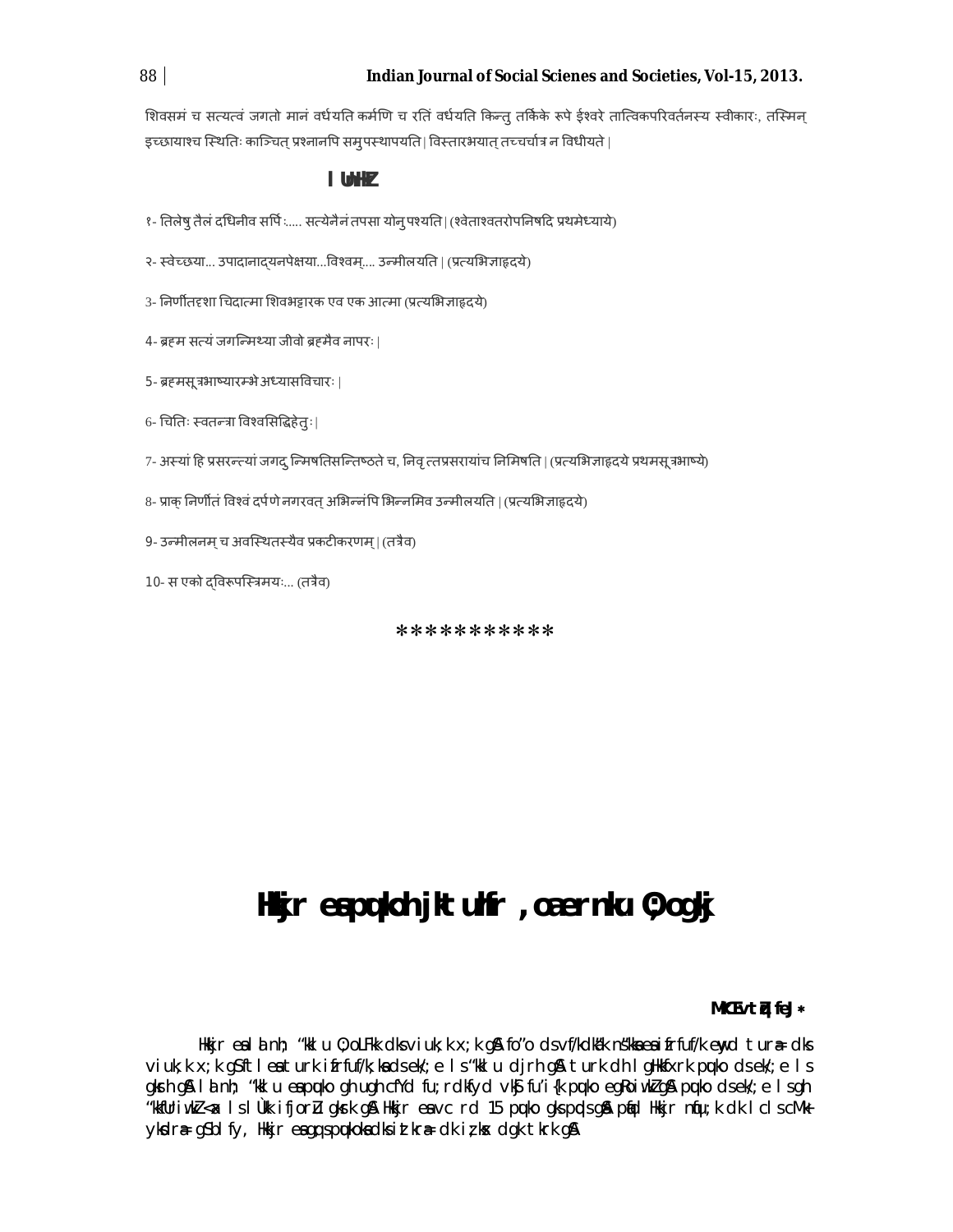शिवसमं च सत्यत्वं जगतो मानं वर्धयति कर्मणि च रतिं वर्धयति किन्तु तर्किके रूपे ईश्वरे तात्विकपरिवर्तनस्य स्वीकारः, तस्मिन् इच्छायाश्च स्थितिः काञ्चित् प्रश्नानपि समुपस्थापयति। विस्तारभयात् तच्चर्चात्र न विधीयते।

## I UnHkZ

१- तिलेषु तैलं दधिनीव सर्पिः..... सत्येनैनं तपसा योनुपश्यति। (श्वेताश्वतरोपनिषदि प्रथमेध्याये)

२- स्वेच्छया... उपादानाद्यनपेक्षया...विश्वम्.... उन्मीलयति। (प्रत्यभिज्ञाहृदये)

3- निर्णीतदृशा चिदात्मा शिवभट्टारक एव एक आत्मा (प्रत्यभिज्ञाहृदये)

4- ब्रह्म सत्यं जगन्मिथ्या जीवो ब्रह्मैव नापरः।

5- ब्रह्मसूत्रभाष्यारम्भे अध्यासविचारः।

6- चितिः स्वतन्त्रा विश्वसिद्धिहेतुः।

7- अस्यां हि प्रसरन्त्यां जगदुन्मिषतिसन्तिष्ठते च, निवृत्तप्रसरायांच निमिषति। (प्रत्यभिज्ञाहृदये प्रथमसूत्रभाष्ये)

8- प्राक् निर्णीतं विश्वं दर्पणे नगरवत् अभिन्नंपि भिन्नमिव उन्मीलयति। (प्रत्यभिज्ञाहृदये)

9- उन्मीलनम् च अवस्थितस्यैव प्रकटीकरणम्। (तत्रैव)

10- स एको द्विरूपस्त्रिमयः... (तत्रैव)

***********

# Hkkjr esa pqukoh jktuhfr ,oa ernkrk O;ogkj

**MkW eatq feJ ***

Hkkjr esa lanh; "kklu O;oLFkk dks viuk;k x;k gS fo"o ds vf/kdka"k ns"kksa esa izfrfuf/k ewyd turU= dks viuk;k x;k gS tlesa turk izfrfuf/k;ksa ds ek/;e ls "kklu djrh gS turk dh lgHkkfxrk pquko ds ek/;e ls gksrh gS lanh; "kklu esa pquko gh ugh cfYd fu;rdkfyd vkSj fu"i{k pquko egRoiw.kZ gS pquko ds ek/;e ls gh "kfDr iwoZd a lÙkk ifjorZu gksrk gS Hkkjr esa vc rd 15 pquko gks pqds gSa pfdd Hkkjr nqfu;k dk lcls cMk ykdrU= gS blfy, Hkkjr esa gq, pqukoksa dks izkra= dk i;kZ; dgk tkrk gS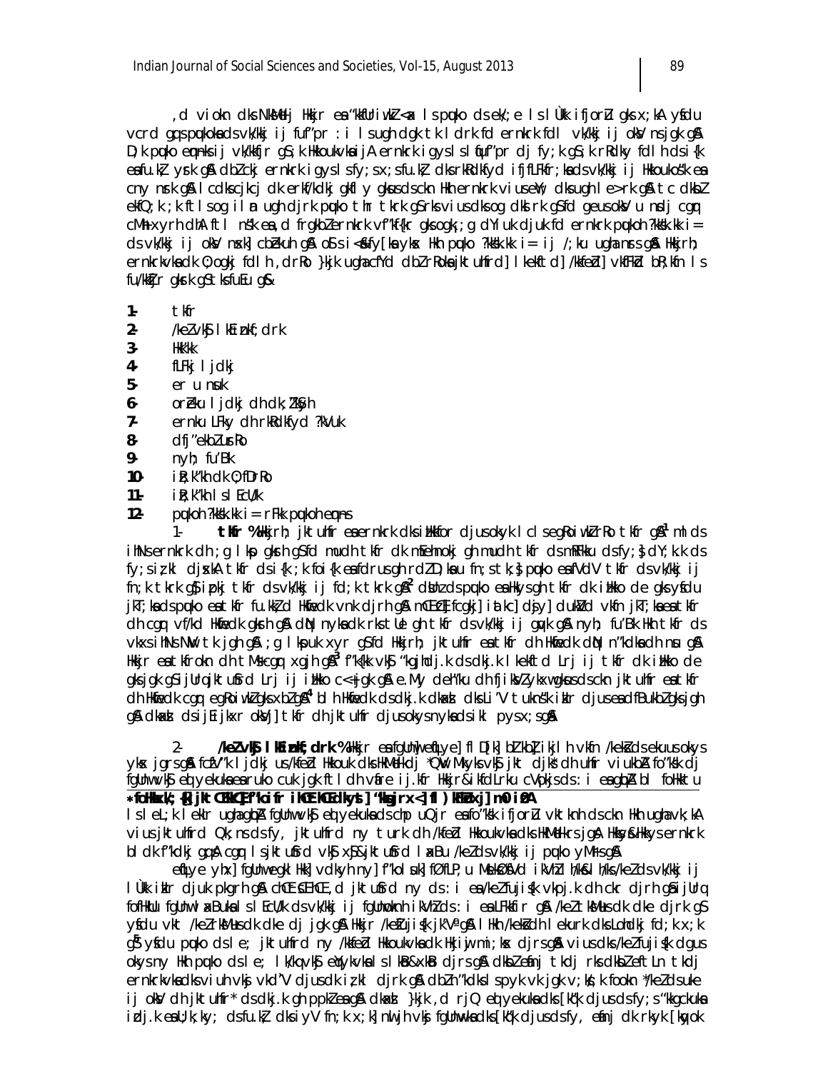, d vioknk dks NksM+dj Hkkjr esa "kkfUriw.kZ <ax ls pquko ds ek/;e ls lÙkk ifjorZu gks x;kA ysfdu vcrd gq, s pqukoksa ds vk/kkj ij fuf"pr : i ls ugha dgk tk ldrk fd ernkrk fdl vk/kkj ij oksV nsdj gksrs gSA D;k pquko eqn~nks ij vk/kkfjr gS ;k Hkkoukvksa ij A ernkrk igys ls lqfuf"pr dj fy;k gS ;k rRdky fdlh ds i{k esa fu.kZ; ysrk gSA dbZ ckj ernkrk igys ls fy;s x;s fu.kZ; dks rRdkfyd ifjfLFkfr;ksa ds vk/kkj ij Hkkoukvksa"k esa cny nsrk gSA lcdks cjkcj dk erkf/kdkj gksfl y gksus ds ckn Hkh ernkrk viusebZ; dks ugh le>rk gSA tc dksbZ ekfQ;k ;k ftl sog ilUn ugh djrk pquko thr tkrk gS rks vius dks og dkslrk gS fd geus oksV u nsdj cgqr cM+h xyrh dhA ftl ns"k esa , d frgkbZ ernkrk vf"kf{kr gks ogk ;g dYiuk djuk fd ernkrk pqukoh ?kks"k.kk i= ds vk/kkj ij oksV nsxk] cbZekuh gSA os Ss i<+s fy[ks yksx Hkh pquko ?kks"k.kk i= ij /;ku ugha nsrs gSA Hkkjrh; ernkrkvksa dk O;ogkj fdlh , d rRo }kjk ugha cfYd dbZ rRoksa jktuhfrd] lkekftd] /kkfeZd] vkfFkZd bR;kfn ls fu/kkZfjr gksrk gS tks fuEu g&

1- tkfr
2- /keZ vkSj lkEiznkf;drk
3- Hkk"kk
4- fLFkj ljdkj
5- er u nsuk
6- orZeku ljdkj dh dk;Z'kSyh
7- ernku LFky dh rkRdkfyd ?kVuk
8- dfj"ekbZ usrRo
9- nyh; fu'Bk
10- iR;k'kh dk O;fDrRo
11- iR;k'kh ls lEcU/k
12- pqukoh ?kks"k.kk i= rFkk pqukoh eqn~ns

1- **tkfr %&** Hkkjrh; jktuhfr esa ernkrk dks izHkkfor djus okyk lcls egRoiw.kZ rRo tkfr gS[1] ml ds ihNs ernkrk dh ;g lkp gksrh gS fd mudh tkfr dk mEehnokj gh mudh tkfr ds mRFkku ds fy;s dY;k.k ds fy;s iz;kl djsxkA tkfr ds i{k ;k foi{k esa fdrus gh rdZ D;ksa u fn;s tk;s pquko esa fVdV tkfr ds vk/kkj ij fn;k tkrk gS] izpkj tkfr ds vk/kkj ij fd;k tkrk gSA[2] dbZ ds pquko esa Hkys gh tkfr dk izHkko de gks ysfdu jkT;ksa ds pquko esa tkfr ;k.kh;Zd Hkwfedk vnk djrh gSA mÙkj izns"k] fcgkj] iatkc] dsjy] dukZVd vkfn jkT;ksa esa tkfr dh cgqr vf/kd Hkwfedk gksrh gSA dbZ nyksa dk rks tUe gh tkfr ds vk/kkj ij gqvk gSA nyh; fu'Bk Hkh tkfr ds vkxs ihNs NwV tkrh gSA ;g lkpuk xyr gS fd Hkkjrh; jktuhfr esa tkfr dh Hkwfedk dbZ n"kdksa dh nsu gSA Hkkjr esa tkfrokn dh tM+s cgqr xgjh gS[3] f"k{kk vkSj "kgjhdj.k ds dkj.k lkekftd Lrj ij tkfr dk izHkko de gks jgk gS ijUrq jktuSfrd Lrj ij izHkko c<+ jgk gSA e.My deh"ku dh fjiksVZ ykxw gksus ds ckn jktuhfr esa tkfr dh Hkwfedk cgqr egRoiw.kZ gks xbZ gSA[4] blh Hkwfedk ds dkj.k dkaxzsl dks Li'V tukns"k izkIr djus esa dfBukbZ gks jgh gSA dkaxzsl ds ijEijkxr oksV] tkfr dh jktuhfr djus okys nyksa ds ikl pys x;s gSA

2- **/keZ vkSj lkEiznkf;drk %&** Hkkjr esa fgUnw] eqfLye] fl D[k] bZlkbZ] ikjlh vkfn /keksZa ds ekuus okys yksx jgrs gSA fczfV"k ljdkj us /kkfeZd Hkkouk dks HkM+dkdj *QwV Mkyks vkSj jkt djks* dh uhfr viukbZA fo"ks"k dj fgUnw vkSj eqfLye ekuus okyksa esa ruko cuk jgk ftlds vfUre ifj.kfr Hkkjr&ikfdLrku cVokjs ds : i esa gqbZA bl foHkktu ls leL;k lekIr ugha gqbZA fgUnw vkSj eqfLye ekuuksa ds chp uQjr esa fo"ks"k ifjorZu vkt rd ns"k ds ckn Hkh ugha vk;kA vius jktuhfrd Qk;ns ds fy;s jktuhfrd ny turk dh /kkfeZd Hkkoukvksa dks HkM+dkrs jgs A Hkksys&Hkkys ernkrk bl dk f"kdkj gq,A cgqr ls jktuSfrd vkSj xSj&jktuSfrd laxBu /keZ ds vk/kkj ij pquko yM+rs gSA

eqfLye yhx] fgUnw egklHkk] vdkyh ny] f"kolsuk] fØfLp;u MseksØsfVd ikVhZ /keZ&lEiznk; ds vk/kkj ij lÙkk izkIr djuk pkgrh gSA ckcjh eLthn , d jktuSfrd ny ds : i esa /keZ fujis{k vkpj.k dh ckr djrh gS ijUrq fofHkUu fgUnw laxBuksa ls lEcU/k ds vk/kkj ij fgUnwoknh ikVhZ ds : i esa LFkkfir gSA /keZ tkfrokn dk dke djrk gS ysfdu vkt /keZ rkfdZd dk dke dj jgk gSA Hkkjr /keZ fujis{k jk"Vª gSA lHkh /keksZa dh lekurk dks Lohdkj fd;k x;k gS[5] ysfdu pquko ds le; jktuhfrd ny /kkfeZd Hkkoukvksa dk Hkjiwj mi;ksx djrs gSA vius dks /keZ fujis{k dgus okys ny Hkh pquko ds le; lk/kqvksa vkSj ekSyfo;ksa ls lkaB&xkaB djrs gSA dksbZ efUnj tkdj rks dksbZ efLtn tkdj ernkrkvksa dks viuh vksj vkd'"V djus dk iz;kl djrk gSA dbZ "kkdlspyk vk jgk v;ks/;k fookn */keZ ds uke ij oksV dh jktuhfr* ds dkj.k gh pphZ esa gSA dkaxzsl }kjk , d rjQ eqfLye ernkrkvksa dks [kq"k djus ds fy;s "kkgckuks izdj.k esa U;k;ky; ds fu.kZ; dks iyV fn;k x;k] nwljh vksj fgUnqvksa dks [kq"k djus ds fy, efUnj dk rkyk [kqyok

---

*foHkkx/;{k] jktuhfr CEkk] f"kodfr iksLVxzstq, V dkyst] "kkgjtx<] ¼l½ Hkkjrk] jm0 iz0A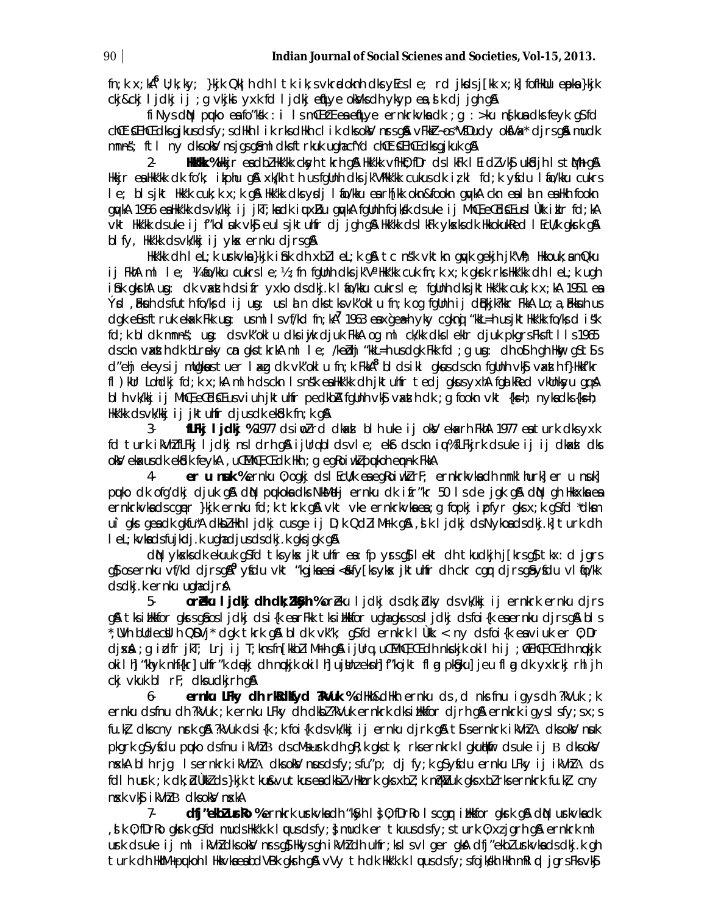fn;k x;kA[6] U;k;ky; }kjk Qk¡lh dh l tk ik;s vkradokfn;ksa dks ekQh l e; rd jkds j[kk x;k] fofHkUu ekeyksa }kjk ckj&ckj l jdkj ij ;g vkjksi yxk fd l jdkj eqfLye okV cSad dh ykyp esa ,slk dj jgh gSA

fiNys dqN pqukoksa esa fo"ks"k : i ls mÙkj izns'k esa eqfLye ernkrkvksa dk ;g : >ku ns[kus dks feyk gS fd cMh&cMh ikfVZ;ksa dks gjkus ds fy;s os dHkh l ik rks dHkh clik dks okV ns jgs gSA vFkkZr~ os *VSDVhdy okfVax* dj jgs gSA mudk mn~ns"; ftl ny dks okV ns jgs gSa ml dks ftrkuk ugha cfYd cMh&cMh ikfVZ;ksa dks gjkuk gSA

2- **Hkk"kk %** Hkkjr esa dbZ Hkk"kk cksyh tkrh gSA Hkk"kk vfHkO;fDr ds lk/ku ls vf/kd vkSj uk;d ds fopkj ls tqM+h gSA Hkkjr esa Hkk"kk dk fo"k; i;kZIr gSA xk¡/kh th us fgUnh dks jk"VªHkk"kk cukus dk iz;kl fd;k yfdu lafo/kku cukrs le; bls jkt Hkk"kk cuk;k x;k gSA Hkk"kk dks ysdj lafo/kku esa rhfjkk okn&fookn gqvkA ckn esa la lnu esa Hkh fookn gqvkA 1956 esa Hkk"kk ds vk/kkj ij jkT;ksa dk iquxZBu gqvkA fgUnh fojks/k ds uke ij MhŒ,eŒdsŒ us lÙkk izkIr fd;kA vkt Hkk"kk ds uke ij f"kolsuk vkSj eul s jktuhfr dj jgh gSA Hkk"kk ds lkFk yksxksa dk Hkkoukred lEcU/k gksrk gSA blfy, Hkk"kk ds vk/kkj ij yksx ernku djrs gSA

Hkk"kk dh leL;k urkvksa }kjk iSnk dh xbZ leL;k gSA tc ns'k vktkn gqvk gekjh jk"Vª Hkkouk,a mQku ij FkhA ml le; ¼lafo/kku cukrs le;½ fgUnh dks jk"Vª Hkk"kk cuk fn;k x;k gksrk rks Hkk"kk dh leL;k ugh iSnk gksrhA ug: dk vaxzsth ds ifr yxko ds dkj.k lafo/kku cukrs le; fgUnh dks jkt Hkk"kk cuk;k x;kA 1951 esa Ýsd ,aFkuh us futh fo/ks;d ij ug: us laln dks tks vk"oklu fn;k og fgUnh ij dqBkjk?kkr FkkA Lo;a ,aFkuh us dgk eSa ftruk ekax Fkk ug: us ml ls vf/kd fn;kA[7] 1963 esa x`gea=h yky cgknqj "kkL=h us jkt Hkk"kk fo/ks;d is'k fd;k bl dk mn~ns"; ug: ds vk"oklu dks iwjk djuk FkkA og ml c/kk dks lekIr djuk pkgrs Fks ftlls 1965 ds ckn vaxzsth dk bLrseky can gks tkrkA ml le; /keZohj "kkL=h us dgk Fkk fd ;g ug: dh oSlh gh Hkwy gS tSls d"ehj ekeys ij mUgksaus tuer laxzg dk vk"oklu fn;k FkkA[8] bl ds ikl gksus ds ckn fgUnh vkSj vaxzsth f}Hkk"kk fl)kUr Lohdkj fd;k x;kA ml h ds ckn ls ns"k esa Hkk"kk dh jktuhfr tksj idM+ yh gSA fgUnh vkUnksyu gqvkA bl h vk/kkj ij MhŒ,eŒdsŒ us viuh jktuhfr pedkbZA fgUnh vkSj vaxzsth dk ;g fookn vkt {ks=h; nyksa dks {ks=h; Hkk"kk ds vk/kkj ij jktuhfr djus dk ekSdk fn;k gSA

3- **fLFkj l jdkj %** 1977 ds iwoZ rd dkaxzsl bl uke ij okV ekaxrh FkhA 1977 esa turk dks yxk fd turk ikVhZ fLFkj l jdkj ns ldrh gSA ijUrq bl ds vl e; eksr ds ckn iqu% fLFkjrk ds uke ij ij dkaxzsl dks okV ekaxus dk ekSdk feykA ,uŒMhŒ,Œ dk Hkh ;g eq[; pqukoh eqn~nk FkkA

4- **er u nsuk %** ernku O;ogkj ds lEcU/k esa eq[; ckr ;g gS fd ernkrkvksa dh mnklhurk] er u nsuk] pquko dk cfg"dkj djuk gSA dqN pqukoksa dks NksM+dj ernku dk izfr"kr 50 ls de jgk gSA dqN gh Hkkxksa esa ernkrkvksa ds cgqer }kjk ernku fd;k tkrk gSA vkt vke ernkrkvksa esa ;g fopkj izpfyr gks x;k gS fd *dksmu ì gks gesa dk gkfu* vkSj dksbZ l jdkj cuus ij D;k Qdz iM+rk gSA ,sls l jdkj ds Nyus ds dkj.k turk dh leL;kvksa ds fujkdj.k ugha djus ds dkj.k gks jgk gSA

dqN yksxksa dk ekuuk gS fd tks yksx jktuhfr esa : fp ysrs gSa lekt dh tkudkjh j[krs gSa tks x: d jgrs gSa os ernku vf/kd djrs gSA[9] ysfdu vkt "kgjksa esa i<s&fy[ks yksx jktuhfr dh ckr cgqr djrs gSa ysfdu vlfo/kk ds dkj.k ernku ugha djrsA

5- **orZeku l jdkj dh dk;Z'kSyh %** orZeku l jdkj ds dk;ksZa ds vk/kkj ij ernkrk ernku djrs gSA tks iHkkfor gks jgs gSa os l jdkj ds i{k esa rFkk tks iHkkfor ugha gks jgs os l jdkj ds foi{k esa ernku djrs gSA bls *,UVh budEcsUlh QSDVj* dgk tkrk gSA bl dk vk"k; gS fd ernkrk lÙkk < ny ds foi{k esa viuk er O;Dr djrs gSA ;g izd`fr jkT; Lrj ij T;knk fn[kkbZ iM+rh gSA ijUrq ,uŒMhŒ,Œ dh nksckjk okilh ij ;wŒihŒ,Œ dh nqckjk okilh] "khyk nhf{kr] uhfr"k dqekj dh nqckjk okilh] ujsUnz eksnh] f"kojkt flag pkSgku] jeu flag dk yxkrkj rhljh ckj vkuk bl rF; dks udkjrh gSA

6- **ernku LFky dh rkRdkfyd ?kVuk %** dHkh&dHkh ernku ds ,d nks fnu igys dh ?kVuk ;k ernku ds fnu dh ?kVuk ;k ernku LFky dh dksbZ ?kVuk ernkrk dks iHkkfor djrh gSA ernkrk igys ls fy;s x;s fu.kZ; dks cny nsrk gSA ?kVuk ds i{k ;k foi{k ds vk/kkj ij ernku djrk gSA tSls ernkrk ikVhZ A dks okV nsuk pkgrk gS ysfdu pquko ds fnu ikVhZ B ds cM+s usrk dh gR;k gks tk;s rks ernkrk lgkuqHkwfr ds uke ij B dks okV nsxkA bl h rjg ls ernkrk ikVhZ A dks okV nsus ds fy;s fu"p; dj fy;k gS ysfdu ernku LFky ij ikVhZ A ds fdlh usrk ;k dk;ZdÙkkZ ds }kjk tku&vutkus esa dksbZ vHknzrk gks xbZ ;k m)Zk.k gks xbZ rks ernkrk fu.kZ; cny nsxk vkSj ikVhZ B dks okV nsxkA

7- **dfj"ekbZ usrRo %** ernkrk usrkvksa dh "kfDr ls O;fDrRo ls cgqr iHkkfor gksrk gSA dqN usrkvksa dk ,slk O;fDrRo gksrk gS fd mudks Hkk"k.k lquus ds fy;s mudk er tkuus ds fy;s turk O;xz jgrh gSA ernkrk ml usrk ds uke ij ml ikVhZ dks okV nsrs gSa HkYks gh ikVhZ dh uhfr;ksa ls vlger gksA dfj"ekbZ usrkvksa ds dkj.k gh turk dh HkhM+ pqukoh lHkkvksa esa bdV~Bk gksrh gSA vVy th dk Hkk"k.k lquus ds fy;s fojks/kh Hkh mRlqd jgrs Fks vkSj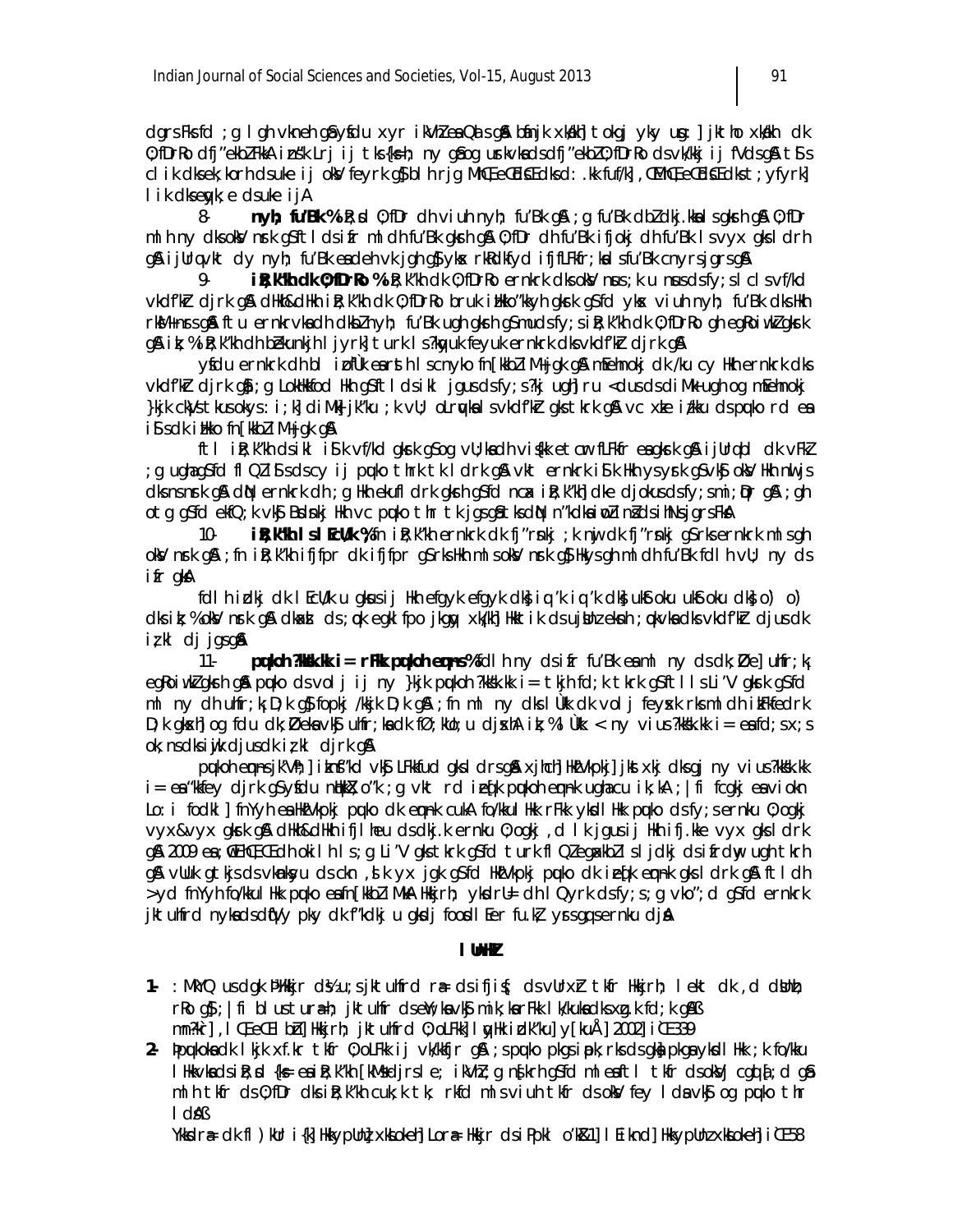dgrs Fks fd ;g lgh vkneh gS ysfdu xyr ikVhZ esa Qal s gSaA bafnjk xka/kh] tokgj yky usg: ] jktho xka/kh dk O;fDrRo dfj"ekbZ FkkA izns'k Lrj ij tks {ks=h; ny gSa og urkvksa ds dfj"ekbZ O;fDrRo ds vk/kkj ij fVds gSaA tSls clik dks ek;korh ds uke ij oksV feyrk gS] blh rjg MhŒ,eŒdsŒ ds ,eŒ d:.kkfuf/k] ,vkbZŒ,Œ,eŒMhŒ,eŒdsŒ ds t;yfyrk] lik dks eqyk;e ds uke ijA

8- **nyh; fu'Bk %&** iR;sd O;fDr dh viuh nyh; fu'Bk gS ;g fu'Bk dbZ dkj.kksa ls gksrh gSA O;fDr ml h ny dks oksV nsrk gS ftl ds ifr ml dh fu'Bk gksrh gSA O;fDr dh fu'Bk ifjokj dh fu'Bk ls vyx gks ldrh gSA ijUrq vkt dy nyh; fu'Bk esa dehvk jgh gS ysfdu rkRdkfyd ifjfLFkfr;ksa ls fu'Bk cny rs jgrs gSA

9- **iR;k'kh dk O;fDrRo %&** iR;k'kh dk O;fDrRo ernkrk dks oksV nsus ;k u nsus ds fy;s cgqr vf/kd vkdf"kZr djrk gSA dHkh&dHkh iR;k'kh dk O;fDrRo bruk izHkko'kkyh gksrk gS fd yksx viuh nyh; fu'Bk dks Hkh rkd ij j[k nsrs gSaA ftu ernkrkvksa dh dksbZ nyh; fu'Bk ugha gksrh gS mu ds fy;s iR;k'kh dk O;fDrRo gh egRoiw.kZ gksrk gSA iR;k'kh dh bZekunkjh lPpfj=rk turk ls ?kqyuk feyuk ernkrk dks vkdf"kZr djrk gSA

ysfdu ernkrk dh bl izo`fÙk esa tkfr lecU/kh iz[kkbZ M+jgk gSA mEehnokj dk /ku ernkrk dks vkdf"kZr djrk gS ;g LokHkkfod Hkh gS tSls ikl jgus ds fy;s ?kj ugha rks u ds ds iMkslh ugha og mEehnokj }kjk ckVh tkus okys :i;s] diMk] jk'ku ;k vU; oLrqvksa ls vkdf"kZr gks tkrk gSA vc xk¡o iz/kku ds pquko rd esa iSls dk izHkko fn[kkbZ M+jgk gSA

ftl iR;k'kh ds ikl iSlk vf/kd gksrk gS og vU;ksa dh vis{kk etcwr fLFkfr esa gksrk gSA ijUrq cgqr dk vFkZ ;g ugha gS fd fl QZ iSls ds cy ij pquko thrk tk ldrk gSA vkt ernkrk iSls Hkh ys ysrk gS vkSj oksV Hkh mlqs dks nsnsrk gSA dqN ernkrk dh ;g Hkh ekufl drk gksrh gS fd ncax iR;k'kh dk eks djokus ds fy;s mi;qDr gSA ;gh otg gS fd ekfQ;k vkSj Bsdsnkj Hkh vc pquko thr tk jgs gSa tks dqN n'kdksa iwoZ ns'k ds ih{ks jgrs FksA

10- **iR;k'kh ls lEcU/k %&** fn iR;k'kh ernkrk dk fj"rsnkj ;k nwj dk fj"rsnkj gS rks ernkrk ml s gh oksV nsrk gSA ;fn iR;k'kh ifjfpr dk ifjfpr gS rks Hkh ml s oksV nsrk gS] Hkys gh ml dh fu'Bk fdlh vU; ny ds ifr gksA

fdlh izdkj dk lEcU/k u gksus ij Hkh efgyk efgyk dks] iq#'k iq#'k dks] ukStoku ukStoku dks] o`) o`) dks ikz;% oksV nsrk gSA dkaxsz ds ;qok egkl fpo jkgqy xka/kh Hkh tks ik dks uoksnz ekoh ;qokvksa dks vkdf"kZr djus dk iz;kl dj jgs gSaA

11- **pqukoh ?kks"k.kk i= rFkk pqukoh eqn~ns %&** fdlh ny ds ifr fu'Bk esa ml ny ds dk;ZØe] uhfr;k¡ egRoiw.kZ gksrh gSA pquko ds volj ij ny }kjk pqukoh ?kks"k.kk i= tkjh fd;k tkrk gS ftlls Li"V gksrk gS fd ml ny dh uhfr;k¡ D;k gS] fopkj /kkjk D;k gSA ;fn ml ny dks lÙkk dk volj feyxk rks ml dh iFkfedrk D;k gksxh] og fdu dk;ZØekas vkSj uhfr;ksa dk fØ;kUo;u djsxhA ik;% lÙkk < ny vius ?kks"k.kk i= esa fd;sx;s okns dks iwjk djus dk iz;kl djrk gSA

pqukoh eqn~ns jk"Vªh;] izknsf'kd vkSj LFkkfud gks ldrs gSaA xjhch] Hkz"Vkpkj] jkstxkj dks gj ny vius ?kks"k.kk i= esa 'kkfey djrk gS ysfdu nqHkkZX;o'k ;g vkt rd izeq[k pqukoh eqn~nk ugha cu ik;kA ;|fi bcgkj esa vioknLo:i fodkl] fnYyh esa Hkz"Vkpkj pquko dk eqn~nk cukA fo/kku lHkk rFkk yksd lHkk pquko ds fy;s ernku O;ogkj vyx&vyx gksrk gSA dHkh&dHkh ifjlheu ds dkj.k ernku O;ogkj ,d lk jgus ij Hkh ifj.kke vyx gks ldrk gSA 2009 esa ;wŒihŒ,Œ dh okilh ls ;g Li"V gks tkrk gS fd turk fl QZ eqn~nksa ls jdkj ds ifr dqN ugha tkrh gSA vUuk gtkjs ds vkUnksyu ds ckn ,sk yx jgk gS fd Hkz"Vkpkj pquko dk izeq[k eqn~nk gks ldrk gSA ftl dh >yd fnYyh fo/kku lHkk pquko esa fn[kkbZ iMhA Hkkjrh; yksdrU= dh lQyrk ds fy;s ;g vko";d gS fd ernkrk jktuhfrd nyksa ds dfV~Vj pky dk f'kdkj u gks] rj foosd ls Eer fu.kZ; ys rs gq, ernku djsaA

**lUnHkZ**

1- : MkŒQ usdgk Bkdqj dsŒ lu;sjk jktuhfrd ra= ds ifjis{; ds vUrxZr tkfr Hkkjrh; lekt dk ,d dsUnzh; rRo gS] ;|fi blus turU=h; jktuhfr ds eMYk ij vkSj mij ksar Fkk lk/kuksa dks xzg.k fd;k gSA mn~?kr] ,lŒ eŒ ch bZ] Hkkjrh; jktuhfrd O;oLFkk] lqyHk izdk'ku] y[kuÅ] 2002] iŒ 339

2- Þpqukoksa dk lkjk xf.kr tkfr O;oLFkk ij vk/kkfjr gSA ;s pquko pkgs iapk;rksa ds gksa pkgs ays ksal Hkk ;k fo/kku lHkkvksa ds iR;sd {ks= esa iR;k'kh [kM+s djrs le; ikVhZ ;g n[krh gS fd ml esa ftl tkfr ds oksVj cgqrk;r gSa ml h tkfr ds O;fDr dks iR;k'kh cuk;k tk, rkfd ml s viuh tkfr ds oksV fey ldsa vkSj og pquko thr ldsAß Ykkdra= dk fl )kUr i{k] HkkypUnz xksokeh] Lora= Hkkjr ds iPpkl o"kZ] lEikn] Hkkypanz xksokeh] iŒ 58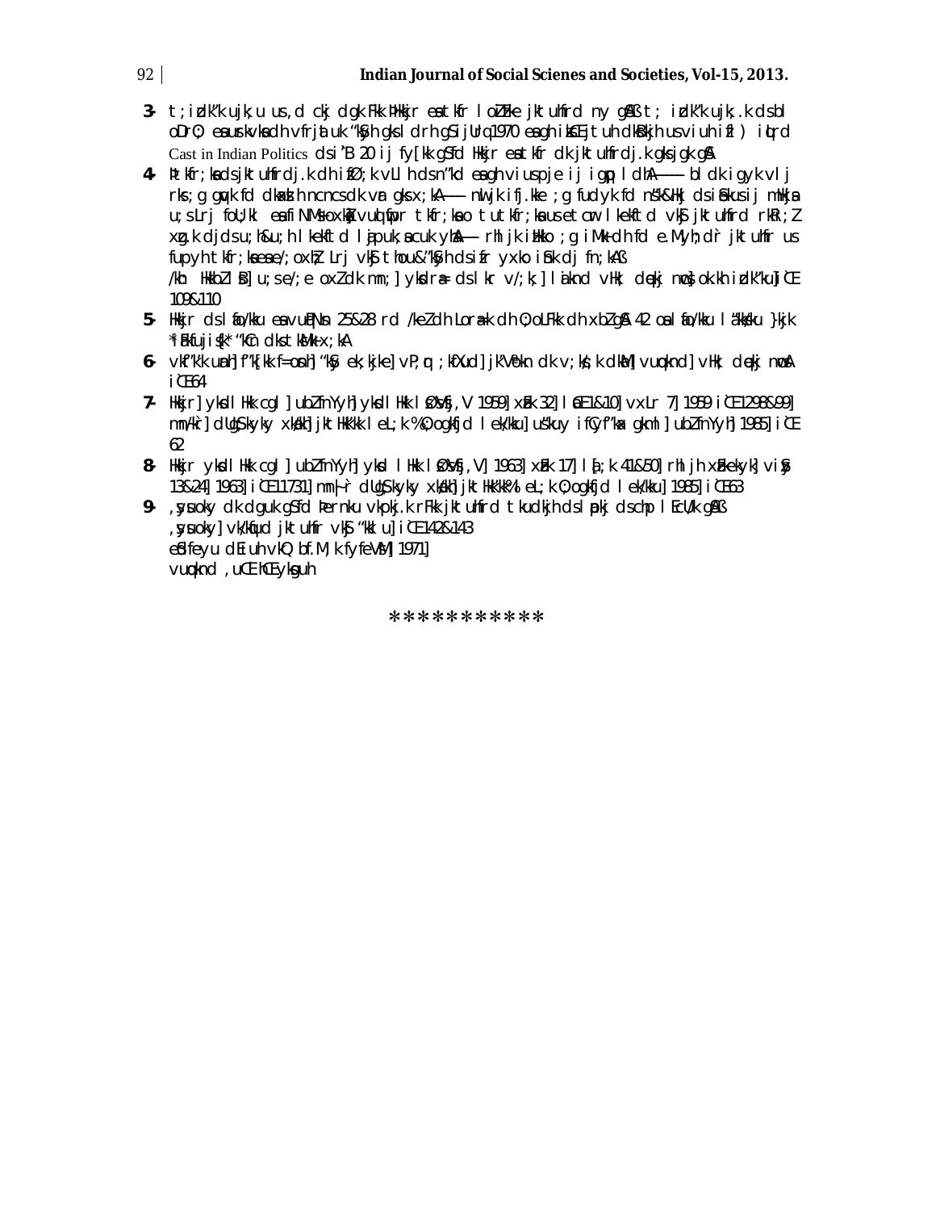3- t;izdk'k ujk;u us ,d ckj dgk Fkk Hkkjr esa tkfr lcls egRoiw.kZ jktuhfrd ny gSA t; izdk'k ujk;.k ds bl oDrO; esa urkvksa dh vfrjatuk 'kSyh gks ldrh gS ijUrq 1970 esa gh ikSy czkl jtuh dksBkjh us viuh iqLrd ) iqLrd Cast in Indian Politics ds i"B 20 ij fy[kk gS fd Hkkjr esa tkfr dk jktuhfrdj.k gks jgk gSA

4- ^tkfr;ksa ds jktuhfrdj.k dh izfØ;k vLlh ds n'kd esa gh viuk pjeksRd"kZ ij igqap ldhA&&&& bl dk igyk vlj rks ;g gqvk fd dkaxzsl dh ncnck dk vUr gks x;kA&&& nwljk ifj.kke ;g fudyk fd ns'k&Hkj ds ihNs ij mHkjsa u;s Lrj fo'kky esa fiNM+s oxksZa vkSj vuqlwfpr tkfr;ksa us etcwr lkekftd vk/kkj jktuhfrd rkdr xzg.k djds u;h&u;h lkekftd lajpuk,a cuk ysaA&&& rhljk ifj.kke ;g iM+k dh fd e.My dh jktuhfr us fupyh tkfr;ksa esa e/;oxhZ; Lrj vkSj thou&'kSyh ds izfr yxko iSnk dj fn;kA^
/khj HkkbZ lsB] u;s e/;e oxZ dk mn;] yksdra= ds lkr v/;k;] laiknd vHk; dqekj nqcs ok.kh izdk'ku] i`"B 109&110

5- Hkkjr ds lafo/kku esa vuqPNsn 25&28 rd /keZ dh Lora=rk dh O;oLFkk dh xbZ gSA 42 osa lafo/kku la'kks/ku }kjk ^iaFkfujis{k* 'kCn dks tksMk x;kA

6- vkf'k"k uUnh] f'k{kk f=osnh] 'kks"k ek;kjke] vP;qr ;kfXud] jk"Vªokn dk v;ks/;k dkaM] vuqokn] vHk; dqekj nqcsA i`"B 64

7- Hkkjr] yksd lHkk cgl] ubZ fnYyh] yksd lHkk lfpoky;] 1959] [k.M 32] la[;k 1&10] vxLr 7] 1959 i`"B 1298&99] mn/k`r] dqyhi Ski;ky] xqykc] jktHkk"kk lEkL;k %,d okLrfod lek/kku] ns'kuy ifCyf'kax gkml] ubZ fnYyh] 1985] i`"B 62

8- Hkkjr] yksd lHkk cgl] ubZ fnYyh] yksd lHkk lfpoky;] 1963] [k.M 17] la[;k 41&50] rhljh xf.k&yk;k] vizSy 13&24] 1963] i`"B 11731] mn/k`r dqyhi Ski;ky xqykc] jktHkk"kk %leL;k ,d okLrfod lek/kku] 1985] i`"B 63

9- ,sysDoky dk dguk gS fd izernku vk/kkj.k rFkk jktuhfrd tkudkjh ds lgpkj ds chp lEcU/k gSA
,sysDoky] vk/kqfud jktuhfr vkSj 'kklu] i`"B 142&143
eSdfeyu dEiuh vkQ bf.M;k fyfeVsM] 1971]
vuqokn ,uCkh cEykguh

***********